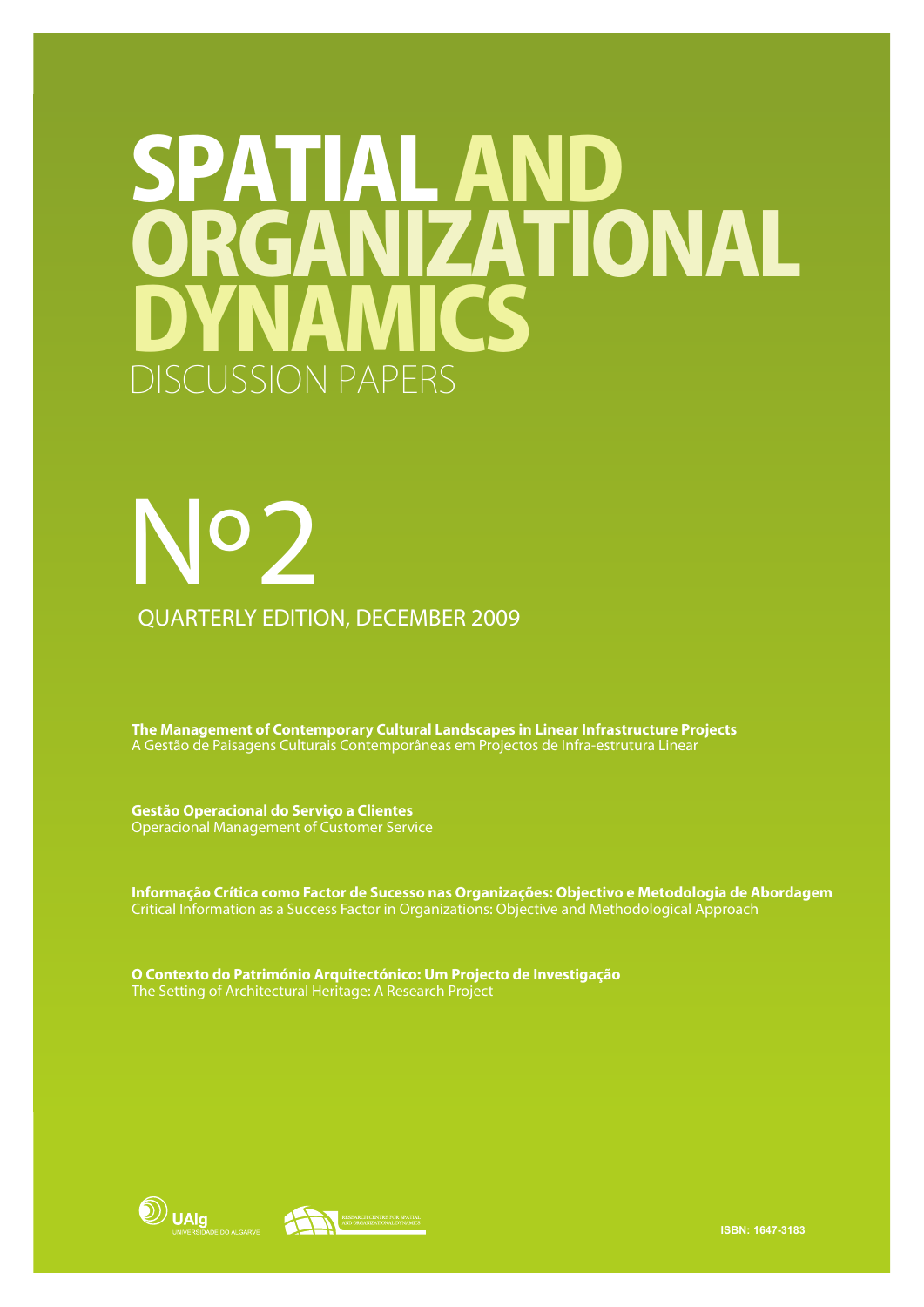# SPATIAL AND ORGANIZATIONAL DYNAMICS

DISCUSSION PAPERS

# Nº 2

QUARTERLY EDITION, DECEMBER 2009

**The Management of Contemporary Cultural Landscapes in Linear Infrastructure Projects**
A Gestão de Paisagens Culturais Contemporâneas em Projectos de Infra-estrutura Linear

**Gestão Operacional do Serviço a Clientes**
Operacional Management of Customer Service

**Informação Crítica como Factor de Sucesso nas Organizações: Objectivo e Metodologia de Abordagem**
Critical Information as a Success Factor in Organizations: Objective and Methodological Approach

**O Contexto do Património Arquitectónico: Um Projecto de Investigação**
The Setting of Architectural Heritage: A Research Project

UAlg
UNIVERSIDADE DO ALGARVE

RESEARCH CENTRE FOR SPATIAL AND ORGANIZATIONAL DYNAMICS

ISBN: 1647-3183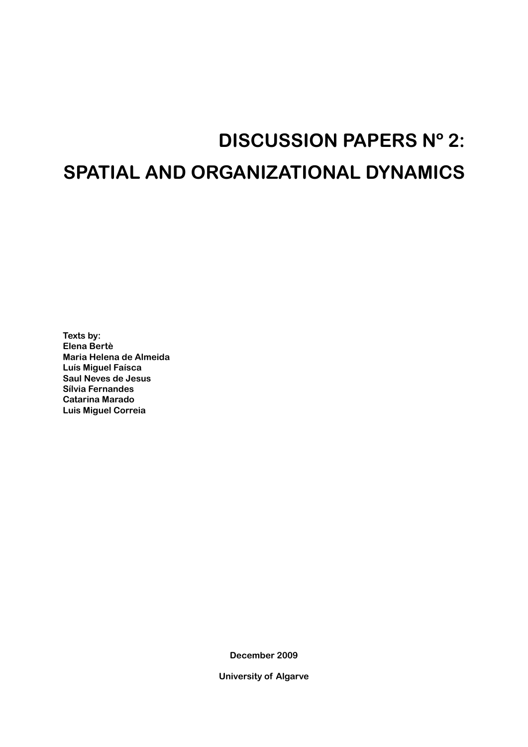# DISCUSSION PAPERS Nº 2:
# SPATIAL AND ORGANIZATIONAL DYNAMICS

**Texts by:**
**Elena Bertè**
**Maria Helena de Almeida**
**Luís Miguel Faísca**
**Saul Neves de Jesus**
**Sílvia Fernandes**
**Catarina Marado**
**Luis Miguel Correia**

**December 2009**

**University of Algarve**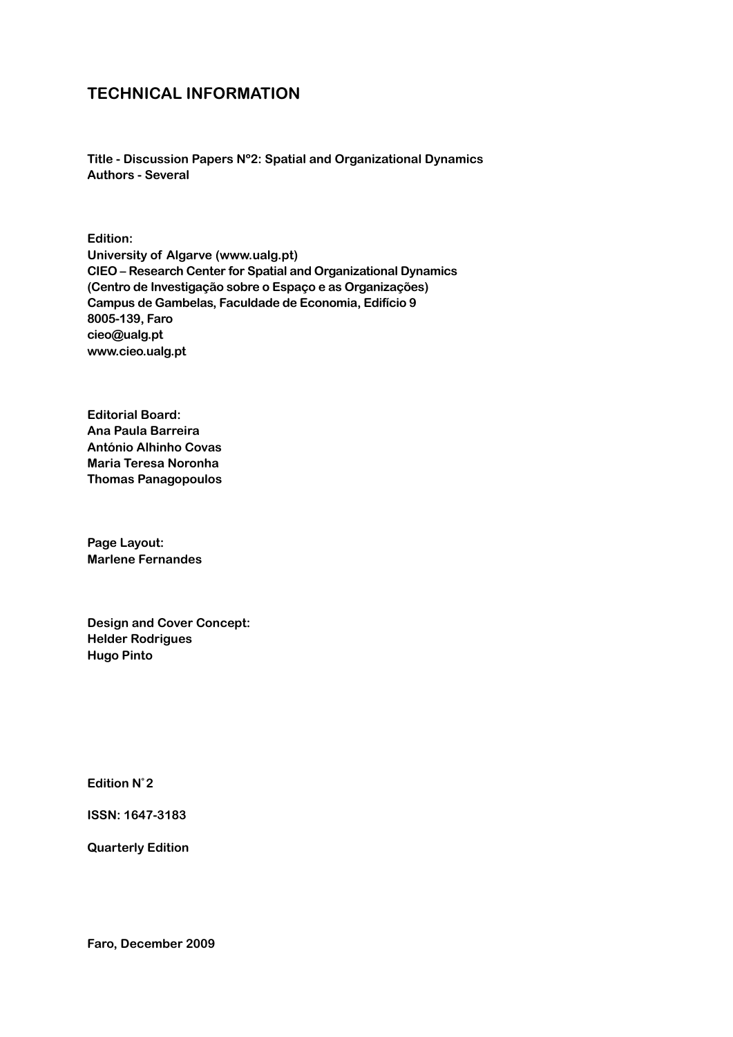## TECHNICAL INFORMATION

**Title - Discussion Papers Nº2: Spatial and Organizational Dynamics**
**Authors - Several**

**Edition:**
**University of Algarve (www.ualg.pt)**
**CIEO – Research Center for Spatial and Organizational Dynamics**
**(Centro de Investigação sobre o Espaço e as Organizações)**
**Campus de Gambelas, Faculdade de Economia, Edifício 9**
**8005-139, Faro**
**cieo@ualg.pt**
**www.cieo.ualg.pt**

**Editorial Board:**
**Ana Paula Barreira**
**António Alhinho Covas**
**Maria Teresa Noronha**
**Thomas Panagopoulos**

**Page Layout:**
**Marlene Fernandes**

**Design and Cover Concept:**
**Helder Rodrigues**
**Hugo Pinto**

**Edition N˚2**

**ISSN: 1647-3183**

**Quarterly Edition**

**Faro, December 2009**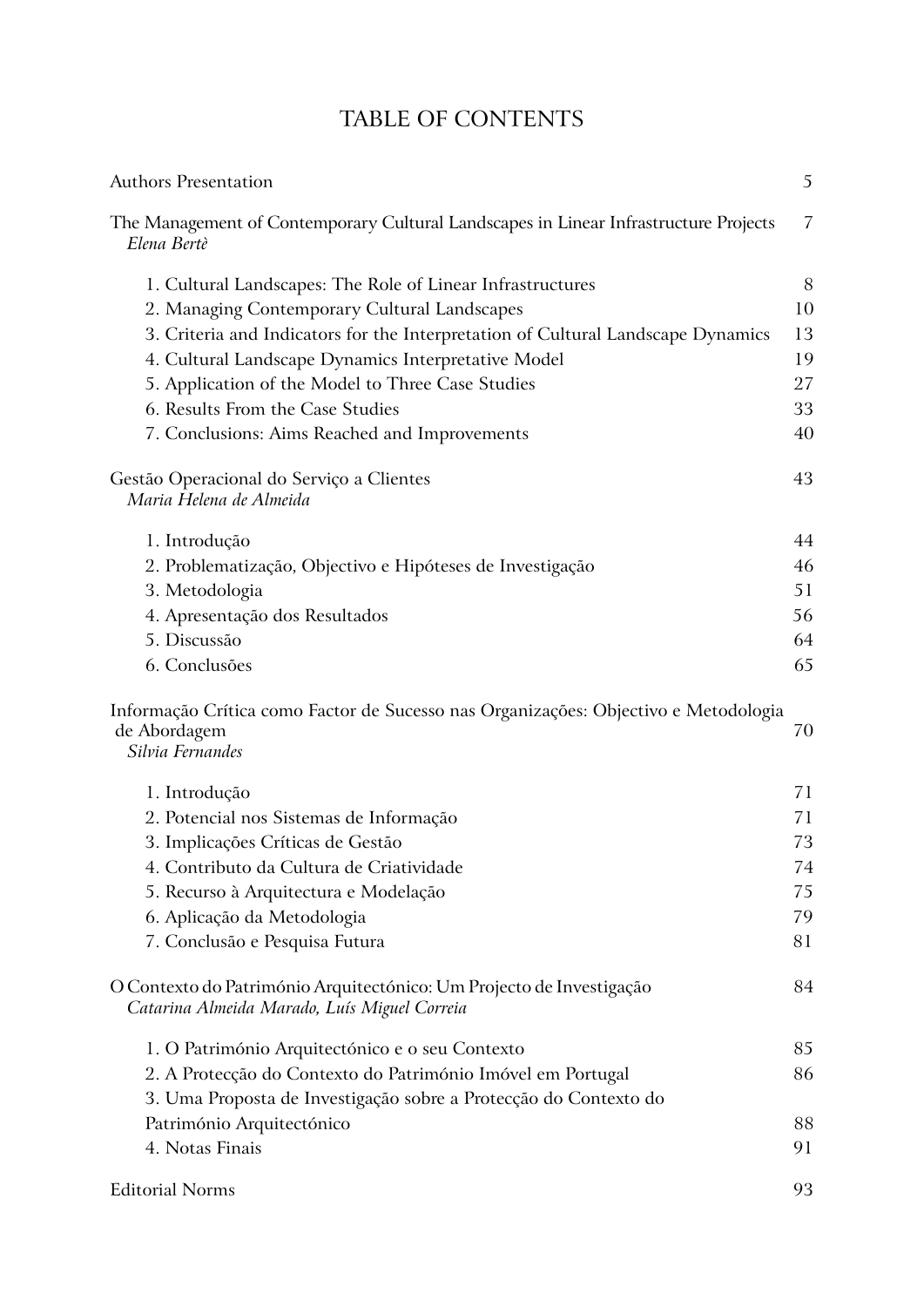# TABLE OF CONTENTS

| | |
|---|---|
| Authors Presentation | 5 |
| The Management of Contemporary Cultural Landscapes in Linear Infrastructure Projects<br>*Elena Bertè* | 7 |
| 1. Cultural Landscapes: The Role of Linear Infrastructures | 8 |
| 2. Managing Contemporary Cultural Landscapes | 10 |
| 3. Criteria and Indicators for the Interpretation of Cultural Landscape Dynamics | 13 |
| 4. Cultural Landscape Dynamics Interpretative Model | 19 |
| 5. Application of the Model to Three Case Studies | 27 |
| 6. Results From the Case Studies | 33 |
| 7. Conclusions: Aims Reached and Improvements | 40 |
| Gestão Operacional do Serviço a Clientes<br>*Maria Helena de Almeida* | 43 |
| 1. Introdução | 44 |
| 2. Problematização, Objectivo e Hipóteses de Investigação | 46 |
| 3. Metodologia | 51 |
| 4. Apresentação dos Resultados | 56 |
| 5. Discussão | 64 |
| 6. Conclusões | 65 |
| Informação Crítica como Factor de Sucesso nas Organizações: Objectivo e Metodologia de Abordagem<br>*Silvia Fernandes* | 70 |
| 1. Introdução | 71 |
| 2. Potencial nos Sistemas de Informação | 71 |
| 3. Implicações Críticas de Gestão | 73 |
| 4. Contributo da Cultura de Criatividade | 74 |
| 5. Recurso à Arquitectura e Modelação | 75 |
| 6. Aplicação da Metodologia | 79 |
| 7. Conclusão e Pesquisa Futura | 81 |
| O Contexto do Património Arquitectónico: Um Projecto de Investigação<br>*Catarina Almeida Marado, Luís Miguel Correia* | 84 |
| 1. O Património Arquitectónico e o seu Contexto | 85 |
| 2. A Protecção do Contexto do Património Imóvel em Portugal | 86 |
| 3. Uma Proposta de Investigação sobre a Protecção do Contexto do Património Arquitectónico | 88 |
| 4. Notas Finais | 91 |
| Editorial Norms | 93 |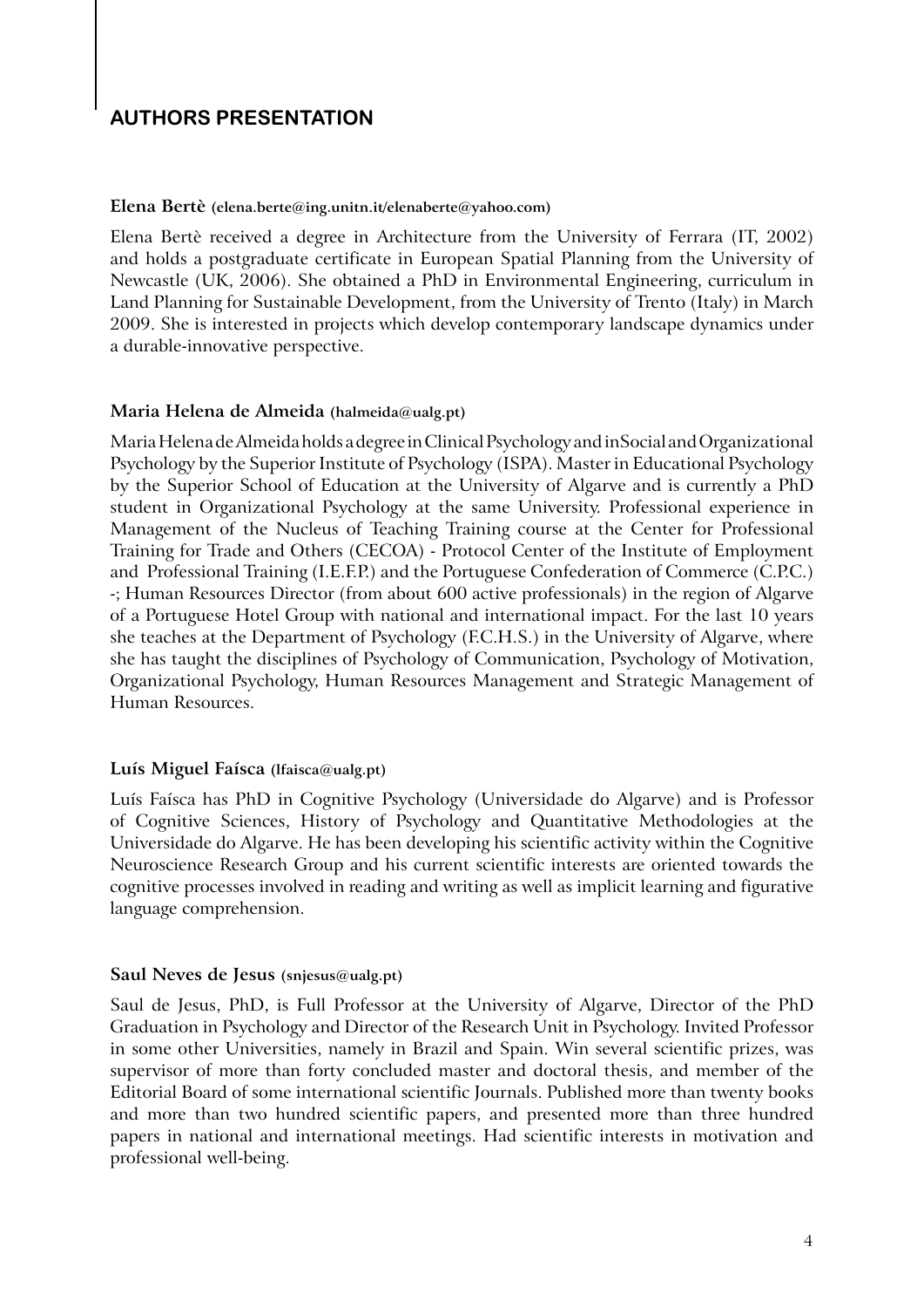## AUTHORS PRESENTATION

**Elena Bertè (elena.berte@ing.unitn.it/elenaberte@yahoo.com)**

Elena Bertè received a degree in Architecture from the University of Ferrara (IT, 2002) and holds a postgraduate certificate in European Spatial Planning from the University of Newcastle (UK, 2006). She obtained a PhD in Environmental Engineering, curriculum in Land Planning for Sustainable Development, from the University of Trento (Italy) in March 2009. She is interested in projects which develop contemporary landscape dynamics under a durable-innovative perspective.

**Maria Helena de Almeida (halmeida@ualg.pt)**

Maria Helena de Almeida holds a degree in Clinical Psychology and in Social and Organizational Psychology by the Superior Institute of Psychology (ISPA). Master in Educational Psychology by the Superior School of Education at the University of Algarve and is currently a PhD student in Organizational Psychology at the same University. Professional experience in Management of the Nucleus of Teaching Training course at the Center for Professional Training for Trade and Others (CECOA) - Protocol Center of the Institute of Employment and Professional Training (I.E.F.P.) and the Portuguese Confederation of Commerce (C.P.C.) -; Human Resources Director (from about 600 active professionals) in the region of Algarve of a Portuguese Hotel Group with national and international impact. For the last 10 years she teaches at the Department of Psychology (F.C.H.S.) in the University of Algarve, where she has taught the disciplines of Psychology of Communication, Psychology of Motivation, Organizational Psychology, Human Resources Management and Strategic Management of Human Resources.

**Luís Miguel Faísca (lfaisca@ualg.pt)**

Luís Faísca has PhD in Cognitive Psychology (Universidade do Algarve) and is Professor of Cognitive Sciences, History of Psychology and Quantitative Methodologies at the Universidade do Algarve. He has been developing his scientific activity within the Cognitive Neuroscience Research Group and his current scientific interests are oriented towards the cognitive processes involved in reading and writing as well as implicit learning and figurative language comprehension.

**Saul Neves de Jesus (snjesus@ualg.pt)**

Saul de Jesus, PhD, is Full Professor at the University of Algarve, Director of the PhD Graduation in Psychology and Director of the Research Unit in Psychology. Invited Professor in some other Universities, namely in Brazil and Spain. Win several scientific prizes, was supervisor of more than forty concluded master and doctoral thesis, and member of the Editorial Board of some international scientific Journals. Published more than twenty books and more than two hundred scientific papers, and presented more than three hundred papers in national and international meetings. Had scientific interests in motivation and professional well-being.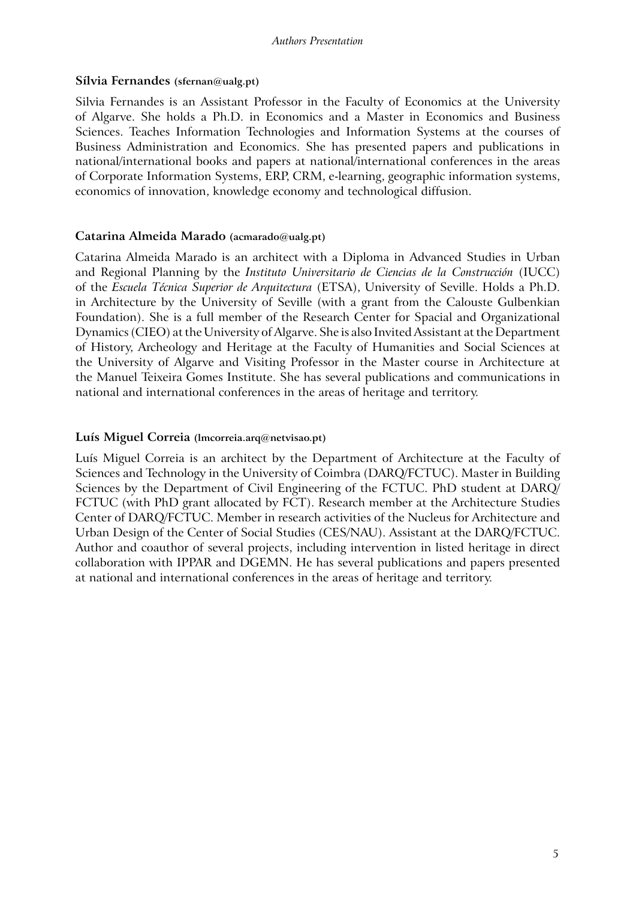### Sílvia Fernandes (sfernan@ualg.pt)

Silvia Fernandes is an Assistant Professor in the Faculty of Economics at the University of Algarve. She holds a Ph.D. in Economics and a Master in Economics and Business Sciences. Teaches Information Technologies and Information Systems at the courses of Business Administration and Economics. She has presented papers and publications in national/international books and papers at national/international conferences in the areas of Corporate Information Systems, ERP, CRM, e-learning, geographic information systems, economics of innovation, knowledge economy and technological diffusion.

### Catarina Almeida Marado (acmarado@ualg.pt)

Catarina Almeida Marado is an architect with a Diploma in Advanced Studies in Urban and Regional Planning by the *Instituto Universitario de Ciencias de la Construcción* (IUCC) of the *Escuela Técnica Superior de Arquitectura* (ETSA), University of Seville. Holds a Ph.D. in Architecture by the University of Seville (with a grant from the Calouste Gulbenkian Foundation). She is a full member of the Research Center for Spacial and Organizational Dynamics (CIEO) at the University of Algarve. She is also Invited Assistant at the Department of History, Archeology and Heritage at the Faculty of Humanities and Social Sciences at the University of Algarve and Visiting Professor in the Master course in Architecture at the Manuel Teixeira Gomes Institute. She has several publications and communications in national and international conferences in the areas of heritage and territory.

### Luís Miguel Correia (lmcorreia.arq@netvisao.pt)

Luís Miguel Correia is an architect by the Department of Architecture at the Faculty of Sciences and Technology in the University of Coimbra (DARQ/FCTUC). Master in Building Sciences by the Department of Civil Engineering of the FCTUC. PhD student at DARQ/FCTUC (with PhD grant allocated by FCT). Research member at the Architecture Studies Center of DARQ/FCTUC. Member in research activities of the Nucleus for Architecture and Urban Design of the Center of Social Studies (CES/NAU). Assistant at the DARQ/FCTUC. Author and coauthor of several projects, including intervention in listed heritage in direct collaboration with IPPAR and DGEMN. He has several publications and papers presented at national and international conferences in the areas of heritage and territory.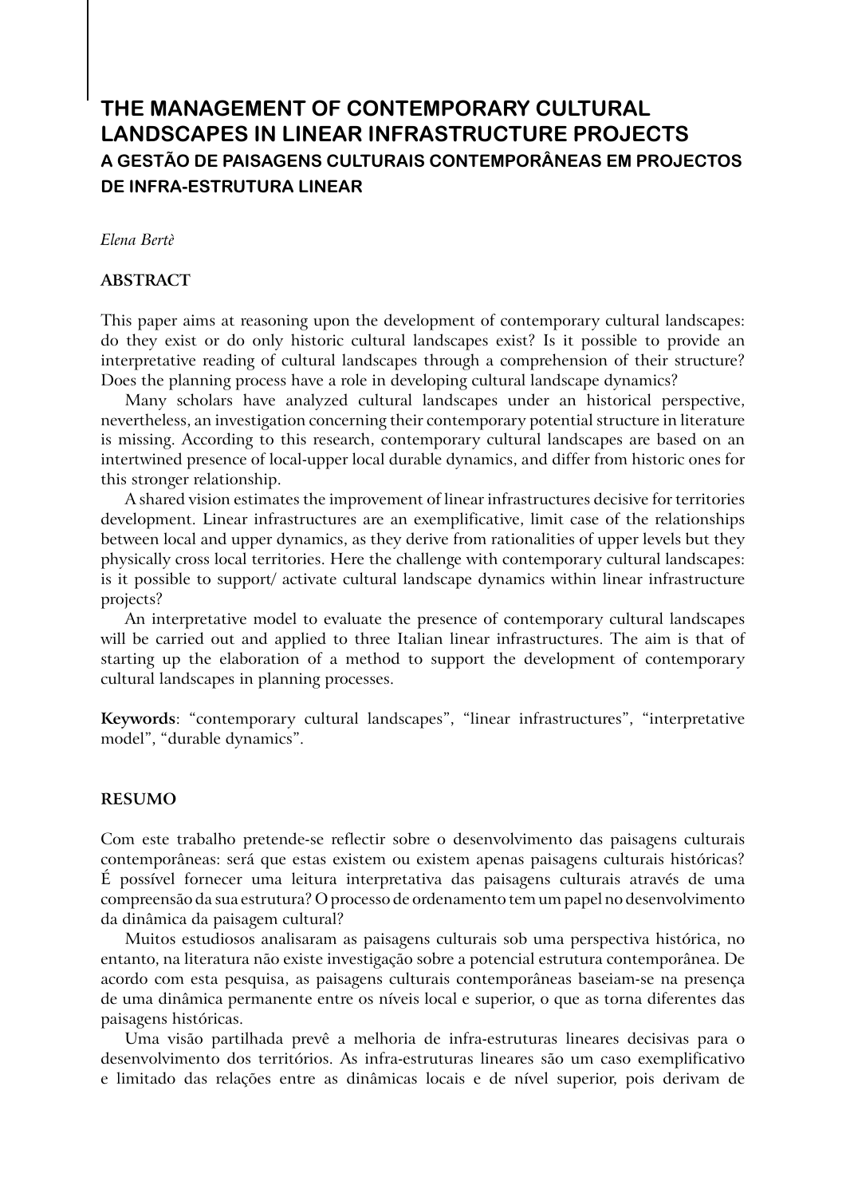# THE MANAGEMENT OF CONTEMPORARY CULTURAL LANDSCAPES IN LINEAR INFRASTRUCTURE PROJECTS
## A GESTÃO DE PAISAGENS CULTURAIS CONTEMPORÂNEAS EM PROJECTOS DE INFRA-ESTRUTURA LINEAR

*Elena Bertè*

### ABSTRACT

This paper aims at reasoning upon the development of contemporary cultural landscapes: do they exist or do only historic cultural landscapes exist? Is it possible to provide an interpretative reading of cultural landscapes through a comprehension of their structure? Does the planning process have a role in developing cultural landscape dynamics?

Many scholars have analyzed cultural landscapes under an historical perspective, nevertheless, an investigation concerning their contemporary potential structure in literature is missing. According to this research, contemporary cultural landscapes are based on an intertwined presence of local-upper local durable dynamics, and differ from historic ones for this stronger relationship.

A shared vision estimates the improvement of linear infrastructures decisive for territories development. Linear infrastructures are an exemplificative, limit case of the relationships between local and upper dynamics, as they derive from rationalities of upper levels but they physically cross local territories. Here the challenge with contemporary cultural landscapes: is it possible to support/ activate cultural landscape dynamics within linear infrastructure projects?

An interpretative model to evaluate the presence of contemporary cultural landscapes will be carried out and applied to three Italian linear infrastructures. The aim is that of starting up the elaboration of a method to support the development of contemporary cultural landscapes in planning processes.

**Keywords**: "contemporary cultural landscapes", "linear infrastructures", "interpretative model", "durable dynamics".

### RESUMO

Com este trabalho pretende-se reflectir sobre o desenvolvimento das paisagens culturais contemporâneas: será que estas existem ou existem apenas paisagens culturais históricas? É possível fornecer uma leitura interpretativa das paisagens culturais através de uma compreensão da sua estrutura? O processo de ordenamento tem um papel no desenvolvimento da dinâmica da paisagem cultural?

Muitos estudiosos analisaram as paisagens culturais sob uma perspectiva histórica, no entanto, na literatura não existe investigação sobre a potencial estrutura contemporânea. De acordo com esta pesquisa, as paisagens culturais contemporâneas baseiam-se na presença de uma dinâmica permanente entre os níveis local e superior, o que as torna diferentes das paisagens históricas.

Uma visão partilhada prevê a melhoria de infra-estruturas lineares decisivas para o desenvolvimento dos territórios. As infra-estruturas lineares são um caso exemplificativo e limitado das relações entre as dinâmicas locais e de nível superior, pois derivam de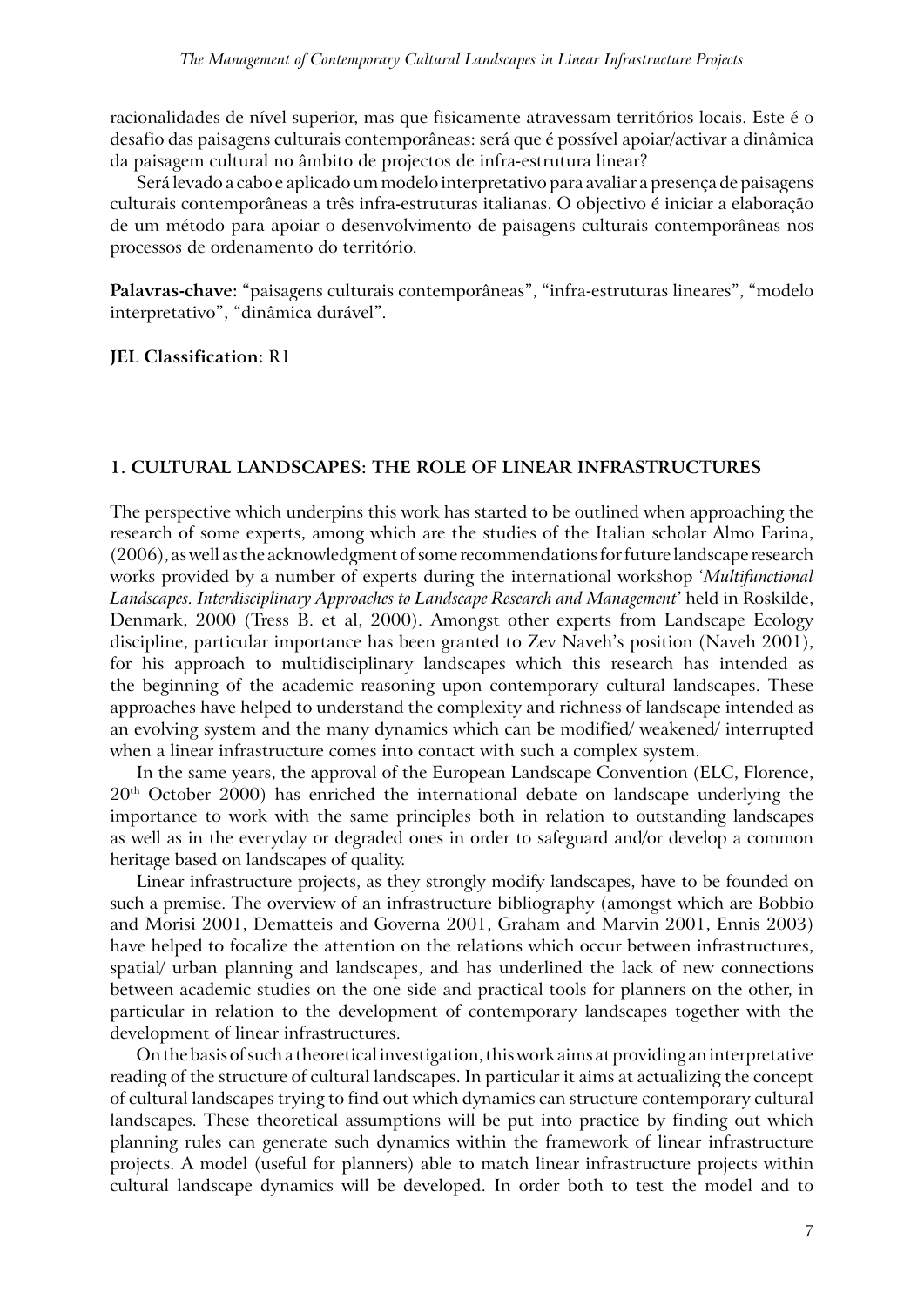racionalidades de nível superior, mas que fisicamente atravessam territórios locais. Este é o desafio das paisagens culturais contemporâneas: será que é possível apoiar/activar a dinâmica da paisagem cultural no âmbito de projectos de infra-estrutura linear?

Será levado a cabo e aplicado um modelo interpretativo para avaliar a presença de paisagens culturais contemporâneas a três infra-estruturas italianas. O objectivo é iniciar a elaboração de um método para apoiar o desenvolvimento de paisagens culturais contemporâneas nos processos de ordenamento do território.

**Palavras-chave:** "paisagens culturais contemporâneas", "infra-estruturas lineares", "modelo interpretativo", "dinâmica durável".

**JEL Classification:** R1

## 1. CULTURAL LANDSCAPES: THE ROLE OF LINEAR INFRASTRUCTURES

The perspective which underpins this work has started to be outlined when approaching the research of some experts, among which are the studies of the Italian scholar Almo Farina, (2006), as well as the acknowledgment of some recommendations for future landscape research works provided by a number of experts during the international workshop '*Multifunctional Landscapes. Interdisciplinary Approaches to Landscape Research and Management*' held in Roskilde, Denmark, 2000 (Tress B. et al, 2000). Amongst other experts from Landscape Ecology discipline, particular importance has been granted to Zev Naveh's position (Naveh 2001), for his approach to multidisciplinary landscapes which this research has intended as the beginning of the academic reasoning upon contemporary cultural landscapes. These approaches have helped to understand the complexity and richness of landscape intended as an evolving system and the many dynamics which can be modified/ weakened/ interrupted when a linear infrastructure comes into contact with such a complex system.

In the same years, the approval of the European Landscape Convention (ELC, Florence, 20th October 2000) has enriched the international debate on landscape underlying the importance to work with the same principles both in relation to outstanding landscapes as well as in the everyday or degraded ones in order to safeguard and/or develop a common heritage based on landscapes of quality.

Linear infrastructure projects, as they strongly modify landscapes, have to be founded on such a premise. The overview of an infrastructure bibliography (amongst which are Bobbio and Morisi 2001, Dematteis and Governa 2001, Graham and Marvin 2001, Ennis 2003) have helped to focalize the attention on the relations which occur between infrastructures, spatial/ urban planning and landscapes, and has underlined the lack of new connections between academic studies on the one side and practical tools for planners on the other, in particular in relation to the development of contemporary landscapes together with the development of linear infrastructures.

On the basis of such a theoretical investigation, this work aims at providing an interpretative reading of the structure of cultural landscapes. In particular it aims at actualizing the concept of cultural landscapes trying to find out which dynamics can structure contemporary cultural landscapes. These theoretical assumptions will be put into practice by finding out which planning rules can generate such dynamics within the framework of linear infrastructure projects. A model (useful for planners) able to match linear infrastructure projects within cultural landscape dynamics will be developed. In order both to test the model and to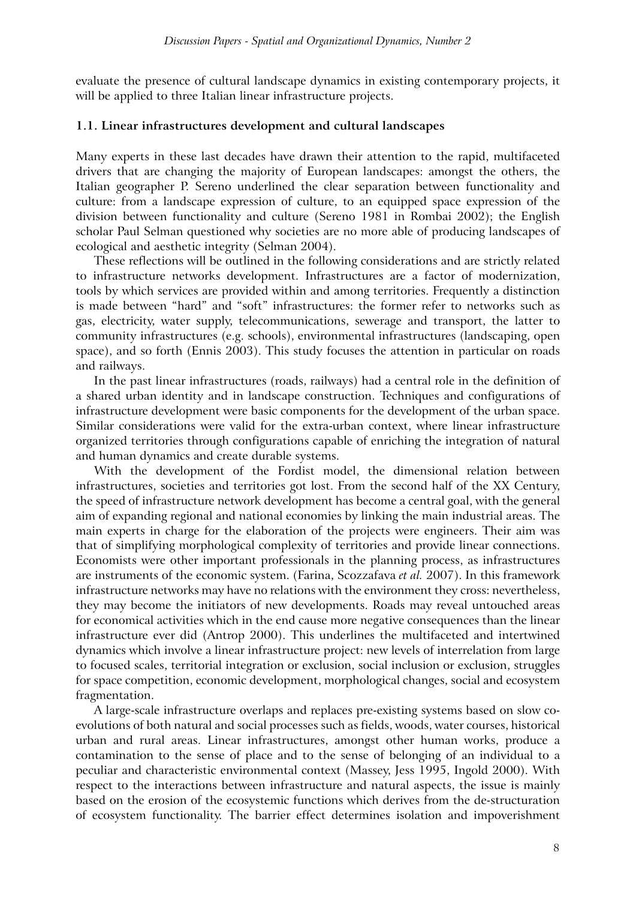evaluate the presence of cultural landscape dynamics in existing contemporary projects, it will be applied to three Italian linear infrastructure projects.

### 1.1. Linear infrastructures development and cultural landscapes

Many experts in these last decades have drawn their attention to the rapid, multifaceted drivers that are changing the majority of European landscapes: amongst the others, the Italian geographer P. Sereno underlined the clear separation between functionality and culture: from a landscape expression of culture, to an equipped space expression of the division between functionality and culture (Sereno 1981 in Rombai 2002); the English scholar Paul Selman questioned why societies are no more able of producing landscapes of ecological and aesthetic integrity (Selman 2004).

These reflections will be outlined in the following considerations and are strictly related to infrastructure networks development. Infrastructures are a factor of modernization, tools by which services are provided within and among territories. Frequently a distinction is made between "hard" and "soft" infrastructures: the former refer to networks such as gas, electricity, water supply, telecommunications, sewerage and transport, the latter to community infrastructures (e.g. schools), environmental infrastructures (landscaping, open space), and so forth (Ennis 2003). This study focuses the attention in particular on roads and railways.

In the past linear infrastructures (roads, railways) had a central role in the definition of a shared urban identity and in landscape construction. Techniques and configurations of infrastructure development were basic components for the development of the urban space. Similar considerations were valid for the extra-urban context, where linear infrastructure organized territories through configurations capable of enriching the integration of natural and human dynamics and create durable systems.

With the development of the Fordist model, the dimensional relation between infrastructures, societies and territories got lost. From the second half of the XX Century, the speed of infrastructure network development has become a central goal, with the general aim of expanding regional and national economies by linking the main industrial areas. The main experts in charge for the elaboration of the projects were engineers. Their aim was that of simplifying morphological complexity of territories and provide linear connections. Economists were other important professionals in the planning process, as infrastructures are instruments of the economic system. (Farina, Scozzafava *et al.* 2007). In this framework infrastructure networks may have no relations with the environment they cross: nevertheless, they may become the initiators of new developments. Roads may reveal untouched areas for economical activities which in the end cause more negative consequences than the linear infrastructure ever did (Antrop 2000). This underlines the multifaceted and intertwined dynamics which involve a linear infrastructure project: new levels of interrelation from large to focused scales, territorial integration or exclusion, social inclusion or exclusion, struggles for space competition, economic development, morphological changes, social and ecosystem fragmentation.

A large-scale infrastructure overlaps and replaces pre-existing systems based on slow co-evolutions of both natural and social processes such as fields, woods, water courses, historical urban and rural areas. Linear infrastructures, amongst other human works, produce a contamination to the sense of place and to the sense of belonging of an individual to a peculiar and characteristic environmental context (Massey, Jess 1995, Ingold 2000). With respect to the interactions between infrastructure and natural aspects, the issue is mainly based on the erosion of the ecosystemic functions which derives from the de-structuration of ecosystem functionality. The barrier effect determines isolation and impoverishment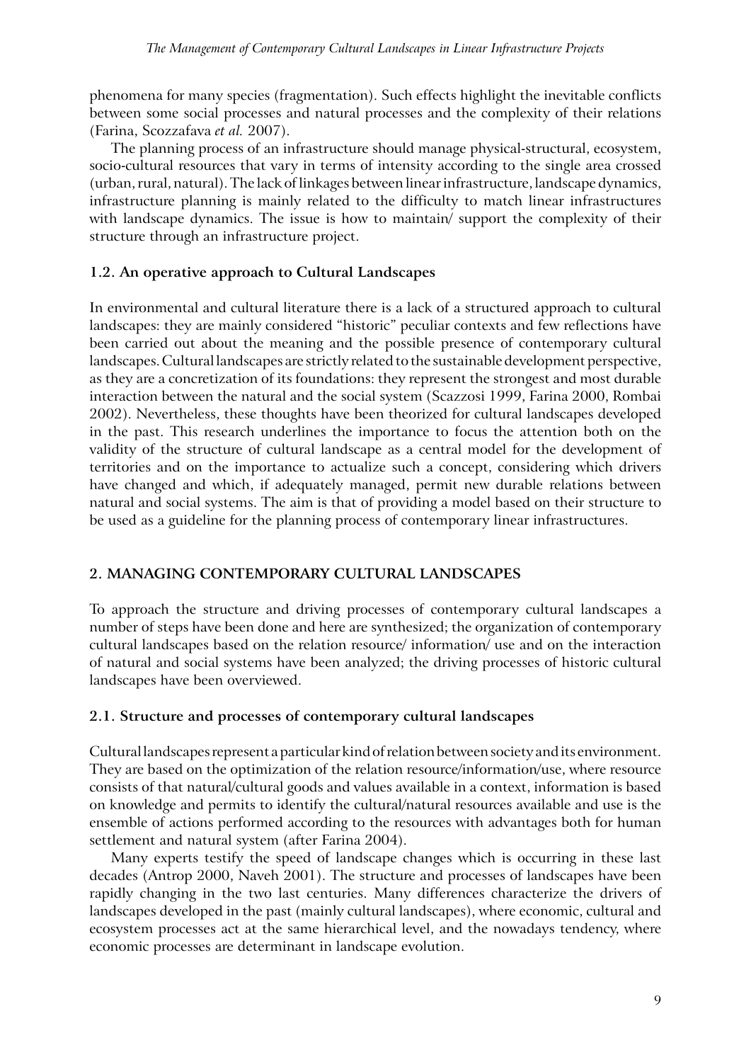phenomena for many species (fragmentation). Such effects highlight the inevitable conflicts between some social processes and natural processes and the complexity of their relations (Farina, Scozzafava *et al.* 2007).

The planning process of an infrastructure should manage physical-structural, ecosystem, socio-cultural resources that vary in terms of intensity according to the single area crossed (urban, rural, natural). The lack of linkages between linear infrastructure, landscape dynamics, infrastructure planning is mainly related to the difficulty to match linear infrastructures with landscape dynamics. The issue is how to maintain/ support the complexity of their structure through an infrastructure project.

### 1.2. An operative approach to Cultural Landscapes

In environmental and cultural literature there is a lack of a structured approach to cultural landscapes: they are mainly considered "historic" peculiar contexts and few reflections have been carried out about the meaning and the possible presence of contemporary cultural landscapes. Cultural landscapes are strictly related to the sustainable development perspective, as they are a concretization of its foundations: they represent the strongest and most durable interaction between the natural and the social system (Scazzosi 1999, Farina 2000, Rombai 2002). Nevertheless, these thoughts have been theorized for cultural landscapes developed in the past. This research underlines the importance to focus the attention both on the validity of the structure of cultural landscape as a central model for the development of territories and on the importance to actualize such a concept, considering which drivers have changed and which, if adequately managed, permit new durable relations between natural and social systems. The aim is that of providing a model based on their structure to be used as a guideline for the planning process of contemporary linear infrastructures.

## 2. MANAGING CONTEMPORARY CULTURAL LANDSCAPES

To approach the structure and driving processes of contemporary cultural landscapes a number of steps have been done and here are synthesized; the organization of contemporary cultural landscapes based on the relation resource/ information/ use and on the interaction of natural and social systems have been analyzed; the driving processes of historic cultural landscapes have been overviewed.

### 2.1. Structure and processes of contemporary cultural landscapes

Cultural landscapes represent a particular kind of relation between society and its environment. They are based on the optimization of the relation resource/information/use, where resource consists of that natural/cultural goods and values available in a context, information is based on knowledge and permits to identify the cultural/natural resources available and use is the ensemble of actions performed according to the resources with advantages both for human settlement and natural system (after Farina 2004).

Many experts testify the speed of landscape changes which is occurring in these last decades (Antrop 2000, Naveh 2001). The structure and processes of landscapes have been rapidly changing in the two last centuries. Many differences characterize the drivers of landscapes developed in the past (mainly cultural landscapes), where economic, cultural and ecosystem processes act at the same hierarchical level, and the nowadays tendency, where economic processes are determinant in landscape evolution.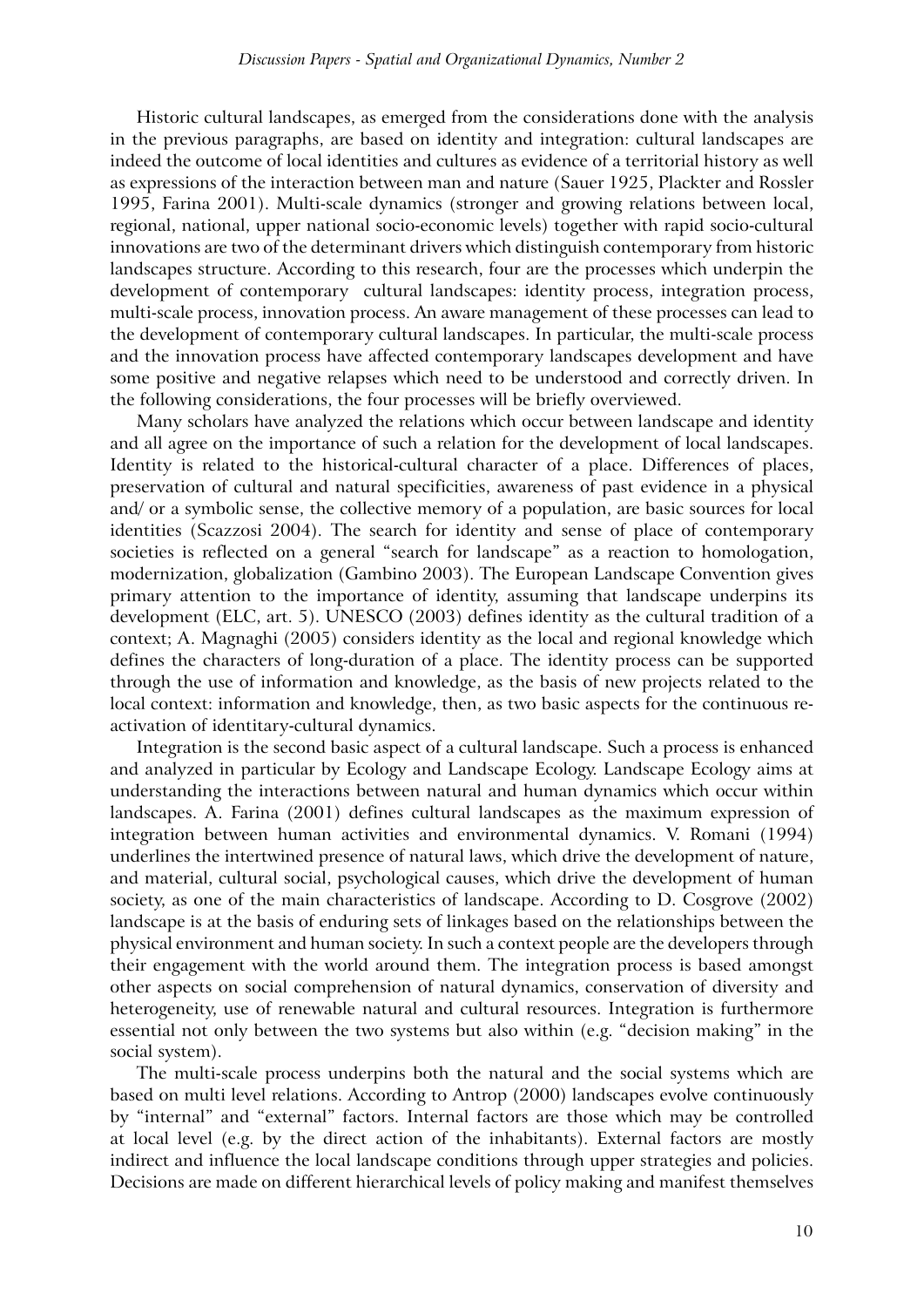Historic cultural landscapes, as emerged from the considerations done with the analysis in the previous paragraphs, are based on identity and integration: cultural landscapes are indeed the outcome of local identities and cultures as evidence of a territorial history as well as expressions of the interaction between man and nature (Sauer 1925, Plackter and Rossler 1995, Farina 2001). Multi-scale dynamics (stronger and growing relations between local, regional, national, upper national socio-economic levels) together with rapid socio-cultural innovations are two of the determinant drivers which distinguish contemporary from historic landscapes structure. According to this research, four are the processes which underpin the development of contemporary cultural landscapes: identity process, integration process, multi-scale process, innovation process. An aware management of these processes can lead to the development of contemporary cultural landscapes. In particular, the multi-scale process and the innovation process have affected contemporary landscapes development and have some positive and negative relapses which need to be understood and correctly driven. In the following considerations, the four processes will be briefly overviewed.

Many scholars have analyzed the relations which occur between landscape and identity and all agree on the importance of such a relation for the development of local landscapes. Identity is related to the historical-cultural character of a place. Differences of places, preservation of cultural and natural specificities, awareness of past evidence in a physical and/ or a symbolic sense, the collective memory of a population, are basic sources for local identities (Scazzosi 2004). The search for identity and sense of place of contemporary societies is reflected on a general "search for landscape" as a reaction to homologation, modernization, globalization (Gambino 2003). The European Landscape Convention gives primary attention to the importance of identity, assuming that landscape underpins its development (ELC, art. 5). UNESCO (2003) defines identity as the cultural tradition of a context; A. Magnaghi (2005) considers identity as the local and regional knowledge which defines the characters of long-duration of a place. The identity process can be supported through the use of information and knowledge, as the basis of new projects related to the local context: information and knowledge, then, as two basic aspects for the continuous re-activation of identitary-cultural dynamics.

Integration is the second basic aspect of a cultural landscape. Such a process is enhanced and analyzed in particular by Ecology and Landscape Ecology. Landscape Ecology aims at understanding the interactions between natural and human dynamics which occur within landscapes. A. Farina (2001) defines cultural landscapes as the maximum expression of integration between human activities and environmental dynamics. V. Romani (1994) underlines the intertwined presence of natural laws, which drive the development of nature, and material, cultural social, psychological causes, which drive the development of human society, as one of the main characteristics of landscape. According to D. Cosgrove (2002) landscape is at the basis of enduring sets of linkages based on the relationships between the physical environment and human society. In such a context people are the developers through their engagement with the world around them. The integration process is based amongst other aspects on social comprehension of natural dynamics, conservation of diversity and heterogeneity, use of renewable natural and cultural resources. Integration is furthermore essential not only between the two systems but also within (e.g. "decision making" in the social system).

The multi-scale process underpins both the natural and the social systems which are based on multi level relations. According to Antrop (2000) landscapes evolve continuously by "internal" and "external" factors. Internal factors are those which may be controlled at local level (e.g. by the direct action of the inhabitants). External factors are mostly indirect and influence the local landscape conditions through upper strategies and policies. Decisions are made on different hierarchical levels of policy making and manifest themselves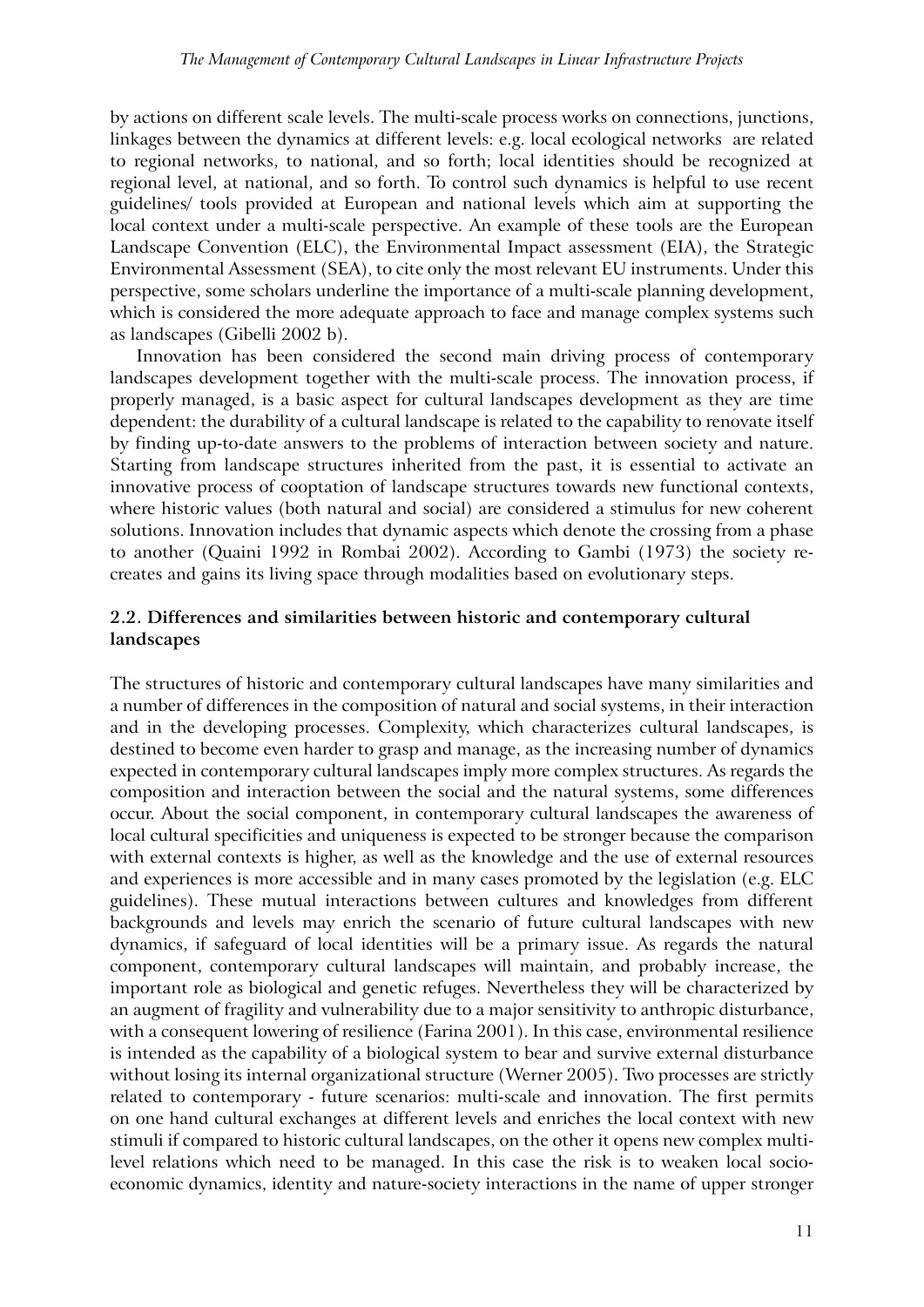by actions on different scale levels. The multi-scale process works on connections, junctions, linkages between the dynamics at different levels: e.g. local ecological networks are related to regional networks, to national, and so forth; local identities should be recognized at regional level, at national, and so forth. To control such dynamics is helpful to use recent guidelines/ tools provided at European and national levels which aim at supporting the local context under a multi-scale perspective. An example of these tools are the European Landscape Convention (ELC), the Environmental Impact assessment (EIA), the Strategic Environmental Assessment (SEA), to cite only the most relevant EU instruments. Under this perspective, some scholars underline the importance of a multi-scale planning development, which is considered the more adequate approach to face and manage complex systems such as landscapes (Gibelli 2002 b).

Innovation has been considered the second main driving process of contemporary landscapes development together with the multi-scale process. The innovation process, if properly managed, is a basic aspect for cultural landscapes development as they are time dependent: the durability of a cultural landscape is related to the capability to renovate itself by finding up-to-date answers to the problems of interaction between society and nature. Starting from landscape structures inherited from the past, it is essential to activate an innovative process of cooptation of landscape structures towards new functional contexts, where historic values (both natural and social) are considered a stimulus for new coherent solutions. Innovation includes that dynamic aspects which denote the crossing from a phase to another (Quaini 1992 in Rombai 2002). According to Gambi (1973) the society re-creates and gains its living space through modalities based on evolutionary steps.

### 2.2. Differences and similarities between historic and contemporary cultural landscapes

The structures of historic and contemporary cultural landscapes have many similarities and a number of differences in the composition of natural and social systems, in their interaction and in the developing processes. Complexity, which characterizes cultural landscapes, is destined to become even harder to grasp and manage, as the increasing number of dynamics expected in contemporary cultural landscapes imply more complex structures. As regards the composition and interaction between the social and the natural systems, some differences occur. About the social component, in contemporary cultural landscapes the awareness of local cultural specificities and uniqueness is expected to be stronger because the comparison with external contexts is higher, as well as the knowledge and the use of external resources and experiences is more accessible and in many cases promoted by the legislation (e.g. ELC guidelines). These mutual interactions between cultures and knowledges from different backgrounds and levels may enrich the scenario of future cultural landscapes with new dynamics, if safeguard of local identities will be a primary issue. As regards the natural component, contemporary cultural landscapes will maintain, and probably increase, the important role as biological and genetic refuges. Nevertheless they will be characterized by an augment of fragility and vulnerability due to a major sensitivity to anthropic disturbance, with a consequent lowering of resilience (Farina 2001). In this case, environmental resilience is intended as the capability of a biological system to bear and survive external disturbance without losing its internal organizational structure (Werner 2005). Two processes are strictly related to contemporary - future scenarios: multi-scale and innovation. The first permits on one hand cultural exchanges at different levels and enriches the local context with new stimuli if compared to historic cultural landscapes, on the other it opens new complex multi-level relations which need to be managed. In this case the risk is to weaken local socio-economic dynamics, identity and nature-society interactions in the name of upper stronger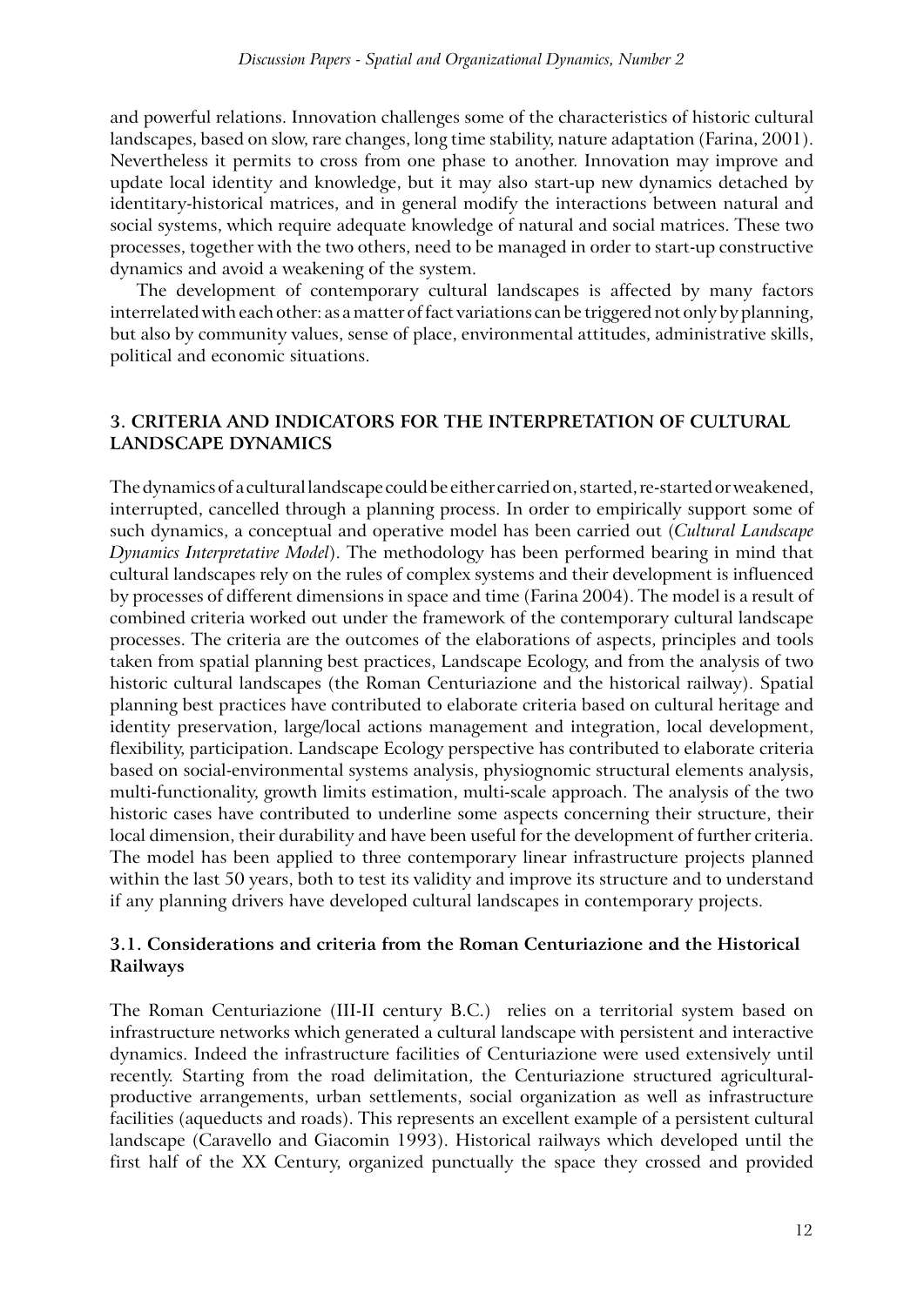and powerful relations. Innovation challenges some of the characteristics of historic cultural landscapes, based on slow, rare changes, long time stability, nature adaptation (Farina, 2001). Nevertheless it permits to cross from one phase to another. Innovation may improve and update local identity and knowledge, but it may also start-up new dynamics detached by identitary-historical matrices, and in general modify the interactions between natural and social systems, which require adequate knowledge of natural and social matrices. These two processes, together with the two others, need to be managed in order to start-up constructive dynamics and avoid a weakening of the system.

The development of contemporary cultural landscapes is affected by many factors interrelated with each other: as a matter of fact variations can be triggered not only by planning, but also by community values, sense of place, environmental attitudes, administrative skills, political and economic situations.

## 3. CRITERIA AND INDICATORS FOR THE INTERPRETATION OF CULTURAL LANDSCAPE DYNAMICS

The dynamics of a cultural landscape could be either carried on, started, re-started or weakened, interrupted, cancelled through a planning process. In order to empirically support some of such dynamics, a conceptual and operative model has been carried out (*Cultural Landscape Dynamics Interpretative Model*). The methodology has been performed bearing in mind that cultural landscapes rely on the rules of complex systems and their development is influenced by processes of different dimensions in space and time (Farina 2004). The model is a result of combined criteria worked out under the framework of the contemporary cultural landscape processes. The criteria are the outcomes of the elaborations of aspects, principles and tools taken from spatial planning best practices, Landscape Ecology, and from the analysis of two historic cultural landscapes (the Roman Centuriazione and the historical railway). Spatial planning best practices have contributed to elaborate criteria based on cultural heritage and identity preservation, large/local actions management and integration, local development, flexibility, participation. Landscape Ecology perspective has contributed to elaborate criteria based on social-environmental systems analysis, physiognomic structural elements analysis, multi-functionality, growth limits estimation, multi-scale approach. The analysis of the two historic cases have contributed to underline some aspects concerning their structure, their local dimension, their durability and have been useful for the development of further criteria. The model has been applied to three contemporary linear infrastructure projects planned within the last 50 years, both to test its validity and improve its structure and to understand if any planning drivers have developed cultural landscapes in contemporary projects.

### 3.1. Considerations and criteria from the Roman Centuriazione and the Historical Railways

The Roman Centuriazione (III-II century B.C.) relies on a territorial system based on infrastructure networks which generated a cultural landscape with persistent and interactive dynamics. Indeed the infrastructure facilities of Centuriazione were used extensively until recently. Starting from the road delimitation, the Centuriazione structured agricultural-productive arrangements, urban settlements, social organization as well as infrastructure facilities (aqueducts and roads). This represents an excellent example of a persistent cultural landscape (Caravello and Giacomin 1993). Historical railways which developed until the first half of the XX Century, organized punctually the space they crossed and provided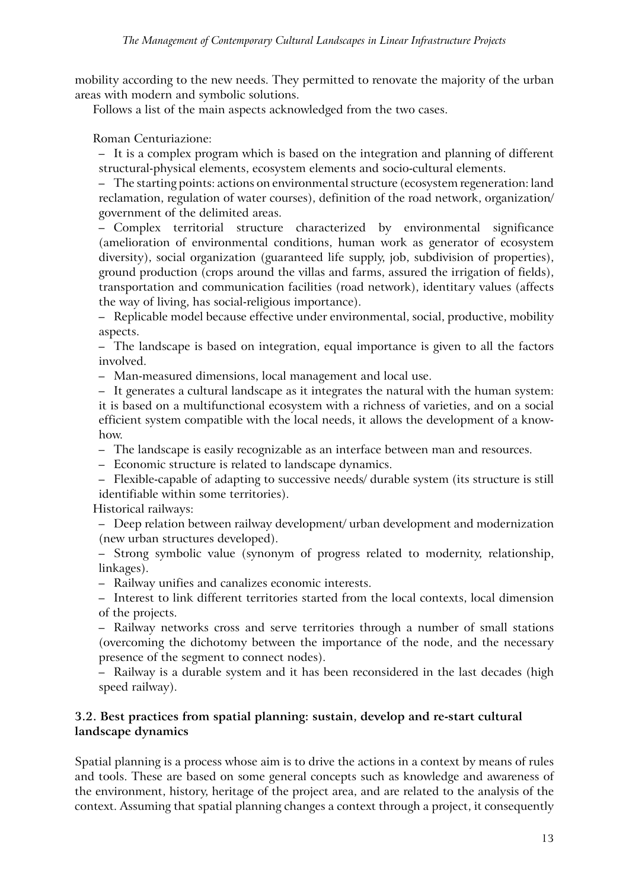mobility according to the new needs. They permitted to renovate the majority of the urban areas with modern and symbolic solutions.

Follows a list of the main aspects acknowledged from the two cases.

Roman Centuriazione:

– It is a complex program which is based on the integration and planning of different structural-physical elements, ecosystem elements and socio-cultural elements.
– The starting points: actions on environmental structure (ecosystem regeneration: land reclamation, regulation of water courses), definition of the road network, organization/ government of the delimited areas.
– Complex territorial structure characterized by environmental significance (amelioration of environmental conditions, human work as generator of ecosystem diversity), social organization (guaranteed life supply, job, subdivision of properties), ground production (crops around the villas and farms, assured the irrigation of fields), transportation and communication facilities (road network), identitary values (affects the way of living, has social-religious importance).
– Replicable model because effective under environmental, social, productive, mobility aspects.
– The landscape is based on integration, equal importance is given to all the factors involved.
– Man-measured dimensions, local management and local use.
– It generates a cultural landscape as it integrates the natural with the human system: it is based on a multifunctional ecosystem with a richness of varieties, and on a social efficient system compatible with the local needs, it allows the development of a know-how.
– The landscape is easily recognizable as an interface between man and resources.
– Economic structure is related to landscape dynamics.
– Flexible-capable of adapting to successive needs/ durable system (its structure is still identifiable within some territories).

Historical railways:

– Deep relation between railway development/ urban development and modernization (new urban structures developed).
– Strong symbolic value (synonym of progress related to modernity, relationship, linkages).
– Railway unifies and canalizes economic interests.
– Interest to link different territories started from the local contexts, local dimension of the projects.
– Railway networks cross and serve territories through a number of small stations (overcoming the dichotomy between the importance of the node, and the necessary presence of the segment to connect nodes).
– Railway is a durable system and it has been reconsidered in the last decades (high speed railway).

### 3.2. Best practices from spatial planning: sustain, develop and re-start cultural landscape dynamics

Spatial planning is a process whose aim is to drive the actions in a context by means of rules and tools. These are based on some general concepts such as knowledge and awareness of the environment, history, heritage of the project area, and are related to the analysis of the context. Assuming that spatial planning changes a context through a project, it consequently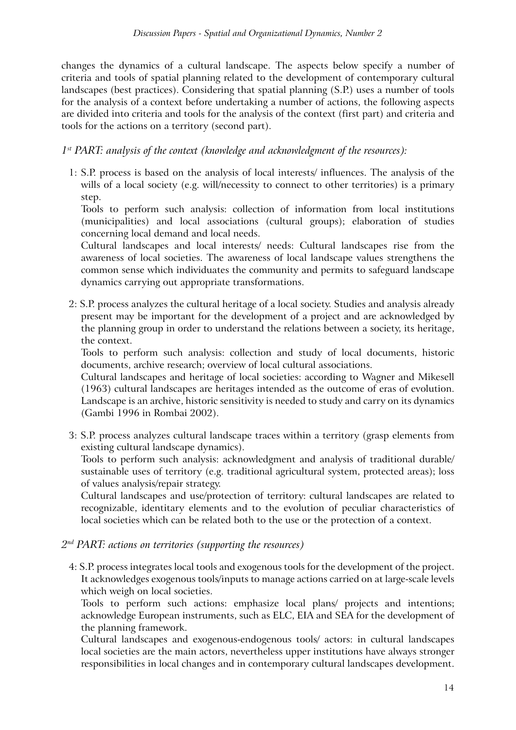changes the dynamics of a cultural landscape. The aspects below specify a number of criteria and tools of spatial planning related to the development of contemporary cultural landscapes (best practices). Considering that spatial planning (S.P.) uses a number of tools for the analysis of a context before undertaking a number of actions, the following aspects are divided into criteria and tools for the analysis of the context (first part) and criteria and tools for the actions on a territory (second part).

*1st PART: analysis of the context (knowledge and acknowledgment of the resources):*

1: S.P. process is based on the analysis of local interests/ influences. The analysis of the wills of a local society (e.g. will/necessity to connect to other territories) is a primary step.

Tools to perform such analysis: collection of information from local institutions (municipalities) and local associations (cultural groups); elaboration of studies concerning local demand and local needs.

Cultural landscapes and local interests/ needs: Cultural landscapes rise from the awareness of local societies. The awareness of local landscape values strengthens the common sense which individuates the community and permits to safeguard landscape dynamics carrying out appropriate transformations.

2: S.P. process analyzes the cultural heritage of a local society. Studies and analysis already present may be important for the development of a project and are acknowledged by the planning group in order to understand the relations between a society, its heritage, the context.

Tools to perform such analysis: collection and study of local documents, historic documents, archive research; overview of local cultural associations.

Cultural landscapes and heritage of local societies: according to Wagner and Mikesell (1963) cultural landscapes are heritages intended as the outcome of eras of evolution. Landscape is an archive, historic sensitivity is needed to study and carry on its dynamics (Gambi 1996 in Rombai 2002).

3: S.P. process analyzes cultural landscape traces within a territory (grasp elements from existing cultural landscape dynamics).

Tools to perform such analysis: acknowledgment and analysis of traditional durable/ sustainable uses of territory (e.g. traditional agricultural system, protected areas); loss of values analysis/repair strategy.

Cultural landscapes and use/protection of territory: cultural landscapes are related to recognizable, identitary elements and to the evolution of peculiar characteristics of local societies which can be related both to the use or the protection of a context.

*2nd PART: actions on territories (supporting the resources)*

4: S.P. process integrates local tools and exogenous tools for the development of the project. It acknowledges exogenous tools/inputs to manage actions carried on at large-scale levels which weigh on local societies.

Tools to perform such actions: emphasize local plans/ projects and intentions; acknowledge European instruments, such as ELC, EIA and SEA for the development of the planning framework.

Cultural landscapes and exogenous-endogenous tools/ actors: in cultural landscapes local societies are the main actors, nevertheless upper institutions have always stronger responsibilities in local changes and in contemporary cultural landscapes development.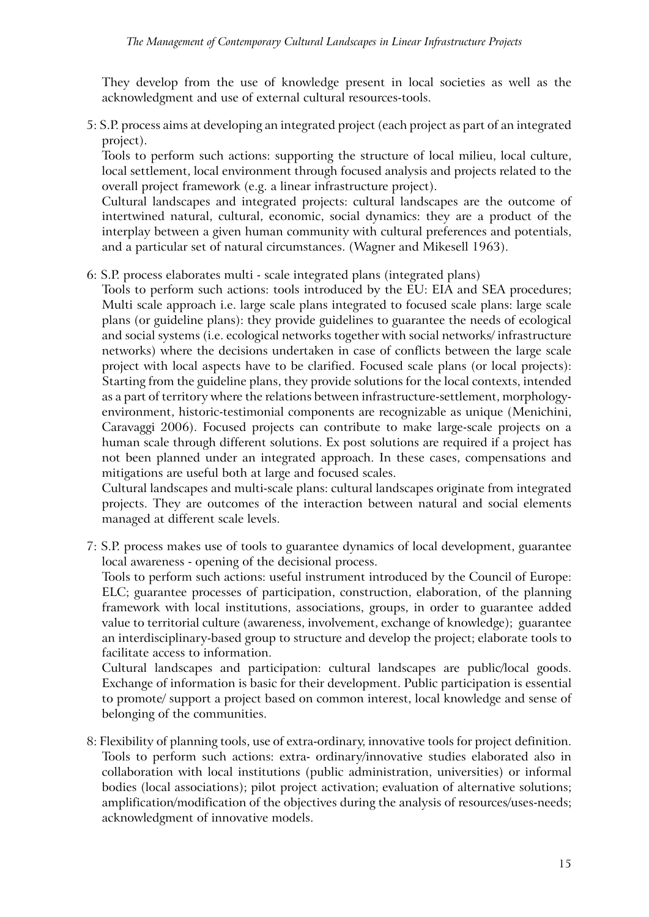They develop from the use of knowledge present in local societies as well as the acknowledgment and use of external cultural resources-tools.

5: S.P. process aims at developing an integrated project (each project as part of an integrated project).

Tools to perform such actions: supporting the structure of local milieu, local culture, local settlement, local environment through focused analysis and projects related to the overall project framework (e.g. a linear infrastructure project).

Cultural landscapes and integrated projects: cultural landscapes are the outcome of intertwined natural, cultural, economic, social dynamics: they are a product of the interplay between a given human community with cultural preferences and potentials, and a particular set of natural circumstances. (Wagner and Mikesell 1963).

6: S.P. process elaborates multi - scale integrated plans (integrated plans)

Tools to perform such actions: tools introduced by the EU: EIA and SEA procedures; Multi scale approach i.e. large scale plans integrated to focused scale plans: large scale plans (or guideline plans): they provide guidelines to guarantee the needs of ecological and social systems (i.e. ecological networks together with social networks/ infrastructure networks) where the decisions undertaken in case of conflicts between the large scale project with local aspects have to be clarified. Focused scale plans (or local projects): Starting from the guideline plans, they provide solutions for the local contexts, intended as a part of territory where the relations between infrastructure-settlement, morphology-environment, historic-testimonial components are recognizable as unique (Menichini, Caravaggi 2006). Focused projects can contribute to make large-scale projects on a human scale through different solutions. Ex post solutions are required if a project has not been planned under an integrated approach. In these cases, compensations and mitigations are useful both at large and focused scales.

Cultural landscapes and multi-scale plans: cultural landscapes originate from integrated projects. They are outcomes of the interaction between natural and social elements managed at different scale levels.

7: S.P. process makes use of tools to guarantee dynamics of local development, guarantee local awareness - opening of the decisional process.

Tools to perform such actions: useful instrument introduced by the Council of Europe: ELC; guarantee processes of participation, construction, elaboration, of the planning framework with local institutions, associations, groups, in order to guarantee added value to territorial culture (awareness, involvement, exchange of knowledge); guarantee an interdisciplinary-based group to structure and develop the project; elaborate tools to facilitate access to information.

Cultural landscapes and participation: cultural landscapes are public/local goods. Exchange of information is basic for their development. Public participation is essential to promote/ support a project based on common interest, local knowledge and sense of belonging of the communities.

8: Flexibility of planning tools, use of extra-ordinary, innovative tools for project definition.

Tools to perform such actions: extra- ordinary/innovative studies elaborated also in collaboration with local institutions (public administration, universities) or informal bodies (local associations); pilot project activation; evaluation of alternative solutions; amplification/modification of the objectives during the analysis of resources/uses-needs; acknowledgment of innovative models.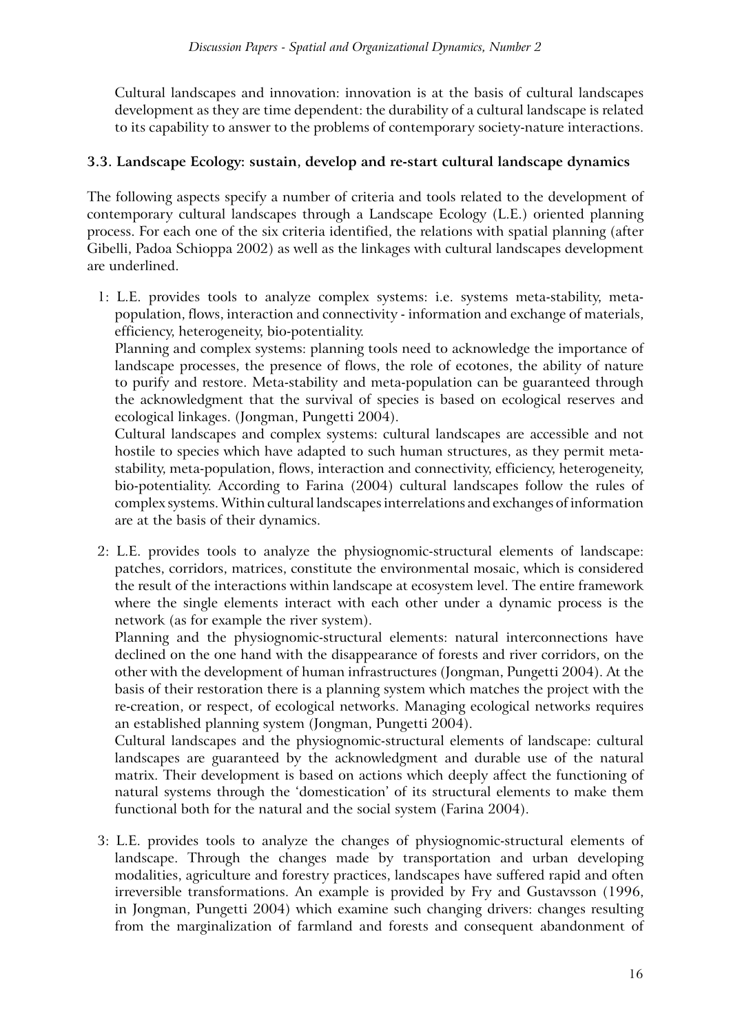Cultural landscapes and innovation: innovation is at the basis of cultural landscapes development as they are time dependent: the durability of a cultural landscape is related to its capability to answer to the problems of contemporary society-nature interactions.

### 3.3. Landscape Ecology: sustain, develop and re-start cultural landscape dynamics

The following aspects specify a number of criteria and tools related to the development of contemporary cultural landscapes through a Landscape Ecology (L.E.) oriented planning process. For each one of the six criteria identified, the relations with spatial planning (after Gibelli, Padoa Schioppa 2002) as well as the linkages with cultural landscapes development are underlined.

1: L.E. provides tools to analyze complex systems: i.e. systems meta-stability, meta-population, flows, interaction and connectivity - information and exchange of materials, efficiency, heterogeneity, bio-potentiality.
Planning and complex systems: planning tools need to acknowledge the importance of landscape processes, the presence of flows, the role of ecotones, the ability of nature to purify and restore. Meta-stability and meta-population can be guaranteed through the acknowledgment that the survival of species is based on ecological reserves and ecological linkages. (Jongman, Pungetti 2004).
Cultural landscapes and complex systems: cultural landscapes are accessible and not hostile to species which have adapted to such human structures, as they permit meta-stability, meta-population, flows, interaction and connectivity, efficiency, heterogeneity, bio-potentiality. According to Farina (2004) cultural landscapes follow the rules of complex systems. Within cultural landscapes interrelations and exchanges of information are at the basis of their dynamics.

2: L.E. provides tools to analyze the physiognomic-structural elements of landscape: patches, corridors, matrices, constitute the environmental mosaic, which is considered the result of the interactions within landscape at ecosystem level. The entire framework where the single elements interact with each other under a dynamic process is the network (as for example the river system).
Planning and the physiognomic-structural elements: natural interconnections have declined on the one hand with the disappearance of forests and river corridors, on the other with the development of human infrastructures (Jongman, Pungetti 2004). At the basis of their restoration there is a planning system which matches the project with the re-creation, or respect, of ecological networks. Managing ecological networks requires an established planning system (Jongman, Pungetti 2004).
Cultural landscapes and the physiognomic-structural elements of landscape: cultural landscapes are guaranteed by the acknowledgment and durable use of the natural matrix. Their development is based on actions which deeply affect the functioning of natural systems through the 'domestication' of its structural elements to make them functional both for the natural and the social system (Farina 2004).

3: L.E. provides tools to analyze the changes of physiognomic-structural elements of landscape. Through the changes made by transportation and urban developing modalities, agriculture and forestry practices, landscapes have suffered rapid and often irreversible transformations. An example is provided by Fry and Gustavsson (1996, in Jongman, Pungetti 2004) which examine such changing drivers: changes resulting from the marginalization of farmland and forests and consequent abandonment of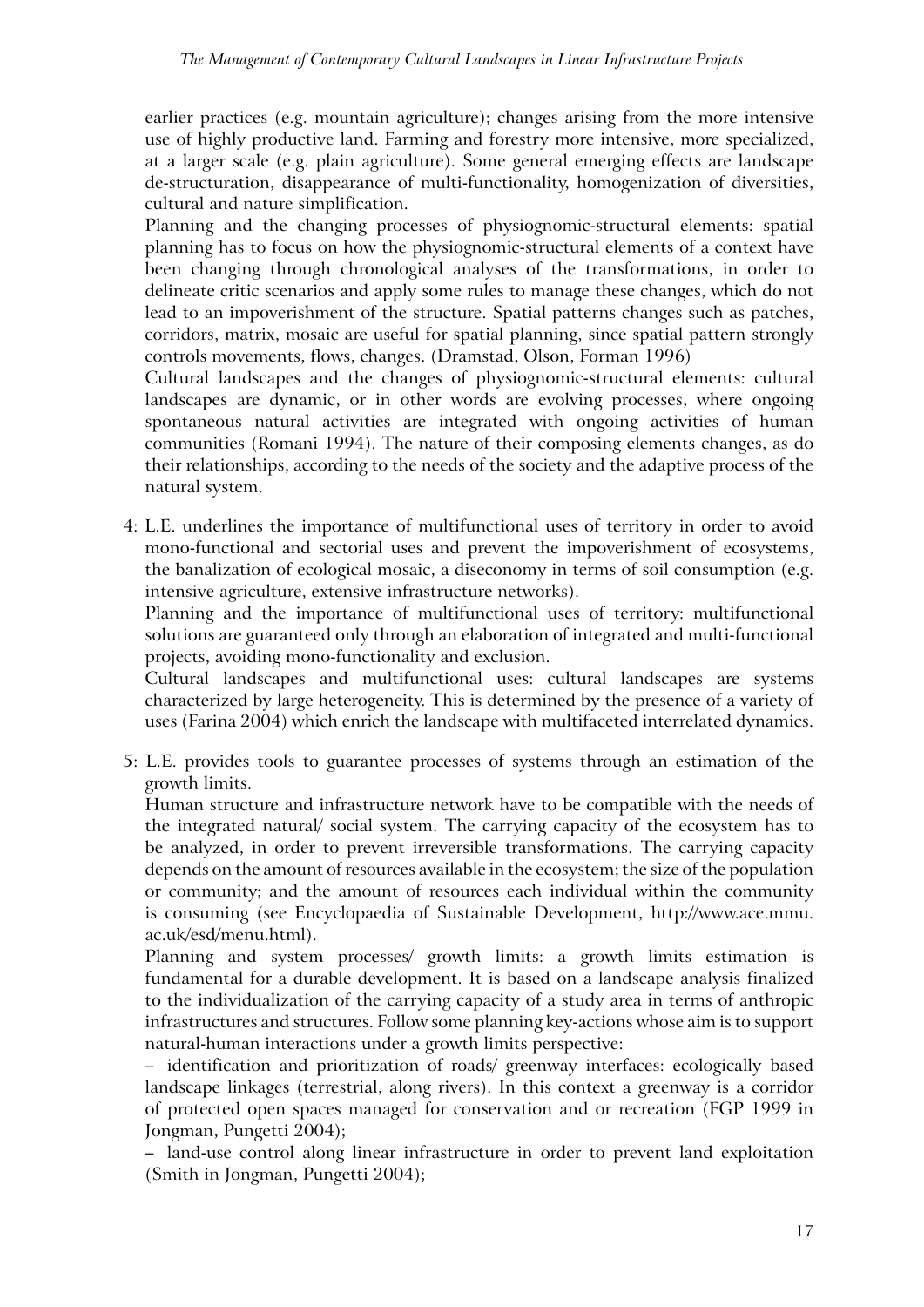earlier practices (e.g. mountain agriculture); changes arising from the more intensive use of highly productive land. Farming and forestry more intensive, more specialized, at a larger scale (e.g. plain agriculture). Some general emerging effects are landscape de-structuration, disappearance of multi-functionality, homogenization of diversities, cultural and nature simplification.

Planning and the changing processes of physiognomic-structural elements: spatial planning has to focus on how the physiognomic-structural elements of a context have been changing through chronological analyses of the transformations, in order to delineate critic scenarios and apply some rules to manage these changes, which do not lead to an impoverishment of the structure. Spatial patterns changes such as patches, corridors, matrix, mosaic are useful for spatial planning, since spatial pattern strongly controls movements, flows, changes. (Dramstad, Olson, Forman 1996)

Cultural landscapes and the changes of physiognomic-structural elements: cultural landscapes are dynamic, or in other words are evolving processes, where ongoing spontaneous natural activities are integrated with ongoing activities of human communities (Romani 1994). The nature of their composing elements changes, as do their relationships, according to the needs of the society and the adaptive process of the natural system.

4: L.E. underlines the importance of multifunctional uses of territory in order to avoid mono-functional and sectorial uses and prevent the impoverishment of ecosystems, the banalization of ecological mosaic, a diseconomy in terms of soil consumption (e.g. intensive agriculture, extensive infrastructure networks).

Planning and the importance of multifunctional uses of territory: multifunctional solutions are guaranteed only through an elaboration of integrated and multi-functional projects, avoiding mono-functionality and exclusion.

Cultural landscapes and multifunctional uses: cultural landscapes are systems characterized by large heterogeneity. This is determined by the presence of a variety of uses (Farina 2004) which enrich the landscape with multifaceted interrelated dynamics.

5: L.E. provides tools to guarantee processes of systems through an estimation of the growth limits.

Human structure and infrastructure network have to be compatible with the needs of the integrated natural/ social system. The carrying capacity of the ecosystem has to be analyzed, in order to prevent irreversible transformations. The carrying capacity depends on the amount of resources available in the ecosystem; the size of the population or community; and the amount of resources each individual within the community is consuming (see Encyclopaedia of Sustainable Development, http://www.ace.mmu.ac.uk/esd/menu.html).

Planning and system processes/ growth limits: a growth limits estimation is fundamental for a durable development. It is based on a landscape analysis finalized to the individualization of the carrying capacity of a study area in terms of anthropic infrastructures and structures. Follow some planning key-actions whose aim is to support natural-human interactions under a growth limits perspective:

– identification and prioritization of roads/ greenway interfaces: ecologically based landscape linkages (terrestrial, along rivers). In this context a greenway is a corridor of protected open spaces managed for conservation and or recreation (FGP 1999 in Jongman, Pungetti 2004);

– land-use control along linear infrastructure in order to prevent land exploitation (Smith in Jongman, Pungetti 2004);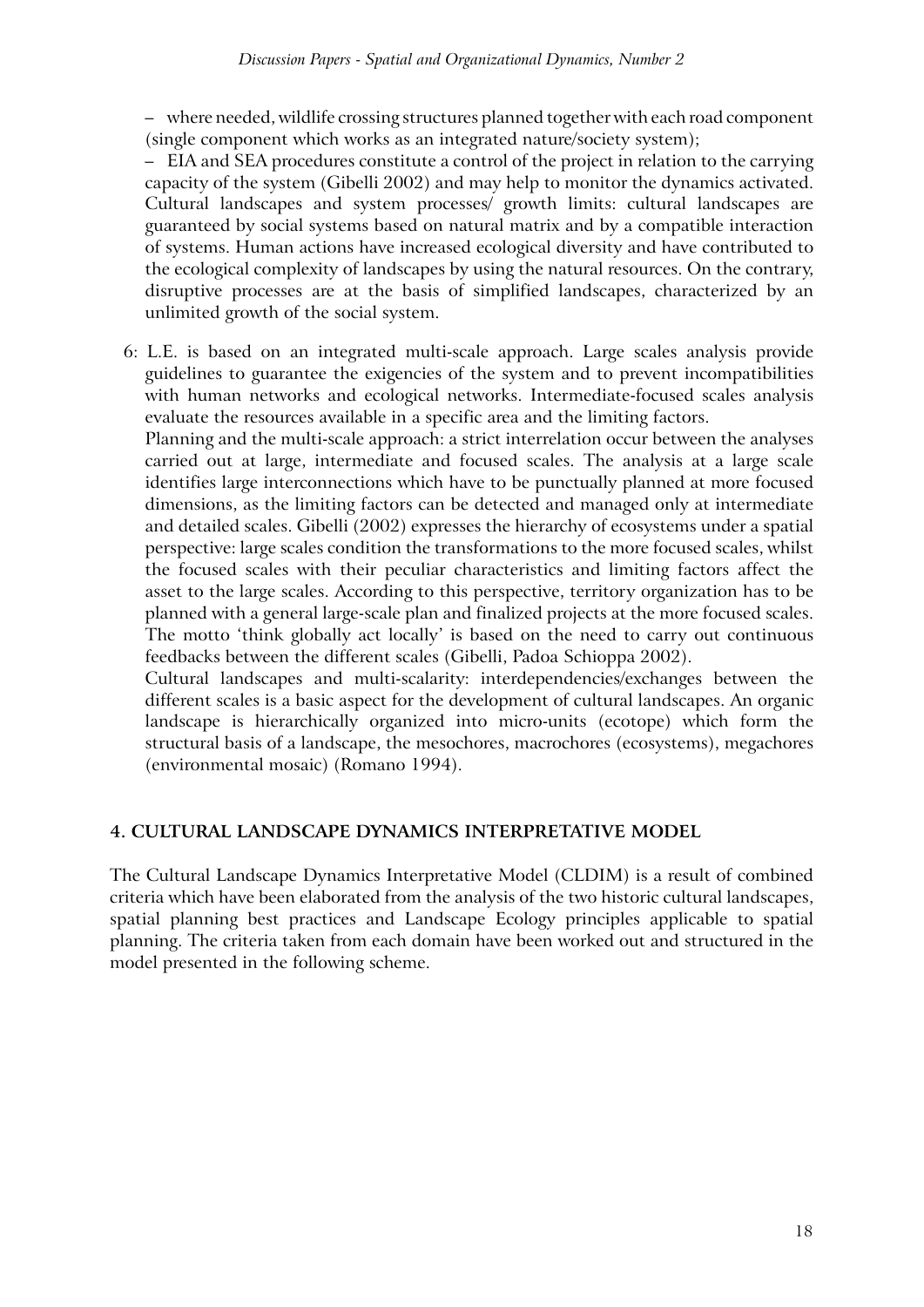– where needed, wildlife crossing structures planned together with each road component (single component which works as an integrated nature/society system);

– EIA and SEA procedures constitute a control of the project in relation to the carrying capacity of the system (Gibelli 2002) and may help to monitor the dynamics activated. Cultural landscapes and system processes/ growth limits: cultural landscapes are guaranteed by social systems based on natural matrix and by a compatible interaction of systems. Human actions have increased ecological diversity and have contributed to the ecological complexity of landscapes by using the natural resources. On the contrary, disruptive processes are at the basis of simplified landscapes, characterized by an unlimited growth of the social system.

6: L.E. is based on an integrated multi-scale approach. Large scales analysis provide guidelines to guarantee the exigencies of the system and to prevent incompatibilities with human networks and ecological networks. Intermediate-focused scales analysis evaluate the resources available in a specific area and the limiting factors.
Planning and the multi-scale approach: a strict interrelation occur between the analyses carried out at large, intermediate and focused scales. The analysis at a large scale identifies large interconnections which have to be punctually planned at more focused dimensions, as the limiting factors can be detected and managed only at intermediate and detailed scales. Gibelli (2002) expresses the hierarchy of ecosystems under a spatial perspective: large scales condition the transformations to the more focused scales, whilst the focused scales with their peculiar characteristics and limiting factors affect the asset to the large scales. According to this perspective, territory organization has to be planned with a general large-scale plan and finalized projects at the more focused scales. The motto 'think globally act locally' is based on the need to carry out continuous feedbacks between the different scales (Gibelli, Padoa Schioppa 2002).
Cultural landscapes and multi-scalarity: interdependencies/exchanges between the different scales is a basic aspect for the development of cultural landscapes. An organic landscape is hierarchically organized into micro-units (ecotope) which form the structural basis of a landscape, the mesochores, macrochores (ecosystems), megachores (environmental mosaic) (Romano 1994).

## 4. CULTURAL LANDSCAPE DYNAMICS INTERPRETATIVE MODEL

The Cultural Landscape Dynamics Interpretative Model (CLDIM) is a result of combined criteria which have been elaborated from the analysis of the two historic cultural landscapes, spatial planning best practices and Landscape Ecology principles applicable to spatial planning. The criteria taken from each domain have been worked out and structured in the model presented in the following scheme.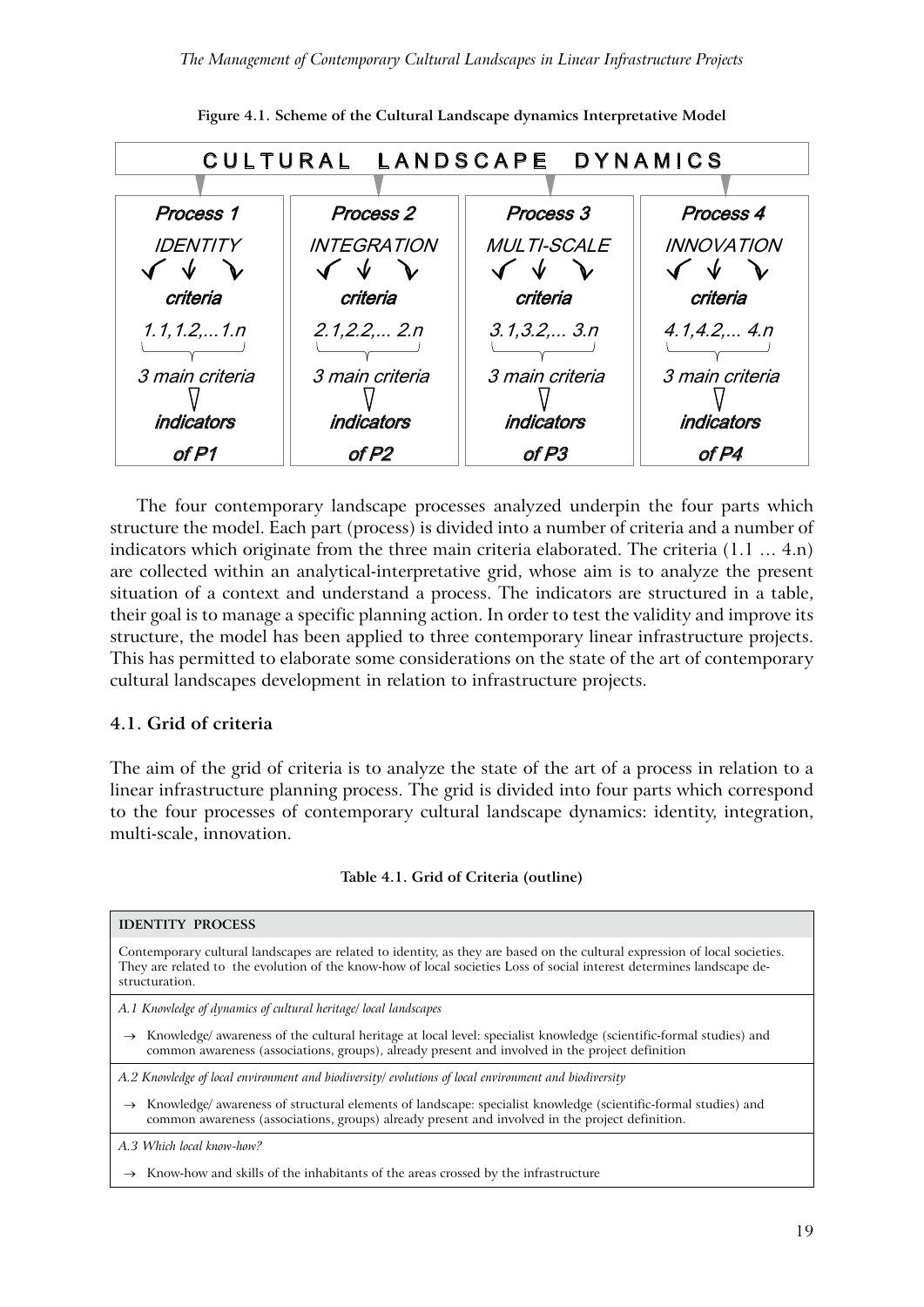**Figure 4.1. Scheme of the Cultural Landscape dynamics Interpretative Model**

| CULTURAL LANDSCAPE DYNAMICS | | | |
|---|---|---|---|
| *Process 1* | *Process 2* | *Process 3* | *Process 4* |
| *IDENTITY* | *INTEGRATION* | *MULTI-SCALE* | *INNOVATION* |
| *criteria* | *criteria* | *criteria* | *criteria* |
| *1.1,1.2,...1.n* | *2.1,2.2,... 2.n* | *3.1,3.2,... 3.n* | *4.1,4.2,... 4.n* |
| *3 main criteria* | *3 main criteria* | *3 main criteria* | *3 main criteria* |
| *indicators of P1* | *indicators of P2* | *indicators of P3* | *indicators of P4* |

The four contemporary landscape processes analyzed underpin the four parts which structure the model. Each part (process) is divided into a number of criteria and a number of indicators which originate from the three main criteria elaborated. The criteria (1.1 … 4.n) are collected within an analytical-interpretative grid, whose aim is to analyze the present situation of a context and understand a process. The indicators are structured in a table, their goal is to manage a specific planning action. In order to test the validity and improve its structure, the model has been applied to three contemporary linear infrastructure projects. This has permitted to elaborate some considerations on the state of the art of contemporary cultural landscapes development in relation to infrastructure projects.

## 4.1. Grid of criteria

The aim of the grid of criteria is to analyze the state of the art of a process in relation to a linear infrastructure planning process. The grid is divided into four parts which correspond to the four processes of contemporary cultural landscape dynamics: identity, integration, multi-scale, innovation.

**Table 4.1. Grid of Criteria (outline)**

| **IDENTITY PROCESS** |
|---|
| Contemporary cultural landscapes are related to identity, as they are based on the cultural expression of local societies. They are related to the evolution of the know-how of local societies Loss of social interest determines landscape de-structuration. |
| *A.1 Knowledge of dynamics of cultural heritage/ local landscapes* |
| → Knowledge/ awareness of the cultural heritage at local level: specialist knowledge (scientific-formal studies) and common awareness (associations, groups), already present and involved in the project definition |
| *A.2 Knowledge of local environment and biodiversity/ evolutions of local environment and biodiversity* |
| → Knowledge/ awareness of structural elements of landscape: specialist knowledge (scientific-formal studies) and common awareness (associations, groups) already present and involved in the project definition. |
| *A.3 Which local know-how?* |
| → Know-how and skills of the inhabitants of the areas crossed by the infrastructure |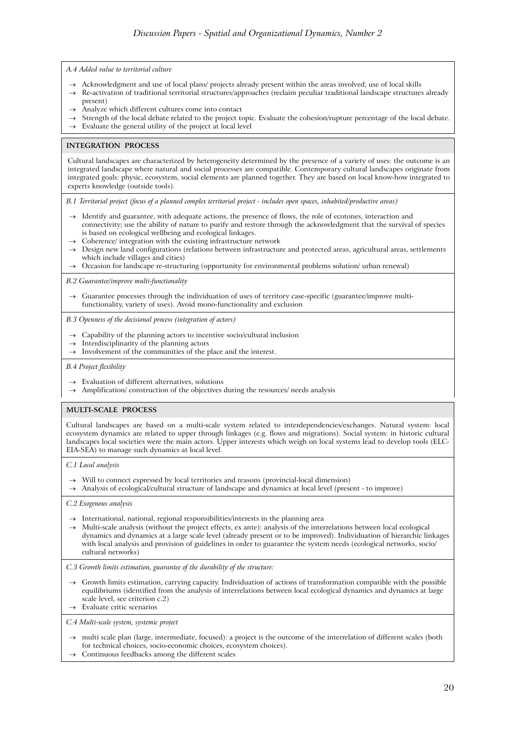*A.4 Added value to territorial culture*

- → Acknowledgment and use of local plans/ projects already present within the areas involved; use of local skills
- → Re-activation of traditional territorial structures/approaches (reclaim peculiar traditional landscape structures already present)
- → Analyze which different cultures come into contact
- → Strength of the local debate related to the project topic. Evaluate the cohesion/rupture percentage of the local debate.
- → Evaluate the general utility of the project at local level

**INTEGRATION PROCESS**

Cultural landscapes are characterized by heterogeneity determined by the presence of a variety of uses: the outcome is an integrated landscape where natural and social processes are compatible. Contemporary cultural landscapes originate from integrated goals: physic, ecosystem, social elements are planned together. They are based on local know-how integrated to experts knowledge (outside tools).

*B.1 Territorial project (focus of a planned complex territorial project - includes open spaces, inhabited/productive areas)*

- → Identify and guarantee, with adequate actions, the presence of flows, the role of ecotones, interaction and connectivity; use the ability of nature to purify and restore through the acknowledgment that the survival of species is based on ecological wellbeing and ecological linkages.
- → Coherence/ integration with the existing infrastructure network
- → Design new land configurations (relations between infrastructure and protected areas, agricultural areas, settlements which include villages and cities)
- → Occasion for landscape re-structuring (opportunity for environmental problems solution/ urban renewal)

*B.2 Guarantee/improve multi-functionality*

- → Guarantee processes through the individuation of uses of territory case-specific (guarantee/improve multi-functionality, variety of uses). Avoid mono-functionality and exclusion

*B.3 Openness of the decisional process (integration of actors)*

- → Capability of the planning actors to incentive socio/cultural inclusion
- → Interdisciplinarity of the planning actors
- → Involvement of the communities of the place and the interest.

*B.4 Project flexibility*

- → Evaluation of different alternatives, solutions
- → Amplification/ construction of the objectives during the resources/ needs analysis

**MULTI-SCALE PROCESS**

Cultural landscapes are based on a multi-scale system related to interdependencies/exchanges. Natural system: local ecosystem dynamics are related to upper through linkages (e.g. flows and migrations). Social system: in historic cultural landscapes local societies were the main actors. Upper interests which weigh on local systems lead to develop tools (ELC-EIA-SEA) to manage such dynamics at local level.

*C.1 Local analysis*

- → Will to connect expressed by local territories and reasons (provincial-local dimension)
- → Analysis of ecological/cultural structure of landscape and dynamics at local level (present - to improve)

*C.2 Exogenous analysis*

- → International, national, regional responsibilities/interests in the planning area
- → Multi-scale analysis (without the project effects, ex ante): analysis of the interrelations between local ecological dynamics and dynamics at a large scale level (already present or to be improved). Individuation of hierarchic linkages with local analysis and provision of guidelines in order to guarantee the system needs (ecological networks, socio/ cultural networks)

*C.3 Growth limits estimation, guarantee of the durability of the structure:*

- → Growth limits estimation, carrying capacity. Individuation of actions of transformation compatible with the possible equilibriums (identified from the analysis of interrelations between local ecological dynamics and dynamics at large scale level, see criterion c.2)
- → Evaluate critic scenarios

*C.4 Multi-scale system, systemic project*

- → multi scale plan (large, intermediate, focused): a project is the outcome of the interrelation of different scales (both for technical choices, socio-economic choices, ecosystem choices).
- → Continuous feedbacks among the different scales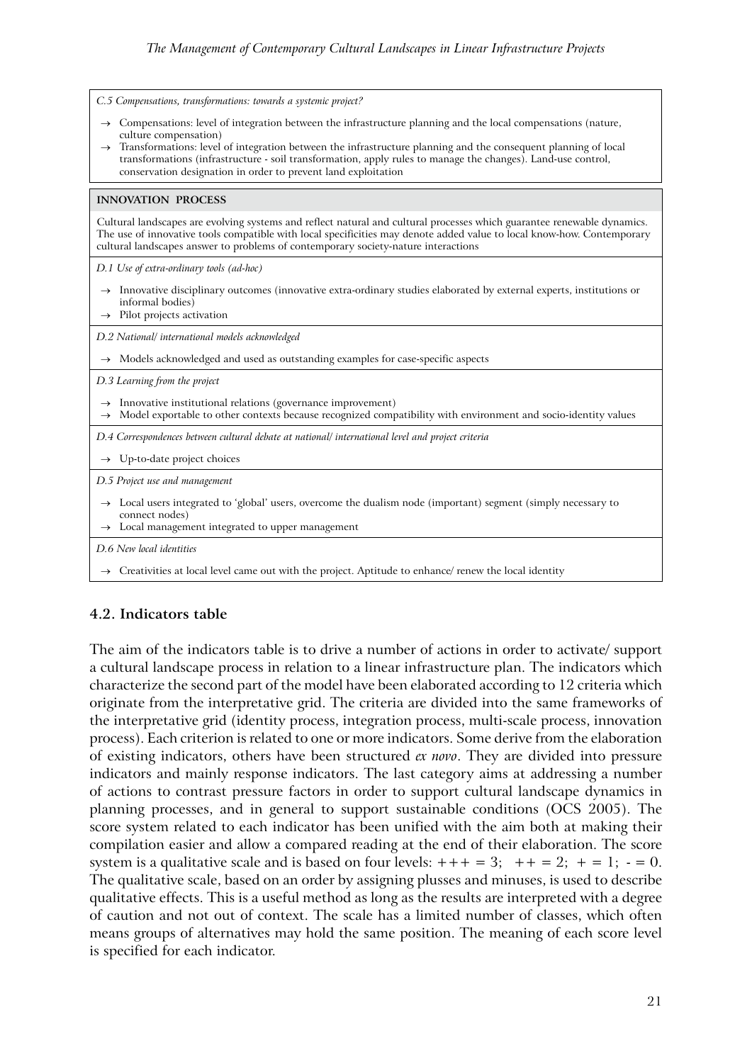*C.5 Compensations, transformations: towards a systemic project?*

- → Compensations: level of integration between the infrastructure planning and the local compensations (nature, culture compensation)
- → Transformations: level of integration between the infrastructure planning and the consequent planning of local transformations (infrastructure - soil transformation, apply rules to manage the changes). Land-use control, conservation designation in order to prevent land exploitation

**INNOVATION PROCESS**

Cultural landscapes are evolving systems and reflect natural and cultural processes which guarantee renewable dynamics. The use of innovative tools compatible with local specificities may denote added value to local know-how. Contemporary cultural landscapes answer to problems of contemporary society-nature interactions

*D.1 Use of extra-ordinary tools (ad-hoc)*

- → Innovative disciplinary outcomes (innovative extra-ordinary studies elaborated by external experts, institutions or informal bodies)
- → Pilot projects activation

*D.2 National/ international models acknowledged*

- → Models acknowledged and used as outstanding examples for case-specific aspects

*D.3 Learning from the project*

- → Innovative institutional relations (governance improvement)
- → Model exportable to other contexts because recognized compatibility with environment and socio-identity values

*D.4 Correspondences between cultural debate at national/ international level and project criteria*

- → Up-to-date project choices

*D.5 Project use and management*

- → Local users integrated to 'global' users, overcome the dualism node (important) segment (simply necessary to connect nodes)
- → Local management integrated to upper management

*D.6 New local identities*

- → Creativities at local level came out with the project. Aptitude to enhance/ renew the local identity

## 4.2. Indicators table

The aim of the indicators table is to drive a number of actions in order to activate/ support a cultural landscape process in relation to a linear infrastructure plan. The indicators which characterize the second part of the model have been elaborated according to 12 criteria which originate from the interpretative grid. The criteria are divided into the same frameworks of the interpretative grid (identity process, integration process, multi-scale process, innovation process). Each criterion is related to one or more indicators. Some derive from the elaboration of existing indicators, others have been structured *ex novo*. They are divided into pressure indicators and mainly response indicators. The last category aims at addressing a number of actions to contrast pressure factors in order to support cultural landscape dynamics in planning processes, and in general to support sustainable conditions (OCS 2005). The score system related to each indicator has been unified with the aim both at making their compilation easier and allow a compared reading at the end of their elaboration. The score system is a qualitative scale and is based on four levels: +++ = 3; ++ = 2; + = 1; - = 0. The qualitative scale, based on an order by assigning plusses and minuses, is used to describe qualitative effects. This is a useful method as long as the results are interpreted with a degree of caution and not out of context. The scale has a limited number of classes, which often means groups of alternatives may hold the same position. The meaning of each score level is specified for each indicator.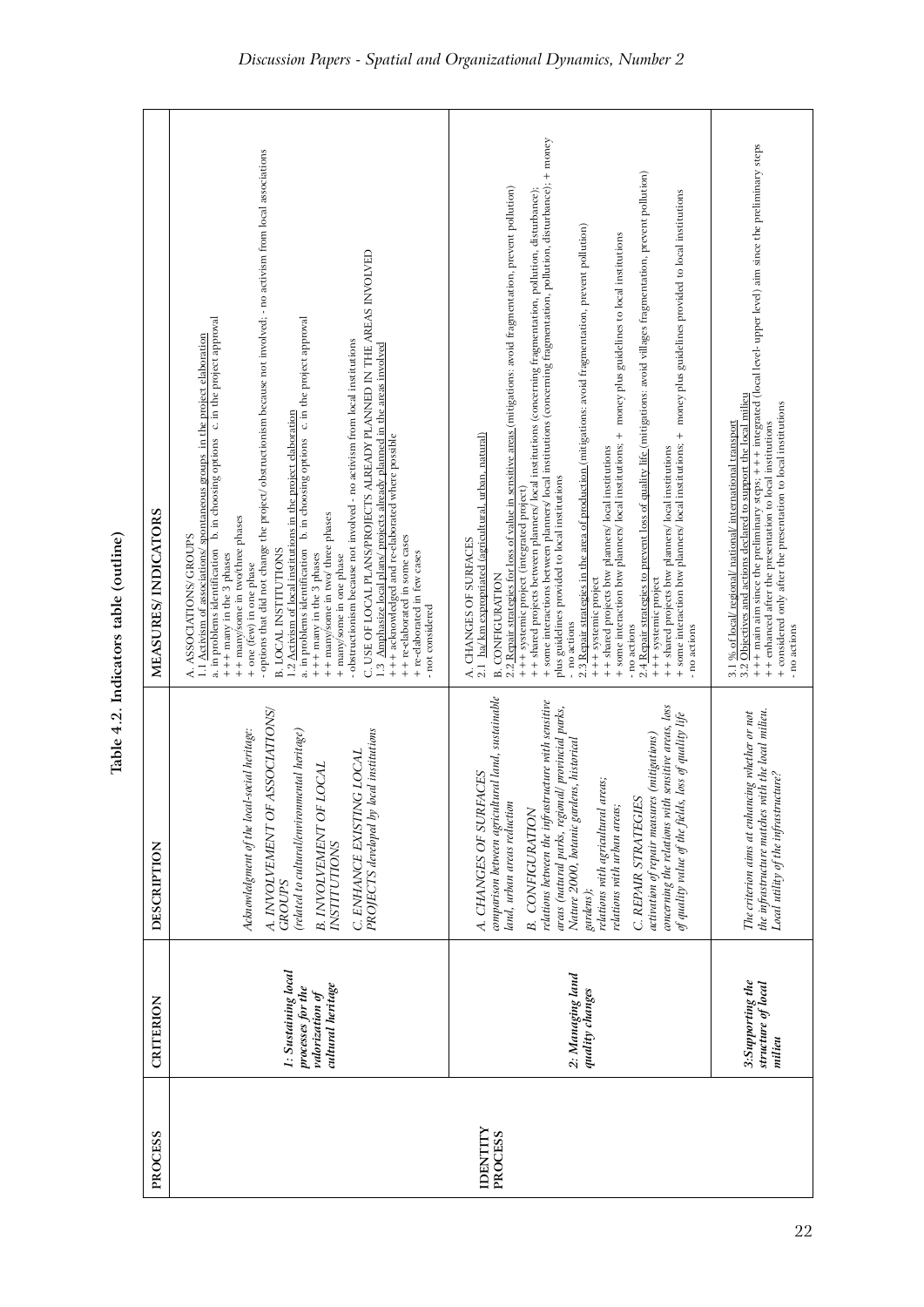**Table 4.2. Indicators table (outline)**

| PROCESS | CRITERION | DESCRIPTION | MEASURES/ INDICATORS |
|---|---|---|---|
| IDENTITY PROCESS | *1: Sustaining local processes for the valorization of cultural heritage* | *Acknowledgment of the local-social heritage:*<br>*A. INVOLVEMENT OF ASSOCIATIONS/ GROUPS*<br>*(related to cultural/environmental heritage)*<br>*B. INVOLVEMENT OF LOCAL INSTITUTIONS*<br>*C. ENHANCE EXISTING LOCAL PROJECTS developed by local institutions* | A. ASSOCIATIONS/ GROUPS<br>1.1 Activism of associations/ spontaneous groups in the project elaboration<br>a. in problems identification b. in choosing options c. in the project approval<br>+++ many in the 3 phases<br>++ many/some in two/three phases<br>+ one (few) in one phase<br>- options that did not change the project/ obstructionism because not involved; - no activism from local associations<br>B. LOCAL INSTITUTIONS<br>1.2 Activism of local institutions in the project elaboration<br>a. in problems identification b. in choosing options c. in the project approval<br>+++ many in the 3 phases<br>++ many/some in two/ three phases<br>+ many/some in one phase<br>- obstructionism because not involved - no activism from local institutions<br>C. USE OF LOCAL PLANS/PROJECTS ALREADY PLANNED IN THE AREAS INVOLVED<br>1.3 Amphasize local plans/ projects already planned in the areas involved<br>+++ acknowledged and re-elaborated where possible<br>++ re-elaborated in some cases<br>+ re-elaborated in few cases<br>- not considered |
| | *2: Managing land quality changes* | *A. CHANGES OF SURFACES*<br>*comparison between agricultural land, sustainable land, urban areas reduction*<br>*B. CONFIGURATION*<br>*relations between the infrastructure with sensitive areas (natural parks, regional/ provincial parks, Nature 2000, botanic gardens, historial gardens);*<br>*relations with agricultural areas;*<br>*relations with urban areas;*<br>*C. REPAIR STRATEGIES*<br>*activation of repair measures (mitigations) concerning the relations with sensitive areas, loss of quality value of the fields, loss of quality life* | A. CHANGES OF SURFACES<br>2.1 ha/ km expropriated (agricultural, urban, natural)<br>B. CONFIGURATION<br>2.2 Repair strategies for loss of value in sensitive areas (mitigations: avoid fragmentation, prevent pollution)<br>+++ systemic project (integrated project)<br>++ shared projects between planners/ local institutions (concerning fragmentation, pollution, disturbance);<br>+ some interactions between planners/ local institutions (concerning fragmentation, pollution, disturbance); + money plus guidelines provided to local institutions<br>- no actions<br>2.3 Repair strategies in the area of production (mitigations: avoid fragmentation, prevent pollution)<br>+++ systemic project<br>++ shared projects btw planners/ local institutions<br>+ some interaction btw planners/ local institutions; + money plus guidelines to local institutions<br>- no actions<br>2.4 Repair strategies to prevent loss of quality life (mitigations: avoid villages fragmentation, prevent pollution)<br>+++ systemic project<br>++ shared projects btw planners/ local institutions<br>+ some interaction btw planners/ local institutions; + money plus guidelines provided to local institutions<br>- no actions |
| | *3:Supporting the structure of local milieu* | *The criterion aims at enhancing whether or not the infrastructure matches with the local milieu. Local utility of the infrastructure?* | 3.1 % of local/ regional/ national/ international transport<br>3.2 Objectives and actions declared to support the local milieu<br>+++ main aim since the preliminary steps; +++ integrated (local level- upper level) aim since the preliminary steps<br>++ enhanced after the presentation to local institutions<br>+ considered only after the presentation to local institutions<br>- no actions |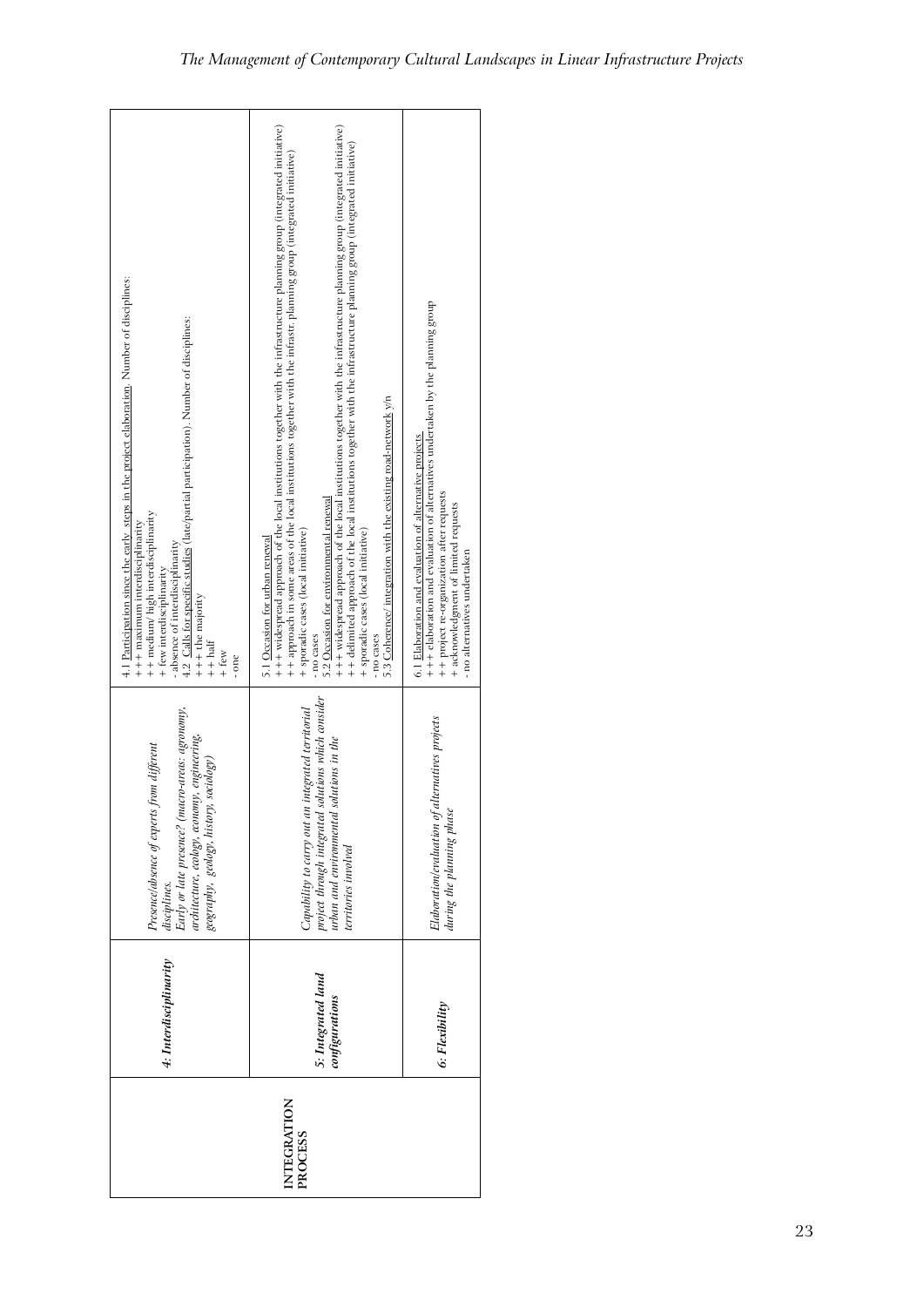| | | | |
|---|---|---|---|
| INTEGRATION PROCESS | ***4: Interdisciplinarity*** | *Presence/absence of experts from different disciplines. Early or late presence? (macro-areas: agronomy, architecture, ecology, economy, engineering, geography, geology, history, sociology)* | 4.1 Participation since the early steps in the project elaboration. Number of disciplines:<br>+++ maximum interdisciplinarity<br>++ medium/ high interdisciplinarity<br>+ few interdisciplinarity<br>- absence of interdisciplinarity<br>4.2 Calls for specific studies (late/partial participation). Number of disciplines:<br>+++ the majority<br>++ half<br>+ few<br>- one |
| | ***5: Integrated land configurations*** | *Capability to carry out an integrated territorial project through integrated solutions which consider urban and environmental solutions in the territories involved* | 5.1 Occasion for urban renewal<br>+++ widespread approach of the local institutions together with the infrastructure planning group (integrated initiative)<br>++ approach in some areas of the local institutions together with the infrastr. planning group (integrated initiative)<br>+ sporadic cases (local initiative)<br>- no cases<br>5.2 Occasion for environmental renewal<br>+++ widespread approach of the local institutions together with the infrastructure planning group (integrated initiative)<br>++ delimited approach of the local institutions together with the infrastructure planning group (integrated initiative)<br>+ sporadic cases (local initiative)<br>- no cases<br>5.3 Coherence/ integration with the existing road-network y/n |
| | ***6: Flexibility*** | *Elaboration/evaluation of alternatives projects during the planning phase* | 6.1 Elaboration and evaluation of alternative projects<br>+++ elaboration and evaluation of alternatives undertaken by the planning group<br>++ project re-organization after requests<br>+ acknowledgment of limited requests<br>- no alternatives undertaken |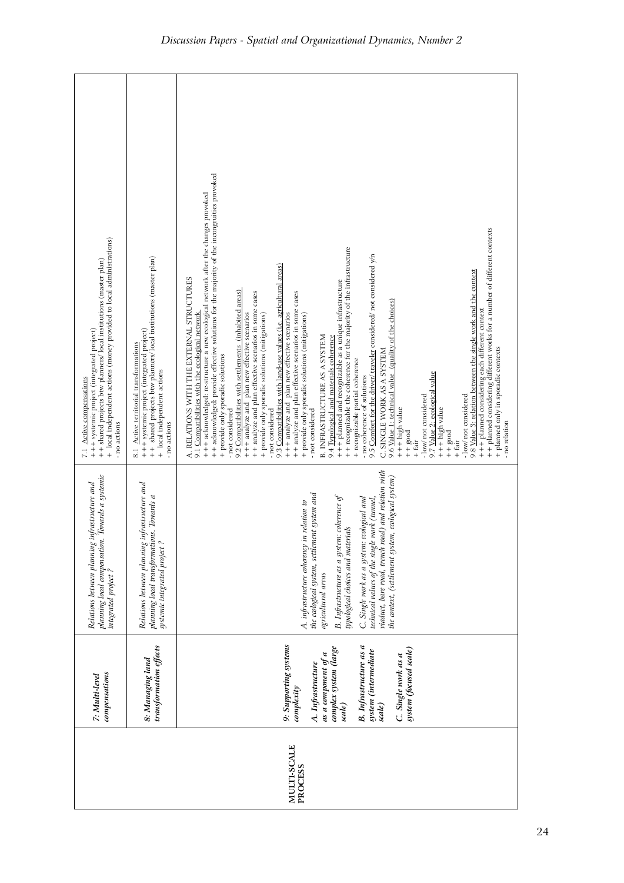| | | | |
|---|---|---|---|
| | *7: Multi-level compensations* | *Relations between planning infrastructure and planning local compensation. Towards a systemic integrated project ?* | 7.1 Active compensations<br>+++ systemic project (integrated project)<br>++ shared projects btw planners/ local institutions (master plan)<br>+ local independent actions (money provided to local administrations)<br>- no actions |
| | *8: Managing land transformation effects* | *Relations between planning infrastructure and planning local transformations. Towards a systemic integrated project ?* | 8.1 Active territorial transformations<br>+++ systemic project (integrated project)<br>++ shared projects btw planners/ local institutions (master plan)<br>+ local independent actions<br>- no actions |
| MULTI-SCALE PROCESS | *9: Supporting systems complexity*<br><br>*A. Infrastructure as a component of a complex system (large scale)*<br><br>*B. Infrastructure as a system (intermediate scale)*<br><br>*C. Single work as a system (focused scale)* | *A. infrastructure coherency in relation to the ecological system, settlement system and agricultural areas*<br><br>*B. Infrastructure as a system: coherence of typological choices and materials*<br><br>*C. Single work as a system: ecological and technical values of the single work (tunnel, viaduct, bare road, trench road) and relation with the context, (settlement system, ecological system)* | A. RELATIONS WITH THE EXTERNAL STRUCTURES<br>9.1 Compatibilities with the ecological network<br>+++ acknowledged; re-structure a new ecological network after the changes provoked<br>++ acknowledged; provide effective solutions for the majority of the incongruities provoked<br>+ provide only sporadic solutions<br>- not considered<br>9.2 Compatibilities with settlements (inhabited areas)<br>+++ analyze and plan new effective scenarios<br>++ analyze and plan effective scenarios in some cases<br>+ provide only sporadic solutions (mitigations)<br>- not considered<br>9.3 Compatibilities with land-use values (i.e. agricultural areas)<br>+++ analyze and plan new effective scenarios<br>++ analyze and plan effective scenarios in some cases<br>+ provide only sporadic solutions (mitigations)<br>- not considered<br>B. INFRASTRUCTURE AS A SYSTEM<br>9.4 Typological and materials coherence<br>+++ planned and recognizable as a unique infrastructure<br>++ recognizable the coherence for the majority of the infrastructure<br>+ recognizable partial coherence<br>- no coherence of solutions<br>9.5 Comfort for the driver/ traveler considered/ not considered y/n<br>C. SINGLE WORK AS A SYSTEM<br>9.6 Value 1: technical value (quality of the choices)<br>+++ high value<br>++ good<br>+ fair<br>-low/ not considered<br>9.7 Value 2: ecological value<br>+++ high value<br>++ good<br>+ fair<br>-low/ not considered<br>9.8 Value 3: relation between the single work and the context<br>+++ planned considering each different context<br>++ planned considering different works for a number of different contexts<br>+ planned only in sporadic contexts<br>- no relation |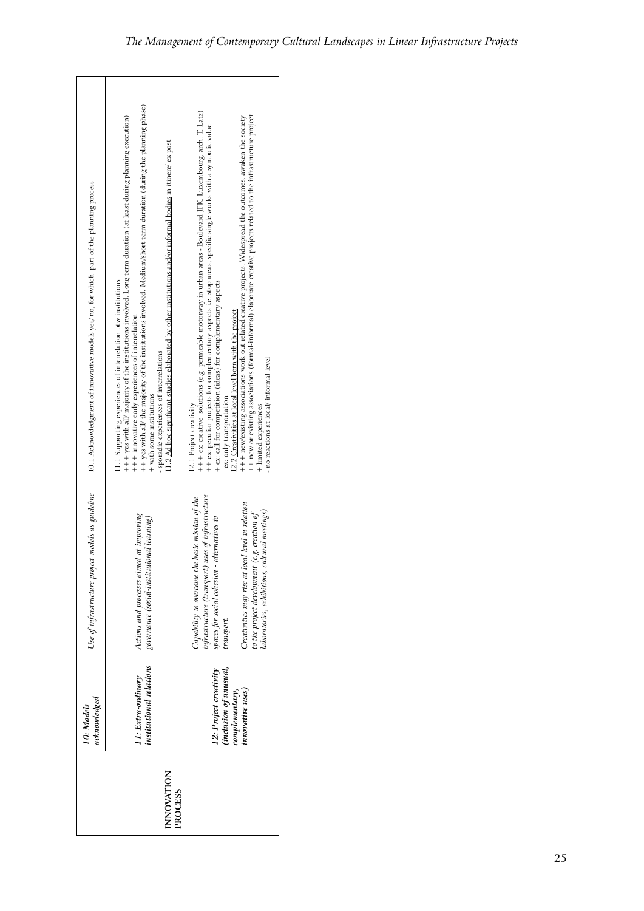|  | 10: Models acknowledged | Use of infrastructure project models as guideline | 10.1 Acknowledgment of innovative models yes/ no, for which part of the planning process |
|---|---|---|---|
| INNOVATION PROCESS | 11: Extra-ordinary institutional relations | Actions and processes aimed at improving governance (social-institutional learning) | 11.1 Supporting experiences of interrelation btw institutions<br>+++ yes with all/ majority of the institutions involved. Long term duration (at least during planning execution)<br>+++ innovative early experiences of interrelation<br>++ yes with all/ the majority of the institutions involved. Medium/short term duration (during the planning phase)<br>+ with some institutions<br>- sporadic experiences of interrelations<br>11.2 Ad hoc significant studies elaborated by other institutions and/or informal bodies in itinere/ ex post |
|  | 12: Project creativity (inclusion of unusual, complementary, innovative uses) | Capability to overcome the basic mission of the infrastructure (transport) uses of infrastructure spaces for social cohesion - alternatives to transport.<br><br>Creativities may rise at local level in relation to the project development (e.g. creation of laboratories, exhibitions, cultural meetings) | 12.1 Project creativity<br>+++ ex: creative solutions (e.g. permeable motorway in urban areas - Boulevard JFK, Luxembourg, arch. T. Latz)<br>++ ex: peculiar projects for complementary aspects i.e. stop areas, specific single works with a symbolic value<br>+ ex: call for competition (ideas) for complementary aspects<br>- ex: only transportation<br>12.2 Creativities at local level born with the project<br>+++ new/existing associations work out related creative projects. Widespread the outcomes, awaken the society<br>++ new or existing associations (formal-informal) elaborate creative projects related to the infrastructure project<br>+ limited experiences<br>- no reactions at local/ informal level |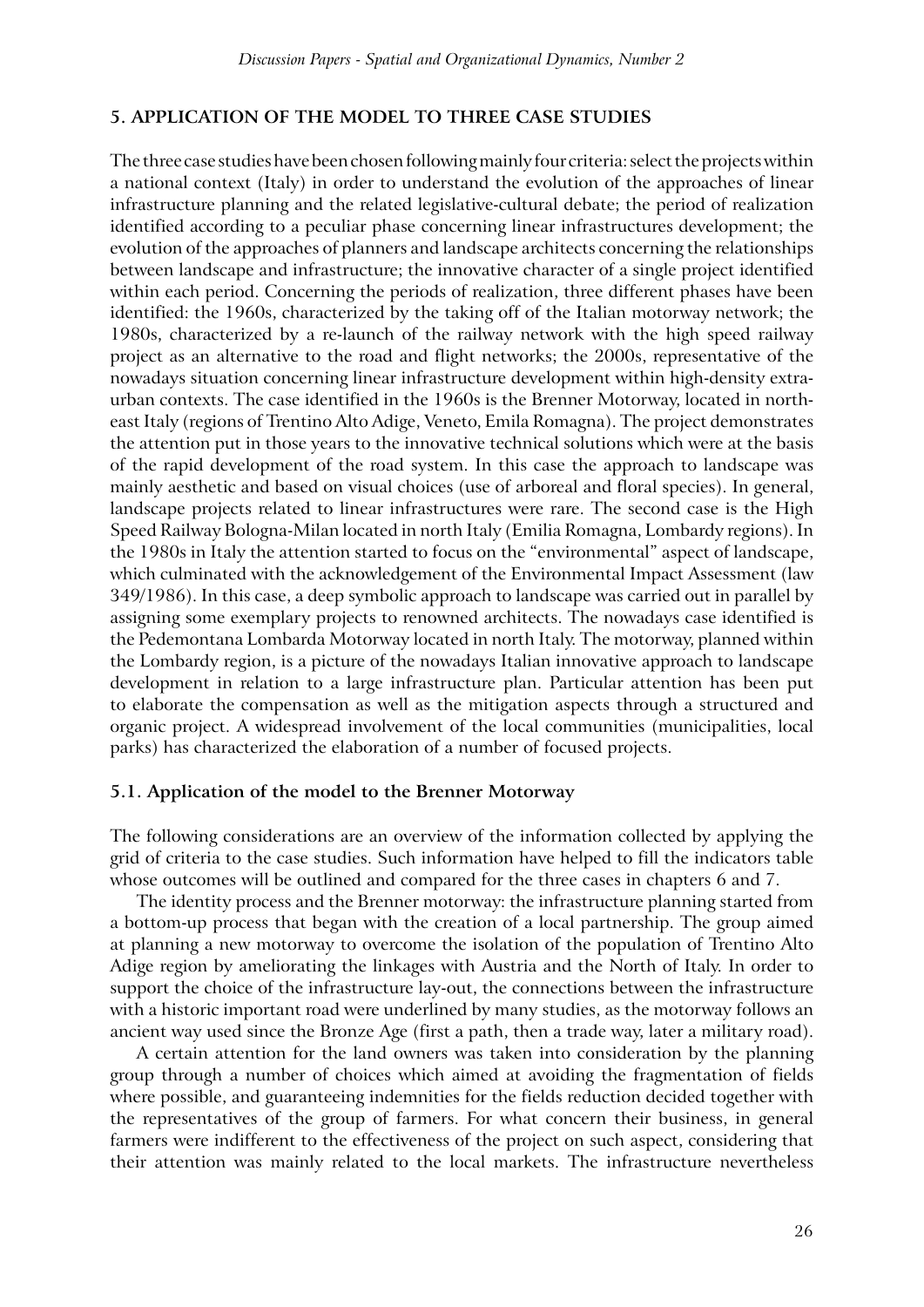## 5. APPLICATION OF THE MODEL TO THREE CASE STUDIES

The three case studies have been chosen following mainly four criteria: select the projects within a national context (Italy) in order to understand the evolution of the approaches of linear infrastructure planning and the related legislative-cultural debate; the period of realization identified according to a peculiar phase concerning linear infrastructures development; the evolution of the approaches of planners and landscape architects concerning the relationships between landscape and infrastructure; the innovative character of a single project identified within each period. Concerning the periods of realization, three different phases have been identified: the 1960s, characterized by the taking off of the Italian motorway network; the 1980s, characterized by a re-launch of the railway network with the high speed railway project as an alternative to the road and flight networks; the 2000s, representative of the nowadays situation concerning linear infrastructure development within high-density extra-urban contexts. The case identified in the 1960s is the Brenner Motorway, located in north-east Italy (regions of Trentino Alto Adige, Veneto, Emila Romagna). The project demonstrates the attention put in those years to the innovative technical solutions which were at the basis of the rapid development of the road system. In this case the approach to landscape was mainly aesthetic and based on visual choices (use of arboreal and floral species). In general, landscape projects related to linear infrastructures were rare. The second case is the High Speed Railway Bologna-Milan located in north Italy (Emilia Romagna, Lombardy regions). In the 1980s in Italy the attention started to focus on the "environmental" aspect of landscape, which culminated with the acknowledgement of the Environmental Impact Assessment (law 349/1986). In this case, a deep symbolic approach to landscape was carried out in parallel by assigning some exemplary projects to renowned architects. The nowadays case identified is the Pedemontana Lombarda Motorway located in north Italy. The motorway, planned within the Lombardy region, is a picture of the nowadays Italian innovative approach to landscape development in relation to a large infrastructure plan. Particular attention has been put to elaborate the compensation as well as the mitigation aspects through a structured and organic project. A widespread involvement of the local communities (municipalities, local parks) has characterized the elaboration of a number of focused projects.

### 5.1. Application of the model to the Brenner Motorway

The following considerations are an overview of the information collected by applying the grid of criteria to the case studies. Such information have helped to fill the indicators table whose outcomes will be outlined and compared for the three cases in chapters 6 and 7.

The identity process and the Brenner motorway: the infrastructure planning started from a bottom-up process that began with the creation of a local partnership. The group aimed at planning a new motorway to overcome the isolation of the population of Trentino Alto Adige region by ameliorating the linkages with Austria and the North of Italy. In order to support the choice of the infrastructure lay-out, the connections between the infrastructure with a historic important road were underlined by many studies, as the motorway follows an ancient way used since the Bronze Age (first a path, then a trade way, later a military road).

A certain attention for the land owners was taken into consideration by the planning group through a number of choices which aimed at avoiding the fragmentation of fields where possible, and guaranteeing indemnities for the fields reduction decided together with the representatives of the group of farmers. For what concern their business, in general farmers were indifferent to the effectiveness of the project on such aspect, considering that their attention was mainly related to the local markets. The infrastructure nevertheless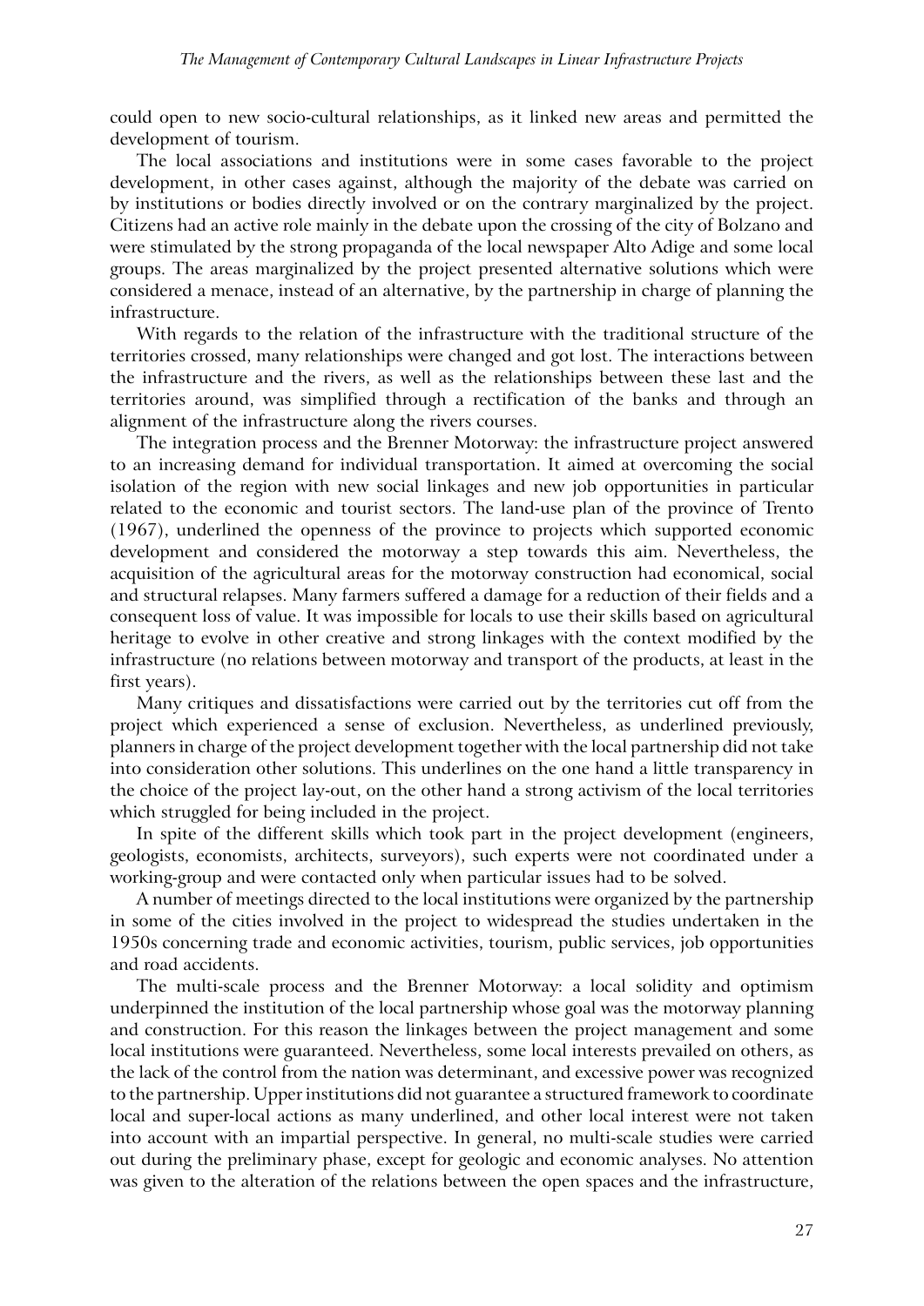could open to new socio-cultural relationships, as it linked new areas and permitted the development of tourism.

The local associations and institutions were in some cases favorable to the project development, in other cases against, although the majority of the debate was carried on by institutions or bodies directly involved or on the contrary marginalized by the project. Citizens had an active role mainly in the debate upon the crossing of the city of Bolzano and were stimulated by the strong propaganda of the local newspaper Alto Adige and some local groups. The areas marginalized by the project presented alternative solutions which were considered a menace, instead of an alternative, by the partnership in charge of planning the infrastructure.

With regards to the relation of the infrastructure with the traditional structure of the territories crossed, many relationships were changed and got lost. The interactions between the infrastructure and the rivers, as well as the relationships between these last and the territories around, was simplified through a rectification of the banks and through an alignment of the infrastructure along the rivers courses.

The integration process and the Brenner Motorway: the infrastructure project answered to an increasing demand for individual transportation. It aimed at overcoming the social isolation of the region with new social linkages and new job opportunities in particular related to the economic and tourist sectors. The land-use plan of the province of Trento (1967), underlined the openness of the province to projects which supported economic development and considered the motorway a step towards this aim. Nevertheless, the acquisition of the agricultural areas for the motorway construction had economical, social and structural relapses. Many farmers suffered a damage for a reduction of their fields and a consequent loss of value. It was impossible for locals to use their skills based on agricultural heritage to evolve in other creative and strong linkages with the context modified by the infrastructure (no relations between motorway and transport of the products, at least in the first years).

Many critiques and dissatisfactions were carried out by the territories cut off from the project which experienced a sense of exclusion. Nevertheless, as underlined previously, planners in charge of the project development together with the local partnership did not take into consideration other solutions. This underlines on the one hand a little transparency in the choice of the project lay-out, on the other hand a strong activism of the local territories which struggled for being included in the project.

In spite of the different skills which took part in the project development (engineers, geologists, economists, architects, surveyors), such experts were not coordinated under a working-group and were contacted only when particular issues had to be solved.

A number of meetings directed to the local institutions were organized by the partnership in some of the cities involved in the project to widespread the studies undertaken in the 1950s concerning trade and economic activities, tourism, public services, job opportunities and road accidents.

The multi-scale process and the Brenner Motorway: a local solidity and optimism underpinned the institution of the local partnership whose goal was the motorway planning and construction. For this reason the linkages between the project management and some local institutions were guaranteed. Nevertheless, some local interests prevailed on others, as the lack of the control from the nation was determinant, and excessive power was recognized to the partnership. Upper institutions did not guarantee a structured framework to coordinate local and super-local actions as many underlined, and other local interest were not taken into account with an impartial perspective. In general, no multi-scale studies were carried out during the preliminary phase, except for geologic and economic analyses. No attention was given to the alteration of the relations between the open spaces and the infrastructure,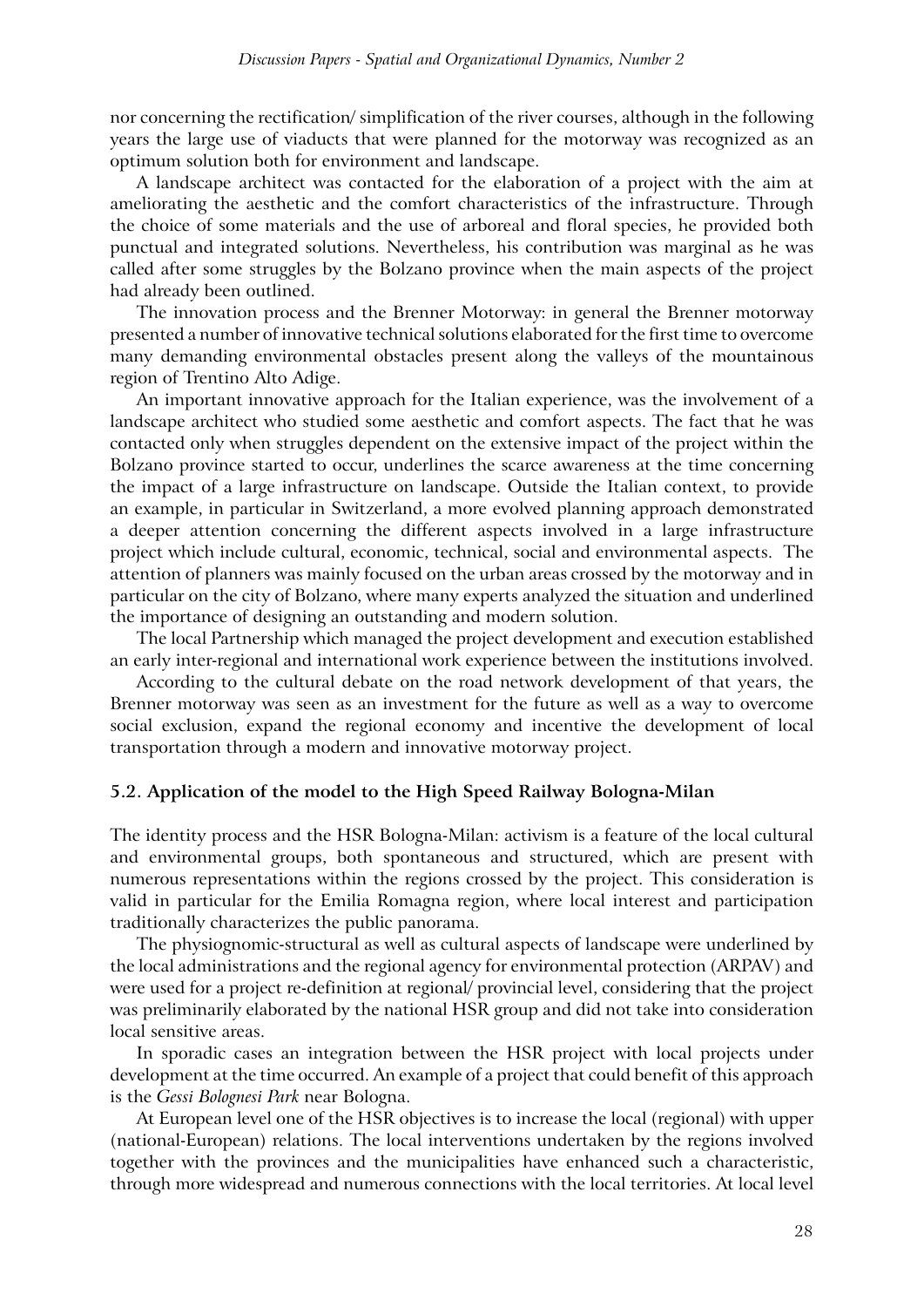nor concerning the rectification/ simplification of the river courses, although in the following years the large use of viaducts that were planned for the motorway was recognized as an optimum solution both for environment and landscape.

A landscape architect was contacted for the elaboration of a project with the aim at ameliorating the aesthetic and the comfort characteristics of the infrastructure. Through the choice of some materials and the use of arboreal and floral species, he provided both punctual and integrated solutions. Nevertheless, his contribution was marginal as he was called after some struggles by the Bolzano province when the main aspects of the project had already been outlined.

The innovation process and the Brenner Motorway: in general the Brenner motorway presented a number of innovative technical solutions elaborated for the first time to overcome many demanding environmental obstacles present along the valleys of the mountainous region of Trentino Alto Adige.

An important innovative approach for the Italian experience, was the involvement of a landscape architect who studied some aesthetic and comfort aspects. The fact that he was contacted only when struggles dependent on the extensive impact of the project within the Bolzano province started to occur, underlines the scarce awareness at the time concerning the impact of a large infrastructure on landscape. Outside the Italian context, to provide an example, in particular in Switzerland, a more evolved planning approach demonstrated a deeper attention concerning the different aspects involved in a large infrastructure project which include cultural, economic, technical, social and environmental aspects. The attention of planners was mainly focused on the urban areas crossed by the motorway and in particular on the city of Bolzano, where many experts analyzed the situation and underlined the importance of designing an outstanding and modern solution.

The local Partnership which managed the project development and execution established an early inter-regional and international work experience between the institutions involved.

According to the cultural debate on the road network development of that years, the Brenner motorway was seen as an investment for the future as well as a way to overcome social exclusion, expand the regional economy and incentive the development of local transportation through a modern and innovative motorway project.

### 5.2. Application of the model to the High Speed Railway Bologna-Milan

The identity process and the HSR Bologna-Milan: activism is a feature of the local cultural and environmental groups, both spontaneous and structured, which are present with numerous representations within the regions crossed by the project. This consideration is valid in particular for the Emilia Romagna region, where local interest and participation traditionally characterizes the public panorama.

The physiognomic-structural as well as cultural aspects of landscape were underlined by the local administrations and the regional agency for environmental protection (ARPAV) and were used for a project re-definition at regional/ provincial level, considering that the project was preliminarily elaborated by the national HSR group and did not take into consideration local sensitive areas.

In sporadic cases an integration between the HSR project with local projects under development at the time occurred. An example of a project that could benefit of this approach is the *Gessi Bolognesi Park* near Bologna.

At European level one of the HSR objectives is to increase the local (regional) with upper (national-European) relations. The local interventions undertaken by the regions involved together with the provinces and the municipalities have enhanced such a characteristic, through more widespread and numerous connections with the local territories. At local level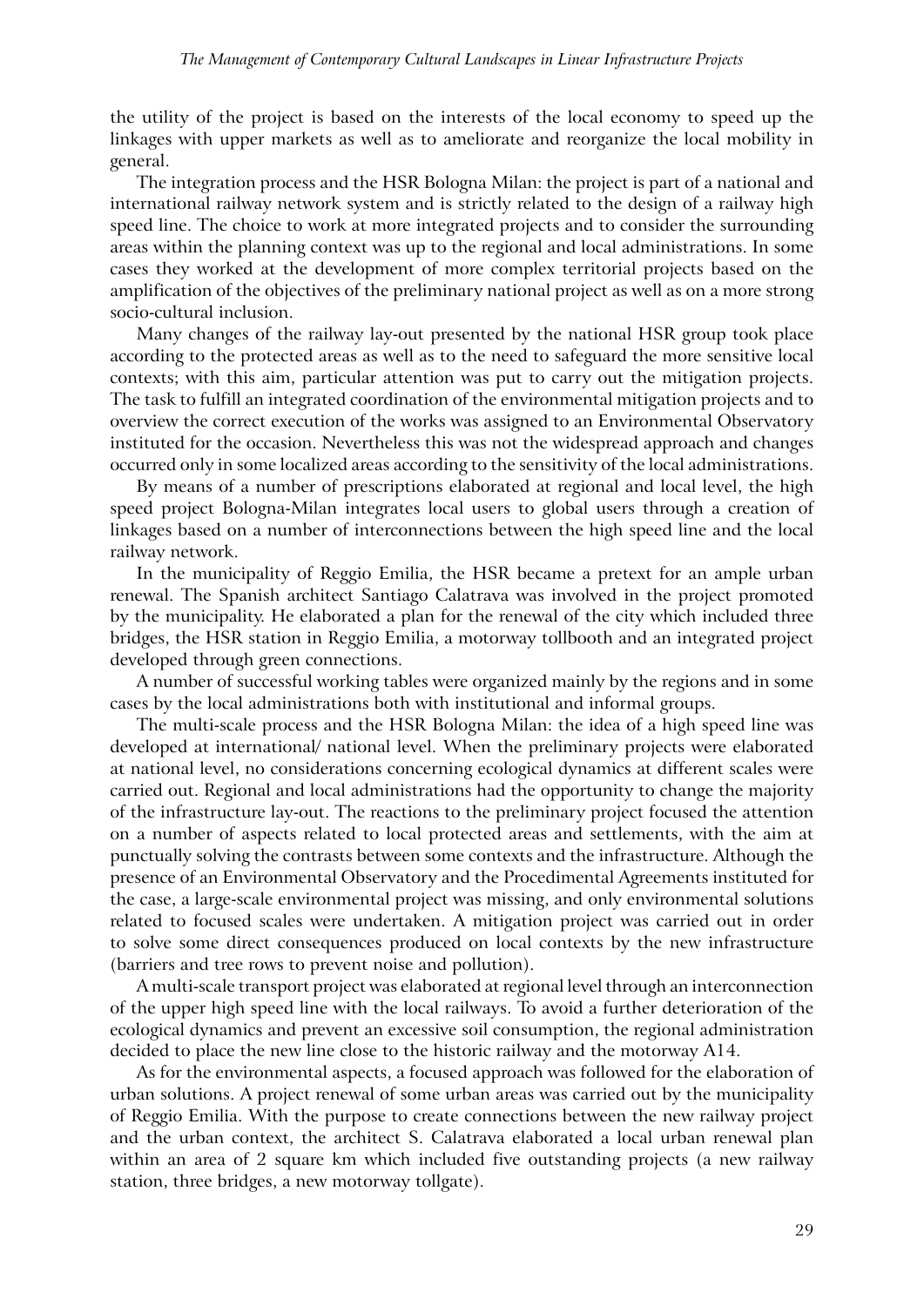the utility of the project is based on the interests of the local economy to speed up the linkages with upper markets as well as to ameliorate and reorganize the local mobility in general.

The integration process and the HSR Bologna Milan: the project is part of a national and international railway network system and is strictly related to the design of a railway high speed line. The choice to work at more integrated projects and to consider the surrounding areas within the planning context was up to the regional and local administrations. In some cases they worked at the development of more complex territorial projects based on the amplification of the objectives of the preliminary national project as well as on a more strong socio-cultural inclusion.

Many changes of the railway lay-out presented by the national HSR group took place according to the protected areas as well as to the need to safeguard the more sensitive local contexts; with this aim, particular attention was put to carry out the mitigation projects. The task to fulfill an integrated coordination of the environmental mitigation projects and to overview the correct execution of the works was assigned to an Environmental Observatory instituted for the occasion. Nevertheless this was not the widespread approach and changes occurred only in some localized areas according to the sensitivity of the local administrations.

By means of a number of prescriptions elaborated at regional and local level, the high speed project Bologna-Milan integrates local users to global users through a creation of linkages based on a number of interconnections between the high speed line and the local railway network.

In the municipality of Reggio Emilia, the HSR became a pretext for an ample urban renewal. The Spanish architect Santiago Calatrava was involved in the project promoted by the municipality. He elaborated a plan for the renewal of the city which included three bridges, the HSR station in Reggio Emilia, a motorway tollbooth and an integrated project developed through green connections.

A number of successful working tables were organized mainly by the regions and in some cases by the local administrations both with institutional and informal groups.

The multi-scale process and the HSR Bologna Milan: the idea of a high speed line was developed at international/ national level. When the preliminary projects were elaborated at national level, no considerations concerning ecological dynamics at different scales were carried out. Regional and local administrations had the opportunity to change the majority of the infrastructure lay-out. The reactions to the preliminary project focused the attention on a number of aspects related to local protected areas and settlements, with the aim at punctually solving the contrasts between some contexts and the infrastructure. Although the presence of an Environmental Observatory and the Procedimental Agreements instituted for the case, a large-scale environmental project was missing, and only environmental solutions related to focused scales were undertaken. A mitigation project was carried out in order to solve some direct consequences produced on local contexts by the new infrastructure (barriers and tree rows to prevent noise and pollution).

A multi-scale transport project was elaborated at regional level through an interconnection of the upper high speed line with the local railways. To avoid a further deterioration of the ecological dynamics and prevent an excessive soil consumption, the regional administration decided to place the new line close to the historic railway and the motorway A14.

As for the environmental aspects, a focused approach was followed for the elaboration of urban solutions. A project renewal of some urban areas was carried out by the municipality of Reggio Emilia. With the purpose to create connections between the new railway project and the urban context, the architect S. Calatrava elaborated a local urban renewal plan within an area of 2 square km which included five outstanding projects (a new railway station, three bridges, a new motorway tollgate).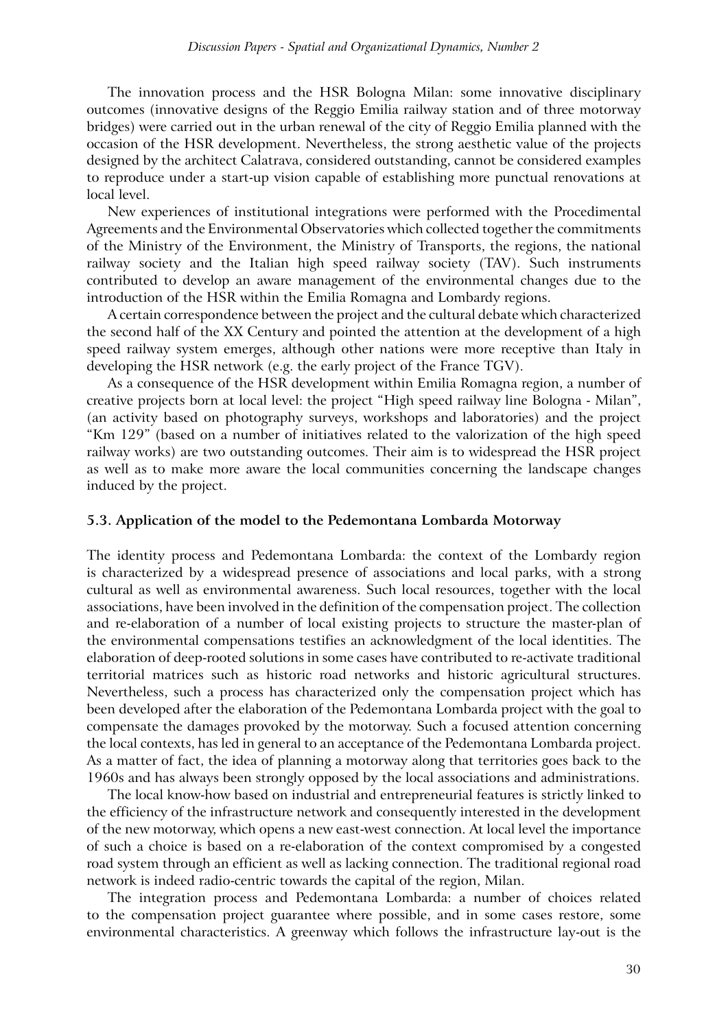The innovation process and the HSR Bologna Milan: some innovative disciplinary outcomes (innovative designs of the Reggio Emilia railway station and of three motorway bridges) were carried out in the urban renewal of the city of Reggio Emilia planned with the occasion of the HSR development. Nevertheless, the strong aesthetic value of the projects designed by the architect Calatrava, considered outstanding, cannot be considered examples to reproduce under a start-up vision capable of establishing more punctual renovations at local level.

New experiences of institutional integrations were performed with the Procedimental Agreements and the Environmental Observatories which collected together the commitments of the Ministry of the Environment, the Ministry of Transports, the regions, the national railway society and the Italian high speed railway society (TAV). Such instruments contributed to develop an aware management of the environmental changes due to the introduction of the HSR within the Emilia Romagna and Lombardy regions.

A certain correspondence between the project and the cultural debate which characterized the second half of the XX Century and pointed the attention at the development of a high speed railway system emerges, although other nations were more receptive than Italy in developing the HSR network (e.g. the early project of the France TGV).

As a consequence of the HSR development within Emilia Romagna region, a number of creative projects born at local level: the project "High speed railway line Bologna - Milan", (an activity based on photography surveys, workshops and laboratories) and the project "Km 129" (based on a number of initiatives related to the valorization of the high speed railway works) are two outstanding outcomes. Their aim is to widespread the HSR project as well as to make more aware the local communities concerning the landscape changes induced by the project.

### 5.3. Application of the model to the Pedemontana Lombarda Motorway

The identity process and Pedemontana Lombarda: the context of the Lombardy region is characterized by a widespread presence of associations and local parks, with a strong cultural as well as environmental awareness. Such local resources, together with the local associations, have been involved in the definition of the compensation project. The collection and re-elaboration of a number of local existing projects to structure the master-plan of the environmental compensations testifies an acknowledgment of the local identities. The elaboration of deep-rooted solutions in some cases have contributed to re-activate traditional territorial matrices such as historic road networks and historic agricultural structures. Nevertheless, such a process has characterized only the compensation project which has been developed after the elaboration of the Pedemontana Lombarda project with the goal to compensate the damages provoked by the motorway. Such a focused attention concerning the local contexts, has led in general to an acceptance of the Pedemontana Lombarda project. As a matter of fact, the idea of planning a motorway along that territories goes back to the 1960s and has always been strongly opposed by the local associations and administrations.

The local know-how based on industrial and entrepreneurial features is strictly linked to the efficiency of the infrastructure network and consequently interested in the development of the new motorway, which opens a new east-west connection. At local level the importance of such a choice is based on a re-elaboration of the context compromised by a congested road system through an efficient as well as lacking connection. The traditional regional road network is indeed radio-centric towards the capital of the region, Milan.

The integration process and Pedemontana Lombarda: a number of choices related to the compensation project guarantee where possible, and in some cases restore, some environmental characteristics. A greenway which follows the infrastructure lay-out is the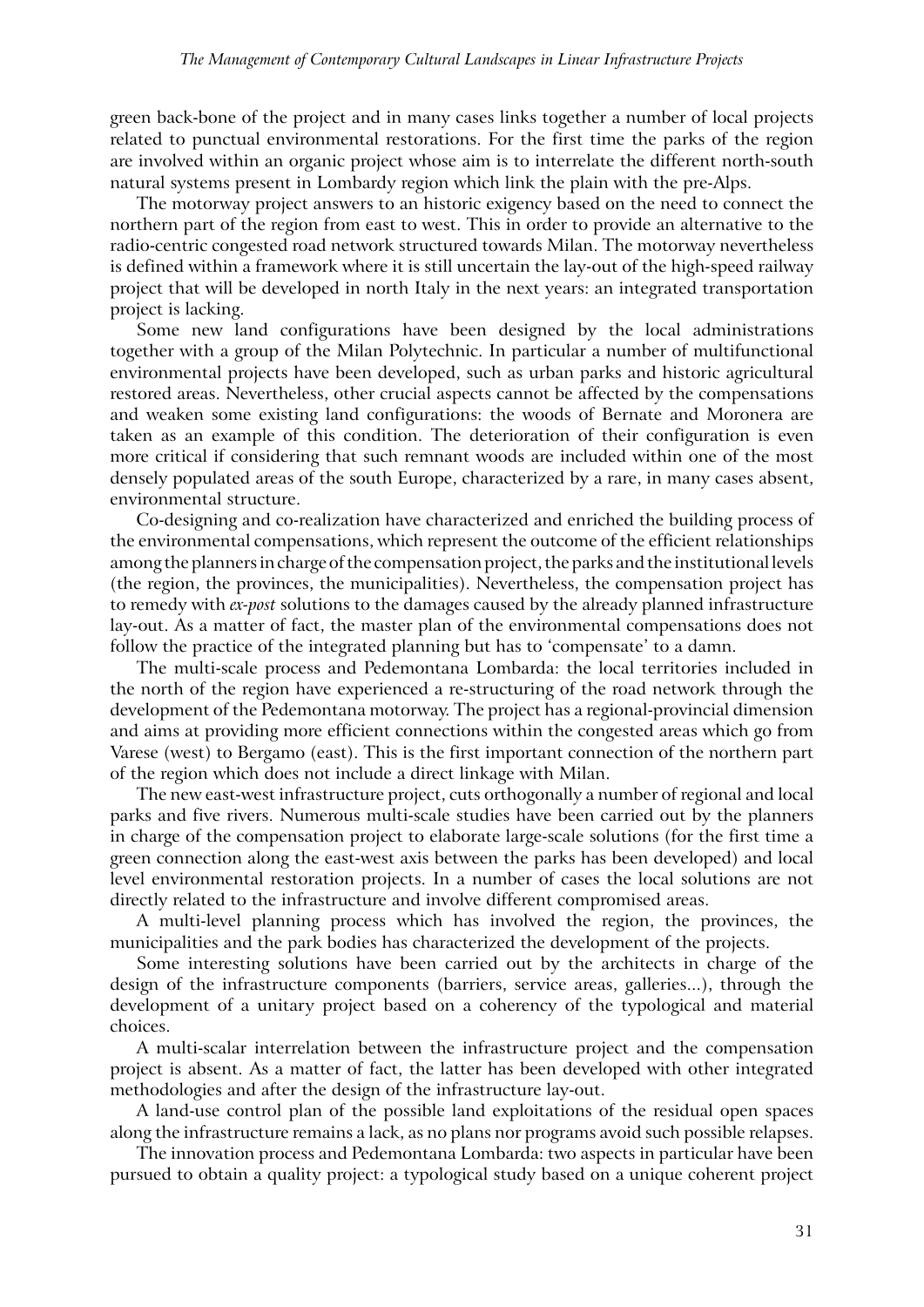green back-bone of the project and in many cases links together a number of local projects related to punctual environmental restorations. For the first time the parks of the region are involved within an organic project whose aim is to interrelate the different north-south natural systems present in Lombardy region which link the plain with the pre-Alps.

The motorway project answers to an historic exigency based on the need to connect the northern part of the region from east to west. This in order to provide an alternative to the radio-centric congested road network structured towards Milan. The motorway nevertheless is defined within a framework where it is still uncertain the lay-out of the high-speed railway project that will be developed in north Italy in the next years: an integrated transportation project is lacking.

Some new land configurations have been designed by the local administrations together with a group of the Milan Polytechnic. In particular a number of multifunctional environmental projects have been developed, such as urban parks and historic agricultural restored areas. Nevertheless, other crucial aspects cannot be affected by the compensations and weaken some existing land configurations: the woods of Bernate and Moronera are taken as an example of this condition. The deterioration of their configuration is even more critical if considering that such remnant woods are included within one of the most densely populated areas of the south Europe, characterized by a rare, in many cases absent, environmental structure.

Co-designing and co-realization have characterized and enriched the building process of the environmental compensations, which represent the outcome of the efficient relationships among the planners in charge of the compensation project, the parks and the institutional levels (the region, the provinces, the municipalities). Nevertheless, the compensation project has to remedy with *ex-post* solutions to the damages caused by the already planned infrastructure lay-out. As a matter of fact, the master plan of the environmental compensations does not follow the practice of the integrated planning but has to 'compensate' to a damn.

The multi-scale process and Pedemontana Lombarda: the local territories included in the north of the region have experienced a re-structuring of the road network through the development of the Pedemontana motorway. The project has a regional-provincial dimension and aims at providing more efficient connections within the congested areas which go from Varese (west) to Bergamo (east). This is the first important connection of the northern part of the region which does not include a direct linkage with Milan.

The new east-west infrastructure project, cuts orthogonally a number of regional and local parks and five rivers. Numerous multi-scale studies have been carried out by the planners in charge of the compensation project to elaborate large-scale solutions (for the first time a green connection along the east-west axis between the parks has been developed) and local level environmental restoration projects. In a number of cases the local solutions are not directly related to the infrastructure and involve different compromised areas.

A multi-level planning process which has involved the region, the provinces, the municipalities and the park bodies has characterized the development of the projects.

Some interesting solutions have been carried out by the architects in charge of the design of the infrastructure components (barriers, service areas, galleries...), through the development of a unitary project based on a coherency of the typological and material choices.

A multi-scalar interrelation between the infrastructure project and the compensation project is absent. As a matter of fact, the latter has been developed with other integrated methodologies and after the design of the infrastructure lay-out.

A land-use control plan of the possible land exploitations of the residual open spaces along the infrastructure remains a lack, as no plans nor programs avoid such possible relapses.

The innovation process and Pedemontana Lombarda: two aspects in particular have been pursued to obtain a quality project: a typological study based on a unique coherent project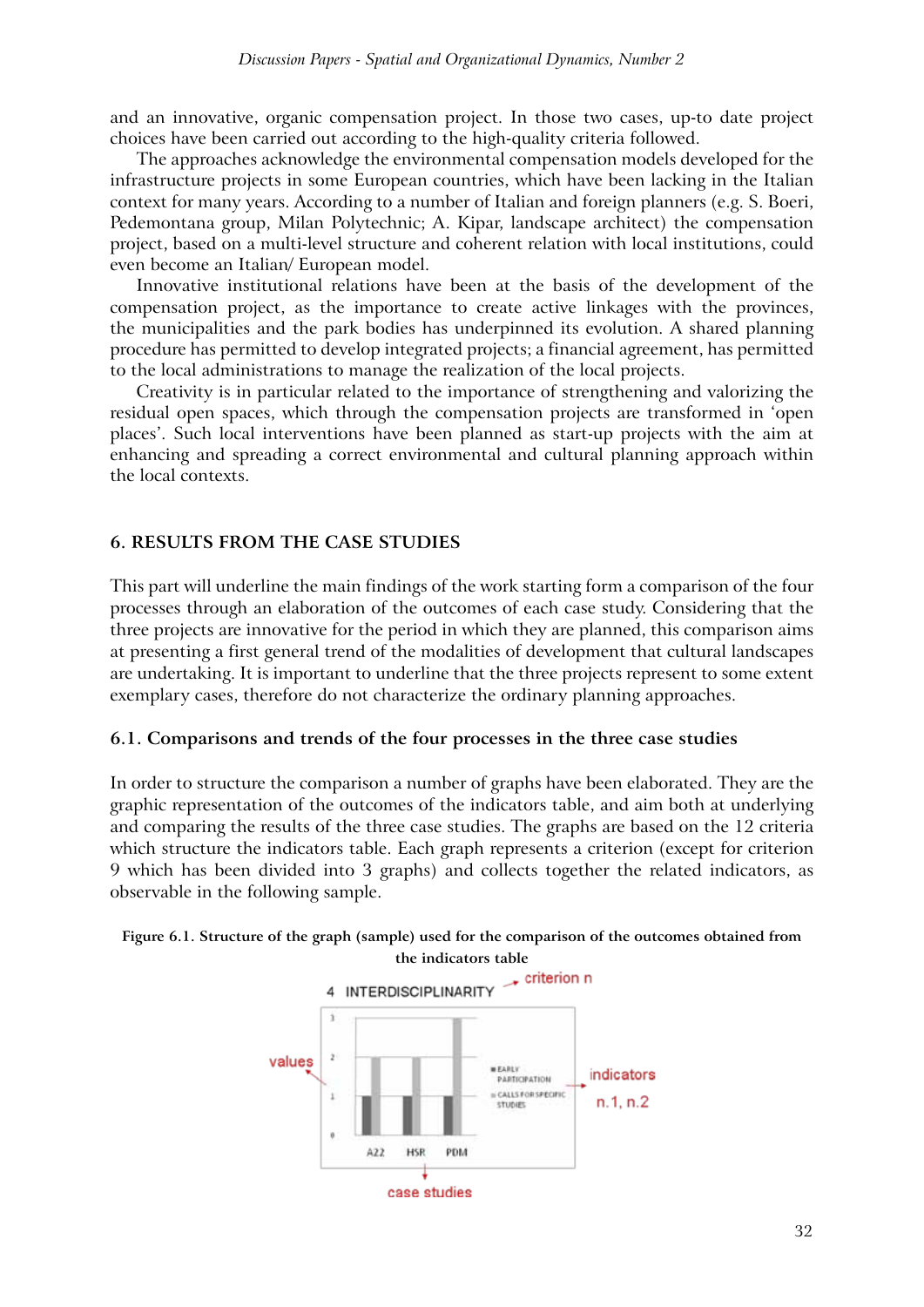and an innovative, organic compensation project. In those two cases, up-to date project choices have been carried out according to the high-quality criteria followed.

The approaches acknowledge the environmental compensation models developed for the infrastructure projects in some European countries, which have been lacking in the Italian context for many years. According to a number of Italian and foreign planners (e.g. S. Boeri, Pedemontana group, Milan Polytechnic; A. Kipar, landscape architect) the compensation project, based on a multi-level structure and coherent relation with local institutions, could even become an Italian/ European model.

Innovative institutional relations have been at the basis of the development of the compensation project, as the importance to create active linkages with the provinces, the municipalities and the park bodies has underpinned its evolution. A shared planning procedure has permitted to develop integrated projects; a financial agreement, has permitted to the local administrations to manage the realization of the local projects.

Creativity is in particular related to the importance of strengthening and valorizing the residual open spaces, which through the compensation projects are transformed in 'open places'. Such local interventions have been planned as start-up projects with the aim at enhancing and spreading a correct environmental and cultural planning approach within the local contexts.

## 6. RESULTS FROM THE CASE STUDIES

This part will underline the main findings of the work starting form a comparison of the four processes through an elaboration of the outcomes of each case study. Considering that the three projects are innovative for the period in which they are planned, this comparison aims at presenting a first general trend of the modalities of development that cultural landscapes are undertaking. It is important to underline that the three projects represent to some extent exemplary cases, therefore do not characterize the ordinary planning approaches.

### 6.1. Comparisons and trends of the four processes in the three case studies

In order to structure the comparison a number of graphs have been elaborated. They are the graphic representation of the outcomes of the indicators table, and aim both at underlying and comparing the results of the three case studies. The graphs are based on the 12 criteria which structure the indicators table. Each graph represents a criterion (except for criterion 9 which has been divided into 3 graphs) and collects together the related indicators, as observable in the following sample.

**Figure 6.1. Structure of the graph (sample) used for the comparison of the outcomes obtained from the indicators table**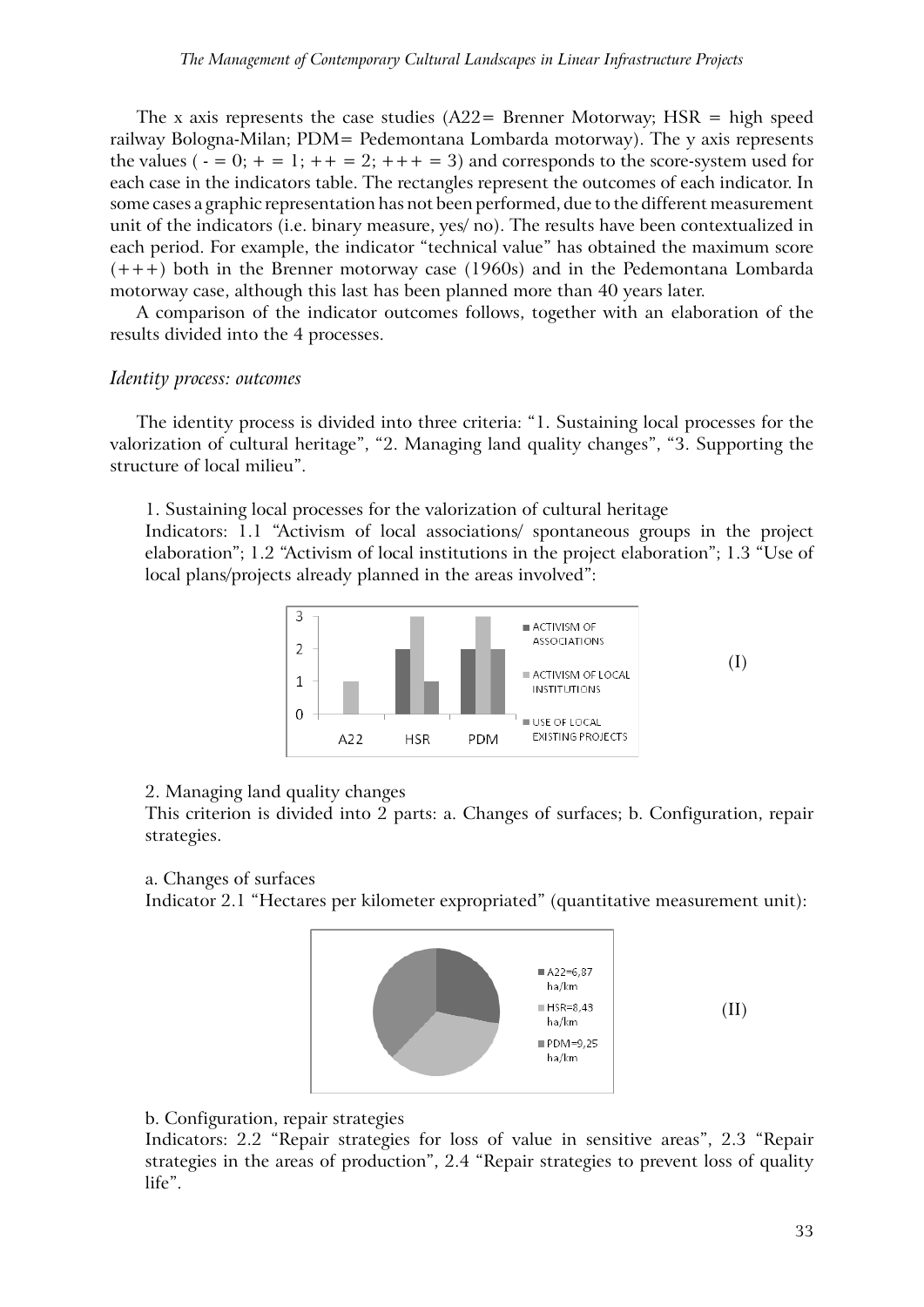The x axis represents the case studies (A22= Brenner Motorway; HSR = high speed railway Bologna-Milan; PDM= Pedemontana Lombarda motorway). The y axis represents the values ( - = 0; + = 1; ++ = 2; +++ = 3) and corresponds to the score-system used for each case in the indicators table. The rectangles represent the outcomes of each indicator. In some cases a graphic representation has not been performed, due to the different measurement unit of the indicators (i.e. binary measure, yes/ no). The results have been contextualized in each period. For example, the indicator "technical value" has obtained the maximum score (+++) both in the Brenner motorway case (1960s) and in the Pedemontana Lombarda motorway case, although this last has been planned more than 40 years later.

A comparison of the indicator outcomes follows, together with an elaboration of the results divided into the 4 processes.

*Identity process: outcomes*

The identity process is divided into three criteria: "1. Sustaining local processes for the valorization of cultural heritage", "2. Managing land quality changes", "3. Supporting the structure of local milieu".

1. Sustaining local processes for the valorization of cultural heritage

Indicators: 1.1 "Activism of local associations/ spontaneous groups in the project elaboration"; 1.2 "Activism of local institutions in the project elaboration"; 1.3 "Use of local plans/projects already planned in the areas involved":

(I)

2. Managing land quality changes

This criterion is divided into 2 parts: a. Changes of surfaces; b. Configuration, repair strategies.

a. Changes of surfaces

Indicator 2.1 "Hectares per kilometer expropriated" (quantitative measurement unit):

(II)

b. Configuration, repair strategies

Indicators: 2.2 "Repair strategies for loss of value in sensitive areas", 2.3 "Repair strategies in the areas of production", 2.4 "Repair strategies to prevent loss of quality life".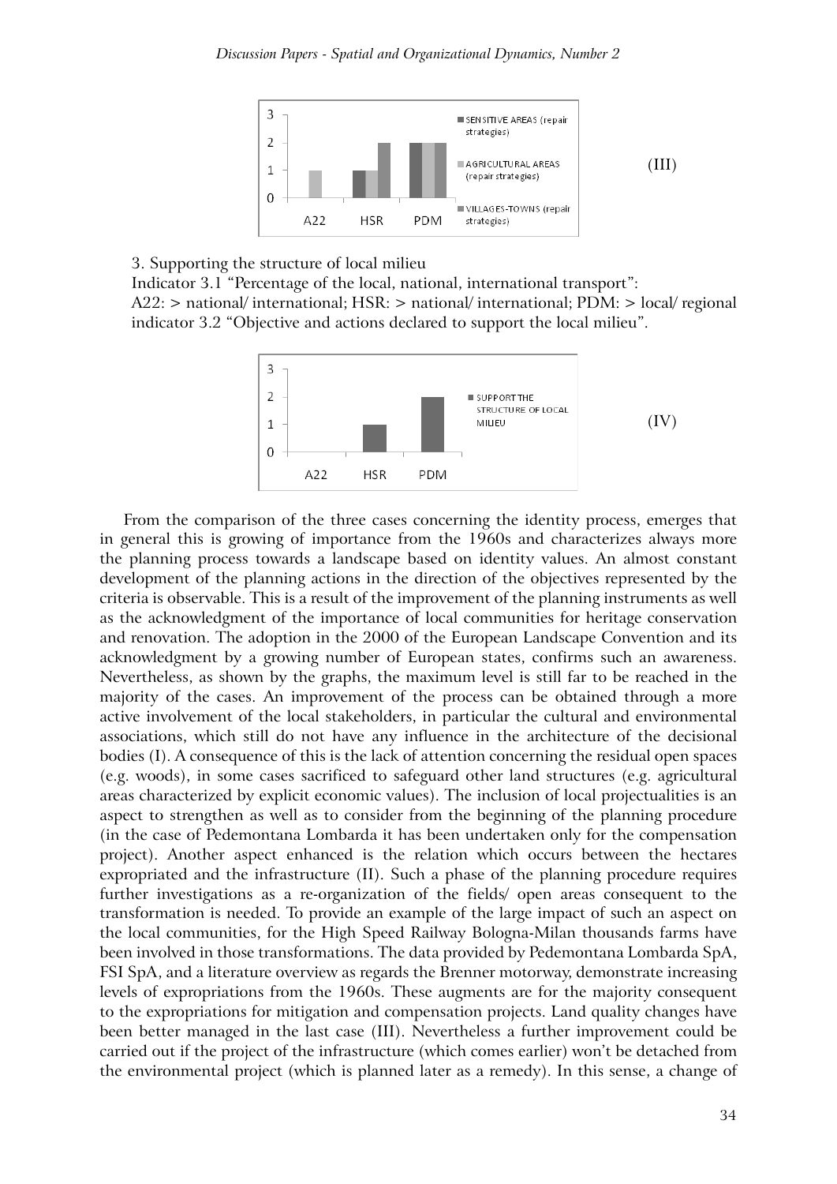(III)

3. Supporting the structure of local milieu

Indicator 3.1 "Percentage of the local, national, international transport":

A22: > national/ international; HSR: > national/ international; PDM: > local/ regional

indicator 3.2 "Objective and actions declared to support the local milieu".

(IV)

From the comparison of the three cases concerning the identity process, emerges that in general this is growing of importance from the 1960s and characterizes always more the planning process towards a landscape based on identity values. An almost constant development of the planning actions in the direction of the objectives represented by the criteria is observable. This is a result of the improvement of the planning instruments as well as the acknowledgment of the importance of local communities for heritage conservation and renovation. The adoption in the 2000 of the European Landscape Convention and its acknowledgment by a growing number of European states, confirms such an awareness. Nevertheless, as shown by the graphs, the maximum level is still far to be reached in the majority of the cases. An improvement of the process can be obtained through a more active involvement of the local stakeholders, in particular the cultural and environmental associations, which still do not have any influence in the architecture of the decisional bodies (I). A consequence of this is the lack of attention concerning the residual open spaces (e.g. woods), in some cases sacrificed to safeguard other land structures (e.g. agricultural areas characterized by explicit economic values). The inclusion of local projectualities is an aspect to strengthen as well as to consider from the beginning of the planning procedure (in the case of Pedemontana Lombarda it has been undertaken only for the compensation project). Another aspect enhanced is the relation which occurs between the hectares expropriated and the infrastructure (II). Such a phase of the planning procedure requires further investigations as a re-organization of the fields/ open areas consequent to the transformation is needed. To provide an example of the large impact of such an aspect on the local communities, for the High Speed Railway Bologna-Milan thousands farms have been involved in those transformations. The data provided by Pedemontana Lombarda SpA, FSI SpA, and a literature overview as regards the Brenner motorway, demonstrate increasing levels of expropriations from the 1960s. These augments are for the majority consequent to the expropriations for mitigation and compensation projects. Land quality changes have been better managed in the last case (III). Nevertheless a further improvement could be carried out if the project of the infrastructure (which comes earlier) won't be detached from the environmental project (which is planned later as a remedy). In this sense, a change of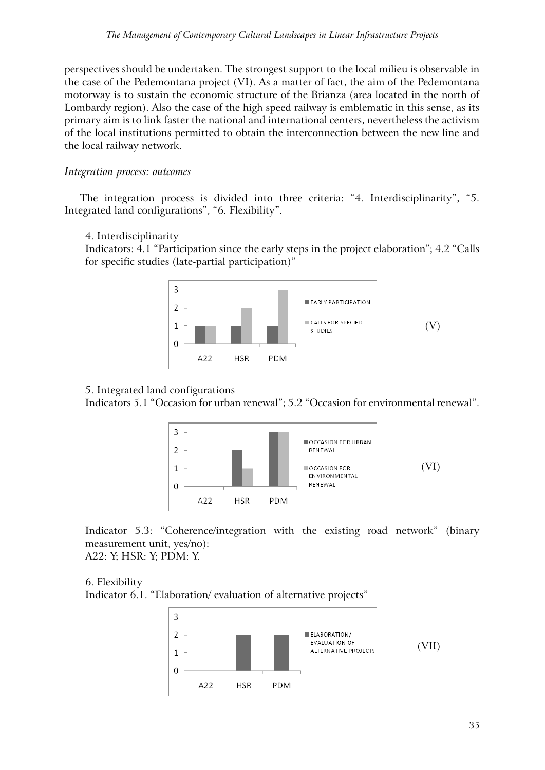perspectives should be undertaken. The strongest support to the local milieu is observable in the case of the Pedemontana project (VI). As a matter of fact, the aim of the Pedemontana motorway is to sustain the economic structure of the Brianza (area located in the north of Lombardy region). Also the case of the high speed railway is emblematic in this sense, as its primary aim is to link faster the national and international centers, nevertheless the activism of the local institutions permitted to obtain the interconnection between the new line and the local railway network.

*Integration process: outcomes*

The integration process is divided into three criteria: "4. Interdisciplinarity", "5. Integrated land configurations", "6. Flexibility".

4. Interdisciplinarity

Indicators: 4.1 "Participation since the early steps in the project elaboration"; 4.2 "Calls for specific studies (late-partial participation)"

| | EARLY PARTICIPATION | CALLS FOR SPECIFIC STUDIES |
|---|---|---|
| A22 | 1 | 1 |
| HSR | 1 | 2 |
| PDM | 1 | 3 |

(V)

5. Integrated land configurations

Indicators 5.1 "Occasion for urban renewal"; 5.2 "Occasion for environmental renewal".

| | OCCASION FOR URBAN RENEWAL | OCCASION FOR ENVIRONMENTAL RENEWAL |
|---|---|---|
| A22 | 0 | 0 |
| HSR | 2 | 1 |
| PDM | 3 | 3 |

(VI)

Indicator 5.3: "Coherence/integration with the existing road network" (binary measurement unit, yes/no):

A22: Y; HSR: Y; PDM: Y.

6. Flexibility

Indicator 6.1. "Elaboration/ evaluation of alternative projects"

| | ELABORATION/ EVALUATION OF ALTERNATIVE PROJECTS |
|---|---|
| A22 | 0 |
| HSR | 2 |
| PDM | 2 |

(VII)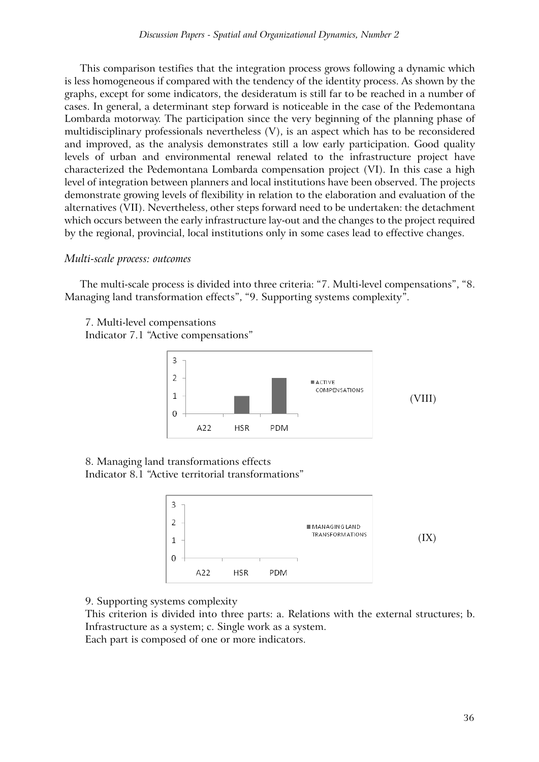This comparison testifies that the integration process grows following a dynamic which is less homogeneous if compared with the tendency of the identity process. As shown by the graphs, except for some indicators, the desideratum is still far to be reached in a number of cases. In general, a determinant step forward is noticeable in the case of the Pedemontana Lombarda motorway. The participation since the very beginning of the planning phase of multidisciplinary professionals nevertheless (V), is an aspect which has to be reconsidered and improved, as the analysis demonstrates still a low early participation. Good quality levels of urban and environmental renewal related to the infrastructure project have characterized the Pedemontana Lombarda compensation project (VI). In this case a high level of integration between planners and local institutions have been observed. The projects demonstrate growing levels of flexibility in relation to the elaboration and evaluation of the alternatives (VII). Nevertheless, other steps forward need to be undertaken: the detachment which occurs between the early infrastructure lay-out and the changes to the project required by the regional, provincial, local institutions only in some cases lead to effective changes.

*Multi-scale process: outcomes*

The multi-scale process is divided into three criteria: "7. Multi-level compensations", "8. Managing land transformation effects", "9. Supporting systems complexity".

7. Multi-level compensations
Indicator 7.1 "Active compensations"

| | ACTIVE COMPENSATIONS |
|---|---|
| A22 | 0 |
| HSR | 1 |
| PDM | 2 |

(VIII)

8. Managing land transformations effects
Indicator 8.1 "Active territorial transformations"

| | MANAGING LAND TRANSFORMATIONS |
|---|---|
| A22 | 0 |
| HSR | 0 |
| PDM | 0 |

(IX)

9. Supporting systems complexity
This criterion is divided into three parts: a. Relations with the external structures; b. Infrastructure as a system; c. Single work as a system.
Each part is composed of one or more indicators.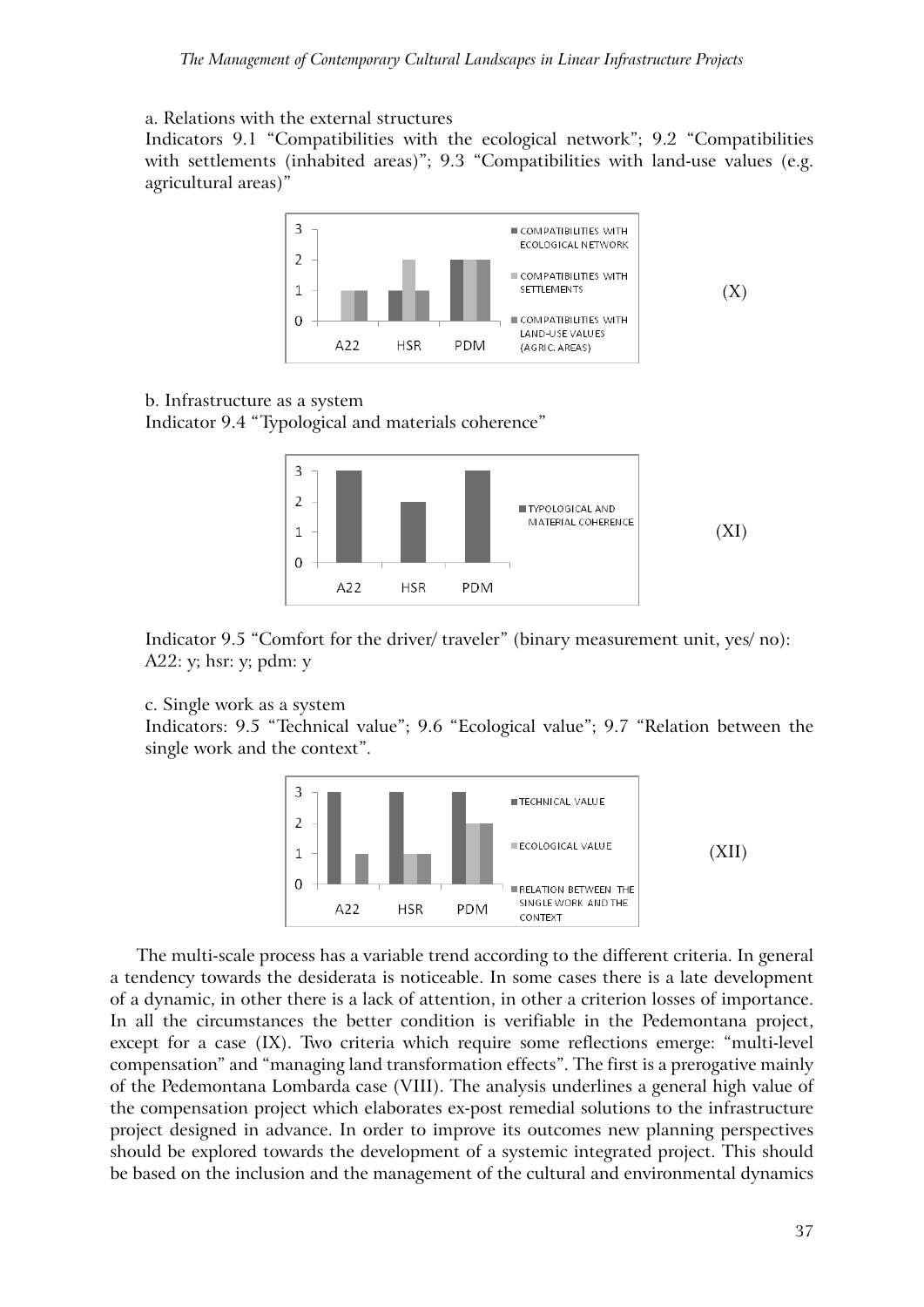a. Relations with the external structures

Indicators 9.1 "Compatibilities with the ecological network"; 9.2 "Compatibilities with settlements (inhabited areas)"; 9.3 "Compatibilities with land-use values (e.g. agricultural areas)"

| | COMPATIBILITIES WITH ECOLOGICAL NETWORK | COMPATIBILITIES WITH SETTLEMENTS | COMPATIBILITIES WITH LAND-USE VALUES (AGRIC. AREAS) |
| --- | --- | --- | --- |
| A22 | 0 | 1 | 1 |
| HSR | 1 | 2 | 1 |
| PDM | 2 | 2 | 2 |

(X)

b. Infrastructure as a system

Indicator 9.4 "Typological and materials coherence"

| | TYPOLOGICAL AND MATERIAL COHERENCE |
| --- | --- |
| A22 | 3 |
| HSR | 2 |
| PDM | 3 |

(XI)

Indicator 9.5 "Comfort for the driver/ traveler" (binary measurement unit, yes/ no): A22: y; hsr: y; pdm: y

c. Single work as a system

Indicators: 9.5 "Technical value"; 9.6 "Ecological value"; 9.7 "Relation between the single work and the context".

| | TECHNICAL VALUE | ECOLOGICAL VALUE | RELATION BETWEEN THE SINGLE WORK AND THE CONTEXT |
| --- | --- | --- | --- |
| A22 | 3 | 0 | 1 |
| HSR | 3 | 1 | 1 |
| PDM | 3 | 2 | 2 |

(XII)

The multi-scale process has a variable trend according to the different criteria. In general a tendency towards the desiderata is noticeable. In some cases there is a late development of a dynamic, in other there is a lack of attention, in other a criterion losses of importance. In all the circumstances the better condition is verifiable in the Pedemontana project, except for a case (IX). Two criteria which require some reflections emerge: "multi-level compensation" and "managing land transformation effects". The first is a prerogative mainly of the Pedemontana Lombarda case (VIII). The analysis underlines a general high value of the compensation project which elaborates ex-post remedial solutions to the infrastructure project designed in advance. In order to improve its outcomes new planning perspectives should be explored towards the development of a systemic integrated project. This should be based on the inclusion and the management of the cultural and environmental dynamics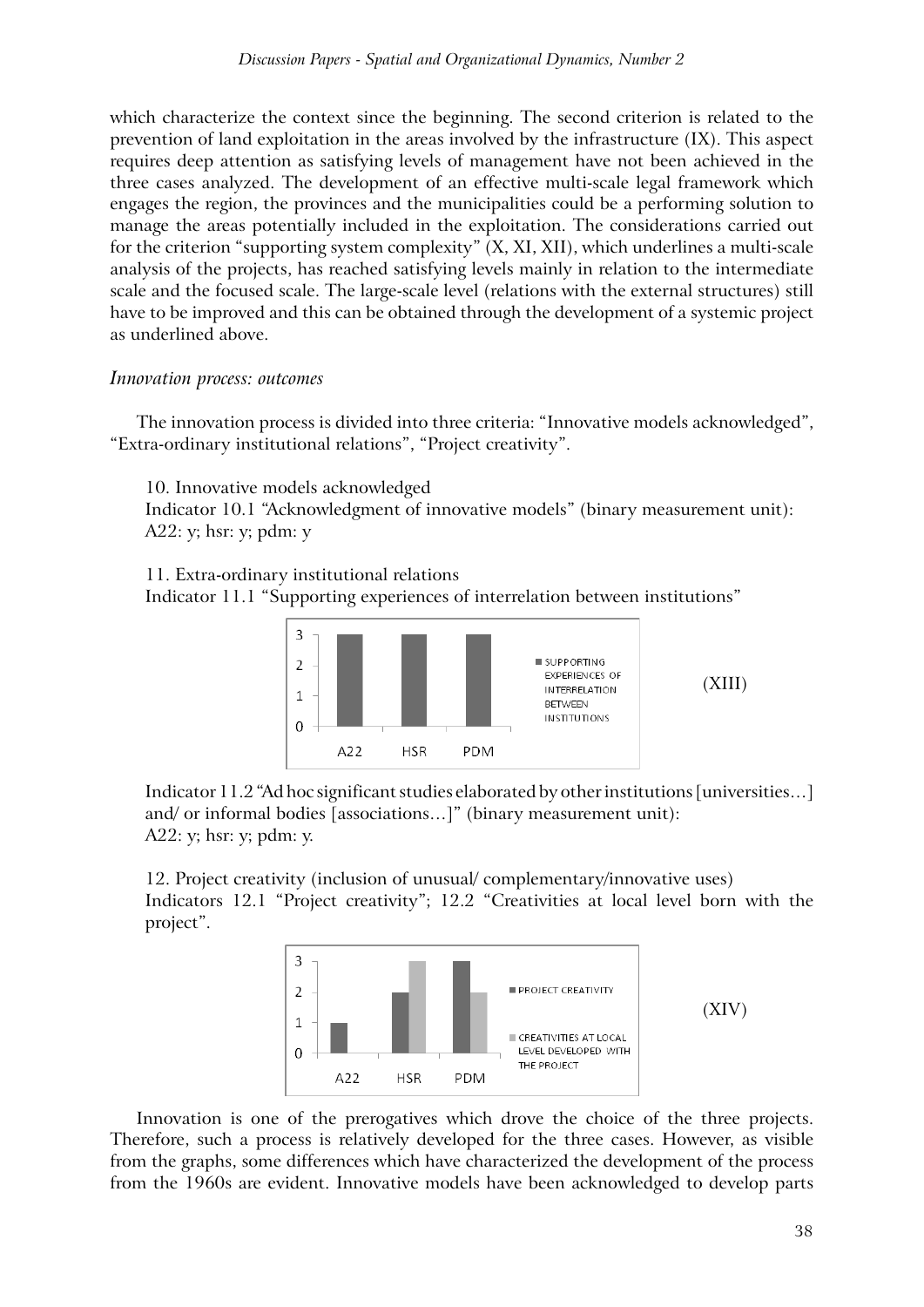which characterize the context since the beginning. The second criterion is related to the prevention of land exploitation in the areas involved by the infrastructure (IX). This aspect requires deep attention as satisfying levels of management have not been achieved in the three cases analyzed. The development of an effective multi-scale legal framework which engages the region, the provinces and the municipalities could be a performing solution to manage the areas potentially included in the exploitation. The considerations carried out for the criterion "supporting system complexity" (X, XI, XII), which underlines a multi-scale analysis of the projects, has reached satisfying levels mainly in relation to the intermediate scale and the focused scale. The large-scale level (relations with the external structures) still have to be improved and this can be obtained through the development of a systemic project as underlined above.

*Innovation process: outcomes*

The innovation process is divided into three criteria: "Innovative models acknowledged", "Extra-ordinary institutional relations", "Project creativity".

10. Innovative models acknowledged
Indicator 10.1 "Acknowledgment of innovative models" (binary measurement unit):
A22: y; hsr: y; pdm: y

11. Extra-ordinary institutional relations
Indicator 11.1 "Supporting experiences of interrelation between institutions"

| | SUPPORTING EXPERIENCES OF INTERRELATION BETWEEN INSTITUTIONS |
|---|---|
| A22 | 3 |
| HSR | 3 |
| PDM | 3 |

(XIII)

Indicator 11.2 "Ad hoc significant studies elaborated by other institutions [universities…] and/ or informal bodies [associations…]" (binary measurement unit):
A22: y; hsr: y; pdm: y.

12. Project creativity (inclusion of unusual/ complementary/innovative uses)
Indicators 12.1 "Project creativity"; 12.2 "Creativities at local level born with the project".

| | PROJECT CREATIVITY | CREATIVITIES AT LOCAL LEVEL DEVELOPED WITH THE PROJECT |
|---|---|---|
| A22 | 1 | 0 |
| HSR | 2 | 3 |
| PDM | 3 | 2 |

(XIV)

Innovation is one of the prerogatives which drove the choice of the three projects. Therefore, such a process is relatively developed for the three cases. However, as visible from the graphs, some differences which have characterized the development of the process from the 1960s are evident. Innovative models have been acknowledged to develop parts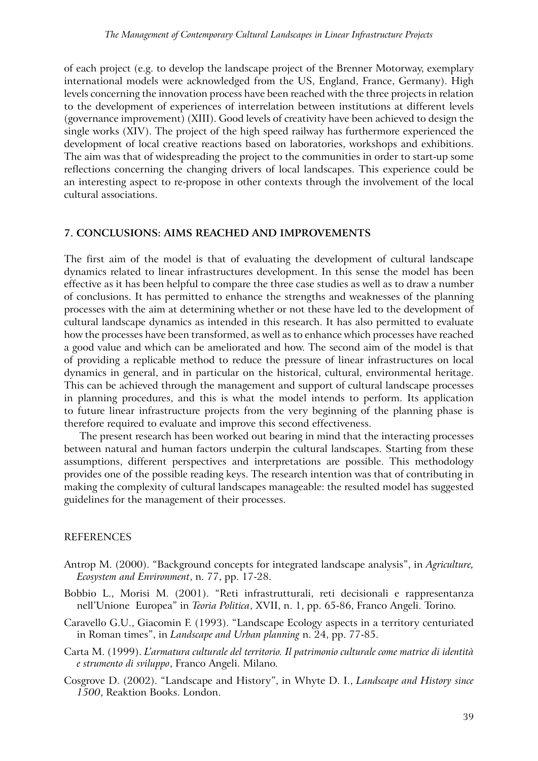of each project (e.g. to develop the landscape project of the Brenner Motorway, exemplary international models were acknowledged from the US, England, France, Germany). High levels concerning the innovation process have been reached with the three projects in relation to the development of experiences of interrelation between institutions at different levels (governance improvement) (XIII). Good levels of creativity have been achieved to design the single works (XIV). The project of the high speed railway has furthermore experienced the development of local creative reactions based on laboratories, workshops and exhibitions. The aim was that of widespreading the project to the communities in order to start-up some reflections concerning the changing drivers of local landscapes. This experience could be an interesting aspect to re-propose in other contexts through the involvement of the local cultural associations.

## 7. CONCLUSIONS: AIMS REACHED AND IMPROVEMENTS

The first aim of the model is that of evaluating the development of cultural landscape dynamics related to linear infrastructures development. In this sense the model has been effective as it has been helpful to compare the three case studies as well as to draw a number of conclusions. It has permitted to enhance the strengths and weaknesses of the planning processes with the aim at determining whether or not these have led to the development of cultural landscape dynamics as intended in this research. It has also permitted to evaluate how the processes have been transformed, as well as to enhance which processes have reached a good value and which can be ameliorated and how. The second aim of the model is that of providing a replicable method to reduce the pressure of linear infrastructures on local dynamics in general, and in particular on the historical, cultural, environmental heritage. This can be achieved through the management and support of cultural landscape processes in planning procedures, and this is what the model intends to perform. Its application to future linear infrastructure projects from the very beginning of the planning phase is therefore required to evaluate and improve this second effectiveness.

The present research has been worked out bearing in mind that the interacting processes between natural and human factors underpin the cultural landscapes. Starting from these assumptions, different perspectives and interpretations are possible. This methodology provides one of the possible reading keys. The research intention was that of contributing in making the complexity of cultural landscapes manageable: the resulted model has suggested guidelines for the management of their processes.

## REFERENCES

- Antrop M. (2000). "Background concepts for integrated landscape analysis", in *Agriculture, Ecosystem and Environment*, n. 77, pp. 17-28.
- Bobbio L., Morisi M. (2001). "Reti infrastrutturali, reti decisionali e rappresentanza nell'Unione Europea" in *Teoria Politica*, XVII, n. 1, pp. 65-86, Franco Angeli. Torino.
- Caravello G.U., Giacomin F. (1993). "Landscape Ecology aspects in a territory centuriated in Roman times", in *Landscape and Urban planning* n. 24, pp. 77-85.
- Carta M. (1999). *L'armatura culturale del territorio. Il patrimonio culturale come matrice di identità e strumento di sviluppo*, Franco Angeli. Milano.
- Cosgrove D. (2002). "Landscape and History", in Whyte D. I., *Landscape and History since 1500*, Reaktion Books. London.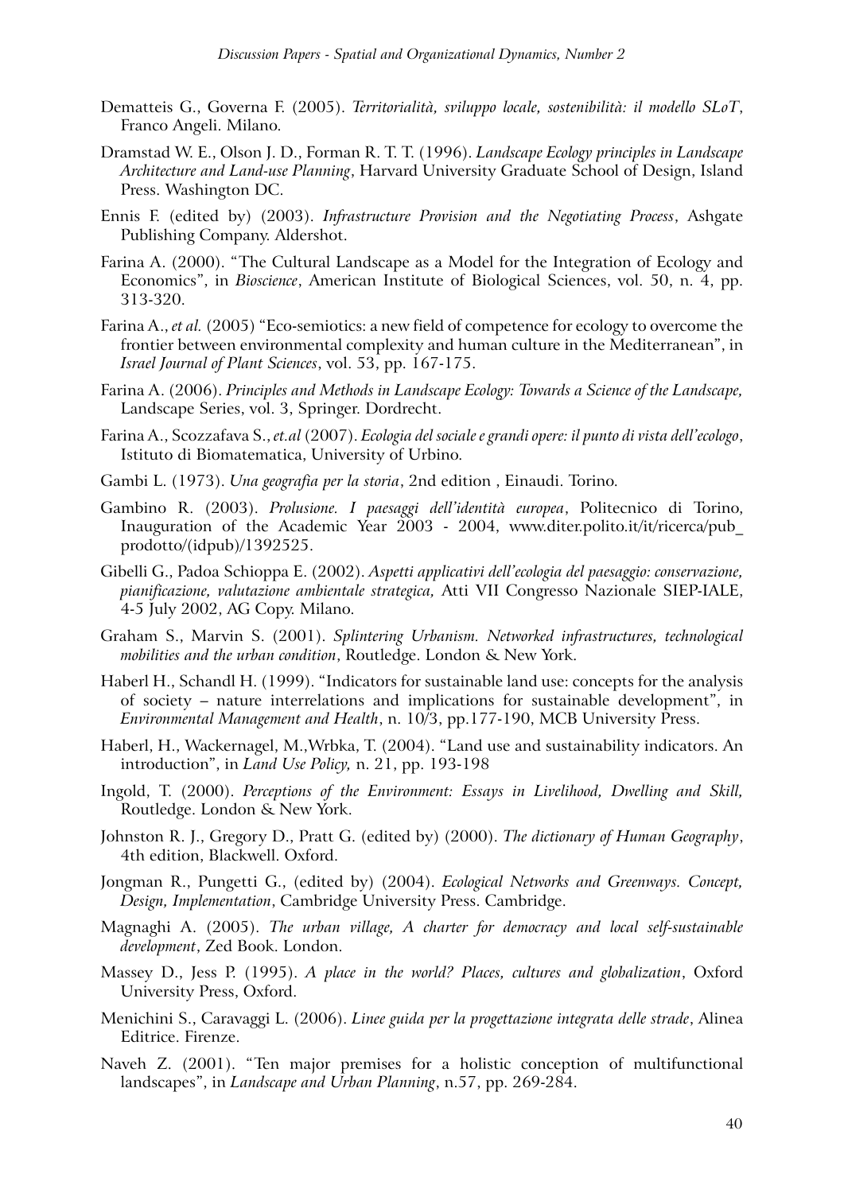Dematteis G., Governa F. (2005). *Territorialità, sviluppo locale, sostenibilità: il modello SLoT*, Franco Angeli. Milano.

Dramstad W. E., Olson J. D., Forman R. T. T. (1996). *Landscape Ecology principles in Landscape Architecture and Land-use Planning*, Harvard University Graduate School of Design, Island Press. Washington DC.

Ennis F. (edited by) (2003). *Infrastructure Provision and the Negotiating Process*, Ashgate Publishing Company. Aldershot.

Farina A. (2000). "The Cultural Landscape as a Model for the Integration of Ecology and Economics", in *Bioscience*, American Institute of Biological Sciences, vol. 50, n. 4, pp. 313-320.

Farina A., *et al.* (2005) "Eco-semiotics: a new field of competence for ecology to overcome the frontier between environmental complexity and human culture in the Mediterranean", in *Israel Journal of Plant Sciences*, vol. 53, pp. 167-175.

Farina A. (2006). *Principles and Methods in Landscape Ecology: Towards a Science of the Landscape,* Landscape Series, vol. 3, Springer. Dordrecht.

Farina A., Scozzafava S., *et.al* (2007). *Ecologia del sociale e grandi opere: il punto di vista dell'ecologo*, Istituto di Biomatematica, University of Urbino.

Gambi L. (1973). *Una geografia per la storia*, 2nd edition , Einaudi. Torino.

Gambino R. (2003). *Prolusione. I paesaggi dell'identità europea*, Politecnico di Torino, Inauguration of the Academic Year 2003 - 2004, www.diter.polito.it/it/ricerca/pub_prodotto/(idpub)/1392525.

Gibelli G., Padoa Schioppa E. (2002). *Aspetti applicativi dell'ecologia del paesaggio: conservazione, pianificazione, valutazione ambientale strategica,* Atti VII Congresso Nazionale SIEP-IALE, 4-5 July 2002, AG Copy. Milano.

Graham S., Marvin S. (2001). *Splintering Urbanism. Networked infrastructures, technological mobilities and the urban condition*, Routledge. London & New York.

Haberl H., Schandl H. (1999). "Indicators for sustainable land use: concepts for the analysis of society – nature interrelations and implications for sustainable development", in *Environmental Management and Health*, n. 10/3, pp.177-190, MCB University Press.

Haberl, H., Wackernagel, M.,Wrbka, T. (2004). "Land use and sustainability indicators. An introduction", in *Land Use Policy,* n. 21, pp. 193-198

Ingold, T. (2000). *Perceptions of the Environment: Essays in Livelihood, Dwelling and Skill,* Routledge. London & New York.

Johnston R. J., Gregory D., Pratt G. (edited by) (2000). *The dictionary of Human Geography*, 4th edition, Blackwell. Oxford.

Jongman R., Pungetti G., (edited by) (2004). *Ecological Networks and Greenways. Concept, Design, Implementation*, Cambridge University Press. Cambridge.

Magnaghi A. (2005). *The urban village, A charter for democracy and local self-sustainable development*, Zed Book. London.

Massey D., Jess P. (1995). *A place in the world? Places, cultures and globalization*, Oxford University Press, Oxford.

Menichini S., Caravaggi L. (2006). *Linee guida per la progettazione integrata delle strade*, Alinea Editrice. Firenze.

Naveh Z. (2001). "Ten major premises for a holistic conception of multifunctional landscapes", in *Landscape and Urban Planning*, n.57, pp. 269-284.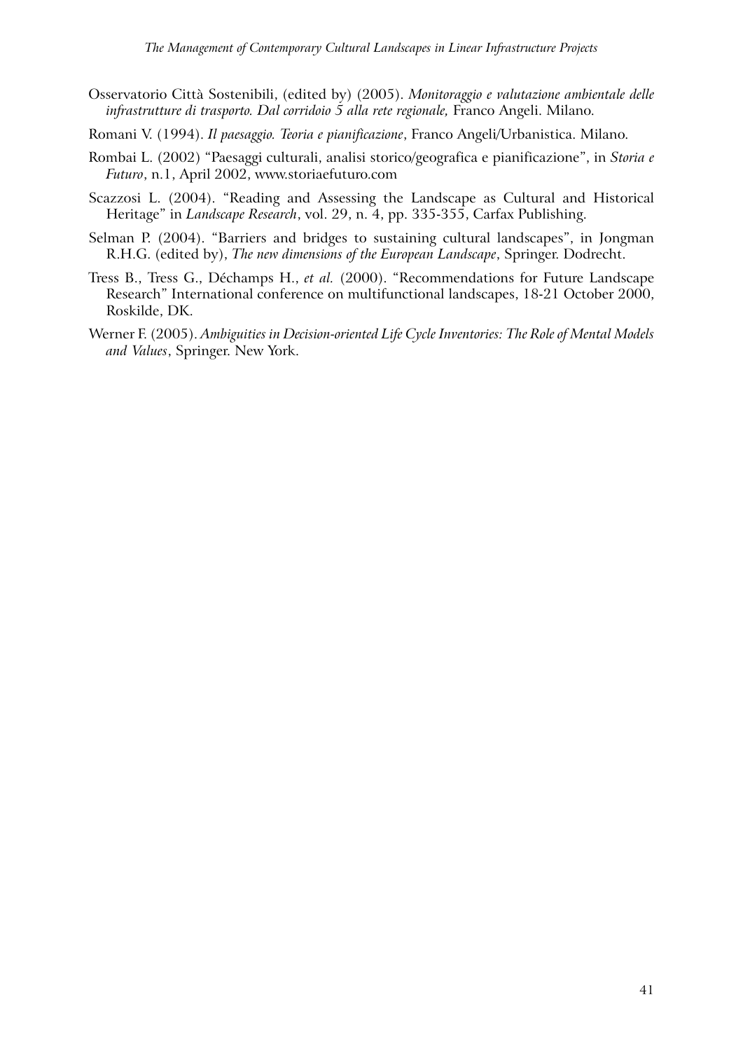Osservatorio Città Sostenibili, (edited by) (2005). *Monitoraggio e valutazione ambientale delle infrastrutture di trasporto. Dal corridoio 5 alla rete regionale,* Franco Angeli. Milano.

Romani V. (1994). *Il paesaggio. Teoria e pianificazione*, Franco Angeli/Urbanistica. Milano.

Rombai L. (2002) "Paesaggi culturali, analisi storico/geografica e pianificazione", in *Storia e Futuro*, n.1, April 2002, www.storiaefuturo.com

Scazzosi L. (2004). "Reading and Assessing the Landscape as Cultural and Historical Heritage" in *Landscape Research*, vol. 29, n. 4, pp. 335-355, Carfax Publishing.

Selman P. (2004). "Barriers and bridges to sustaining cultural landscapes", in Jongman R.H.G. (edited by), *The new dimensions of the European Landscape*, Springer. Dodrecht.

Tress B., Tress G., Déchamps H., *et al.* (2000). "Recommendations for Future Landscape Research" International conference on multifunctional landscapes, 18-21 October 2000, Roskilde, DK.

Werner F. (2005). *Ambiguities in Decision-oriented Life Cycle Inventories: The Role of Mental Models and Values*, Springer. New York.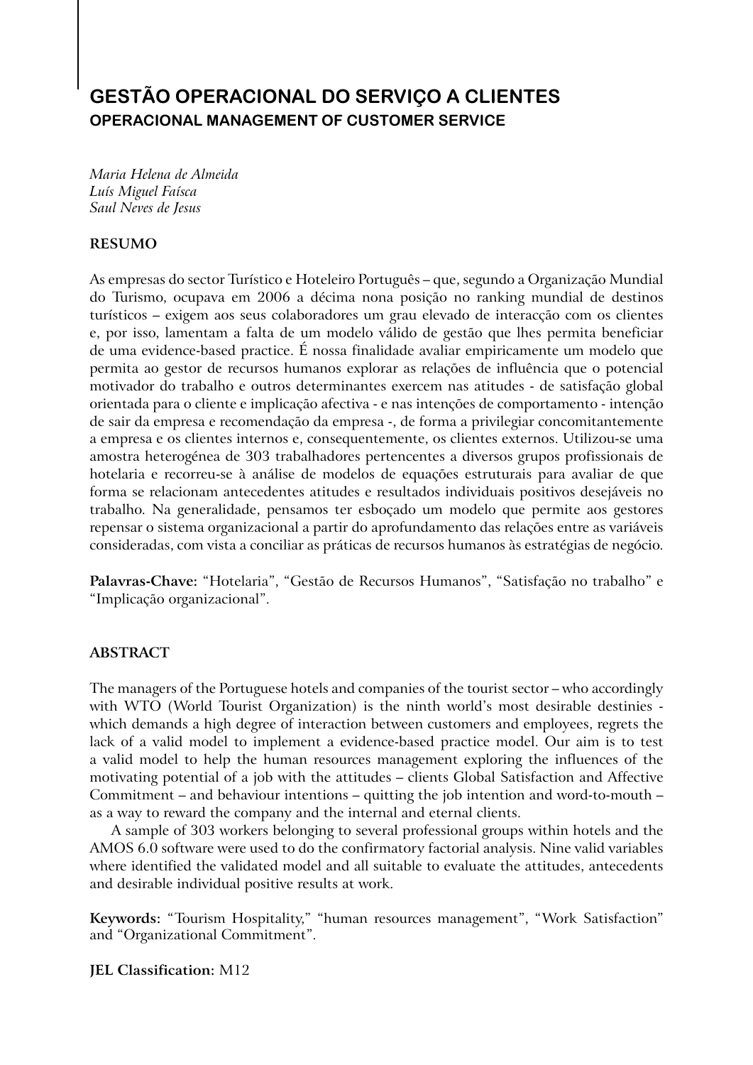# GESTÃO OPERACIONAL DO SERVIÇO A CLIENTES
## OPERACIONAL MANAGEMENT OF CUSTOMER SERVICE

*Maria Helena de Almeida*
*Luís Miguel Faísca*
*Saul Neves de Jesus*

**RESUMO**

As empresas do sector Turístico e Hoteleiro Português – que, segundo a Organização Mundial do Turismo, ocupava em 2006 a décima nona posição no ranking mundial de destinos turísticos – exigem aos seus colaboradores um grau elevado de interacção com os clientes e, por isso, lamentam a falta de um modelo válido de gestão que lhes permita beneficiar de uma evidence-based practice. É nossa finalidade avaliar empiricamente um modelo que permita ao gestor de recursos humanos explorar as relações de influência que o potencial motivador do trabalho e outros determinantes exercem nas atitudes - de satisfação global orientada para o cliente e implicação afectiva - e nas intenções de comportamento - intenção de sair da empresa e recomendação da empresa -, de forma a privilegiar concomitantemente a empresa e os clientes internos e, consequentemente, os clientes externos. Utilizou-se uma amostra heterogénea de 303 trabalhadores pertencentes a diversos grupos profissionais de hotelaria e recorreu-se à análise de modelos de equações estruturais para avaliar de que forma se relacionam antecedentes atitudes e resultados individuais positivos desejáveis no trabalho. Na generalidade, pensamos ter esboçado um modelo que permite aos gestores repensar o sistema organizacional a partir do aprofundamento das relações entre as variáveis consideradas, com vista a conciliar as práticas de recursos humanos às estratégias de negócio.

**Palavras-Chave:** "Hotelaria", "Gestão de Recursos Humanos", "Satisfação no trabalho" e "Implicação organizacional".

**ABSTRACT**

The managers of the Portuguese hotels and companies of the tourist sector – who accordingly with WTO (World Tourist Organization) is the ninth world's most desirable destinies - which demands a high degree of interaction between customers and employees, regrets the lack of a valid model to implement a evidence-based practice model. Our aim is to test a valid model to help the human resources management exploring the influences of the motivating potential of a job with the attitudes – clients Global Satisfaction and Affective Commitment – and behaviour intentions – quitting the job intention and word-to-mouth – as a way to reward the company and the internal and eternal clients.

A sample of 303 workers belonging to several professional groups within hotels and the AMOS 6.0 software were used to do the confirmatory factorial analysis. Nine valid variables where identified the validated model and all suitable to evaluate the attitudes, antecedents and desirable individual positive results at work.

**Keywords:** "Tourism Hospitality," "human resources management", "Work Satisfaction" and "Organizational Commitment".

**JEL Classification:** M12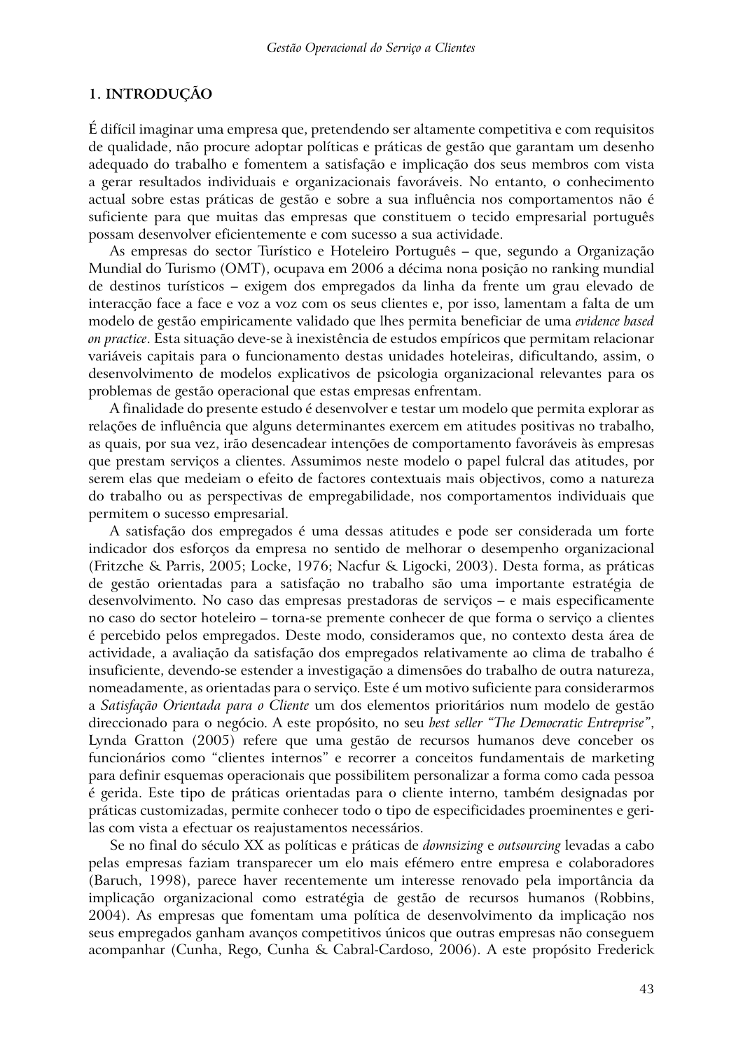## 1. INTRODUÇÃO

É difícil imaginar uma empresa que, pretendendo ser altamente competitiva e com requisitos de qualidade, não procure adoptar políticas e práticas de gestão que garantam um desenho adequado do trabalho e fomentem a satisfação e implicação dos seus membros com vista a gerar resultados individuais e organizacionais favoráveis. No entanto, o conhecimento actual sobre estas práticas de gestão e sobre a sua influência nos comportamentos não é suficiente para que muitas das empresas que constituem o tecido empresarial português possam desenvolver eficientemente e com sucesso a sua actividade.

As empresas do sector Turístico e Hoteleiro Português – que, segundo a Organização Mundial do Turismo (OMT), ocupava em 2006 a décima nona posição no ranking mundial de destinos turísticos – exigem dos empregados da linha da frente um grau elevado de interacção face a face e voz a voz com os seus clientes e, por isso, lamentam a falta de um modelo de gestão empiricamente validado que lhes permita beneficiar de uma *evidence based on practice*. Esta situação deve-se à inexistência de estudos empíricos que permitam relacionar variáveis capitais para o funcionamento destas unidades hoteleiras, dificultando, assim, o desenvolvimento de modelos explicativos de psicologia organizacional relevantes para os problemas de gestão operacional que estas empresas enfrentam.

A finalidade do presente estudo é desenvolver e testar um modelo que permita explorar as relações de influência que alguns determinantes exercem em atitudes positivas no trabalho, as quais, por sua vez, irão desencadear intenções de comportamento favoráveis às empresas que prestam serviços a clientes. Assumimos neste modelo o papel fulcral das atitudes, por serem elas que medeiam o efeito de factores contextuais mais objectivos, como a natureza do trabalho ou as perspectivas de empregabilidade, nos comportamentos individuais que permitem o sucesso empresarial.

A satisfação dos empregados é uma dessas atitudes e pode ser considerada um forte indicador dos esforços da empresa no sentido de melhorar o desempenho organizacional (Fritzche & Parris, 2005; Locke, 1976; Nacfur & Ligocki, 2003). Desta forma, as práticas de gestão orientadas para a satisfação no trabalho são uma importante estratégia de desenvolvimento. No caso das empresas prestadoras de serviços – e mais especificamente no caso do sector hoteleiro – torna-se premente conhecer de que forma o serviço a clientes é percebido pelos empregados. Deste modo, consideramos que, no contexto desta área de actividade, a avaliação da satisfação dos empregados relativamente ao clima de trabalho é insuficiente, devendo-se estender a investigação a dimensões do trabalho de outra natureza, nomeadamente, as orientadas para o serviço. Este é um motivo suficiente para considerarmos a *Satisfação Orientada para o Cliente* um dos elementos prioritários num modelo de gestão direccionado para o negócio. A este propósito, no seu *best seller "The Democratic Entreprise"*, Lynda Gratton (2005) refere que uma gestão de recursos humanos deve conceber os funcionários como "clientes internos" e recorrer a conceitos fundamentais de marketing para definir esquemas operacionais que possibilitem personalizar a forma como cada pessoa é gerida. Este tipo de práticas orientadas para o cliente interno, também designadas por práticas customizadas, permite conhecer todo o tipo de especificidades proeminentes e geri-las com vista a efectuar os reajustamentos necessários.

Se no final do século XX as políticas e práticas de *downsizing* e *outsourcing* levadas a cabo pelas empresas faziam transparecer um elo mais efémero entre empresa e colaboradores (Baruch, 1998), parece haver recentemente um interesse renovado pela importância da implicação organizacional como estratégia de gestão de recursos humanos (Robbins, 2004). As empresas que fomentam uma política de desenvolvimento da implicação nos seus empregados ganham avanços competitivos únicos que outras empresas não conseguem acompanhar (Cunha, Rego, Cunha & Cabral-Cardoso, 2006). A este propósito Frederick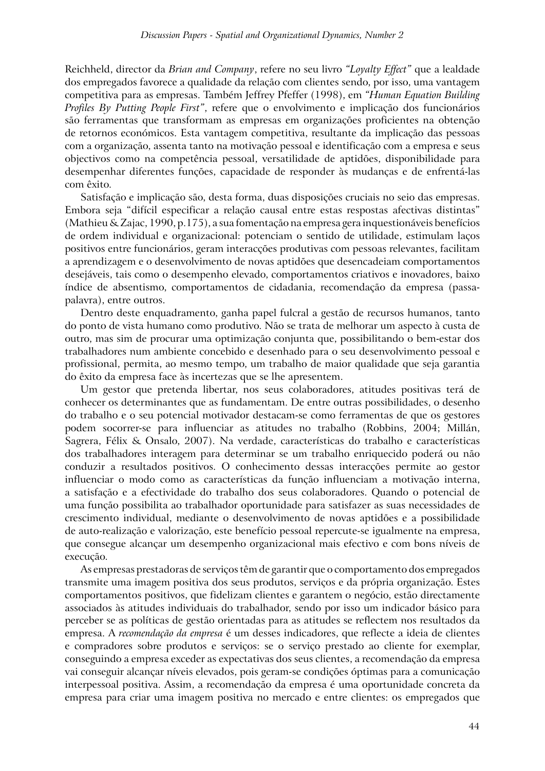Reichheld, director da *Brian and Company*, refere no seu livro *"Loyalty Effect"* que a lealdade dos empregados favorece a qualidade da relação com clientes sendo, por isso, uma vantagem competitiva para as empresas. Também Jeffrey Pfeffer (1998), em *"Human Equation Building Profiles By Putting People First"*, refere que o envolvimento e implicação dos funcionários são ferramentas que transformam as empresas em organizações proficientes na obtenção de retornos económicos. Esta vantagem competitiva, resultante da implicação das pessoas com a organização, assenta tanto na motivação pessoal e identificação com a empresa e seus objectivos como na competência pessoal, versatilidade de aptidões, disponibilidade para desempenhar diferentes funções, capacidade de responder às mudanças e de enfrentá-las com êxito.

Satisfação e implicação são, desta forma, duas disposições cruciais no seio das empresas. Embora seja "difícil especificar a relação causal entre estas respostas afectivas distintas" (Mathieu & Zajac, 1990, p.175), a sua fomentação na empresa gera inquestionáveis benefícios de ordem individual e organizacional: potenciam o sentido de utilidade, estimulam laços positivos entre funcionários, geram interacções produtivas com pessoas relevantes, facilitam a aprendizagem e o desenvolvimento de novas aptidões que desencadeiam comportamentos desejáveis, tais como o desempenho elevado, comportamentos criativos e inovadores, baixo índice de absentismo, comportamentos de cidadania, recomendação da empresa (passa-palavra), entre outros.

Dentro deste enquadramento, ganha papel fulcral a gestão de recursos humanos, tanto do ponto de vista humano como produtivo. Não se trata de melhorar um aspecto à custa de outro, mas sim de procurar uma optimização conjunta que, possibilitando o bem-estar dos trabalhadores num ambiente concebido e desenhado para o seu desenvolvimento pessoal e profissional, permita, ao mesmo tempo, um trabalho de maior qualidade que seja garantia do êxito da empresa face às incertezas que se lhe apresentem.

Um gestor que pretenda libertar, nos seus colaboradores, atitudes positivas terá de conhecer os determinantes que as fundamentam. De entre outras possibilidades, o desenho do trabalho e o seu potencial motivador destacam-se como ferramentas de que os gestores podem socorrer-se para influenciar as atitudes no trabalho (Robbins, 2004; Millán, Sagrera, Félix & Onsalo, 2007). Na verdade, características do trabalho e características dos trabalhadores interagem para determinar se um trabalho enriquecido poderá ou não conduzir a resultados positivos. O conhecimento dessas interacções permite ao gestor influenciar o modo como as características da função influenciam a motivação interna, a satisfação e a efectividade do trabalho dos seus colaboradores. Quando o potencial de uma função possibilita ao trabalhador oportunidade para satisfazer as suas necessidades de crescimento individual, mediante o desenvolvimento de novas aptidões e a possibilidade de auto-realização e valorização, este benefício pessoal repercute-se igualmente na empresa, que consegue alcançar um desempenho organizacional mais efectivo e com bons níveis de execução.

As empresas prestadoras de serviços têm de garantir que o comportamento dos empregados transmite uma imagem positiva dos seus produtos, serviços e da própria organização. Estes comportamentos positivos, que fidelizam clientes e garantem o negócio, estão directamente associados às atitudes individuais do trabalhador, sendo por isso um indicador básico para perceber se as políticas de gestão orientadas para as atitudes se reflectem nos resultados da empresa. A *recomendação da empresa* é um desses indicadores, que reflecte a ideia de clientes e compradores sobre produtos e serviços: se o serviço prestado ao cliente for exemplar, conseguindo a empresa exceder as expectativas dos seus clientes, a recomendação da empresa vai conseguir alcançar níveis elevados, pois geram-se condições óptimas para a comunicação interpessoal positiva. Assim, a recomendação da empresa é uma oportunidade concreta da empresa para criar uma imagem positiva no mercado e entre clientes: os empregados que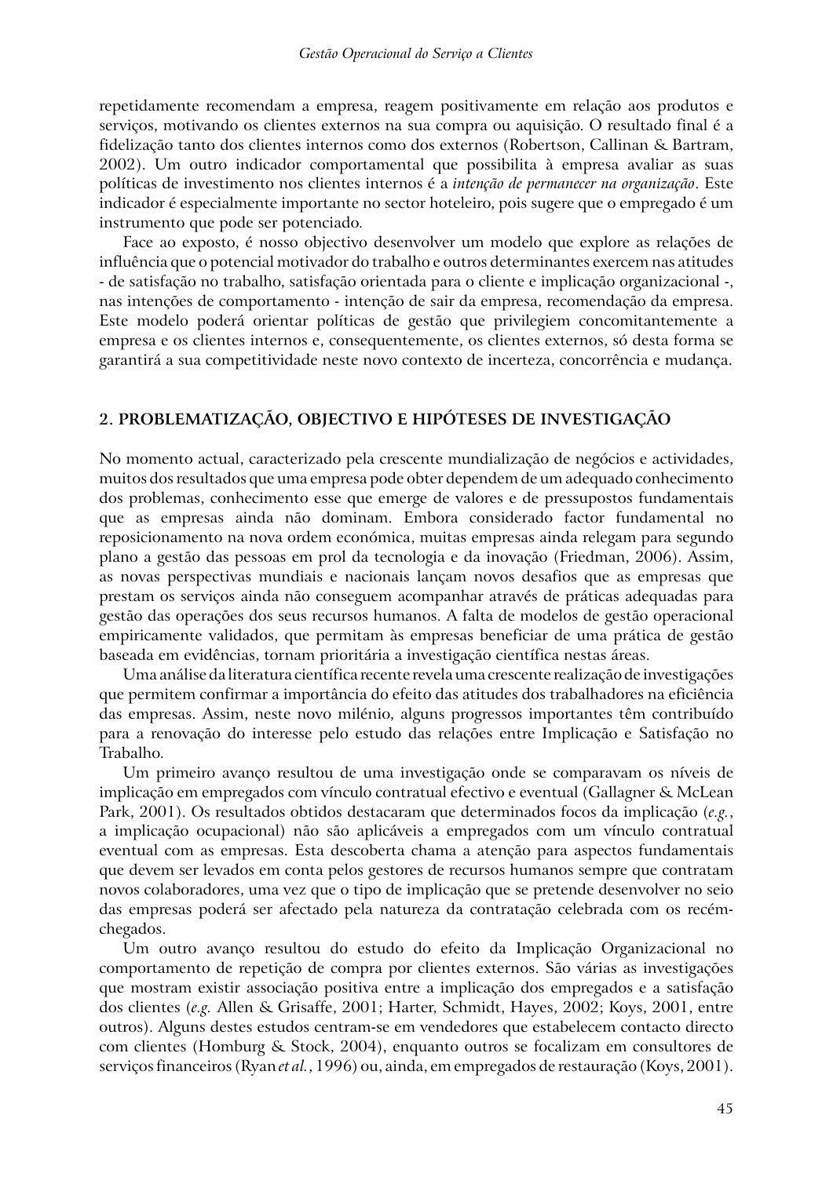repetidamente recomendam a empresa, reagem positivamente em relação aos produtos e serviços, motivando os clientes externos na sua compra ou aquisição. O resultado final é a fidelização tanto dos clientes internos como dos externos (Robertson, Callinan & Bartram, 2002). Um outro indicador comportamental que possibilita à empresa avaliar as suas políticas de investimento nos clientes internos é a *intenção de permanecer na organização*. Este indicador é especialmente importante no sector hoteleiro, pois sugere que o empregado é um instrumento que pode ser potenciado.

Face ao exposto, é nosso objectivo desenvolver um modelo que explore as relações de influência que o potencial motivador do trabalho e outros determinantes exercem nas atitudes - de satisfação no trabalho, satisfação orientada para o cliente e implicação organizacional -, nas intenções de comportamento - intenção de sair da empresa, recomendação da empresa. Este modelo poderá orientar políticas de gestão que privilegiem concomitantemente a empresa e os clientes internos e, consequentemente, os clientes externos, só desta forma se garantirá a sua competitividade neste novo contexto de incerteza, concorrência e mudança.

## 2. PROBLEMATIZAÇÃO, OBJECTIVO E HIPÓTESES DE INVESTIGAÇÃO

No momento actual, caracterizado pela crescente mundialização de negócios e actividades, muitos dos resultados que uma empresa pode obter dependem de um adequado conhecimento dos problemas, conhecimento esse que emerge de valores e de pressupostos fundamentais que as empresas ainda não dominam. Embora considerado factor fundamental no reposicionamento na nova ordem económica, muitas empresas ainda relegam para segundo plano a gestão das pessoas em prol da tecnologia e da inovação (Friedman, 2006). Assim, as novas perspectivas mundiais e nacionais lançam novos desafios que as empresas que prestam os serviços ainda não conseguem acompanhar através de práticas adequadas para gestão das operações dos seus recursos humanos. A falta de modelos de gestão operacional empiricamente validados, que permitam às empresas beneficiar de uma prática de gestão baseada em evidências, tornam prioritária a investigação científica nestas áreas.

Uma análise da literatura científica recente revela uma crescente realização de investigações que permitem confirmar a importância do efeito das atitudes dos trabalhadores na eficiência das empresas. Assim, neste novo milénio, alguns progressos importantes têm contribuído para a renovação do interesse pelo estudo das relações entre Implicação e Satisfação no Trabalho.

Um primeiro avanço resultou de uma investigação onde se comparavam os níveis de implicação em empregados com vínculo contratual efectivo e eventual (Gallagner & McLean Park, 2001). Os resultados obtidos destacaram que determinados focos da implicação (*e.g.*, a implicação ocupacional) não são aplicáveis a empregados com um vínculo contratual eventual com as empresas. Esta descoberta chama a atenção para aspectos fundamentais que devem ser levados em conta pelos gestores de recursos humanos sempre que contratam novos colaboradores, uma vez que o tipo de implicação que se pretende desenvolver no seio das empresas poderá ser afectado pela natureza da contratação celebrada com os recém-chegados.

Um outro avanço resultou do estudo do efeito da Implicação Organizacional no comportamento de repetição de compra por clientes externos. São várias as investigações que mostram existir associação positiva entre a implicação dos empregados e a satisfação dos clientes (*e.g.* Allen & Grisaffe, 2001; Harter, Schmidt, Hayes, 2002; Koys, 2001, entre outros). Alguns destes estudos centram-se em vendedores que estabelecem contacto directo com clientes (Homburg & Stock, 2004), enquanto outros se focalizam em consultores de serviços financeiros (Ryan *et al.*, 1996) ou, ainda, em empregados de restauração (Koys, 2001).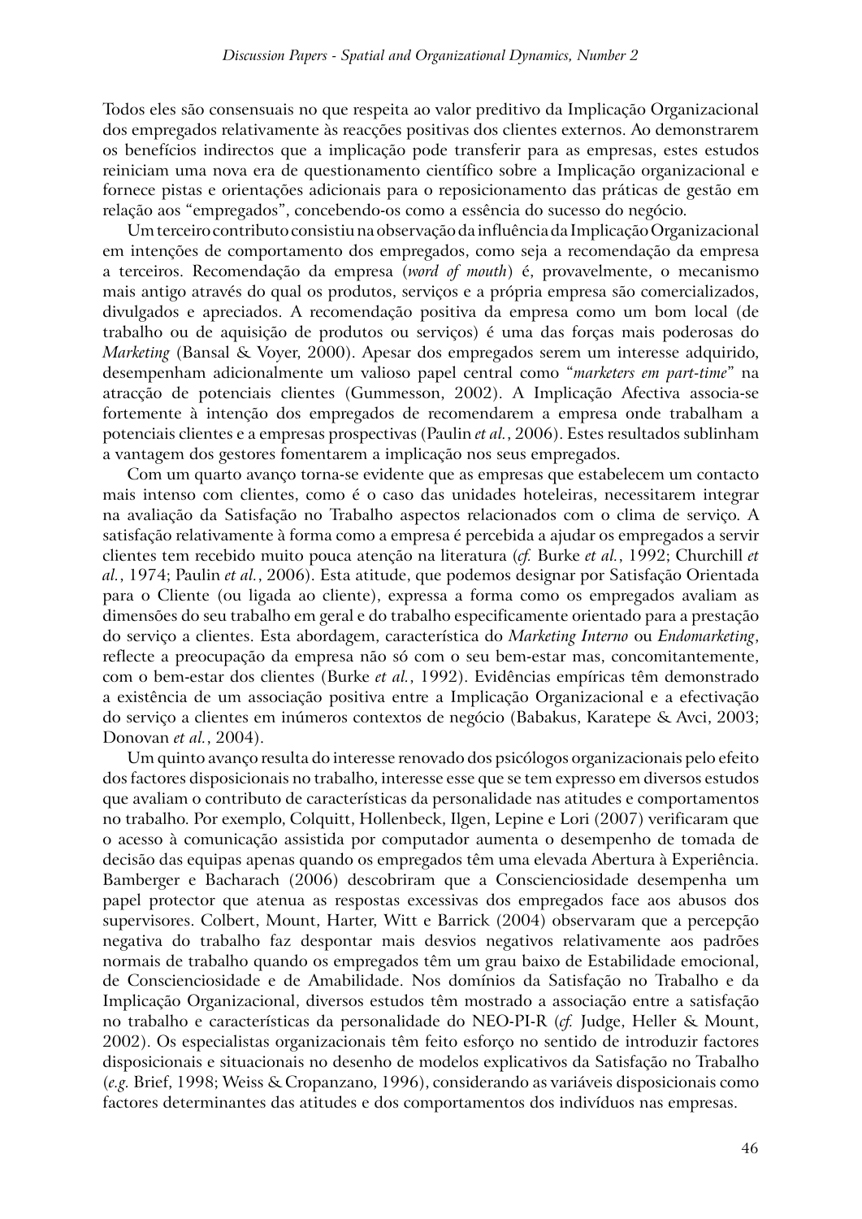Todos eles são consensuais no que respeita ao valor preditivo da Implicação Organizacional dos empregados relativamente às reacções positivas dos clientes externos. Ao demonstrarem os benefícios indirectos que a implicação pode transferir para as empresas, estes estudos reiniciam uma nova era de questionamento científico sobre a Implicação organizacional e fornece pistas e orientações adicionais para o reposicionamento das práticas de gestão em relação aos "empregados", concebendo-os como a essência do sucesso do negócio.

Um terceiro contributo consistiu na observação da influência da Implicação Organizacional em intenções de comportamento dos empregados, como seja a recomendação da empresa a terceiros. Recomendação da empresa (*word of mouth*) é, provavelmente, o mecanismo mais antigo através do qual os produtos, serviços e a própria empresa são comercializados, divulgados e apreciados. A recomendação positiva da empresa como um bom local (de trabalho ou de aquisição de produtos ou serviços) é uma das forças mais poderosas do *Marketing* (Bansal & Voyer, 2000). Apesar dos empregados serem um interesse adquirido, desempenham adicionalmente um valioso papel central como "*marketers em part-time*" na atracção de potenciais clientes (Gummesson, 2002). A Implicação Afectiva associa-se fortemente à intenção dos empregados de recomendarem a empresa onde trabalham a potenciais clientes e a empresas prospectivas (Paulin *et al.*, 2006). Estes resultados sublinham a vantagem dos gestores fomentarem a implicação nos seus empregados.

Com um quarto avanço torna-se evidente que as empresas que estabelecem um contacto mais intenso com clientes, como é o caso das unidades hoteleiras, necessitarem integrar na avaliação da Satisfação no Trabalho aspectos relacionados com o clima de serviço. A satisfação relativamente à forma como a empresa é percebida a ajudar os empregados a servir clientes tem recebido muito pouca atenção na literatura (*cf.* Burke *et al.*, 1992; Churchill *et al.*, 1974; Paulin *et al.*, 2006). Esta atitude, que podemos designar por Satisfação Orientada para o Cliente (ou ligada ao cliente), expressa a forma como os empregados avaliam as dimensões do seu trabalho em geral e do trabalho especificamente orientado para a prestação do serviço a clientes. Esta abordagem, característica do *Marketing Interno* ou *Endomarketing*, reflecte a preocupação da empresa não só com o seu bem-estar mas, concomitantemente, com o bem-estar dos clientes (Burke *et al.*, 1992). Evidências empíricas têm demonstrado a existência de um associação positiva entre a Implicação Organizacional e a efectivação do serviço a clientes em inúmeros contextos de negócio (Babakus, Karatepe & Avci, 2003; Donovan *et al.*, 2004).

Um quinto avanço resulta do interesse renovado dos psicólogos organizacionais pelo efeito dos factores disposicionais no trabalho, interesse esse que se tem expresso em diversos estudos que avaliam o contributo de características da personalidade nas atitudes e comportamentos no trabalho. Por exemplo, Colquitt, Hollenbeck, Ilgen, Lepine e Lori (2007) verificaram que o acesso à comunicação assistida por computador aumenta o desempenho de tomada de decisão das equipas apenas quando os empregados têm uma elevada Abertura à Experiência. Bamberger e Bacharach (2006) descobriram que a Conscienciosidade desempenha um papel protector que atenua as respostas excessivas dos empregados face aos abusos dos supervisores. Colbert, Mount, Harter, Witt e Barrick (2004) observaram que a percepção negativa do trabalho faz despontar mais desvios negativos relativamente aos padrões normais de trabalho quando os empregados têm um grau baixo de Estabilidade emocional, de Conscienciosidade e de Amabilidade. Nos domínios da Satisfação no Trabalho e da Implicação Organizacional, diversos estudos têm mostrado a associação entre a satisfação no trabalho e características da personalidade do NEO-PI-R (*cf.* Judge, Heller & Mount, 2002). Os especialistas organizacionais têm feito esforço no sentido de introduzir factores disposicionais e situacionais no desenho de modelos explicativos da Satisfação no Trabalho (*e.g.* Brief, 1998; Weiss & Cropanzano, 1996), considerando as variáveis disposicionais como factores determinantes das atitudes e dos comportamentos dos indivíduos nas empresas.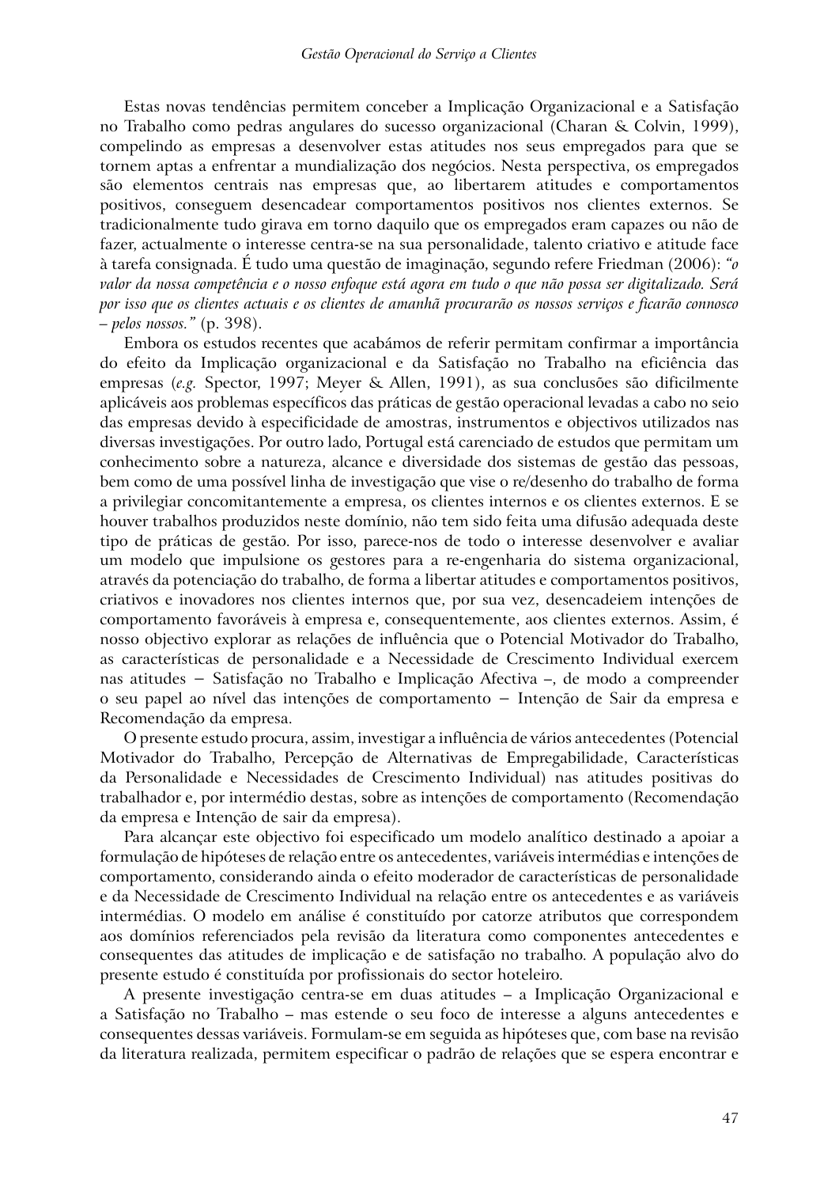Estas novas tendências permitem conceber a Implicação Organizacional e a Satisfação no Trabalho como pedras angulares do sucesso organizacional (Charan & Colvin, 1999), compelindo as empresas a desenvolver estas atitudes nos seus empregados para que se tornem aptas a enfrentar a mundialização dos negócios. Nesta perspectiva, os empregados são elementos centrais nas empresas que, ao libertarem atitudes e comportamentos positivos, conseguem desencadear comportamentos positivos nos clientes externos. Se tradicionalmente tudo girava em torno daquilo que os empregados eram capazes ou não de fazer, actualmente o interesse centra-se na sua personalidade, talento criativo e atitude face à tarefa consignada. É tudo uma questão de imaginação, segundo refere Friedman (2006): *"o valor da nossa competência e o nosso enfoque está agora em tudo o que não possa ser digitalizado. Será por isso que os clientes actuais e os clientes de amanhã procurarão os nossos serviços e ficarão connosco – pelos nossos."* (p. 398).

Embora os estudos recentes que acabámos de referir permitam confirmar a importância do efeito da Implicação organizacional e da Satisfação no Trabalho na eficiência das empresas (*e.g.* Spector, 1997; Meyer & Allen, 1991), as sua conclusões são dificilmente aplicáveis aos problemas específicos das práticas de gestão operacional levadas a cabo no seio das empresas devido à especificidade de amostras, instrumentos e objectivos utilizados nas diversas investigações. Por outro lado, Portugal está carenciado de estudos que permitam um conhecimento sobre a natureza, alcance e diversidade dos sistemas de gestão das pessoas, bem como de uma possível linha de investigação que vise o re/desenho do trabalho de forma a privilegiar concomitantemente a empresa, os clientes internos e os clientes externos. E se houver trabalhos produzidos neste domínio, não tem sido feita uma difusão adequada deste tipo de práticas de gestão. Por isso, parece-nos de todo o interesse desenvolver e avaliar um modelo que impulsione os gestores para a re-engenharia do sistema organizacional, através da potenciação do trabalho, de forma a libertar atitudes e comportamentos positivos, criativos e inovadores nos clientes internos que, por sua vez, desencadeiem intenções de comportamento favoráveis à empresa e, consequentemente, aos clientes externos. Assim, é nosso objectivo explorar as relações de influência que o Potencial Motivador do Trabalho, as características de personalidade e a Necessidade de Crescimento Individual exercem nas atitudes – Satisfação no Trabalho e Implicação Afectiva –, de modo a compreender o seu papel ao nível das intenções de comportamento – Intenção de Sair da empresa e Recomendação da empresa.

O presente estudo procura, assim, investigar a influência de vários antecedentes (Potencial Motivador do Trabalho, Percepção de Alternativas de Empregabilidade, Características da Personalidade e Necessidades de Crescimento Individual) nas atitudes positivas do trabalhador e, por intermédio destas, sobre as intenções de comportamento (Recomendação da empresa e Intenção de sair da empresa).

Para alcançar este objectivo foi especificado um modelo analítico destinado a apoiar a formulação de hipóteses de relação entre os antecedentes, variáveis intermédias e intenções de comportamento, considerando ainda o efeito moderador de características de personalidade e da Necessidade de Crescimento Individual na relação entre os antecedentes e as variáveis intermédias. O modelo em análise é constituído por catorze atributos que correspondem aos domínios referenciados pela revisão da literatura como componentes antecedentes e consequentes das atitudes de implicação e de satisfação no trabalho. A população alvo do presente estudo é constituída por profissionais do sector hoteleiro.

A presente investigação centra-se em duas atitudes – a Implicação Organizacional e a Satisfação no Trabalho – mas estende o seu foco de interesse a alguns antecedentes e consequentes dessas variáveis. Formulam-se em seguida as hipóteses que, com base na revisão da literatura realizada, permitem especificar o padrão de relações que se espera encontrar e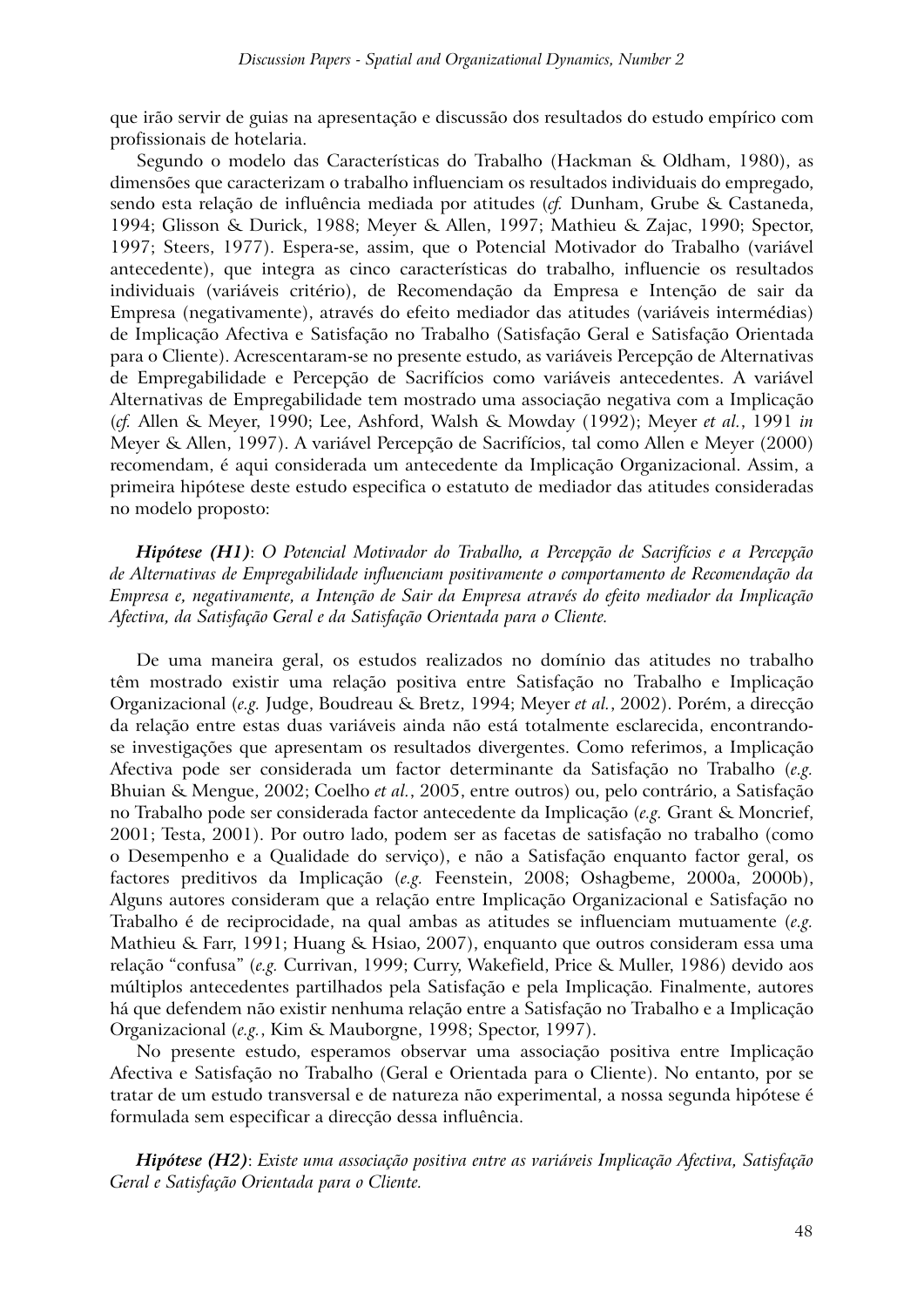que irão servir de guias na apresentação e discussão dos resultados do estudo empírico com profissionais de hotelaria.

Segundo o modelo das Características do Trabalho (Hackman & Oldham, 1980), as dimensões que caracterizam o trabalho influenciam os resultados individuais do empregado, sendo esta relação de influência mediada por atitudes (*cf.* Dunham, Grube & Castaneda, 1994; Glisson & Durick, 1988; Meyer & Allen, 1997; Mathieu & Zajac, 1990; Spector, 1997; Steers, 1977). Espera-se, assim, que o Potencial Motivador do Trabalho (variável antecedente), que integra as cinco características do trabalho, influencie os resultados individuais (variáveis critério), de Recomendação da Empresa e Intenção de sair da Empresa (negativamente), através do efeito mediador das atitudes (variáveis intermédias) de Implicação Afectiva e Satisfação no Trabalho (Satisfação Geral e Satisfação Orientada para o Cliente). Acrescentaram-se no presente estudo, as variáveis Percepção de Alternativas de Empregabilidade e Percepção de Sacrifícios como variáveis antecedentes. A variável Alternativas de Empregabilidade tem mostrado uma associação negativa com a Implicação (*cf.* Allen & Meyer, 1990; Lee, Ashford, Walsh & Mowday (1992); Meyer *et al.*, 1991 *in* Meyer & Allen, 1997). A variável Percepção de Sacrifícios, tal como Allen e Meyer (2000) recomendam, é aqui considerada um antecedente da Implicação Organizacional. Assim, a primeira hipótese deste estudo especifica o estatuto de mediador das atitudes consideradas no modelo proposto:

***Hipótese (H1)***: *O Potencial Motivador do Trabalho, a Percepção de Sacrifícios e a Percepção de Alternativas de Empregabilidade influenciam positivamente o comportamento de Recomendação da Empresa e, negativamente, a Intenção de Sair da Empresa através do efeito mediador da Implicação Afectiva, da Satisfação Geral e da Satisfação Orientada para o Cliente.*

De uma maneira geral, os estudos realizados no domínio das atitudes no trabalho têm mostrado existir uma relação positiva entre Satisfação no Trabalho e Implicação Organizacional (*e.g.* Judge, Boudreau & Bretz, 1994; Meyer *et al.*, 2002). Porém, a direcção da relação entre estas duas variáveis ainda não está totalmente esclarecida, encontrando-se investigações que apresentam os resultados divergentes. Como referimos, a Implicação Afectiva pode ser considerada um factor determinante da Satisfação no Trabalho (*e.g.* Bhuian & Mengue, 2002; Coelho *et al.*, 2005, entre outros) ou, pelo contrário, a Satisfação no Trabalho pode ser considerada factor antecedente da Implicação (*e.g.* Grant & Moncrief, 2001; Testa, 2001). Por outro lado, podem ser as facetas de satisfação no trabalho (como o Desempenho e a Qualidade do serviço), e não a Satisfação enquanto factor geral, os factores preditivos da Implicação (*e.g.* Feenstein, 2008; Oshagbeme, 2000a, 2000b), Alguns autores consideram que a relação entre Implicação Organizacional e Satisfação no Trabalho é de reciprocidade, na qual ambas as atitudes se influenciam mutuamente (*e.g.* Mathieu & Farr, 1991; Huang & Hsiao, 2007), enquanto que outros consideram essa uma relação "confusa" (*e.g.* Currivan, 1999; Curry, Wakefield, Price & Muller, 1986) devido aos múltiplos antecedentes partilhados pela Satisfação e pela Implicação. Finalmente, autores há que defendem não existir nenhuma relação entre a Satisfação no Trabalho e a Implicação Organizacional (*e.g.*, Kim & Mauborgne, 1998; Spector, 1997).

No presente estudo, esperamos observar uma associação positiva entre Implicação Afectiva e Satisfação no Trabalho (Geral e Orientada para o Cliente). No entanto, por se tratar de um estudo transversal e de natureza não experimental, a nossa segunda hipótese é formulada sem especificar a direcção dessa influência.

***Hipótese (H2)***: *Existe uma associação positiva entre as variáveis Implicação Afectiva, Satisfação Geral e Satisfação Orientada para o Cliente.*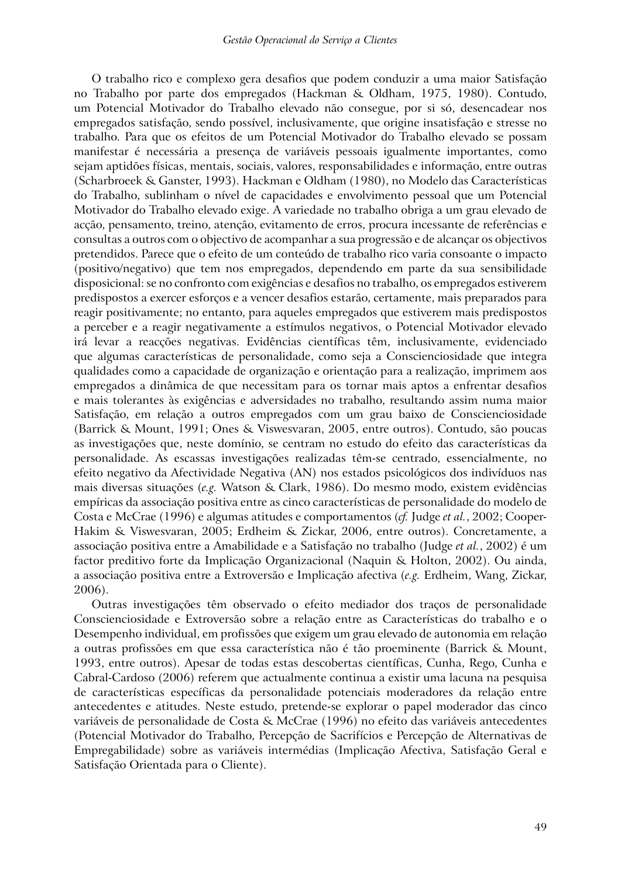O trabalho rico e complexo gera desafios que podem conduzir a uma maior Satisfação no Trabalho por parte dos empregados (Hackman & Oldham, 1975, 1980). Contudo, um Potencial Motivador do Trabalho elevado não consegue, por si só, desencadear nos empregados satisfação, sendo possível, inclusivamente, que origine insatisfação e stresse no trabalho. Para que os efeitos de um Potencial Motivador do Trabalho elevado se possam manifestar é necessária a presença de variáveis pessoais igualmente importantes, como sejam aptidões físicas, mentais, sociais, valores, responsabilidades e informação, entre outras (Scharbroeek & Ganster, 1993). Hackman e Oldham (1980), no Modelo das Características do Trabalho, sublinham o nível de capacidades e envolvimento pessoal que um Potencial Motivador do Trabalho elevado exige. A variedade no trabalho obriga a um grau elevado de acção, pensamento, treino, atenção, evitamento de erros, procura incessante de referências e consultas a outros com o objectivo de acompanhar a sua progressão e de alcançar os objectivos pretendidos. Parece que o efeito de um conteúdo de trabalho rico varia consoante o impacto (positivo/negativo) que tem nos empregados, dependendo em parte da sua sensibilidade disposicional: se no confronto com exigências e desafios no trabalho, os empregados estiverem predispostos a exercer esforços e a vencer desafios estarão, certamente, mais preparados para reagir positivamente; no entanto, para aqueles empregados que estiverem mais predispostos a perceber e a reagir negativamente a estímulos negativos, o Potencial Motivador elevado irá levar a reacções negativas. Evidências científicas têm, inclusivamente, evidenciado que algumas características de personalidade, como seja a Conscienciosidade que integra qualidades como a capacidade de organização e orientação para a realização, imprimem aos empregados a dinâmica de que necessitam para os tornar mais aptos a enfrentar desafios e mais tolerantes às exigências e adversidades no trabalho, resultando assim numa maior Satisfação, em relação a outros empregados com um grau baixo de Conscienciosidade (Barrick & Mount, 1991; Ones & Viswesvaran, 2005, entre outros). Contudo, são poucas as investigações que, neste domínio, se centram no estudo do efeito das características da personalidade. As escassas investigações realizadas têm-se centrado, essencialmente, no efeito negativo da Afectividade Negativa (AN) nos estados psicológicos dos indivíduos nas mais diversas situações (*e.g.* Watson & Clark, 1986). Do mesmo modo, existem evidências empíricas da associação positiva entre as cinco características de personalidade do modelo de Costa e McCrae (1996) e algumas atitudes e comportamentos (*cf.* Judge *et al.*, 2002; Cooper-Hakim & Viswesvaran, 2005; Erdheim & Zickar, 2006, entre outros). Concretamente, a associação positiva entre a Amabilidade e a Satisfação no trabalho (Judge *et al.*, 2002) é um factor preditivo forte da Implicação Organizacional (Naquin & Holton, 2002). Ou ainda, a associação positiva entre a Extroversão e Implicação afectiva (*e.g.* Erdheim, Wang, Zickar, 2006).

Outras investigações têm observado o efeito mediador dos traços de personalidade Conscienciosidade e Extroversão sobre a relação entre as Características do trabalho e o Desempenho individual, em profissões que exigem um grau elevado de autonomia em relação a outras profissões em que essa característica não é tão proeminente (Barrick & Mount, 1993, entre outros). Apesar de todas estas descobertas científicas, Cunha, Rego, Cunha e Cabral-Cardoso (2006) referem que actualmente continua a existir uma lacuna na pesquisa de características específicas da personalidade potenciais moderadores da relação entre antecedentes e atitudes. Neste estudo, pretende-se explorar o papel moderador das cinco variáveis de personalidade de Costa & McCrae (1996) no efeito das variáveis antecedentes (Potencial Motivador do Trabalho, Percepção de Sacrifícios e Percepção de Alternativas de Empregabilidade) sobre as variáveis intermédias (Implicação Afectiva, Satisfação Geral e Satisfação Orientada para o Cliente).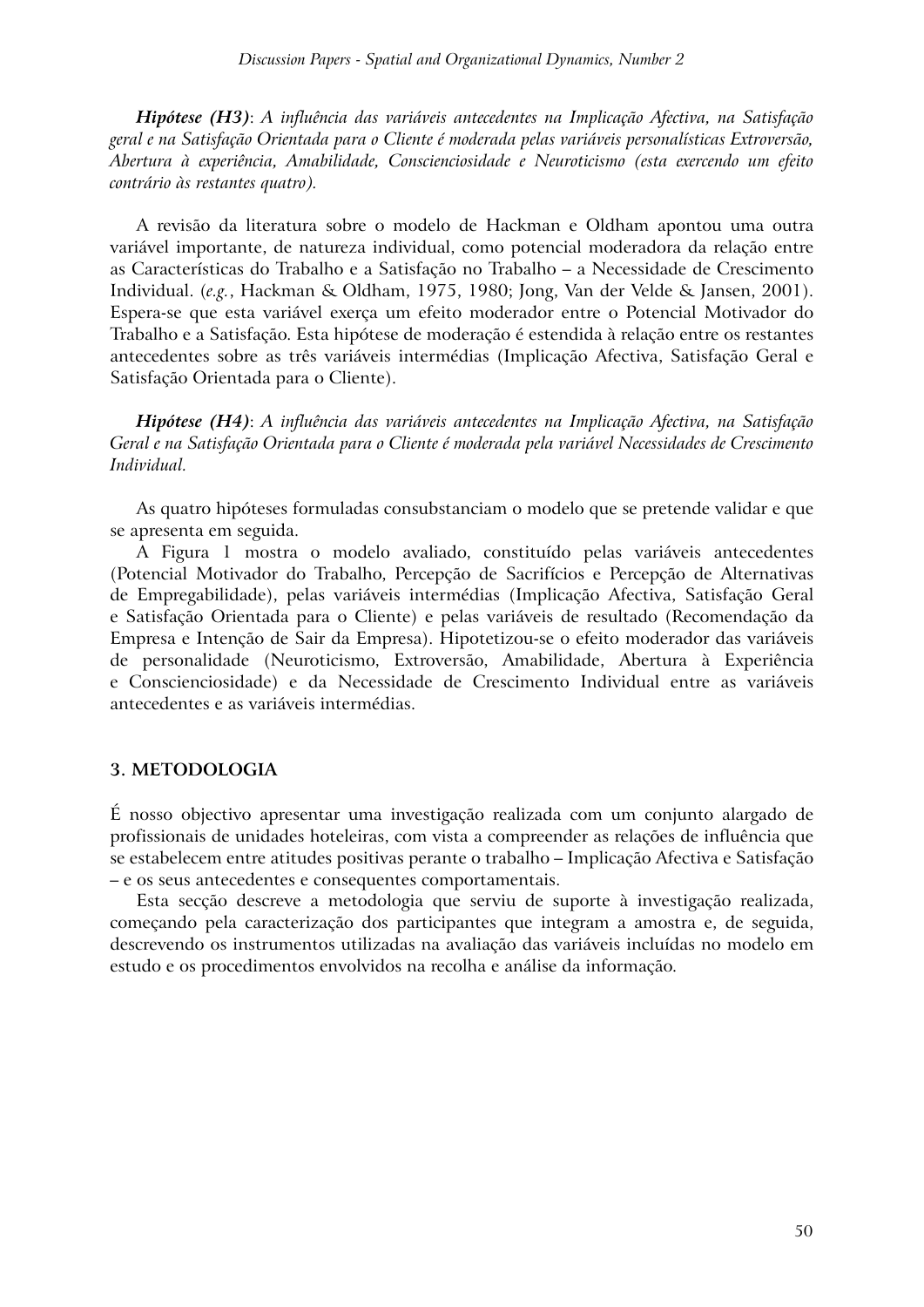***Hipótese (H3)***: *A influência das variáveis antecedentes na Implicação Afectiva, na Satisfação geral e na Satisfação Orientada para o Cliente é moderada pelas variáveis personalísticas Extroversão, Abertura à experiência, Amabilidade, Conscienciosidade e Neuroticismo (esta exercendo um efeito contrário às restantes quatro).*

A revisão da literatura sobre o modelo de Hackman e Oldham apontou uma outra variável importante, de natureza individual, como potencial moderadora da relação entre as Características do Trabalho e a Satisfação no Trabalho – a Necessidade de Crescimento Individual. (*e.g.*, Hackman & Oldham, 1975, 1980; Jong, Van der Velde & Jansen, 2001). Espera-se que esta variável exerça um efeito moderador entre o Potencial Motivador do Trabalho e a Satisfação. Esta hipótese de moderação é estendida à relação entre os restantes antecedentes sobre as três variáveis intermédias (Implicação Afectiva, Satisfação Geral e Satisfação Orientada para o Cliente).

***Hipótese (H4)***: *A influência das variáveis antecedentes na Implicação Afectiva, na Satisfação Geral e na Satisfação Orientada para o Cliente é moderada pela variável Necessidades de Crescimento Individual.*

As quatro hipóteses formuladas consubstanciam o modelo que se pretende validar e que se apresenta em seguida.

A Figura 1 mostra o modelo avaliado, constituído pelas variáveis antecedentes (Potencial Motivador do Trabalho, Percepção de Sacrifícios e Percepção de Alternativas de Empregabilidade), pelas variáveis intermédias (Implicação Afectiva, Satisfação Geral e Satisfação Orientada para o Cliente) e pelas variáveis de resultado (Recomendação da Empresa e Intenção de Sair da Empresa). Hipotetizou-se o efeito moderador das variáveis de personalidade (Neuroticismo, Extroversão, Amabilidade, Abertura à Experiência e Conscienciosidade) e da Necessidade de Crescimento Individual entre as variáveis antecedentes e as variáveis intermédias.

## 3. METODOLOGIA

É nosso objectivo apresentar uma investigação realizada com um conjunto alargado de profissionais de unidades hoteleiras, com vista a compreender as relações de influência que se estabelecem entre atitudes positivas perante o trabalho – Implicação Afectiva e Satisfação – e os seus antecedentes e consequentes comportamentais.

Esta secção descreve a metodologia que serviu de suporte à investigação realizada, começando pela caracterização dos participantes que integram a amostra e, de seguida, descrevendo os instrumentos utilizadas na avaliação das variáveis incluídas no modelo em estudo e os procedimentos envolvidos na recolha e análise da informação.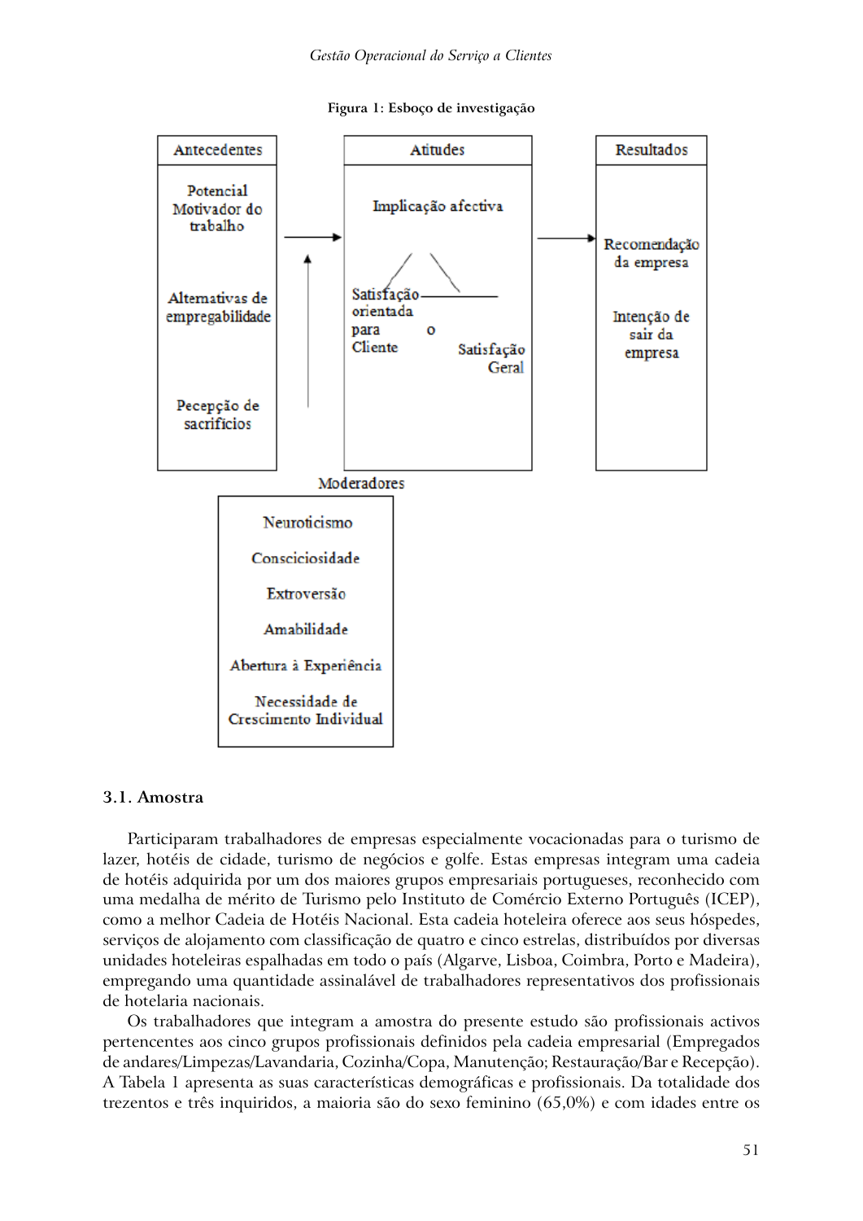**Figura 1: Esboço de investigação**

| Antecedentes | Atitudes | Resultados |
| --- | --- | --- |
| Potencial Motivador do trabalho | Implicação afectiva | Recomendação da empresa |
| Alternativas de empregabilidade | Satisfação orientada para Cliente o Satisfação Geral | Intenção de sair da empresa |
| Pecepção de sacrifícios | | |

Moderadores

- Neuroticismo
- Consciosidade
- Extroversão
- Amabilidade
- Abertura à Experiência
- Necessidade de Crescimento Individual

### 3.1. Amostra

Participaram trabalhadores de empresas especialmente vocacionadas para o turismo de lazer, hotéis de cidade, turismo de negócios e golfe. Estas empresas integram uma cadeia de hotéis adquirida por um dos maiores grupos empresariais portugueses, reconhecido com uma medalha de mérito de Turismo pelo Instituto de Comércio Externo Português (ICEP), como a melhor Cadeia de Hotéis Nacional. Esta cadeia hoteleira oferece aos seus hóspedes, serviços de alojamento com classificação de quatro e cinco estrelas, distribuídos por diversas unidades hoteleiras espalhadas em todo o país (Algarve, Lisboa, Coimbra, Porto e Madeira), empregando uma quantidade assinalável de trabalhadores representativos dos profissionais de hotelaria nacionais.

Os trabalhadores que integram a amostra do presente estudo são profissionais activos pertencentes aos cinco grupos profissionais definidos pela cadeia empresarial (Empregados de andares/Limpezas/Lavandaria, Cozinha/Copa, Manutenção; Restauração/Bar e Recepção). A Tabela 1 apresenta as suas características demográficas e profissionais. Da totalidade dos trezentos e três inquiridos, a maioria são do sexo feminino (65,0%) e com idades entre os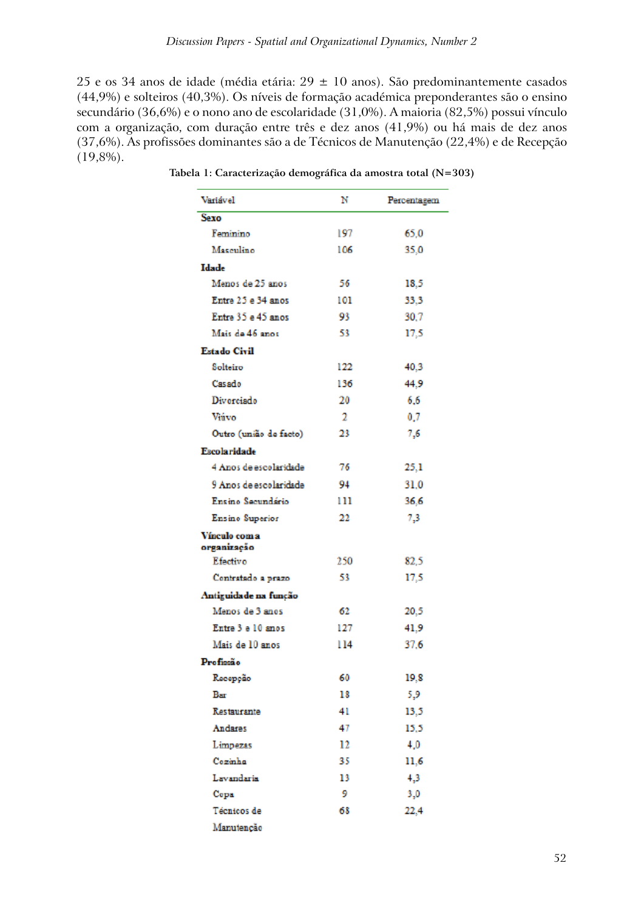25 e os 34 anos de idade (média etária: 29 ± 10 anos). São predominantemente casados (44,9%) e solteiros (40,3%). Os níveis de formação académica preponderantes são o ensino secundário (36,6%) e o nono ano de escolaridade (31,0%). A maioria (82,5%) possui vínculo com a organização, com duração entre três e dez anos (41,9%) ou há mais de dez anos (37,6%). As profissões dominantes são a de Técnicos de Manutenção (22,4%) e de Recepção (19,8%).

**Tabela 1: Caracterização demográfica da amostra total (N=303)**

| Variável | N | Percentagem |
|---|---|---|
| **Sexo** | | |
| Feminino | 197 | 65,0 |
| Masculino | 106 | 35,0 |
| **Idade** | | |
| Menos de 25 anos | 56 | 18,5 |
| Entre 25 e 34 anos | 101 | 33,3 |
| Entre 35 e 45 anos | 93 | 30,7 |
| Mais de 46 anos | 53 | 17,5 |
| **Estado Civil** | | |
| Solteiro | 122 | 40,3 |
| Casado | 136 | 44,9 |
| Divorciado | 20 | 6,6 |
| Viúvo | 2 | 0,7 |
| Outro (união de facto) | 23 | 7,6 |
| **Escolaridade** | | |
| 4 Anos de escolaridade | 76 | 25,1 |
| 9 Anos de escolaridade | 94 | 31,0 |
| Ensino Secundário | 111 | 36,6 |
| Ensino Superior | 22 | 7,3 |
| **Vínculo com a organização** | | |
| Efectivo | 250 | 82,5 |
| Contratado a prazo | 53 | 17,5 |
| **Antiguidade na função** | | |
| Menos de 3 anos | 62 | 20,5 |
| Entre 3 e 10 anos | 127 | 41,9 |
| Mais de 10 anos | 114 | 37,6 |
| **Profissão** | | |
| Recepção | 60 | 19,8 |
| Bar | 18 | 5,9 |
| Restaurante | 41 | 13,5 |
| Andares | 47 | 15,5 |
| Limpezas | 12 | 4,0 |
| Cozinha | 35 | 11,6 |
| Lavandaria | 13 | 4,3 |
| Copa | 9 | 3,0 |
| Técnicos de Manutenção | 68 | 22,4 |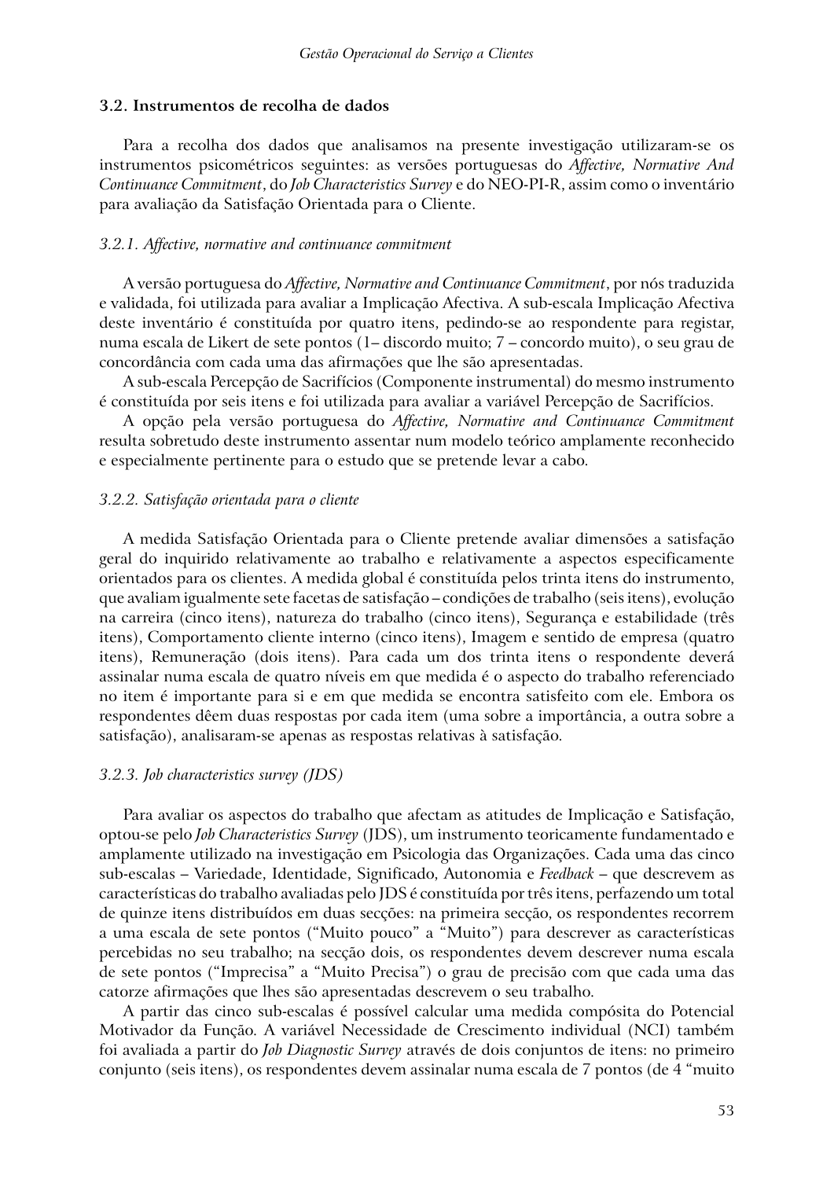### 3.2. Instrumentos de recolha de dados

Para a recolha dos dados que analisamos na presente investigação utilizaram-se os instrumentos psicométricos seguintes: as versões portuguesas do *Affective, Normative And Continuance Commitment*, do *Job Characteristics Survey* e do NEO-PI-R, assim como o inventário para avaliação da Satisfação Orientada para o Cliente.

#### *3.2.1. Affective, normative and continuance commitment*

A versão portuguesa do *Affective, Normative and Continuance Commitment*, por nós traduzida e validada, foi utilizada para avaliar a Implicação Afectiva. A sub-escala Implicação Afectiva deste inventário é constituída por quatro itens, pedindo-se ao respondente para registar, numa escala de Likert de sete pontos (1– discordo muito; 7 – concordo muito), o seu grau de concordância com cada uma das afirmações que lhe são apresentadas.

A sub-escala Percepção de Sacrifícios (Componente instrumental) do mesmo instrumento é constituída por seis itens e foi utilizada para avaliar a variável Percepção de Sacrifícios.

A opção pela versão portuguesa do *Affective, Normative and Continuance Commitment* resulta sobretudo deste instrumento assentar num modelo teórico amplamente reconhecido e especialmente pertinente para o estudo que se pretende levar a cabo.

#### *3.2.2. Satisfação orientada para o cliente*

A medida Satisfação Orientada para o Cliente pretende avaliar dimensões a satisfação geral do inquirido relativamente ao trabalho e relativamente a aspectos especificamente orientados para os clientes. A medida global é constituída pelos trinta itens do instrumento, que avaliam igualmente sete facetas de satisfação – condições de trabalho (seis itens), evolução na carreira (cinco itens), natureza do trabalho (cinco itens), Segurança e estabilidade (três itens), Comportamento cliente interno (cinco itens), Imagem e sentido de empresa (quatro itens), Remuneração (dois itens). Para cada um dos trinta itens o respondente deverá assinalar numa escala de quatro níveis em que medida é o aspecto do trabalho referenciado no item é importante para si e em que medida se encontra satisfeito com ele. Embora os respondentes dêem duas respostas por cada item (uma sobre a importância, a outra sobre a satisfação), analisaram-se apenas as respostas relativas à satisfação.

#### *3.2.3. Job characteristics survey (JDS)*

Para avaliar os aspectos do trabalho que afectam as atitudes de Implicação e Satisfação, optou-se pelo *Job Characteristics Survey* (JDS), um instrumento teoricamente fundamentado e amplamente utilizado na investigação em Psicologia das Organizações. Cada uma das cinco sub-escalas – Variedade, Identidade, Significado, Autonomia e *Feedback* – que descrevem as características do trabalho avaliadas pelo JDS é constituída por três itens, perfazendo um total de quinze itens distribuídos em duas secções: na primeira secção, os respondentes recorrem a uma escala de sete pontos ("Muito pouco" a "Muito") para descrever as características percebidas no seu trabalho; na secção dois, os respondentes devem descrever numa escala de sete pontos ("Imprecisa" a "Muito Precisa") o grau de precisão com que cada uma das catorze afirmações que lhes são apresentadas descrevem o seu trabalho.

A partir das cinco sub-escalas é possível calcular uma medida compósita do Potencial Motivador da Função. A variável Necessidade de Crescimento individual (NCI) também foi avaliada a partir do *Job Diagnostic Survey* através de dois conjuntos de itens: no primeiro conjunto (seis itens), os respondentes devem assinalar numa escala de 7 pontos (de 4 "muito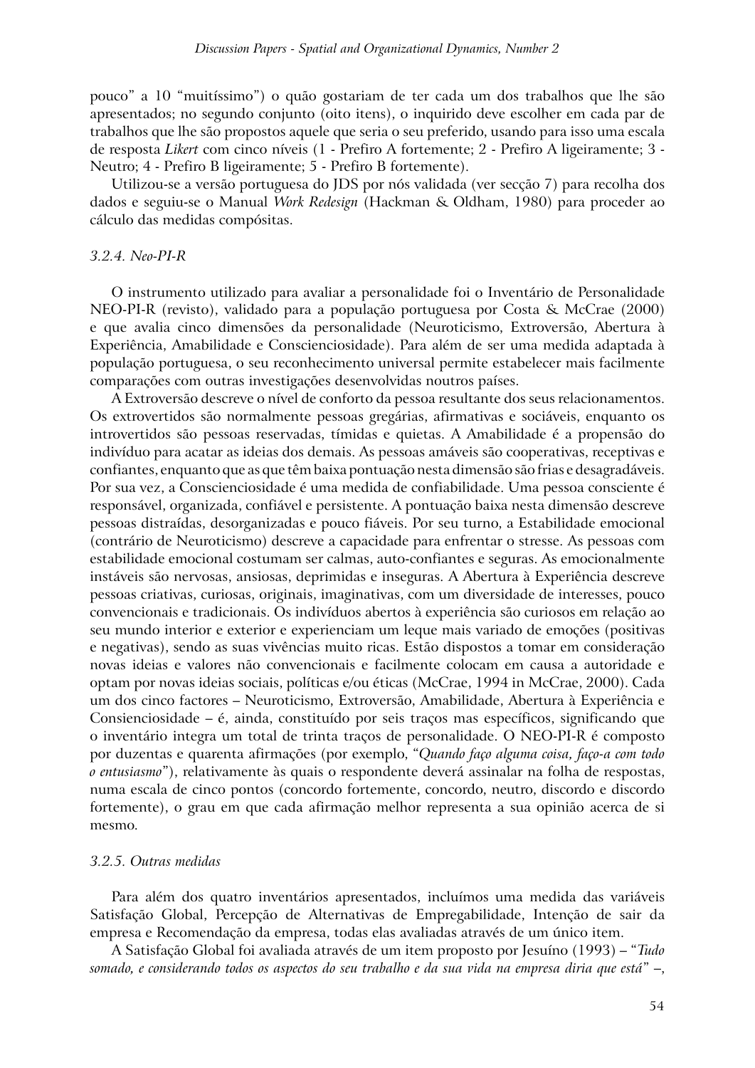pouco" a 10 "muitíssimo") o quão gostariam de ter cada um dos trabalhos que lhe são apresentados; no segundo conjunto (oito itens), o inquirido deve escolher em cada par de trabalhos que lhe são propostos aquele que seria o seu preferido, usando para isso uma escala de resposta *Likert* com cinco níveis (1 - Prefiro A fortemente; 2 - Prefiro A ligeiramente; 3 - Neutro; 4 - Prefiro B ligeiramente; 5 - Prefiro B fortemente).

Utilizou-se a versão portuguesa do JDS por nós validada (ver secção 7) para recolha dos dados e seguiu-se o Manual *Work Redesign* (Hackman & Oldham, 1980) para proceder ao cálculo das medidas compósitas.

### *3.2.4. Neo-PI-R*

O instrumento utilizado para avaliar a personalidade foi o Inventário de Personalidade NEO-PI-R (revisto), validado para a população portuguesa por Costa & McCrae (2000) e que avalia cinco dimensões da personalidade (Neuroticismo, Extroversão, Abertura à Experiência, Amabilidade e Conscienciosidade). Para além de ser uma medida adaptada à população portuguesa, o seu reconhecimento universal permite estabelecer mais facilmente comparações com outras investigações desenvolvidas noutros países.

A Extroversão descreve o nível de conforto da pessoa resultante dos seus relacionamentos. Os extrovertidos são normalmente pessoas gregárias, afirmativas e sociáveis, enquanto os introvertidos são pessoas reservadas, tímidas e quietas. A Amabilidade é a propensão do indivíduo para acatar as ideias dos demais. As pessoas amáveis são cooperativas, receptivas e confiantes, enquanto que as que têm baixa pontuação nesta dimensão são frias e desagradáveis. Por sua vez, a Conscienciosidade é uma medida de confiabilidade. Uma pessoa consciente é responsável, organizada, confiável e persistente. A pontuação baixa nesta dimensão descreve pessoas distraídas, desorganizadas e pouco fiáveis. Por seu turno, a Estabilidade emocional (contrário de Neuroticismo) descreve a capacidade para enfrentar o stresse. As pessoas com estabilidade emocional costumam ser calmas, auto-confiantes e seguras. As emocionalmente instáveis são nervosas, ansiosas, deprimidas e inseguras. A Abertura à Experiência descreve pessoas criativas, curiosas, originais, imaginativas, com um diversidade de interesses, pouco convencionais e tradicionais. Os indivíduos abertos à experiência são curiosos em relação ao seu mundo interior e exterior e experienciam um leque mais variado de emoções (positivas e negativas), sendo as suas vivências muito ricas. Estão dispostos a tomar em consideração novas ideias e valores não convencionais e facilmente colocam em causa a autoridade e optam por novas ideias sociais, políticas e/ou éticas (McCrae, 1994 in McCrae, 2000). Cada um dos cinco factores – Neuroticismo, Extroversão, Amabilidade, Abertura à Experiência e Consienciosidade – é, ainda, constituído por seis traços mas específicos, significando que o inventário integra um total de trinta traços de personalidade. O NEO-PI-R é composto por duzentas e quarenta afirmações (por exemplo, "*Quando faço alguma coisa, faço-a com todo o entusiasmo*"), relativamente às quais o respondente deverá assinalar na folha de respostas, numa escala de cinco pontos (concordo fortemente, concordo, neutro, discordo e discordo fortemente), o grau em que cada afirmação melhor representa a sua opinião acerca de si mesmo.

### *3.2.5. Outras medidas*

Para além dos quatro inventários apresentados, incluímos uma medida das variáveis Satisfação Global, Percepção de Alternativas de Empregabilidade, Intenção de sair da empresa e Recomendação da empresa, todas elas avaliadas através de um único item.

A Satisfação Global foi avaliada através de um item proposto por Jesuíno (1993) – "*Tudo somado, e considerando todos os aspectos do seu trabalho e da sua vida na empresa diria que está*" –,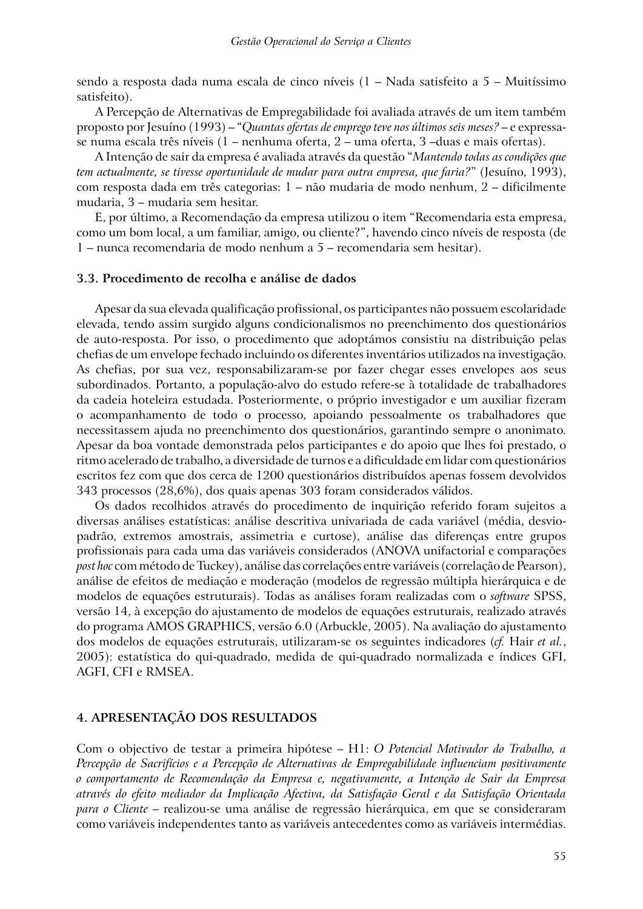sendo a resposta dada numa escala de cinco níveis (1 – Nada satisfeito a 5 – Muitíssimo satisfeito).

A Percepção de Alternativas de Empregabilidade foi avaliada através de um item também proposto por Jesuíno (1993) – "*Quantas ofertas de emprego teve nos últimos seis meses?* – e expressa-se numa escala três níveis (1 – nenhuma oferta, 2 – uma oferta, 3 –duas e mais ofertas).

A Intenção de sair da empresa é avaliada através da questão "*Mantendo todas as condições que tem actualmente, se tivesse oportunidade de mudar para outra empresa, que faria?*" (Jesuíno, 1993), com resposta dada em três categorias: 1 – não mudaria de modo nenhum, 2 – dificilmente mudaria, 3 – mudaria sem hesitar.

E, por último, a Recomendação da empresa utilizou o item "Recomendaria esta empresa, como um bom local, a um familiar, amigo, ou cliente?", havendo cinco níveis de resposta (de 1 – nunca recomendaria de modo nenhum a 5 – recomendaria sem hesitar).

### 3.3. Procedimento de recolha e análise de dados

Apesar da sua elevada qualificação profissional, os participantes não possuem escolaridade elevada, tendo assim surgido alguns condicionalismos no preenchimento dos questionários de auto-resposta. Por isso, o procedimento que adoptámos consistiu na distribuição pelas chefias de um envelope fechado incluindo os diferentes inventários utilizados na investigação. As chefias, por sua vez, responsabilizaram-se por fazer chegar esses envelopes aos seus subordinados. Portanto, a população-alvo do estudo refere-se à totalidade de trabalhadores da cadeia hoteleira estudada. Posteriormente, o próprio investigador e um auxiliar fizeram o acompanhamento de todo o processo, apoiando pessoalmente os trabalhadores que necessitassem ajuda no preenchimento dos questionários, garantindo sempre o anonimato. Apesar da boa vontade demonstrada pelos participantes e do apoio que lhes foi prestado, o ritmo acelerado de trabalho, a diversidade de turnos e a dificuldade em lidar com questionários escritos fez com que dos cerca de 1200 questionários distribuídos apenas fossem devolvidos 343 processos (28,6%), dos quais apenas 303 foram considerados válidos.

Os dados recolhidos através do procedimento de inquirição referido foram sujeitos a diversas análises estatísticas: análise descritiva univariada de cada variável (média, desvio-padrão, extremos amostrais, assimetria e curtose), análise das diferenças entre grupos profissionais para cada uma das variáveis considerados (ANOVA unifactorial e comparações *post hoc* com método de Tuckey), análise das correlações entre variáveis (correlação de Pearson), análise de efeitos de mediação e moderação (modelos de regressão múltipla hierárquica e de modelos de equações estruturais). Todas as análises foram realizadas com o *software* SPSS, versão 14, à excepção do ajustamento de modelos de equações estruturais, realizado através do programa AMOS GRAPHICS, versão 6.0 (Arbuckle, 2005). Na avaliação do ajustamento dos modelos de equações estruturais, utilizaram-se os seguintes indicadores (*cf.* Hair *et al.*, 2005): estatística do qui-quadrado, medida de qui-quadrado normalizada e índices GFI, AGFI, CFI e RMSEA.

## 4. APRESENTAÇÃO DOS RESULTADOS

Com o objectivo de testar a primeira hipótese – H1: *O Potencial Motivador do Trabalho, a Percepção de Sacrifícios e a Percepção de Alternativas de Empregabilidade influenciam positivamente o comportamento de Recomendação da Empresa e, negativamente, a Intenção de Sair da Empresa através do efeito mediador da Implicação Afectiva, da Satisfação Geral e da Satisfação Orientada para o Cliente* – realizou-se uma análise de regressão hierárquica, em que se consideraram como variáveis independentes tanto as variáveis antecedentes como as variáveis intermédias.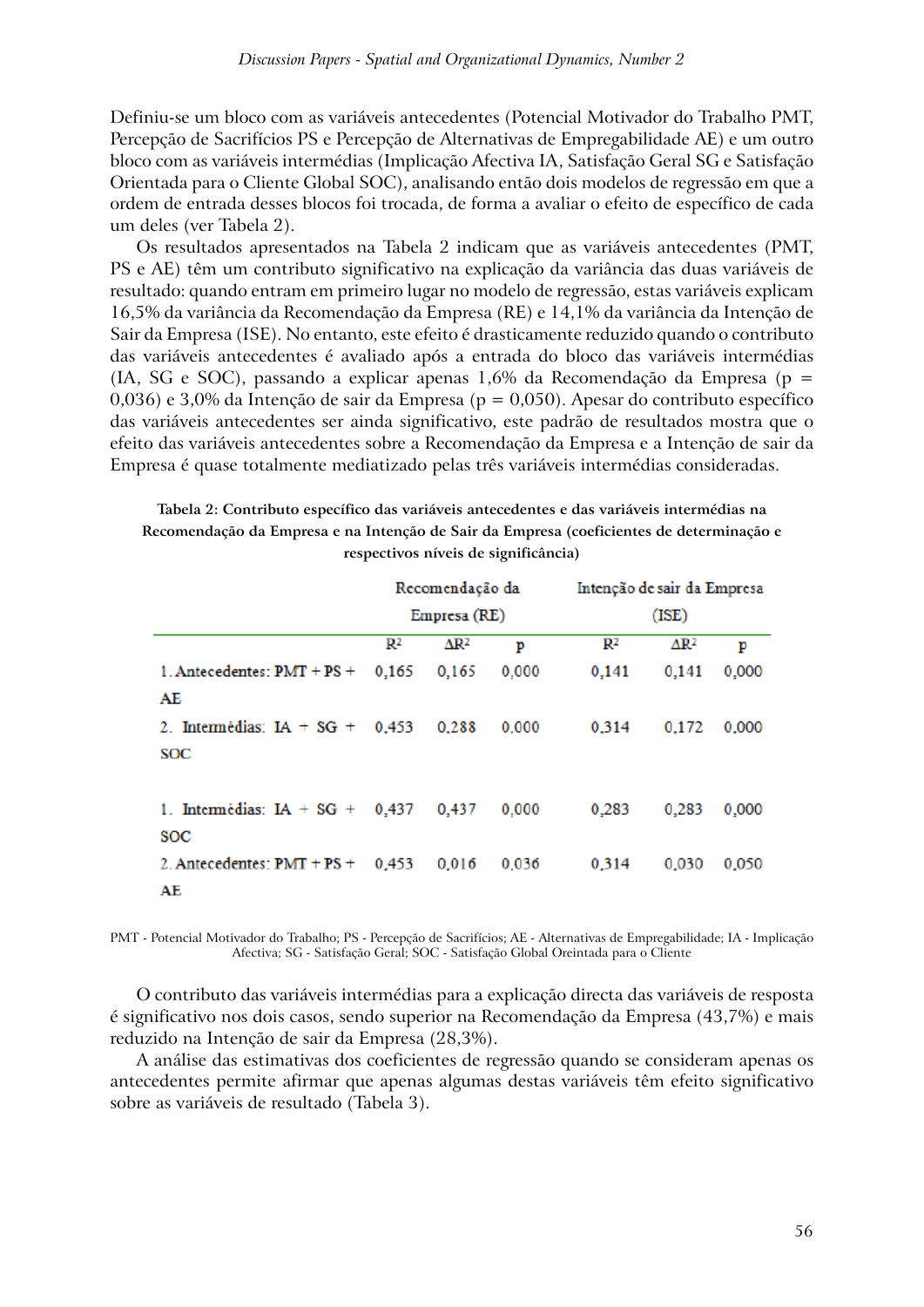Definiu-se um bloco com as variáveis antecedentes (Potencial Motivador do Trabalho PMT, Percepção de Sacrifícios PS e Percepção de Alternativas de Empregabilidade AE) e um outro bloco com as variáveis intermédias (Implicação Afectiva IA, Satisfação Geral SG e Satisfação Orientada para o Cliente Global SOC), analisando então dois modelos de regressão em que a ordem de entrada desses blocos foi trocada, de forma a avaliar o efeito de específico de cada um deles (ver Tabela 2).

Os resultados apresentados na Tabela 2 indicam que as variáveis antecedentes (PMT, PS e AE) têm um contributo significativo na explicação da variância das duas variáveis de resultado: quando entram em primeiro lugar no modelo de regressão, estas variáveis explicam 16,5% da variância da Recomendação da Empresa (RE) e 14,1% da variância da Intenção de Sair da Empresa (ISE). No entanto, este efeito é drasticamente reduzido quando o contributo das variáveis antecedentes é avaliado após a entrada do bloco das variáveis intermédias (IA, SG e SOC), passando a explicar apenas 1,6% da Recomendação da Empresa ($p = 0{,}036$) e 3,0% da Intenção de sair da Empresa ($p = 0{,}050$). Apesar do contributo específico das variáveis antecedentes ser ainda significativo, este padrão de resultados mostra que o efeito das variáveis antecedentes sobre a Recomendação da Empresa e a Intenção de sair da Empresa é quase totalmente mediatizado pelas três variáveis intermédias consideradas.

**Tabela 2: Contributo específico das variáveis antecedentes e das variáveis intermédias na Recomendação da Empresa e na Intenção de Sair da Empresa (coeficientes de determinação e respectivos níveis de significância)**

| | Recomendação da Empresa (RE) | | | Intenção de sair da Empresa (ISE) | | |
|---|---|---|---|---|---|---|
| | $R^2$ | $\Delta R^2$ | p | $R^2$ | $\Delta R^2$ | p |
| 1. Antecedentes: PMT + PS + AE | 0,165 | 0,165 | 0,000 | 0,141 | 0,141 | 0,000 |
| 2. Intermédias: IA + SG + SOC | 0,453 | 0,288 | 0,000 | 0,314 | 0,172 | 0,000 |
| 1. Intermédias: IA + SG + SOC | 0,437 | 0,437 | 0,000 | 0,283 | 0,283 | 0,000 |
| 2. Antecedentes: PMT + PS + AE | 0,453 | 0,016 | 0,036 | 0,314 | 0,030 | 0,050 |

PMT - Potencial Motivador do Trabalho; PS - Percepção de Sacrifícios; AE - Alternativas de Empregabilidade; IA - Implicação Afectiva; SG - Satisfação Geral; SOC - Satisfação Global Oreintada para o Cliente

O contributo das variáveis intermédias para a explicação directa das variáveis de resposta é significativo nos dois casos, sendo superior na Recomendação da Empresa (43,7%) e mais reduzido na Intenção de sair da Empresa (28,3%).

A análise das estimativas dos coeficientes de regressão quando se consideram apenas os antecedentes permite afirmar que apenas algumas destas variáveis têm efeito significativo sobre as variáveis de resultado (Tabela 3).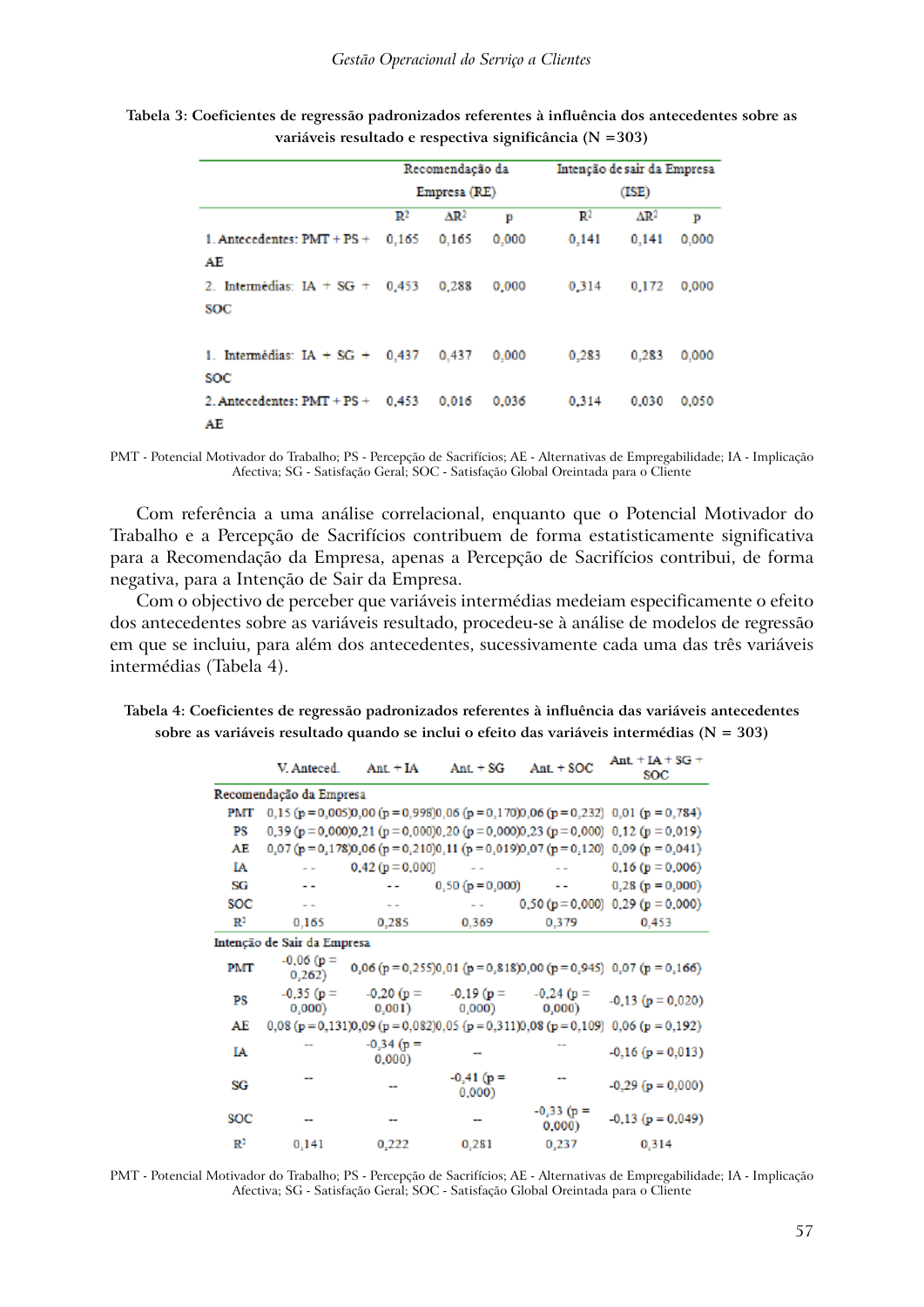**Tabela 3: Coeficientes de regressão padronizados referentes à influência dos antecedentes sobre as variáveis resultado e respectiva significância (N =303)**

| | Recomendação da Empresa (RE) | | | Intenção de sair da Empresa (ISE) | | |
|---|---|---|---|---|---|---|
| | $R^2$ | $\Delta R^2$ | p | $R^2$ | $\Delta R^2$ | p |
| 1. Antecedentes: PMT + PS + AE | 0,165 | 0,165 | 0,000 | 0,141 | 0,141 | 0,000 |
| 2. Intermédias: IA + SG + SOC | 0,453 | 0,288 | 0,000 | 0,314 | 0,172 | 0,000 |
| 1. Intermédias: IA + SG + SOC | 0,437 | 0,437 | 0,000 | 0,283 | 0,283 | 0,000 |
| 2. Antecedentes: PMT + PS + AE | 0,453 | 0,016 | 0,036 | 0,314 | 0,030 | 0,050 |

PMT - Potencial Motivador do Trabalho; PS - Percepção de Sacrifícios; AE - Alternativas de Empregabilidade; IA - Implicação Afectiva; SG - Satisfação Geral; SOC - Satisfação Global Oreintada para o Cliente

Com referência a uma análise correlacional, enquanto que o Potencial Motivador do Trabalho e a Percepção de Sacrifícios contribuem de forma estatisticamente significativa para a Recomendação da Empresa, apenas a Percepção de Sacrifícios contribui, de forma negativa, para a Intenção de Sair da Empresa.

Com o objectivo de perceber que variáveis intermédias medeiam especificamente o efeito dos antecedentes sobre as variáveis resultado, procedeu-se à análise de modelos de regressão em que se incluiu, para além dos antecedentes, sucessivamente cada uma das três variáveis intermédias (Tabela 4).

**Tabela 4: Coeficientes de regressão padronizados referentes à influência das variáveis antecedentes sobre as variáveis resultado quando se inclui o efeito das variáveis intermédias (N = 303)**

| | V. Anteced. | Ant. + IA | Ant. + SG | Ant. + SOC | Ant. + IA + SG + SOC |
|---|---|---|---|---|---|
| **Recomendação da Empresa** | | | | | |
| PMT | 0,15 (p = 0,005) | 0,00 (p = 0,998) | 0,06 (p = 0,170) | 0,06 (p = 0,232) | 0,01 (p = 0,784) |
| PS | 0,39 (p = 0,000) | 0,21 (p = 0,000) | 0,20 (p = 0,000) | 0,23 (p = 0,000) | 0,12 (p = 0,019) |
| AE | 0,07 (p = 0,178) | 0,06 (p = 0,210) | 0,11 (p = 0,019) | 0,07 (p = 0,120) | 0,09 (p = 0,041) |
| IA | - - | 0,42 (p = 0,000) | - - | - - | 0,16 (p = 0,006) |
| SG | - - | - - | 0,50 (p = 0,000) | - - | 0,28 (p = 0,000) |
| SOC | - - | - - | - - | 0,50 (p = 0,000) | 0,29 (p = 0,000) |
| $R^2$ | 0,165 | 0,285 | 0,369 | 0,379 | 0,453 |
| **Intenção de Sair da Empresa** | | | | | |
| PMT | -0,06 (p = 0,262) | 0,06 (p = 0,255) | 0,01 (p = 0,818) | 0,00 (p = 0,945) | 0,07 (p = 0,166) |
| PS | -0,35 (p = 0,000) | -0,20 (p = 0,001) | -0,19 (p = 0,000) | -0,24 (p = 0,000) | -0,13 (p = 0,020) |
| AE | 0,08 (p = 0,131) | 0,09 (p = 0,082) | 0,05 (p = 0,311) | 0,08 (p = 0,109) | 0,06 (p = 0,192) |
| IA | -- | -0,34 (p = 0,000) | -- | -- | -0,16 (p = 0,013) |
| SG | -- | -- | -0,41 (p = 0,000) | -- | -0,29 (p = 0,000) |
| SOC | -- | -- | -- | -0,33 (p = 0,000) | -0,13 (p = 0,049) |
| $R^2$ | 0,141 | 0,222 | 0,281 | 0,237 | 0,314 |

PMT - Potencial Motivador do Trabalho; PS - Percepção de Sacrifícios; AE - Alternativas de Empregabilidade; IA - Implicação Afectiva; SG - Satisfação Geral; SOC - Satisfação Global Oreintada para o Cliente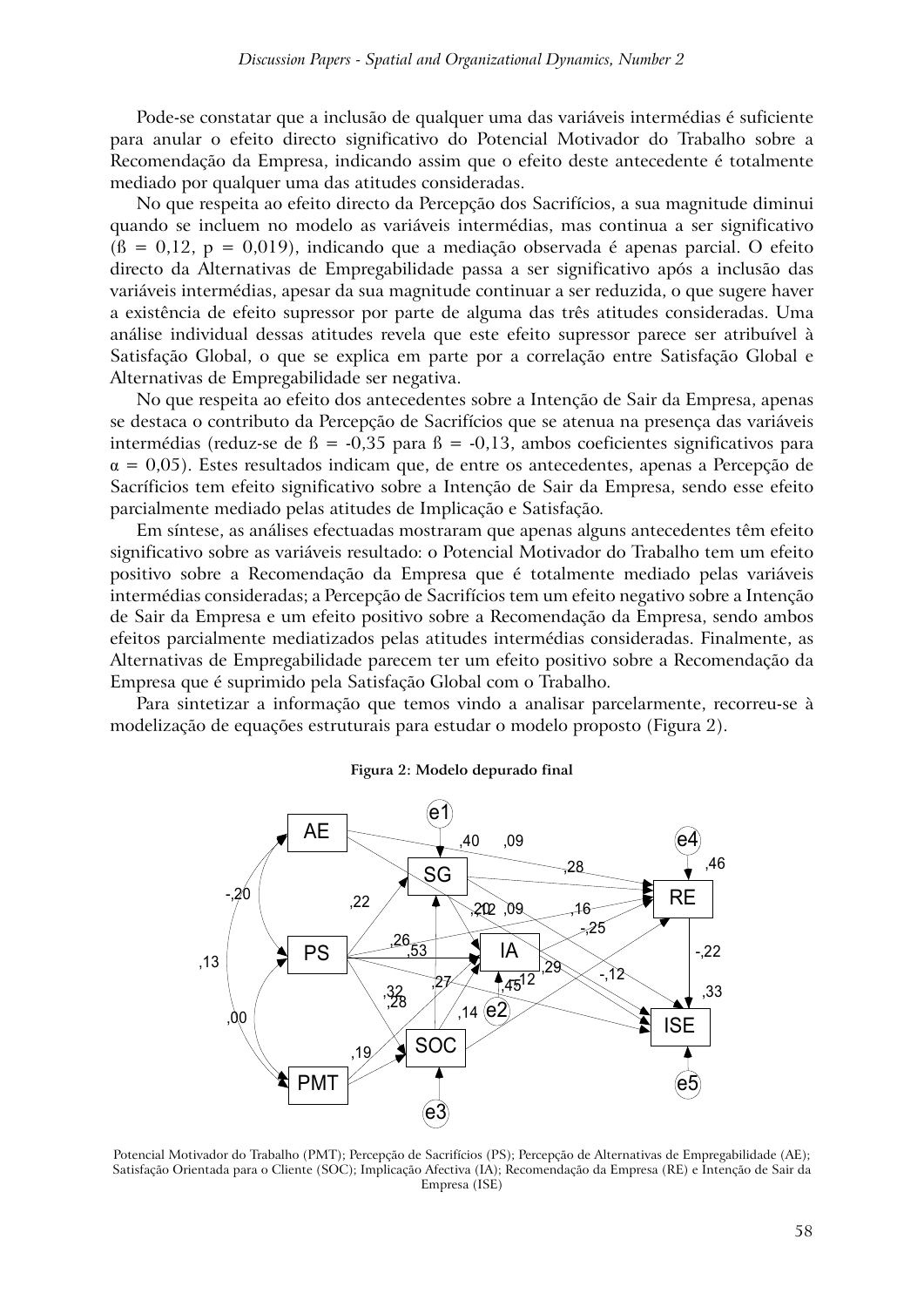Pode-se constatar que a inclusão de qualquer uma das variáveis intermédias é suficiente para anular o efeito directo significativo do Potencial Motivador do Trabalho sobre a Recomendação da Empresa, indicando assim que o efeito deste antecedente é totalmente mediado por qualquer uma das atitudes consideradas.

No que respeita ao efeito directo da Percepção dos Sacrifícios, a sua magnitude diminui quando se incluem no modelo as variáveis intermédias, mas continua a ser significativo ($ß = 0,12$, $p = 0,019$), indicando que a mediação observada é apenas parcial. O efeito directo da Alternativas de Empregabilidade passa a ser significativo após a inclusão das variáveis intermédias, apesar da sua magnitude continuar a ser reduzida, o que sugere haver a existência de efeito supressor por parte de alguma das três atitudes consideradas. Uma análise individual dessas atitudes revela que este efeito supressor parece ser atribuível à Satisfação Global, o que se explica em parte por a correlação entre Satisfação Global e Alternativas de Empregabilidade ser negativa.

No que respeita ao efeito dos antecedentes sobre a Intenção de Sair da Empresa, apenas se destaca o contributo da Percepção de Sacrifícios que se atenua na presença das variáveis intermédias (reduz-se de $ß = -0,35$ para $ß = -0,13$, ambos coeficientes significativos para $\alpha = 0,05$). Estes resultados indicam que, de entre os antecedentes, apenas a Percepção de Sacríficios tem efeito significativo sobre a Intenção de Sair da Empresa, sendo esse efeito parcialmente mediado pelas atitudes de Implicação e Satisfação.

Em síntese, as análises efectuadas mostraram que apenas alguns antecedentes têm efeito significativo sobre as variáveis resultado: o Potencial Motivador do Trabalho tem um efeito positivo sobre a Recomendação da Empresa que é totalmente mediado pelas variáveis intermédias consideradas; a Percepção de Sacrifícios tem um efeito negativo sobre a Intenção de Sair da Empresa e um efeito positivo sobre a Recomendação da Empresa, sendo ambos efeitos parcialmente mediatizados pelas atitudes intermédias consideradas. Finalmente, as Alternativas de Empregabilidade parecem ter um efeito positivo sobre a Recomendação da Empresa que é suprimido pela Satisfação Global com o Trabalho.

Para sintetizar a informação que temos vindo a analisar parcelarmente, recorreu-se à modelização de equações estruturais para estudar o modelo proposto (Figura 2).

**Figura 2: Modelo depurado final**

Potencial Motivador do Trabalho (PMT); Percepção de Sacrifícios (PS); Percepção de Alternativas de Empregabilidade (AE); Satisfação Orientada para o Cliente (SOC); Implicação Afectiva (IA); Recomendação da Empresa (RE) e Intenção de Sair da Empresa (ISE)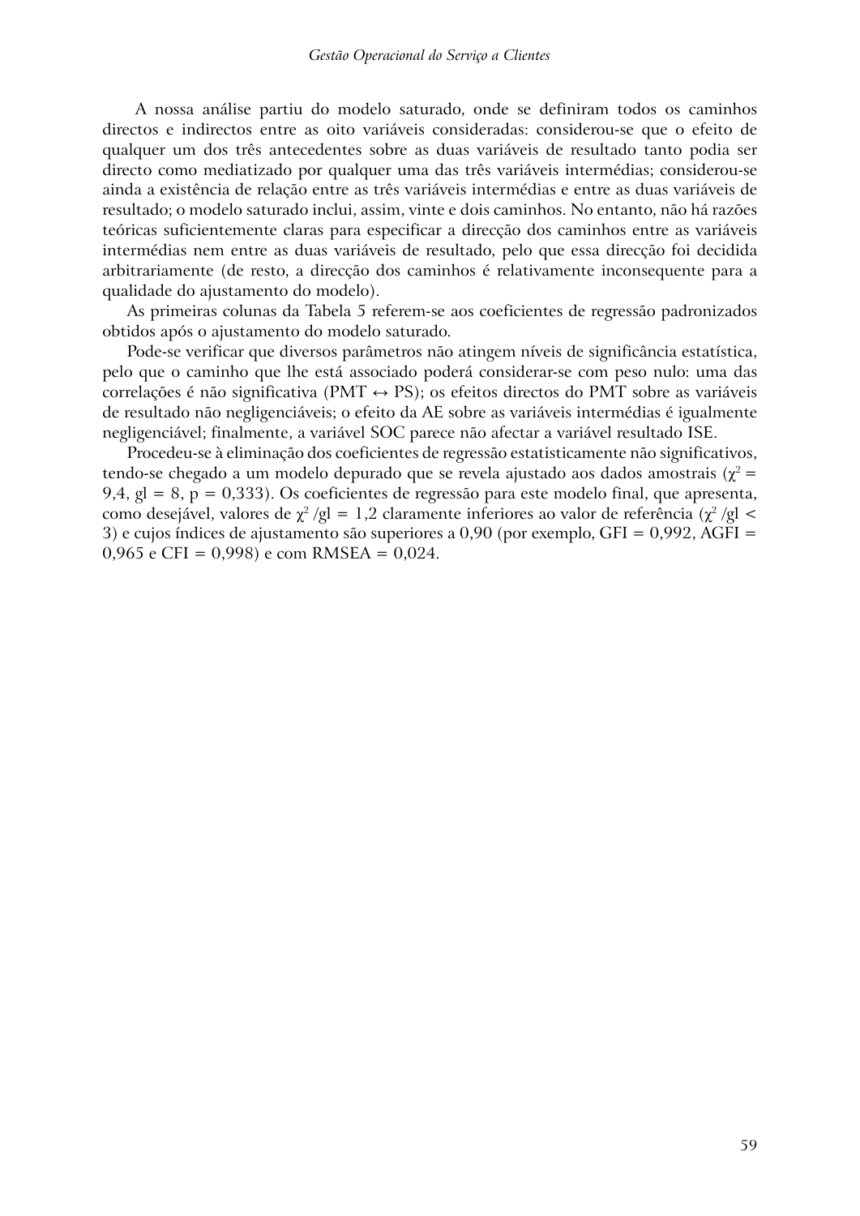A nossa análise partiu do modelo saturado, onde se definiram todos os caminhos directos e indirectos entre as oito variáveis consideradas: considerou-se que o efeito de qualquer um dos três antecedentes sobre as duas variáveis de resultado tanto podia ser directo como mediatizado por qualquer uma das três variáveis intermédias; considerou-se ainda a existência de relação entre as três variáveis intermédias e entre as duas variáveis de resultado; o modelo saturado inclui, assim, vinte e dois caminhos. No entanto, não há razões teóricas suficientemente claras para especificar a direcção dos caminhos entre as variáveis intermédias nem entre as duas variáveis de resultado, pelo que essa direcção foi decidida arbitrariamente (de resto, a direcção dos caminhos é relativamente inconsequente para a qualidade do ajustamento do modelo).

As primeiras colunas da Tabela 5 referem-se aos coeficientes de regressão padronizados obtidos após o ajustamento do modelo saturado.

Pode-se verificar que diversos parâmetros não atingem níveis de significância estatística, pelo que o caminho que lhe está associado poderá considerar-se com peso nulo: uma das correlações é não significativa (PMT ↔ PS); os efeitos directos do PMT sobre as variáveis de resultado não negligenciáveis; o efeito da AE sobre as variáveis intermédias é igualmente negligenciável; finalmente, a variável SOC parece não afectar a variável resultado ISE.

Procedeu-se à eliminação dos coeficientes de regressão estatisticamente não significativos, tendo-se chegado a um modelo depurado que se revela ajustado aos dados amostrais ($\chi^2$ = 9,4, gl = 8, p = 0,333). Os coeficientes de regressão para este modelo final, que apresenta, como desejável, valores de $\chi^2$/gl = 1,2 claramente inferiores ao valor de referência ($\chi^2$/gl < 3) e cujos índices de ajustamento são superiores a 0,90 (por exemplo, GFI = 0,992, AGFI = 0,965 e CFI = 0,998) e com RMSEA = 0,024.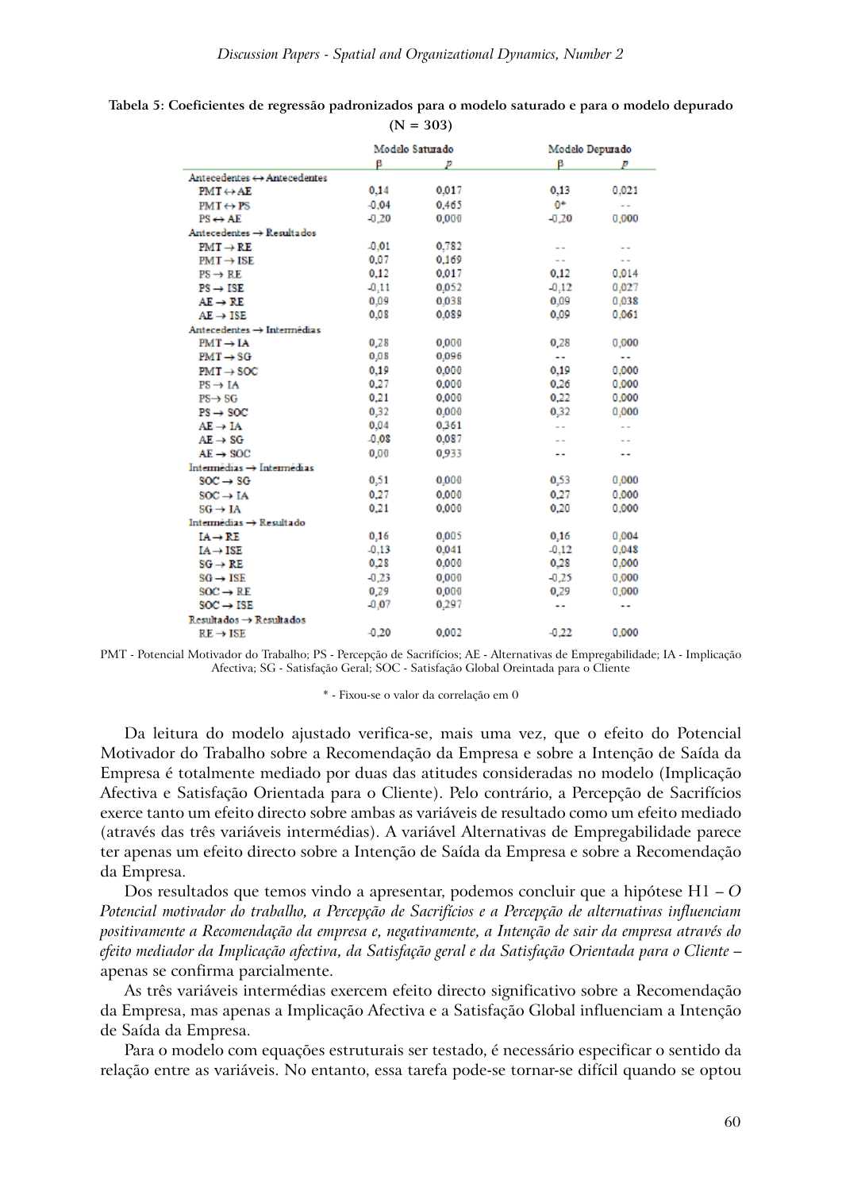**Tabela 5: Coeficientes de regressão padronizados para o modelo saturado e para o modelo depurado (N = 303)**

| | Modelo Saturado | | Modelo Depurado | |
|---|---|---|---|---|
| | β | p | β | p |
| Antecedentes ↔ Antecedentes | | | | |
| PMT ↔ AE | 0,14 | 0,017 | 0,13 | 0,021 |
| PMT ↔ PS | -0,04 | 0,465 | 0* | -- |
| PS ↔ AE | -0,20 | 0,000 | -0,20 | 0,000 |
| Antecedentes → Resultados | | | | |
| PMT → RE | -0,01 | 0,782 | -- | -- |
| PMT → ISE | 0,07 | 0,169 | -- | -- |
| PS → RE | 0,12 | 0,017 | 0,12 | 0,014 |
| PS → ISE | -0,11 | 0,052 | -0,12 | 0,027 |
| AE → RE | 0,09 | 0,038 | 0,09 | 0,038 |
| AE → ISE | 0,08 | 0,089 | 0,09 | 0,061 |
| Antecedentes → Intermédias | | | | |
| PMT → IA | 0,28 | 0,000 | 0,28 | 0,000 |
| PMT → SG | 0,08 | 0,096 | -- | -- |
| PMT → SOC | 0,19 | 0,000 | 0,19 | 0,000 |
| PS → IA | 0,27 | 0,000 | 0,26 | 0,000 |
| PS→ SG | 0,21 | 0,000 | 0,22 | 0,000 |
| PS → SOC | 0,32 | 0,000 | 0,32 | 0,000 |
| AE → IA | 0,04 | 0,361 | -- | -- |
| AE → SG | -0,08 | 0,087 | -- | -- |
| AE → SOC | 0,00 | 0,933 | -- | -- |
| Intermédias → Intermédias | | | | |
| SOC → SG | 0,51 | 0,000 | 0,53 | 0,000 |
| SOC → IA | 0,27 | 0,000 | 0,27 | 0,000 |
| SG → IA | 0,21 | 0,000 | 0,20 | 0,000 |
| Intermédias → Resultado | | | | |
| IA→ RE | 0,16 | 0,005 | 0,16 | 0,004 |
| IA → ISE | -0,13 | 0,041 | -0,12 | 0,048 |
| SG → RE | 0,28 | 0,000 | 0,28 | 0,000 |
| SG → ISE | -0,23 | 0,000 | -0,25 | 0,000 |
| SOC → RE | 0,29 | 0,000 | 0,29 | 0,000 |
| SOC → ISE | -0,07 | 0,297 | -- | -- |
| Resultados → Resultados | | | | |
| RE → ISE | -0,20 | 0,002 | -0,22 | 0,000 |

PMT - Potencial Motivador do Trabalho; PS - Percepção de Sacrifícios; AE - Alternativas de Empregabilidade; IA - Implicação Afectiva; SG - Satisfação Geral; SOC - Satisfação Global Oreintada para o Cliente

* - Fixou-se o valor da correlação em 0

Da leitura do modelo ajustado verifica-se, mais uma vez, que o efeito do Potencial Motivador do Trabalho sobre a Recomendação da Empresa e sobre a Intenção de Saída da Empresa é totalmente mediado por duas das atitudes consideradas no modelo (Implicação Afectiva e Satisfação Orientada para o Cliente). Pelo contrário, a Percepção de Sacrifícios exerce tanto um efeito directo sobre ambas as variáveis de resultado como um efeito mediado (através das três variáveis intermédias). A variável Alternativas de Empregabilidade parece ter apenas um efeito directo sobre a Intenção de Saída da Empresa e sobre a Recomendação da Empresa.

Dos resultados que temos vindo a apresentar, podemos concluir que a hipótese H1 – *O Potencial motivador do trabalho, a Percepção de Sacrifícios e a Percepção de alternativas influenciam positivamente a Recomendação da empresa e, negativamente, a Intenção de sair da empresa através do efeito mediador da Implicação afectiva, da Satisfação geral e da Satisfação Orientada para o Cliente* – apenas se confirma parcialmente.

As três variáveis intermédias exercem efeito directo significativo sobre a Recomendação da Empresa, mas apenas a Implicação Afectiva e a Satisfação Global influenciam a Intenção de Saída da Empresa.

Para o modelo com equações estruturais ser testado, é necessário especificar o sentido da relação entre as variáveis. No entanto, essa tarefa pode-se tornar-se difícil quando se optou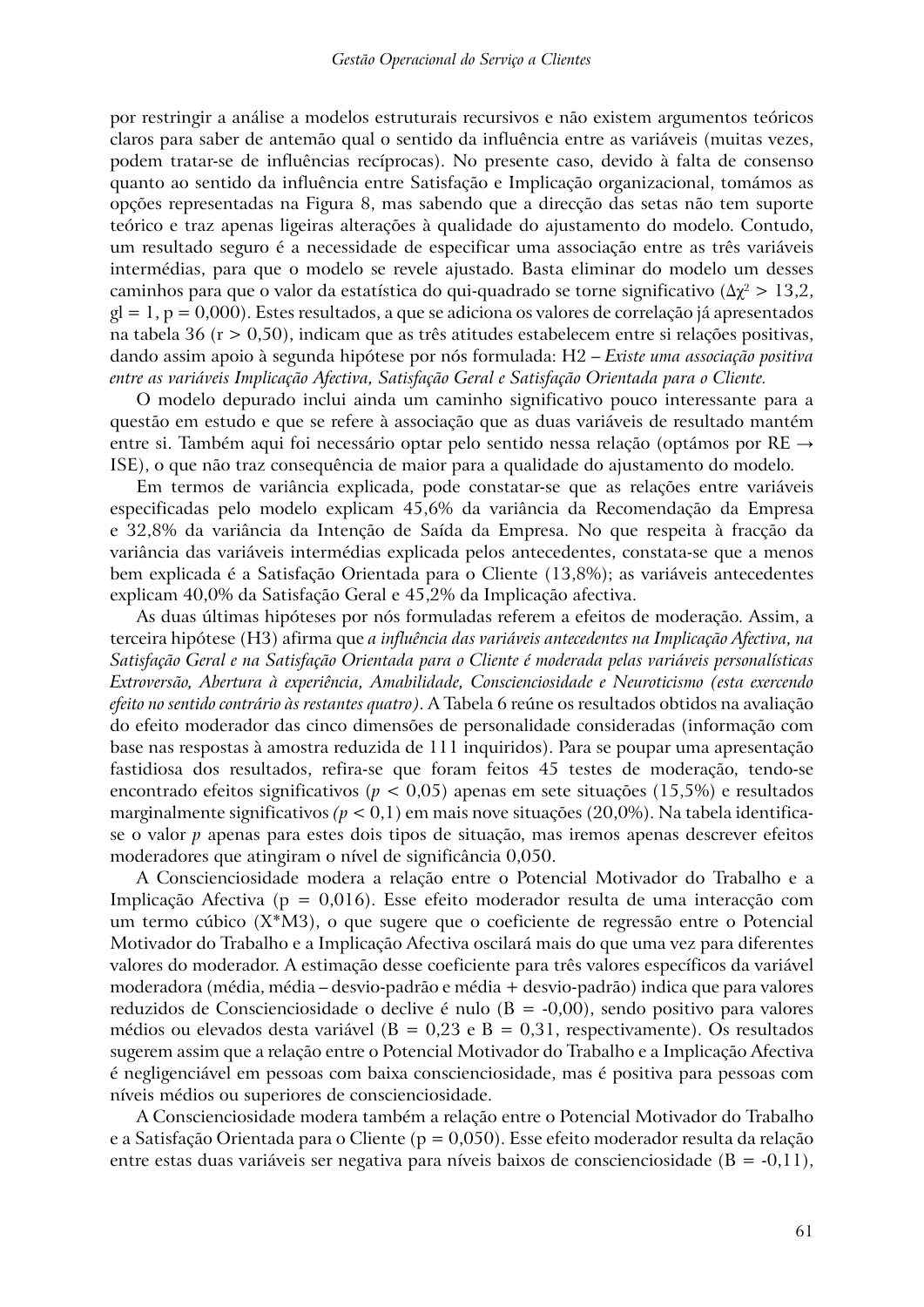por restringir a análise a modelos estruturais recursivos e não existem argumentos teóricos claros para saber de antemão qual o sentido da influência entre as variáveis (muitas vezes, podem tratar-se de influências recíprocas). No presente caso, devido à falta de consenso quanto ao sentido da influência entre Satisfação e Implicação organizacional, tomámos as opções representadas na Figura 8, mas sabendo que a direcção das setas não tem suporte teórico e traz apenas ligeiras alterações à qualidade do ajustamento do modelo. Contudo, um resultado seguro é a necessidade de especificar uma associação entre as três variáveis intermédias, para que o modelo se revele ajustado. Basta eliminar do modelo um desses caminhos para que o valor da estatística do qui-quadrado se torne significativo ($\Delta\chi^2 > 13{,}2$, gl = 1, p = 0,000). Estes resultados, a que se adiciona os valores de correlação já apresentados na tabela 36 (r > 0,50), indicam que as três atitudes estabelecem entre si relações positivas, dando assim apoio à segunda hipótese por nós formulada: H2 – *Existe uma associação positiva entre as variáveis Implicação Afectiva, Satisfação Geral e Satisfação Orientada para o Cliente.*

O modelo depurado inclui ainda um caminho significativo pouco interessante para a questão em estudo e que se refere à associação que as duas variáveis de resultado mantém entre si. Também aqui foi necessário optar pelo sentido nessa relação (optámos por RE → ISE), o que não traz consequência de maior para a qualidade do ajustamento do modelo.

Em termos de variância explicada, pode constatar-se que as relações entre variáveis especificadas pelo modelo explicam 45,6% da variância da Recomendação da Empresa e 32,8% da variância da Intenção de Saída da Empresa. No que respeita à fracção da variância das variáveis intermédias explicada pelos antecedentes, constata-se que a menos bem explicada é a Satisfação Orientada para o Cliente (13,8%); as variáveis antecedentes explicam 40,0% da Satisfação Geral e 45,2% da Implicação afectiva.

As duas últimas hipóteses por nós formuladas referem a efeitos de moderação. Assim, a terceira hipótese (H3) afirma que *a influência das variáveis antecedentes na Implicação Afectiva, na Satisfação Geral e na Satisfação Orientada para o Cliente é moderada pelas variáveis personalísticas Extroversão, Abertura à experiência, Amabilidade, Conscienciosidade e Neuroticismo (esta exercendo efeito no sentido contrário às restantes quatro)*. A Tabela 6 reúne os resultados obtidos na avaliação do efeito moderador das cinco dimensões de personalidade consideradas (informação com base nas respostas à amostra reduzida de 111 inquiridos). Para se poupar uma apresentação fastidiosa dos resultados, refira-se que foram feitos 45 testes de moderação, tendo-se encontrado efeitos significativos ($p < 0{,}05$) apenas em sete situações (15,5%) e resultados marginalmente significativos ($p < 0{,}1$) em mais nove situações (20,0%). Na tabela identifica-se o valor $p$ apenas para estes dois tipos de situação, mas iremos apenas descrever efeitos moderadores que atingiram o nível de significância 0,050.

A Conscienciosidade modera a relação entre o Potencial Motivador do Trabalho e a Implicação Afectiva (p = 0,016). Esse efeito moderador resulta de uma interacção com um termo cúbico (X*M3), o que sugere que o coeficiente de regressão entre o Potencial Motivador do Trabalho e a Implicação Afectiva oscilará mais do que uma vez para diferentes valores do moderador. A estimação desse coeficiente para três valores específicos da variável moderadora (média, média – desvio-padrão e média + desvio-padrão) indica que para valores reduzidos de Conscienciosidade o declive é nulo (B = -0,00), sendo positivo para valores médios ou elevados desta variável (B = 0,23 e B = 0,31, respectivamente). Os resultados sugerem assim que a relação entre o Potencial Motivador do Trabalho e a Implicação Afectiva é negligenciável em pessoas com baixa conscienciosidade, mas é positiva para pessoas com níveis médios ou superiores de conscienciosidade.

A Conscienciosidade modera também a relação entre o Potencial Motivador do Trabalho e a Satisfação Orientada para o Cliente (p = 0,050). Esse efeito moderador resulta da relação entre estas duas variáveis ser negativa para níveis baixos de conscienciosidade (B = -0,11),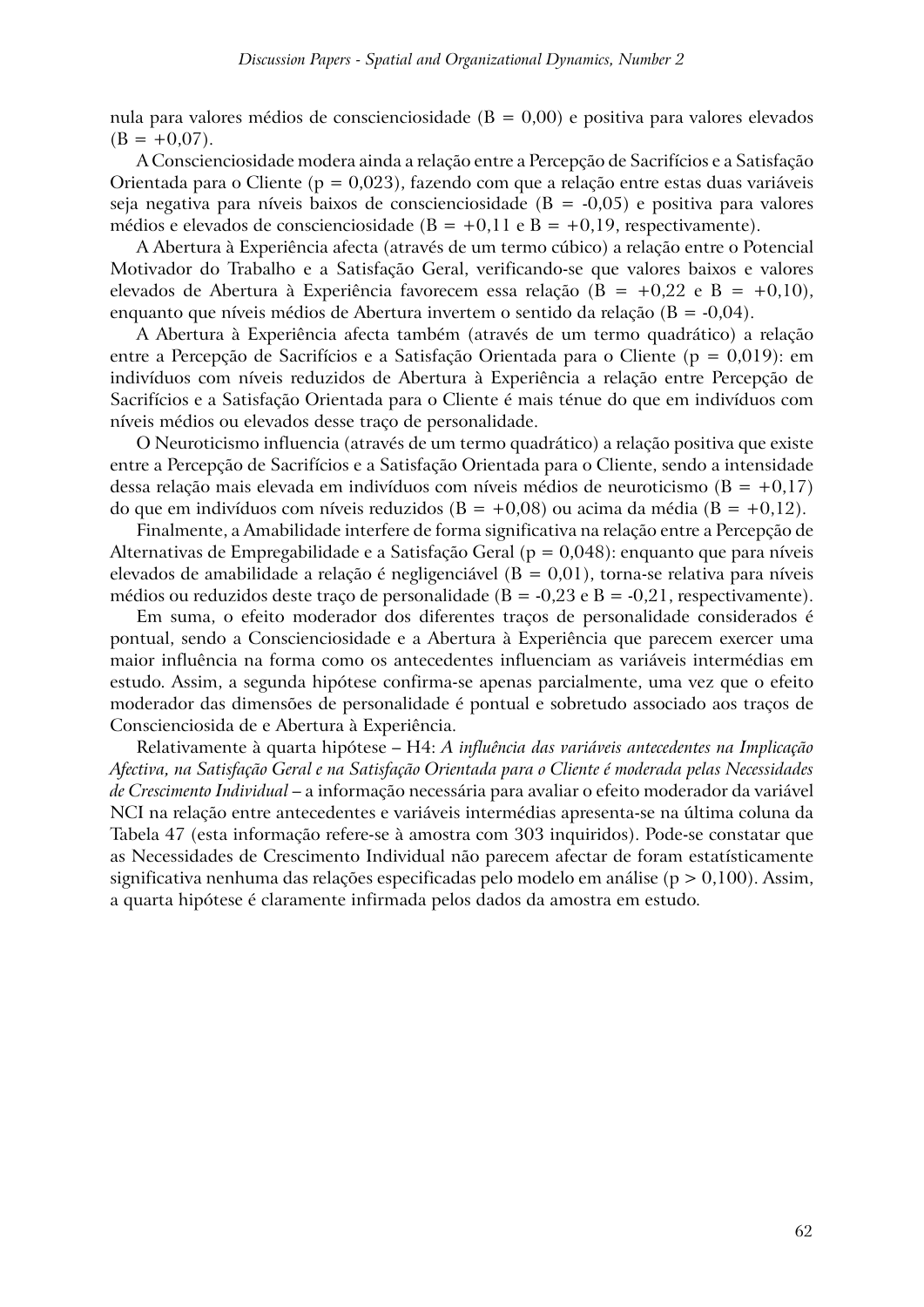nula para valores médios de conscienciosidade (B = 0,00) e positiva para valores elevados (B = +0,07).

A Conscienciosidade modera ainda a relação entre a Percepção de Sacrifícios e a Satisfação Orientada para o Cliente (p = 0,023), fazendo com que a relação entre estas duas variáveis seja negativa para níveis baixos de conscienciosidade (B = -0,05) e positiva para valores médios e elevados de conscienciosidade (B = +0,11 e B = +0,19, respectivamente).

A Abertura à Experiência afecta (através de um termo cúbico) a relação entre o Potencial Motivador do Trabalho e a Satisfação Geral, verificando-se que valores baixos e valores elevados de Abertura à Experiência favorecem essa relação (B = +0,22 e B = +0,10), enquanto que níveis médios de Abertura invertem o sentido da relação (B = -0,04).

A Abertura à Experiência afecta também (através de um termo quadrático) a relação entre a Percepção de Sacrifícios e a Satisfação Orientada para o Cliente (p = 0,019): em indivíduos com níveis reduzidos de Abertura à Experiência a relação entre Percepção de Sacrifícios e a Satisfação Orientada para o Cliente é mais ténue do que em indivíduos com níveis médios ou elevados desse traço de personalidade.

O Neuroticismo influencia (através de um termo quadrático) a relação positiva que existe entre a Percepção de Sacrifícios e a Satisfação Orientada para o Cliente, sendo a intensidade dessa relação mais elevada em indivíduos com níveis médios de neuroticismo (B = +0,17) do que em indivíduos com níveis reduzidos (B = +0,08) ou acima da média (B = +0,12).

Finalmente, a Amabilidade interfere de forma significativa na relação entre a Percepção de Alternativas de Empregabilidade e a Satisfação Geral (p = 0,048): enquanto que para níveis elevados de amabilidade a relação é negligenciável (B = 0,01), torna-se relativa para níveis médios ou reduzidos deste traço de personalidade (B = -0,23 e B = -0,21, respectivamente).

Em suma, o efeito moderador dos diferentes traços de personalidade considerados é pontual, sendo a Conscienciosidade e a Abertura à Experiência que parecem exercer uma maior influência na forma como os antecedentes influenciam as variáveis intermédias em estudo. Assim, a segunda hipótese confirma-se apenas parcialmente, uma vez que o efeito moderador das dimensões de personalidade é pontual e sobretudo associado aos traços de Conscienciosida de e Abertura à Experiência.

Relativamente à quarta hipótese – H4: *A influência das variáveis antecedentes na Implicação Afectiva, na Satisfação Geral e na Satisfação Orientada para o Cliente é moderada pelas Necessidades de Crescimento Individual* – a informação necessária para avaliar o efeito moderador da variável NCI na relação entre antecedentes e variáveis intermédias apresenta-se na última coluna da Tabela 47 (esta informação refere-se à amostra com 303 inquiridos). Pode-se constatar que as Necessidades de Crescimento Individual não parecem afectar de foram estatísticamente significativa nenhuma das relações especificadas pelo modelo em análise (p > 0,100). Assim, a quarta hipótese é claramente infirmada pelos dados da amostra em estudo.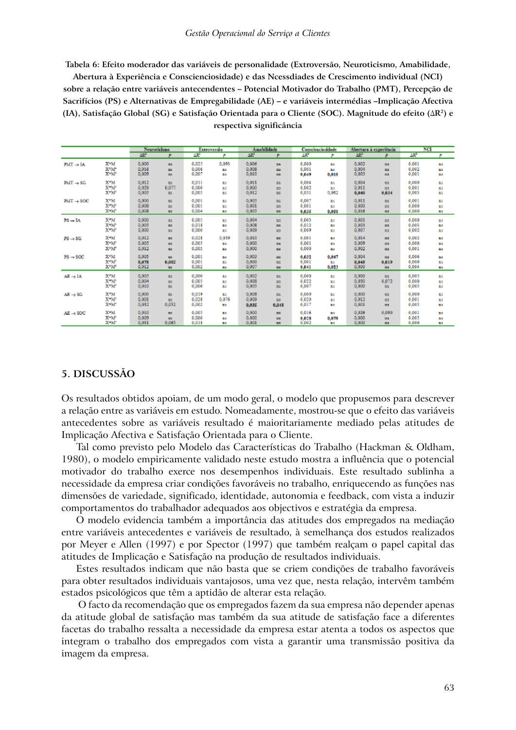**Tabela 6: Efeito moderador das variáveis de personalidade (Extroversão, Neuroticismo, Amabilidade, Abertura à Experiência e Conscienciosidade) e das Ncessdiades de Crescimento individual (NCI) sobre a relação entre variáveis antecendentes – Potencial Motivador do Trabalho (PMT), Percepção de Sacrifícios (PS) e Alternativas de Empregabilidade (AE) – e variáveis intermédias –Implicação Afectiva (IA), Satisfação Global (SG) e Satisfação Orientada para o Cliente (SOC). Magnitude do efeito (ΔR²) e respectiva significância**

| | | Neuroticismo | | Extroversão | | Amabilidade | | Conscienciosidade | | Abertura à experiência | | NCI | |
|---|---|---|---|---|---|---|---|---|---|---|---|---|---|
| | | $\Delta R^2$ | $p$ | $\Delta R^2$ | $p$ | $\Delta R^2$ | $p$ | $\Delta R^2$ | $p$ | $\Delta R^2$ | $p$ | $\Delta R^2$ | $p$ |
| PMT → IA | X*M | 0,000 | ns | 0,025 | 0,093 | 0,006 | ns | 0,000 | ns | 0,002 | ns | 0,001 | ns |
| | X*M² | 0,016 | ns | 0,006 | ns | 0,008 | ns | 0,001 | ns | 0,004 | ns | 0,002 | ns |
| | X*M³ | 0,009 | ns | 0,007 | ns | 0,010 | ns | **0,049** | **0,016** | 0,003 | ns | 0,001 | ns |
| PMT → SG | X*M | 0,012 | ns | 0,011 | ns | 0,011 | ns | 0,004 | ns | 0,004 | ns | 0,000 | ns |
| | X*M² | 0,029 | 0,077 | 0,000 | ns | 0,000 | ns | 0,002 | ns | 0,011 | ns | 0,001 | ns |
| | X*M³ | 0,005 | ns | 0,005 | ns | 0,012 | ns | 0,031 | 0,062 | **0,040** | **0,034** | 0,003 | ns |
| PMT → SOC | X*M | 0,000 | ns | 0,001 | ns | 0,005 | ns | 0,007 | ns | 0,011 | ns | 0,001 | ns |
| | X*M² | 0,008 | ns | 0,001 | ns | 0,001 | ns | 0,001 | ns | 0,000 | ns | 0,000 | ns |
| | X*M³ | 0,008 | ns | 0,004 | ns | 0,005 | ns | **0,035** | **0,050** | 0,016 | ns | 0,000 | ns |
| PS → IA | X*M | 0,000 | ns | 0,005 | ns | 0,004 | ns | 0,003 | ns | 0,001 | ns | 0,000 | ns |
| | X*M² | 0,005 | ns | 0,018 | ns | 0,008 | ns | 0,012 | ns | 0,003 | ns | 0,003 | ns |
| | X*M³ | 0,000 | ns | 0,000 | ns | 0,009 | ns | 0,009 | ns | 0,007 | ns | 0,002 | ns |
| PS → SG | X*M | 0,012 | ns | 0,028 | 0,059 | 0,010 | ns | 0,001 | ns | 0,014 | ns | 0,002 | ns |
| | X*M² | 0,005 | ns | 0,005 | ns | 0,000 | ns | 0,001 | ns | 0,009 | ns | 0,000 | ns |
| | X*M³ | 0,012 | ns | 0,005 | ns | 0,000 | ns | 0,000 | ns | 0,002 | ns | 0,001 | ns |
| PS → SOC | X*M | 0,005 | ns | 0,001 | ns | 0,003 | ns | **0,032** | **0,047** | 0,004 | ns | 0,006 | ns |
| | X*M² | **0,078** | **0,002** | 0,001 | ns | 0,000 | ns | 0,001 | ns | **0,046** | **0,019** | 0,000 | ns |
| | X*M³ | 0,012 | ns | 0,002 | ns | 0,007 | ns | **0,041** | **0,023** | 0,000 | ns | 0,004 | ns |
| AE → IA | X*M | 0,005 | ns | 0,000 | ns | 0,002 | ns | 0,000 | ns | 0,000 | ns | 0,005 | ns |
| | X*M² | 0,004 | ns | 0,003 | ns | 0,008 | ns | 0,022 | ns | 0,030 | 0,072 | 0,000 | ns |
| | X*M³ | 0,010 | ns | 0,004 | ns | 0,005 | ns | 0,007 | ns | 0,000 | ns | 0,005 | ns |
| AE → SG | X*M | 0,000 | ns | 0,019 | ns | 0,008 | ns | 0,000 | ns | 0,000 | ns | 0,000 | ns |
| | X*M² | 0,001 | ns | 0,028 | 0,076 | 0,009 | ns | 0,020 | ns | 0,012 | ns | 0,001 | ns |
| | X*M³ | 0,032 | 0,052 | 0,002 | ns | **0,035** | **0,048** | 0,017 | ns | 0,001 | ns | 0,005 | ns |
| AE → SOC | X*M | 0,010 | ns | 0,005 | ns | 0,000 | ns | 0,016 | ns | 0,026 | 0,090 | 0,001 | ns |
| | X*M² | 0,009 | ns | 0,008 | ns | 0,000 | ns | **0,028** | **0,078** | 0,000 | ns | 0,005 | ns |
| | X*M³ | 0,031 | 0,065 | 0,018 | ns | 0,001 | ns | 0,002 | ns | 0,000 | ns | 0,000 | ns |

## 5. DISCUSSÃO

Os resultados obtidos apoiam, de um modo geral, o modelo que propusemos para descrever a relação entre as variáveis em estudo. Nomeadamente, mostrou-se que o efeito das variáveis antecedentes sobre as variáveis resultado é maioritariamente mediado pelas atitudes de Implicação Afectiva e Satisfação Orientada para o Cliente.

Tal como previsto pelo Modelo das Características do Trabalho (Hackman & Oldham, 1980), o modelo empiricamente validado neste estudo mostra a influência que o potencial motivador do trabalho exerce nos desempenhos individuais. Este resultado sublinha a necessidade da empresa criar condições favoráveis no trabalho, enriquecendo as funções nas dimensões de variedade, significado, identidade, autonomia e feedback, com vista a induzir comportamentos do trabalhador adequados aos objectivos e estratégia da empresa.

O modelo evidencia também a importância das atitudes dos empregados na mediação entre variáveis antecedentes e variáveis de resultado, à semelhança dos estudos realizados por Meyer e Allen (1997) e por Spector (1997) que também realçam o papel capital das atitudes de Implicação e Satisfação na produção de resultados individuais.

Estes resultados indicam que não basta que se criem condições de trabalho favoráveis para obter resultados individuais vantajosos, uma vez que, nesta relação, intervêm também estados psicológicos que têm a aptidão de alterar esta relação.

O facto da recomendação que os empregados fazem da sua empresa não depender apenas da atitude global de satisfação mas também da sua atitude de satisfação face a diferentes facetas do trabalho ressalta a necessidade da empresa estar atenta a todos os aspectos que integram o trabalho dos empregados com vista a garantir uma transmissão positiva da imagem da empresa.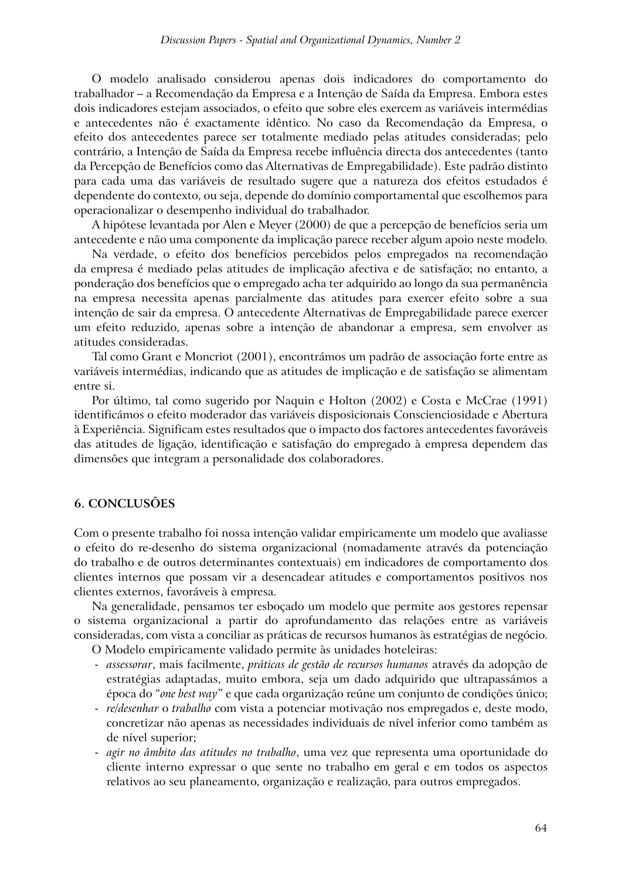O modelo analisado considerou apenas dois indicadores do comportamento do trabalhador – a Recomendação da Empresa e a Intenção de Saída da Empresa. Embora estes dois indicadores estejam associados, o efeito que sobre eles exercem as variáveis intermédias e antecedentes não é exactamente idêntico. No caso da Recomendação da Empresa, o efeito dos antecedentes parece ser totalmente mediado pelas atitudes consideradas; pelo contrário, a Intenção de Saída da Empresa recebe influência directa dos antecedentes (tanto da Percepção de Benefícios como das Alternativas de Empregabilidade). Este padrão distinto para cada uma das variáveis de resultado sugere que a natureza dos efeitos estudados é dependente do contexto, ou seja, depende do domínio comportamental que escolhemos para operacionalizar o desempenho individual do trabalhador.

A hipótese levantada por Alen e Meyer (2000) de que a percepção de benefícios seria um antecedente e não uma componente da implicação parece receber algum apoio neste modelo.

Na verdade, o efeito dos benefícios percebidos pelos empregados na recomendação da empresa é mediado pelas atitudes de implicação afectiva e de satisfação; no entanto, a ponderação dos benefícios que o empregado acha ter adquirido ao longo da sua permanência na empresa necessita apenas parcialmente das atitudes para exercer efeito sobre a sua intenção de sair da empresa. O antecedente Alternativas de Empregabilidade parece exercer um efeito reduzido, apenas sobre a intenção de abandonar a empresa, sem envolver as atitudes consideradas.

Tal como Grant e Moncriot (2001), encontrámos um padrão de associação forte entre as variáveis intermédias, indicando que as atitudes de implicação e de satisfação se alimentam entre si.

Por último, tal como sugerido por Naquin e Holton (2002) e Costa e McCrae (1991) identificámos o efeito moderador das variáveis disposicionais Conscienciosidade e Abertura à Experiência. Significam estes resultados que o impacto dos factores antecedentes favoráveis das atitudes de ligação, identificação e satisfação do empregado à empresa dependem das dimensões que integram a personalidade dos colaboradores.

## 6. CONCLUSÕES

Com o presente trabalho foi nossa intenção validar empiricamente um modelo que avaliasse o efeito do re-desenho do sistema organizacional (nomadamente através da potenciação do trabalho e de outros determinantes contextuais) em indicadores de comportamento dos clientes internos que possam vir a desencadear atitudes e comportamentos positivos nos clientes externos, favoráveis à empresa.

Na generalidade, pensamos ter esboçado um modelo que permite aos gestores repensar o sistema organizacional a partir do aprofundamento das relações entre as variáveis consideradas, com vista a conciliar as práticas de recursos humanos às estratégias de negócio.

O Modelo empiricamente validado permite às unidades hoteleiras:

- *assessorar*, mais facilmente, *práticas de gestão de recursos humanos* através da adopção de estratégias adaptadas, muito embora, seja um dado adquirido que ultrapassámos a época do *"one best way"* e que cada organização reúne um conjunto de condições único;
- *re/desenhar* o *trabalho* com vista a potenciar motivação nos empregados e, deste modo, concretizar não apenas as necessidades individuais de nível inferior como também as de nível superior;
- *agir no âmbito das atitudes no trabalho*, uma vez que representa uma oportunidade do cliente interno expressar o que sente no trabalho em geral e em todos os aspectos relativos ao seu planeamento, organização e realização, para outros empregados.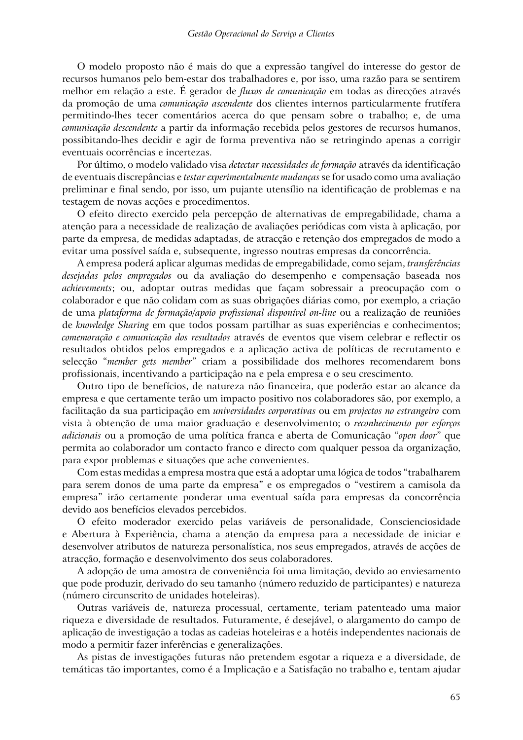O modelo proposto não é mais do que a expressão tangível do interesse do gestor de recursos humanos pelo bem-estar dos trabalhadores e, por isso, uma razão para se sentirem melhor em relação a este. É gerador de *fluxos de comunicação* em todas as direcções através da promoção de uma *comunicação ascendente* dos clientes internos particularmente frutífera permitindo-lhes tecer comentários acerca do que pensam sobre o trabalho; e, de uma *comunicação descendente* a partir da informação recebida pelos gestores de recursos humanos, possibitando-lhes decidir e agir de forma preventiva não se retringindo apenas a corrigir eventuais ocorrências e incertezas.

Por último, o modelo validado visa *detectar necessidades de formação* através da identificação de eventuais discrepâncias e *testar experimentalmente mudanças* se for usado como uma avaliação preliminar e final sendo, por isso, um pujante utensílio na identificação de problemas e na testagem de novas acções e procedimentos.

O efeito directo exercido pela percepção de alternativas de empregabilidade, chama a atenção para a necessidade de realização de avaliações periódicas com vista à aplicação, por parte da empresa, de medidas adaptadas, de atracção e retenção dos empregados de modo a evitar uma possível saída e, subsequente, ingresso noutras empresas da concorrência.

A empresa poderá aplicar algumas medidas de empregabilidade, como sejam, *transferências desejadas pelos empregados* ou da avaliação do desempenho e compensação baseada nos *achievements*; ou, adoptar outras medidas que façam sobressair a preocupação com o colaborador e que não colidam com as suas obrigações diárias como, por exemplo, a criação de uma *plataforma de formação/apoio profissional disponível on-line* ou a realização de reuniões de *knowledge Sharing* em que todos possam partilhar as suas experiências e conhecimentos; *comemoração e comunicação dos resultados* através de eventos que visem celebrar e reflectir os resultados obtidos pelos empregados e a aplicação activa de políticas de recrutamento e selecção "*member gets member*" criam a possibilidade dos melhores recomendarem bons profissionais, incentivando a participação na e pela empresa e o seu crescimento.

Outro tipo de benefícios, de natureza não financeira, que poderão estar ao alcance da empresa e que certamente terão um impacto positivo nos colaboradores são, por exemplo, a facilitação da sua participação em *universidades corporativas* ou em *projectos no estrangeiro* com vista à obtenção de uma maior graduação e desenvolvimento; o *reconhecimento por esforços adicionais* ou a promoção de uma política franca e aberta de Comunicação "*open door*" que permita ao colaborador um contacto franco e directo com qualquer pessoa da organização, para expor problemas e situações que ache convenientes.

Com estas medidas a empresa mostra que está a adoptar uma lógica de todos "trabalharem para serem donos de uma parte da empresa" e os empregados o "vestirem a camisola da empresa" irão certamente ponderar uma eventual saída para empresas da concorrência devido aos benefícios elevados percebidos.

O efeito moderador exercido pelas variáveis de personalidade, Conscienciosidade e Abertura à Experiência, chama a atenção da empresa para a necessidade de iniciar e desenvolver atributos de natureza personalística, nos seus empregados, através de acções de atracção, formação e desenvolvimento dos seus colaboradores.

A adopção de uma amostra de conveniência foi uma limitação, devido ao enviesamento que pode produzir, derivado do seu tamanho (número reduzido de participantes) e natureza (número circunscrito de unidades hoteleiras).

Outras variáveis de, natureza processual, certamente, teriam patenteado uma maior riqueza e diversidade de resultados. Futuramente, é desejável, o alargamento do campo de aplicação de investigação a todas as cadeias hoteleiras e a hotéis independentes nacionais de modo a permitir fazer inferências e generalizações.

As pistas de investigações futuras não pretendem esgotar a riqueza e a diversidade, de temáticas tão importantes, como é a Implicação e a Satisfação no trabalho e, tentam ajudar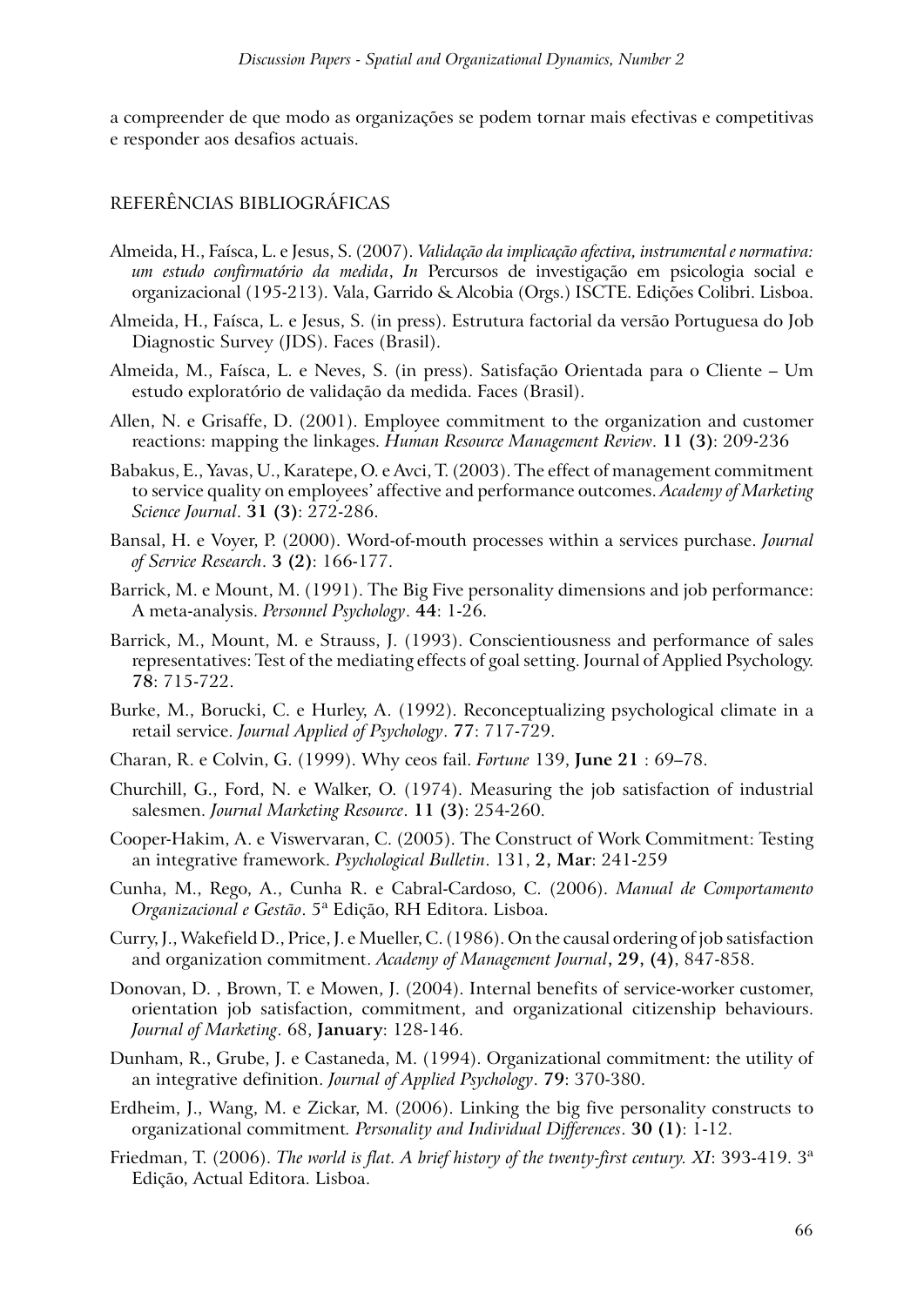a compreender de que modo as organizações se podem tornar mais efectivas e competitivas e responder aos desafios actuais.

## REFERÊNCIAS BIBLIOGRÁFICAS

Almeida, H., Faísca, L. e Jesus, S. (2007). *Validação da implicação afectiva, instrumental e normativa: um estudo confirmatório da medida*, *In* Percursos de investigação em psicologia social e organizacional (195-213). Vala, Garrido & Alcobia (Orgs.) ISCTE. Edições Colibri. Lisboa.

Almeida, H., Faísca, L. e Jesus, S. (in press). Estrutura factorial da versão Portuguesa do Job Diagnostic Survey (JDS). Faces (Brasil).

Almeida, M., Faísca, L. e Neves, S. (in press). Satisfação Orientada para o Cliente – Um estudo exploratório de validação da medida. Faces (Brasil).

Allen, N. e Grisaffe, D. (2001). Employee commitment to the organization and customer reactions: mapping the linkages. *Human Resource Management Review*. **11 (3)**: 209-236

Babakus, E., Yavas, U., Karatepe, O. e Avci, T. (2003). The effect of management commitment to service quality on employees' affective and performance outcomes. *Academy of Marketing Science Journal*. **31 (3)**: 272-286.

Bansal, H. e Voyer, P. (2000). Word-of-mouth processes within a services purchase. *Journal of Service Research*. **3 (2)**: 166-177.

Barrick, M. e Mount, M. (1991). The Big Five personality dimensions and job performance: A meta-analysis. *Personnel Psychology*. **44**: 1-26.

Barrick, M., Mount, M. e Strauss, J. (1993). Conscientiousness and performance of sales representatives: Test of the mediating effects of goal setting. Journal of Applied Psychology. **78**: 715-722.

Burke, M., Borucki, C. e Hurley, A. (1992). Reconceptualizing psychological climate in a retail service. *Journal Applied of Psychology*. **77**: 717-729.

Charan, R. e Colvin, G. (1999). Why ceos fail. *Fortune* 139, **June 21** : 69–78.

Churchill, G., Ford, N. e Walker, O. (1974). Measuring the job satisfaction of industrial salesmen. *Journal Marketing Resource*. **11 (3)**: 254-260.

Cooper-Hakim, A. e Viswervaran, C. (2005). The Construct of Work Commitment: Testing an integrative framework. *Psychological Bulletin*. 131, **2, Mar**: 241-259

Cunha, M., Rego, A., Cunha R. e Cabral-Cardoso, C. (2006). *Manual de Comportamento Organizacional e Gestão*. 5ª Edição, RH Editora. Lisboa.

Curry, J., Wakefield D., Price, J. e Mueller, C. (1986). On the causal ordering of job satisfaction and organization commitment. *Academy of Management Journal*, **29, (4)**, 847-858.

Donovan, D. , Brown, T. e Mowen, J. (2004). Internal benefits of service-worker customer, orientation job satisfaction, commitment, and organizational citizenship behaviours. *Journal of Marketing*. 68, **January**: 128-146.

Dunham, R., Grube, J. e Castaneda, M. (1994). Organizational commitment: the utility of an integrative definition. *Journal of Applied Psychology*. **79**: 370-380.

Erdheim, J., Wang, M. e Zickar, M. (2006). Linking the big five personality constructs to organizational commitment*. Personality and Individual Differences*. **30 (1)**: 1-12.

Friedman, T. (2006). *The world is flat. A brief history of the twenty-first century. XI*: 393-419. 3ª Edição, Actual Editora. Lisboa.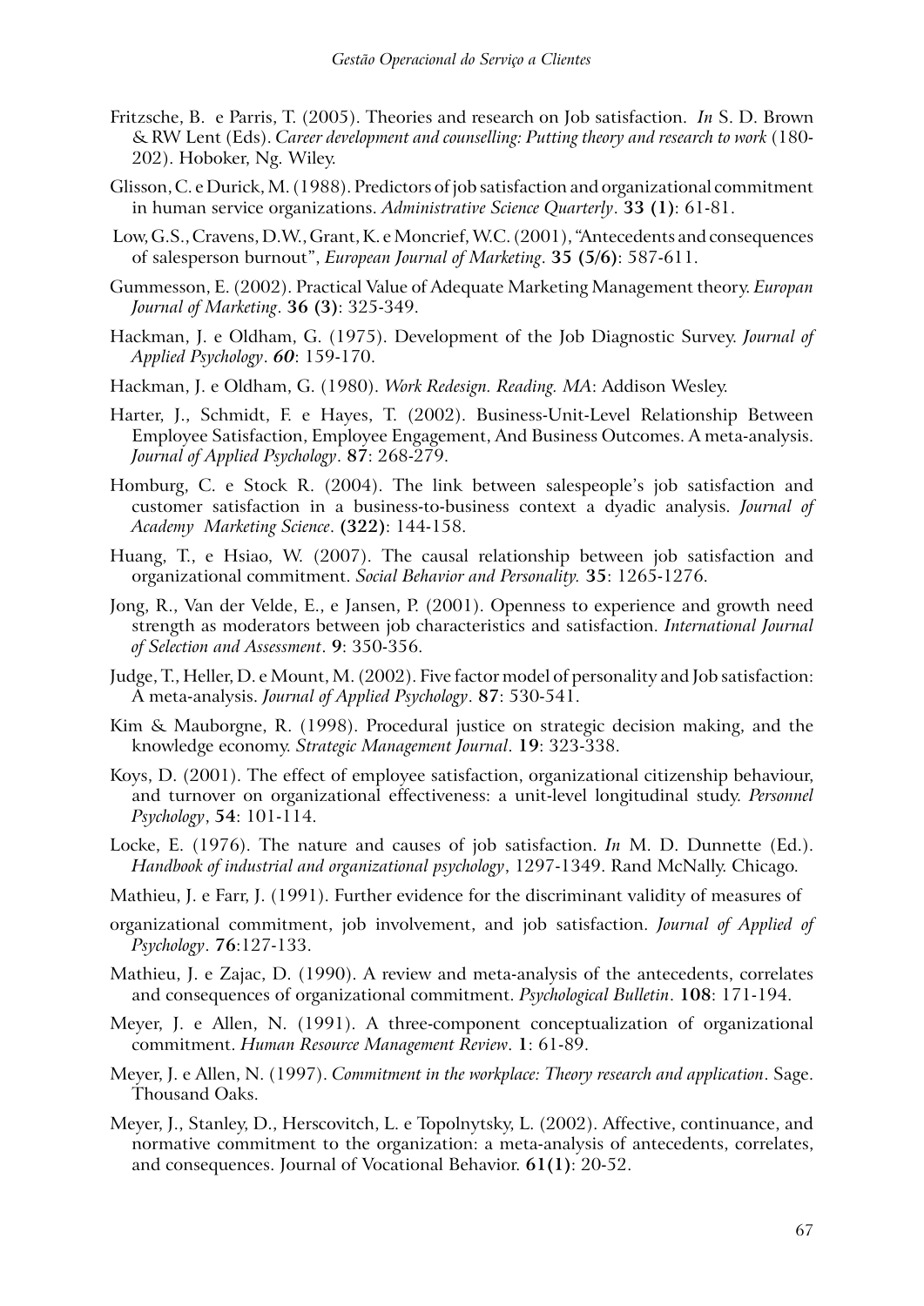Fritzsche, B. e Parris, T. (2005). Theories and research on Job satisfaction. *In* S. D. Brown & RW Lent (Eds). *Career development and counselling: Putting theory and research to work* (180-202). Hoboker, Ng. Wiley.

Glisson, C. e Durick, M. (1988). Predictors of job satisfaction and organizational commitment in human service organizations. *Administrative Science Quarterly*. **33 (1)**: 61-81.

Low, G.S., Cravens, D.W., Grant, K. e Moncrief, W.C. (2001), "Antecedents and consequences of salesperson burnout", *European Journal of Marketing*. **35 (5/6)**: 587-611.

Gummesson, E. (2002). Practical Value of Adequate Marketing Management theory. *Europan Journal of Marketing*. **36 (3)**: 325-349.

Hackman, J. e Oldham, G. (1975). Development of the Job Diagnostic Survey. *Journal of Applied Psychology*. ***60***: 159-170.

Hackman, J. e Oldham, G. (1980). *Work Redesign. Reading. MA*: Addison Wesley.

Harter, J., Schmidt, F. e Hayes, T. (2002). Business-Unit-Level Relationship Between Employee Satisfaction, Employee Engagement, And Business Outcomes. A meta-analysis. *Journal of Applied Psychology*. **87**: 268-279.

Homburg, C. e Stock R. (2004). The link between salespeople's job satisfaction and customer satisfaction in a business-to-business context a dyadic analysis. *Journal of Academy Marketing Science*. **(322)**: 144-158.

Huang, T., e Hsiao, W. (2007). The causal relationship between job satisfaction and organizational commitment. *Social Behavior and Personality.* **35**: 1265-1276.

Jong, R., Van der Velde, E., e Jansen, P. (2001). Openness to experience and growth need strength as moderators between job characteristics and satisfaction. *International Journal of Selection and Assessment*. **9**: 350-356.

Judge, T., Heller, D. e Mount, M. (2002). Five factor model of personality and Job satisfaction: A meta-analysis. *Journal of Applied Psychology*. **87**: 530-541.

Kim & Mauborgne, R. (1998). Procedural justice on strategic decision making, and the knowledge economy. *Strategic Management Journal*. **19**: 323-338.

Koys, D. (2001). The effect of employee satisfaction, organizational citizenship behaviour, and turnover on organizational effectiveness: a unit-level longitudinal study. *Personnel Psychology*, **54**: 101-114.

Locke, E. (1976). The nature and causes of job satisfaction. *In* M. D. Dunnette (Ed.). *Handbook of industrial and organizational psychology*, 1297-1349. Rand McNally. Chicago.

Mathieu, J. e Farr, J. (1991). Further evidence for the discriminant validity of measures of

organizational commitment, job involvement, and job satisfaction. *Journal of Applied of Psychology*. **76**:127-133.

Mathieu, J. e Zajac, D. (1990). A review and meta-analysis of the antecedents, correlates and consequences of organizational commitment. *Psychological Bulletin*. **108**: 171-194.

Meyer, J. e Allen, N. (1991). A three-component conceptualization of organizational commitment. *Human Resource Management Review*. **1**: 61-89.

Meyer, J. e Allen, N. (1997). *Commitment in the workplace: Theory research and application*. Sage. Thousand Oaks.

Meyer, J., Stanley, D., Herscovitch, L. e Topolnytsky, L. (2002). Affective, continuance, and normative commitment to the organization: a meta-analysis of antecedents, correlates, and consequences. Journal of Vocational Behavior. **61(1)**: 20-52.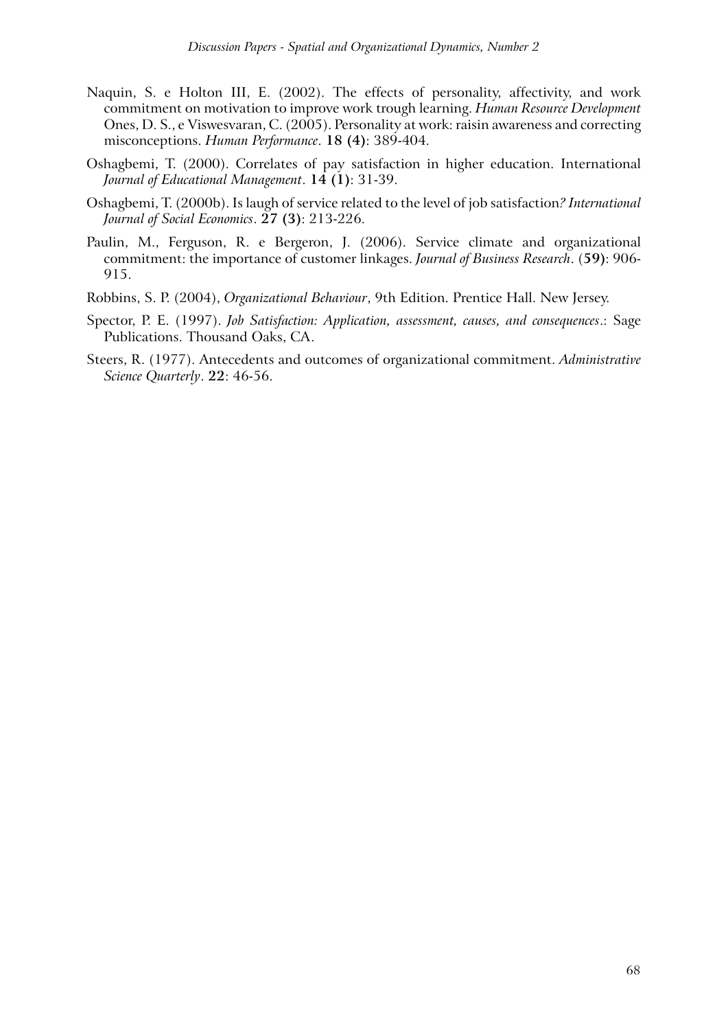Naquin, S. e Holton III, E. (2002). The effects of personality, affectivity, and work commitment on motivation to improve work trough learning. *Human Resource Development* Ones, D. S., e Viswesvaran, C. (2005). Personality at work: raisin awareness and correcting misconceptions. *Human Performance*. **18 (4)**: 389-404.

Oshagbemi, T. (2000). Correlates of pay satisfaction in higher education. International *Journal of Educational Management*. **14 (1)**: 31-39.

Oshagbemi, T. (2000b). Is laugh of service related to the level of job satisfaction*? International Journal of Social Economics*. **27 (3)**: 213-226.

Paulin, M., Ferguson, R. e Bergeron, J. (2006). Service climate and organizational commitment: the importance of customer linkages. *Journal of Business Research*. (**59)**: 906-915.

Robbins, S. P. (2004), *Organizational Behaviour*, 9th Edition. Prentice Hall. New Jersey.

Spector, P. E. (1997). *Job Satisfaction: Application, assessment, causes, and consequences*.: Sage Publications. Thousand Oaks, CA.

Steers, R. (1977). Antecedents and outcomes of organizational commitment. *Administrative Science Quarterly*. **22**: 46-56.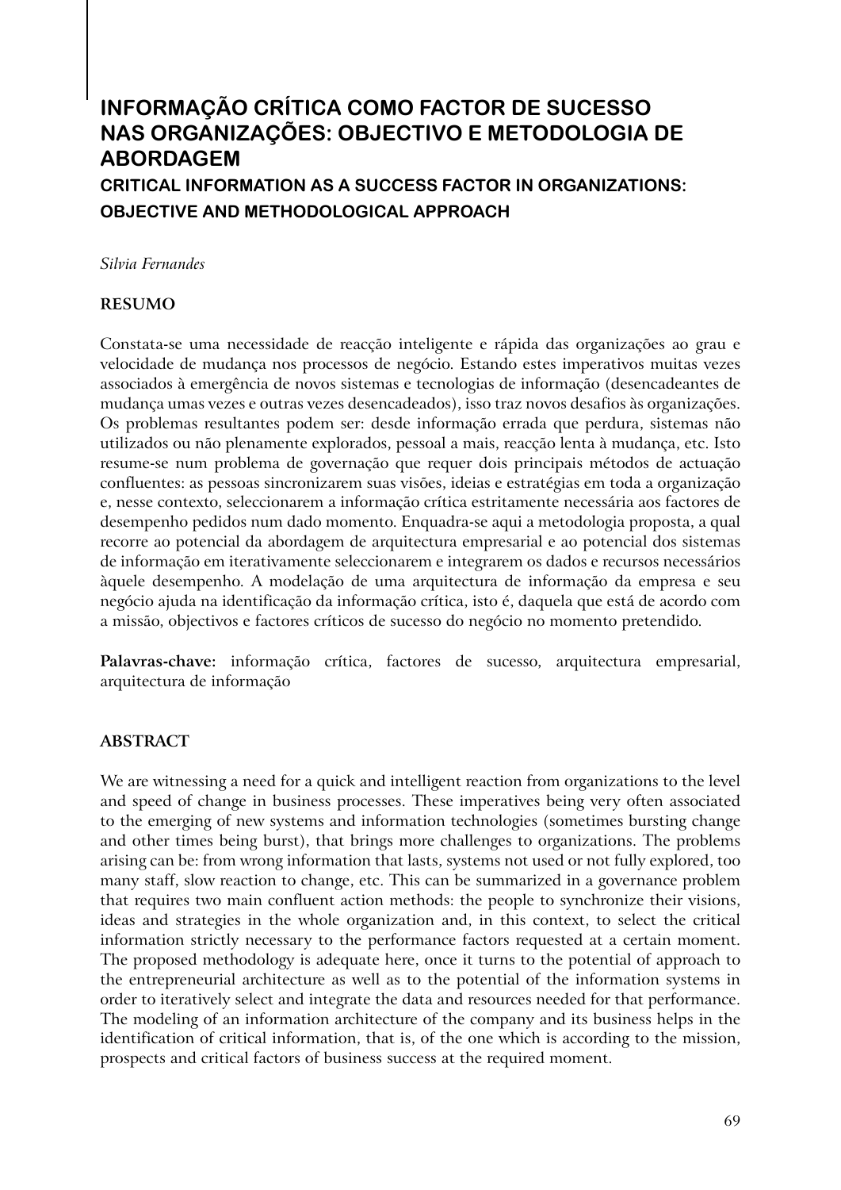# INFORMAÇÃO CRÍTICA COMO FACTOR DE SUCESSO NAS ORGANIZAÇÕES: OBJECTIVO E METODOLOGIA DE ABORDAGEM

## CRITICAL INFORMATION AS A SUCCESS FACTOR IN ORGANIZATIONS: OBJECTIVE AND METHODOLOGICAL APPROACH

*Silvia Fernandes*

### RESUMO

Constata-se uma necessidade de reacção inteligente e rápida das organizações ao grau e velocidade de mudança nos processos de negócio. Estando estes imperativos muitas vezes associados à emergência de novos sistemas e tecnologias de informação (desencadeantes de mudança umas vezes e outras vezes desencadeados), isso traz novos desafios às organizações. Os problemas resultantes podem ser: desde informação errada que perdura, sistemas não utilizados ou não plenamente explorados, pessoal a mais, reacção lenta à mudança, etc. Isto resume-se num problema de governação que requer dois principais métodos de actuação confluentes: as pessoas sincronizarem suas visões, ideias e estratégias em toda a organização e, nesse contexto, seleccionarem a informação crítica estritamente necessária aos factores de desempenho pedidos num dado momento. Enquadra-se aqui a metodologia proposta, a qual recorre ao potencial da abordagem de arquitectura empresarial e ao potencial dos sistemas de informação em iterativamente seleccionarem e integrarem os dados e recursos necessários àquele desempenho. A modelação de uma arquitectura de informação da empresa e seu negócio ajuda na identificação da informação crítica, isto é, daquela que está de acordo com a missão, objectivos e factores críticos de sucesso do negócio no momento pretendido.

**Palavras-chave:** informação crítica, factores de sucesso, arquitectura empresarial, arquitectura de informação

### ABSTRACT

We are witnessing a need for a quick and intelligent reaction from organizations to the level and speed of change in business processes. These imperatives being very often associated to the emerging of new systems and information technologies (sometimes bursting change and other times being burst), that brings more challenges to organizations. The problems arising can be: from wrong information that lasts, systems not used or not fully explored, too many staff, slow reaction to change, etc. This can be summarized in a governance problem that requires two main confluent action methods: the people to synchronize their visions, ideas and strategies in the whole organization and, in this context, to select the critical information strictly necessary to the performance factors requested at a certain moment. The proposed methodology is adequate here, once it turns to the potential of approach to the entrepreneurial architecture as well as to the potential of the information systems in order to iteratively select and integrate the data and resources needed for that performance. The modeling of an information architecture of the company and its business helps in the identification of critical information, that is, of the one which is according to the mission, prospects and critical factors of business success at the required moment.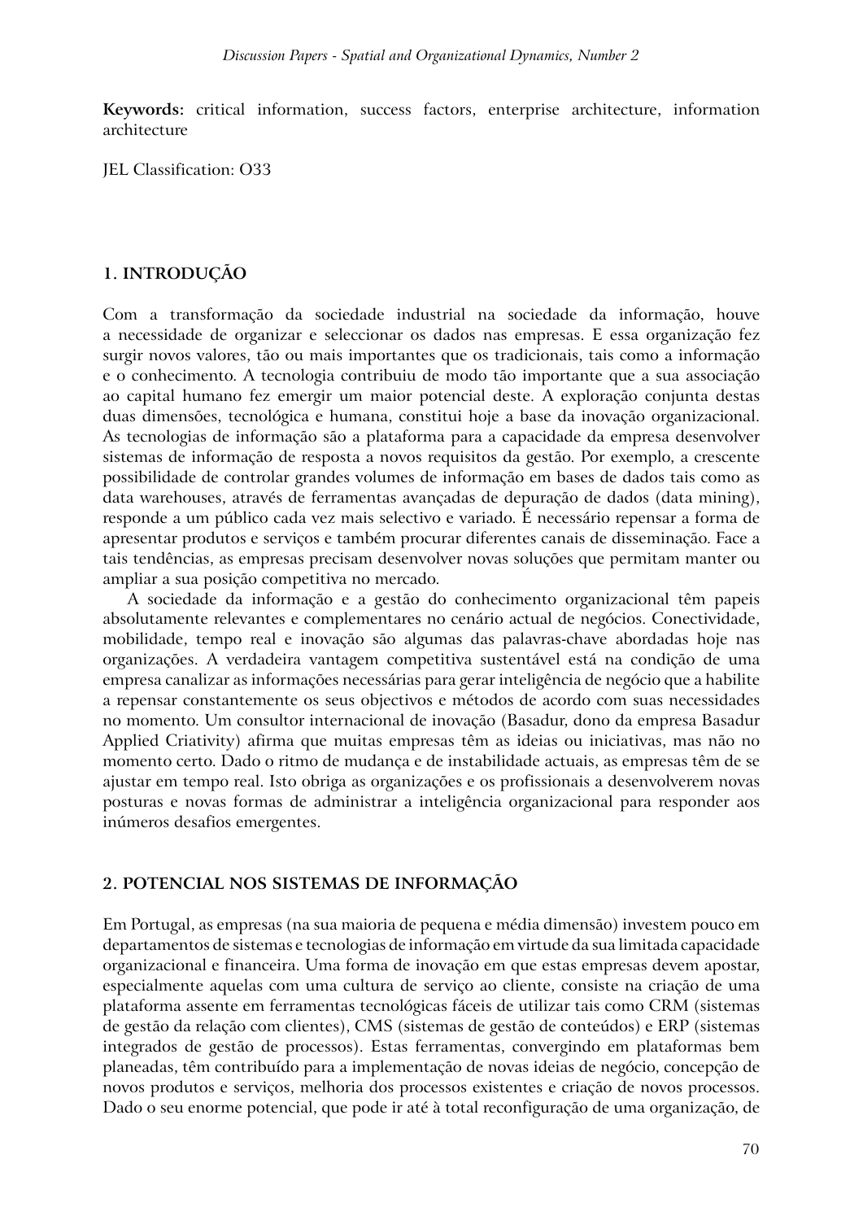**Keywords:** critical information, success factors, enterprise architecture, information architecture

JEL Classification: O33

## 1. INTRODUÇÃO

Com a transformação da sociedade industrial na sociedade da informação, houve a necessidade de organizar e seleccionar os dados nas empresas. E essa organização fez surgir novos valores, tão ou mais importantes que os tradicionais, tais como a informação e o conhecimento. A tecnologia contribuiu de modo tão importante que a sua associação ao capital humano fez emergir um maior potencial deste. A exploração conjunta destas duas dimensões, tecnológica e humana, constitui hoje a base da inovação organizacional. As tecnologias de informação são a plataforma para a capacidade da empresa desenvolver sistemas de informação de resposta a novos requisitos da gestão. Por exemplo, a crescente possibilidade de controlar grandes volumes de informação em bases de dados tais como as data warehouses, através de ferramentas avançadas de depuração de dados (data mining), responde a um público cada vez mais selectivo e variado. É necessário repensar a forma de apresentar produtos e serviços e também procurar diferentes canais de disseminação. Face a tais tendências, as empresas precisam desenvolver novas soluções que permitam manter ou ampliar a sua posição competitiva no mercado.

A sociedade da informação e a gestão do conhecimento organizacional têm papeis absolutamente relevantes e complementares no cenário actual de negócios. Conectividade, mobilidade, tempo real e inovação são algumas das palavras-chave abordadas hoje nas organizações. A verdadeira vantagem competitiva sustentável está na condição de uma empresa canalizar as informações necessárias para gerar inteligência de negócio que a habilite a repensar constantemente os seus objectivos e métodos de acordo com suas necessidades no momento. Um consultor internacional de inovação (Basadur, dono da empresa Basadur Applied Criativity) afirma que muitas empresas têm as ideias ou iniciativas, mas não no momento certo. Dado o ritmo de mudança e de instabilidade actuais, as empresas têm de se ajustar em tempo real. Isto obriga as organizações e os profissionais a desenvolverem novas posturas e novas formas de administrar a inteligência organizacional para responder aos inúmeros desafios emergentes.

## 2. POTENCIAL NOS SISTEMAS DE INFORMAÇÃO

Em Portugal, as empresas (na sua maioria de pequena e média dimensão) investem pouco em departamentos de sistemas e tecnologias de informação em virtude da sua limitada capacidade organizacional e financeira. Uma forma de inovação em que estas empresas devem apostar, especialmente aquelas com uma cultura de serviço ao cliente, consiste na criação de uma plataforma assente em ferramentas tecnológicas fáceis de utilizar tais como CRM (sistemas de gestão da relação com clientes), CMS (sistemas de gestão de conteúdos) e ERP (sistemas integrados de gestão de processos). Estas ferramentas, convergindo em plataformas bem planeadas, têm contribuído para a implementação de novas ideias de negócio, concepção de novos produtos e serviços, melhoria dos processos existentes e criação de novos processos. Dado o seu enorme potencial, que pode ir até à total reconfiguração de uma organização, de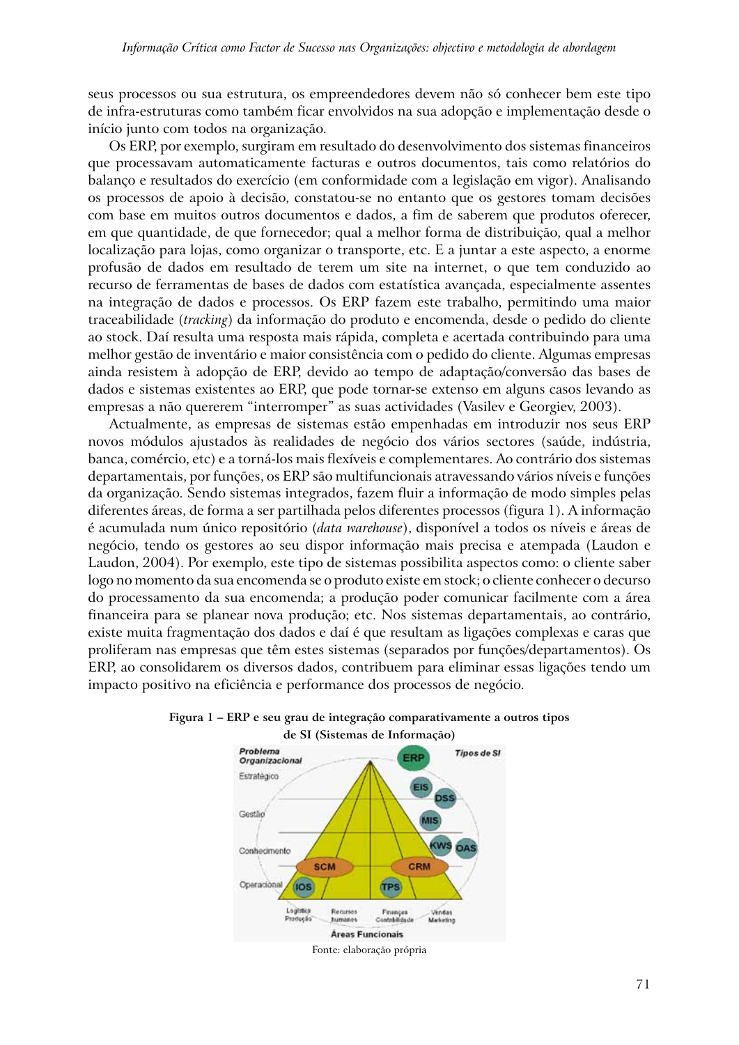seus processos ou sua estrutura, os empreendedores devem não só conhecer bem este tipo de infra-estruturas como também ficar envolvidos na sua adopção e implementação desde o início junto com todos na organização.

Os ERP, por exemplo, surgiram em resultado do desenvolvimento dos sistemas financeiros que processavam automaticamente facturas e outros documentos, tais como relatórios do balanço e resultados do exercício (em conformidade com a legislação em vigor). Analisando os processos de apoio à decisão, constatou-se no entanto que os gestores tomam decisões com base em muitos outros documentos e dados, a fim de saberem que produtos oferecer, em que quantidade, de que fornecedor; qual a melhor forma de distribuição, qual a melhor localização para lojas, como organizar o transporte, etc. E a juntar a este aspecto, a enorme profusão de dados em resultado de terem um site na internet, o que tem conduzido ao recurso de ferramentas de bases de dados com estatística avançada, especialmente assentes na integração de dados e processos. Os ERP fazem este trabalho, permitindo uma maior traceabilidade (*tracking*) da informação do produto e encomenda, desde o pedido do cliente ao stock. Daí resulta uma resposta mais rápida, completa e acertada contribuindo para uma melhor gestão de inventário e maior consistência com o pedido do cliente. Algumas empresas ainda resistem à adopção de ERP, devido ao tempo de adaptação/conversão das bases de dados e sistemas existentes ao ERP, que pode tornar-se extenso em alguns casos levando as empresas a não quererem "interromper" as suas actividades (Vasilev e Georgiev, 2003).

Actualmente, as empresas de sistemas estão empenhadas em introduzir nos seus ERP novos módulos ajustados às realidades de negócio dos vários sectores (saúde, indústria, banca, comércio, etc) e a torná-los mais flexíveis e complementares. Ao contrário dos sistemas departamentais, por funções, os ERP são multifuncionais atravessando vários níveis e funções da organização. Sendo sistemas integrados, fazem fluir a informação de modo simples pelas diferentes áreas, de forma a ser partilhada pelos diferentes processos (figura 1). A informação é acumulada num único repositório (*data warehouse*), disponível a todos os níveis e áreas de negócio, tendo os gestores ao seu dispor informação mais precisa e atempada (Laudon e Laudon, 2004). Por exemplo, este tipo de sistemas possibilita aspectos como: o cliente saber logo no momento da sua encomenda se o produto existe em stock; o cliente conhecer o decurso do processamento da sua encomenda; a produção poder comunicar facilmente com a área financeira para se planear nova produção; etc. Nos sistemas departamentais, ao contrário, existe muita fragmentação dos dados e daí é que resultam as ligações complexas e caras que proliferam nas empresas que têm estes sistemas (separados por funções/departamentos). Os ERP, ao consolidarem os diversos dados, contribuem para eliminar essas ligações tendo um impacto positivo na eficiência e performance dos processos de negócio.

**Figura 1 – ERP e seu grau de integração comparativamente a outros tipos de SI (Sistemas de Informação)**

Fonte: elaboração própria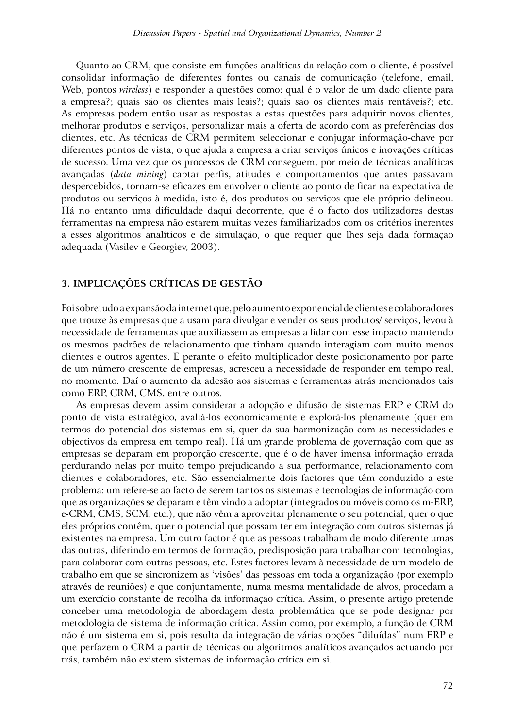Quanto ao CRM, que consiste em funções analíticas da relação com o cliente, é possível consolidar informação de diferentes fontes ou canais de comunicação (telefone, email, Web, pontos *wireless*) e responder a questões como: qual é o valor de um dado cliente para a empresa?; quais são os clientes mais leais?; quais são os clientes mais rentáveis?; etc. As empresas podem então usar as respostas a estas questões para adquirir novos clientes, melhorar produtos e serviços, personalizar mais a oferta de acordo com as preferências dos clientes, etc. As técnicas de CRM permitem seleccionar e conjugar informação-chave por diferentes pontos de vista, o que ajuda a empresa a criar serviços únicos e inovações críticas de sucesso. Uma vez que os processos de CRM conseguem, por meio de técnicas analíticas avançadas (*data mining*) captar perfis, atitudes e comportamentos que antes passavam despercebidos, tornam-se eficazes em envolver o cliente ao ponto de ficar na expectativa de produtos ou serviços à medida, isto é, dos produtos ou serviços que ele próprio delineou. Há no entanto uma dificuldade daqui decorrente, que é o facto dos utilizadores destas ferramentas na empresa não estarem muitas vezes familiarizados com os critérios inerentes a esses algoritmos analíticos e de simulação, o que requer que lhes seja dada formação adequada (Vasilev e Georgiev, 2003).

## 3. IMPLICAÇÕES CRÍTICAS DE GESTÃO

Foi sobretudo a expansão da internet que, pelo aumento exponencial de clientes e colaboradores que trouxe às empresas que a usam para divulgar e vender os seus produtos/ serviços, levou à necessidade de ferramentas que auxiliassem as empresas a lidar com esse impacto mantendo os mesmos padrões de relacionamento que tinham quando interagiam com muito menos clientes e outros agentes. E perante o efeito multiplicador deste posicionamento por parte de um número crescente de empresas, acresceu a necessidade de responder em tempo real, no momento. Daí o aumento da adesão aos sistemas e ferramentas atrás mencionados tais como ERP, CRM, CMS, entre outros.

As empresas devem assim considerar a adopção e difusão de sistemas ERP e CRM do ponto de vista estratégico, avaliá-los economicamente e explorá-los plenamente (quer em termos do potencial dos sistemas em si, quer da sua harmonização com as necessidades e objectivos da empresa em tempo real). Há um grande problema de governação com que as empresas se deparam em proporção crescente, que é o de haver imensa informação errada perdurando nelas por muito tempo prejudicando a sua performance, relacionamento com clientes e colaboradores, etc. São essencialmente dois factores que têm conduzido a este problema: um refere-se ao facto de serem tantos os sistemas e tecnologias de informação com que as organizações se deparam e têm vindo a adoptar (integrados ou móveis como os m-ERP, e-CRM, CMS, SCM, etc.), que não vêm a aproveitar plenamente o seu potencial, quer o que eles próprios contêm, quer o potencial que possam ter em integração com outros sistemas já existentes na empresa. Um outro factor é que as pessoas trabalham de modo diferente umas das outras, diferindo em termos de formação, predisposição para trabalhar com tecnologias, para colaborar com outras pessoas, etc. Estes factores levam à necessidade de um modelo de trabalho em que se sincronizem as 'visões' das pessoas em toda a organização (por exemplo através de reuniões) e que conjuntamente, numa mesma mentalidade de alvos, procedam a um exercício constante de recolha da informação crítica. Assim, o presente artigo pretende conceber uma metodologia de abordagem desta problemática que se pode designar por metodologia de sistema de informação crítica. Assim como, por exemplo, a função de CRM não é um sistema em si, pois resulta da integração de várias opções "diluídas" num ERP e que perfazem o CRM a partir de técnicas ou algoritmos analíticos avançados actuando por trás, também não existem sistemas de informação crítica em si.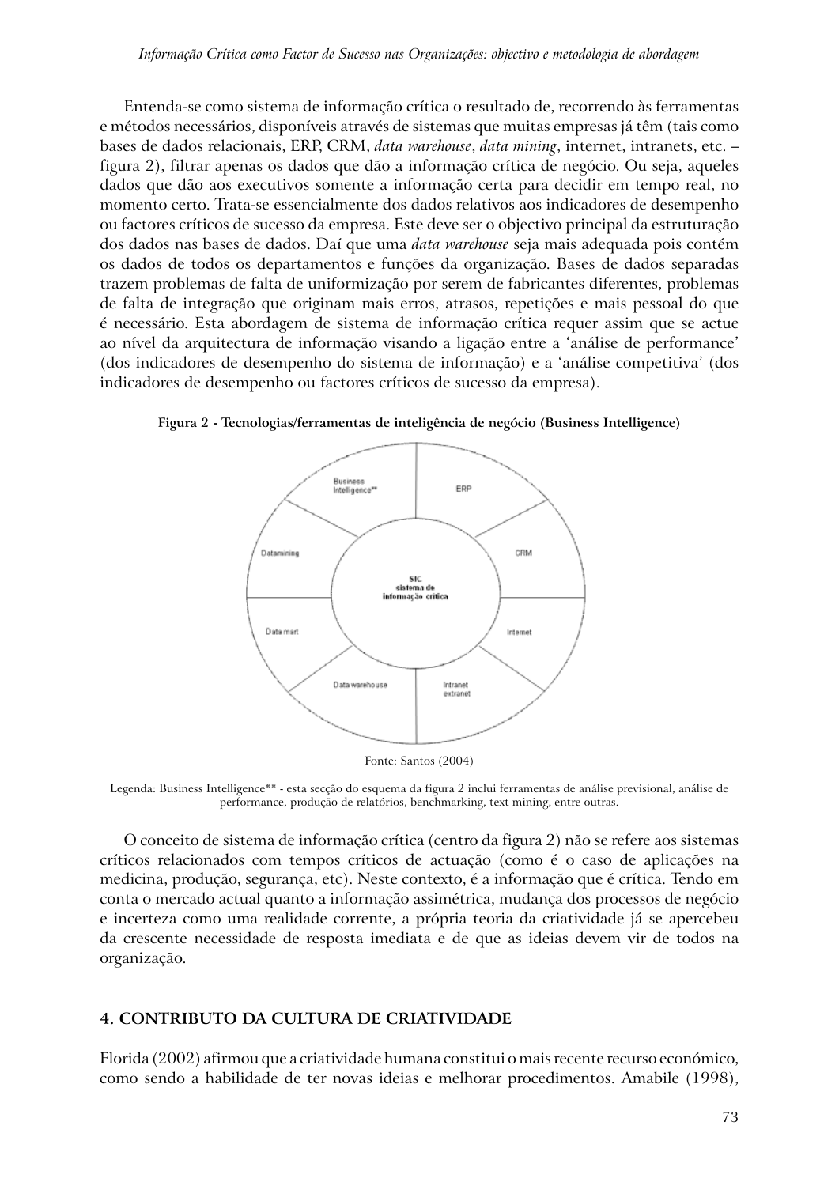Entenda-se como sistema de informação crítica o resultado de, recorrendo às ferramentas e métodos necessários, disponíveis através de sistemas que muitas empresas já têm (tais como bases de dados relacionais, ERP, CRM, *data warehouse*, *data mining*, internet, intranets, etc. – figura 2), filtrar apenas os dados que dão a informação crítica de negócio. Ou seja, aqueles dados que dão aos executivos somente a informação certa para decidir em tempo real, no momento certo. Trata-se essencialmente dos dados relativos aos indicadores de desempenho ou factores críticos de sucesso da empresa. Este deve ser o objectivo principal da estruturação dos dados nas bases de dados. Daí que uma *data warehouse* seja mais adequada pois contém os dados de todos os departamentos e funções da organização. Bases de dados separadas trazem problemas de falta de uniformização por serem de fabricantes diferentes, problemas de falta de integração que originam mais erros, atrasos, repetições e mais pessoal do que é necessário. Esta abordagem de sistema de informação crítica requer assim que se actue ao nível da arquitectura de informação visando a ligação entre a 'análise de performance' (dos indicadores de desempenho do sistema de informação) e a 'análise competitiva' (dos indicadores de desempenho ou factores críticos de sucesso da empresa).

**Figura 2 - Tecnologias/ferramentas de inteligência de negócio (Business Intelligence)**

Business Intelligence** | ERP | CRM | Internet | Intranet extranet | Data warehouse | Data mart | Datamining

SIC sistema de informação crítica

Fonte: Santos (2004)

Legenda: Business Intelligence** - esta secção do esquema da figura 2 inclui ferramentas de análise previsional, análise de performance, produção de relatórios, benchmarking, text mining, entre outras.

O conceito de sistema de informação crítica (centro da figura 2) não se refere aos sistemas críticos relacionados com tempos críticos de actuação (como é o caso de aplicações na medicina, produção, segurança, etc). Neste contexto, é a informação que é crítica. Tendo em conta o mercado actual quanto a informação assimétrica, mudança dos processos de negócio e incerteza como uma realidade corrente, a própria teoria da criatividade já se apercebeu da crescente necessidade de resposta imediata e de que as ideias devem vir de todos na organização.

## 4. CONTRIBUTO DA CULTURA DE CRIATIVIDADE

Florida (2002) afirmou que a criatividade humana constitui o mais recente recurso económico, como sendo a habilidade de ter novas ideias e melhorar procedimentos. Amabile (1998),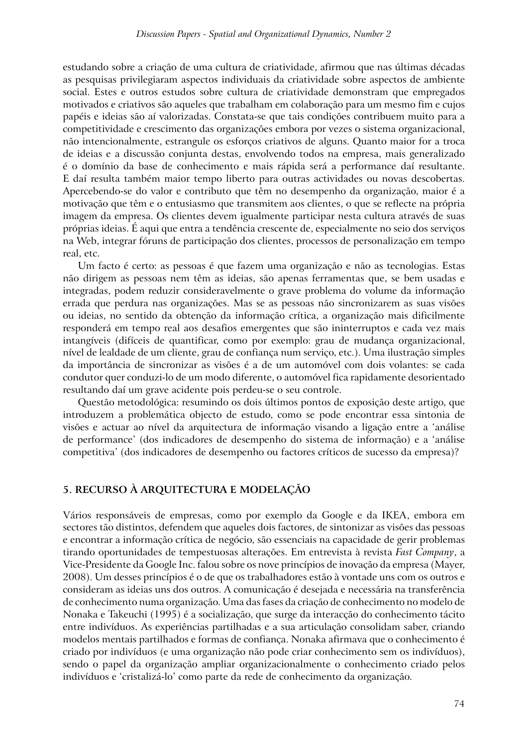estudando sobre a criação de uma cultura de criatividade, afirmou que nas últimas décadas as pesquisas privilegiaram aspectos individuais da criatividade sobre aspectos de ambiente social. Estes e outros estudos sobre cultura de criatividade demonstram que empregados motivados e criativos são aqueles que trabalham em colaboração para um mesmo fim e cujos papéis e ideias são aí valorizadas. Constata-se que tais condições contribuem muito para a competitividade e crescimento das organizações embora por vezes o sistema organizacional, não intencionalmente, estrangule os esforços criativos de alguns. Quanto maior for a troca de ideias e a discussão conjunta destas, envolvendo todos na empresa, mais generalizado é o domínio da base de conhecimento e mais rápida será a performance daí resultante. E daí resulta também maior tempo liberto para outras actividades ou novas descobertas. Apercebendo-se do valor e contributo que têm no desempenho da organização, maior é a motivação que têm e o entusiasmo que transmitem aos clientes, o que se reflecte na própria imagem da empresa. Os clientes devem igualmente participar nesta cultura através de suas próprias ideias. É aqui que entra a tendência crescente de, especialmente no seio dos serviços na Web, integrar fóruns de participação dos clientes, processos de personalização em tempo real, etc.

Um facto é certo: as pessoas é que fazem uma organização e não as tecnologias. Estas não dirigem as pessoas nem têm as ideias, são apenas ferramentas que, se bem usadas e integradas, podem reduzir consideravelmente o grave problema do volume da informação errada que perdura nas organizações. Mas se as pessoas não sincronizarem as suas visões ou ideias, no sentido da obtenção da informação crítica, a organização mais dificilmente responderá em tempo real aos desafios emergentes que são ininterruptos e cada vez mais intangíveis (difíceis de quantificar, como por exemplo: grau de mudança organizacional, nível de lealdade de um cliente, grau de confiança num serviço, etc.). Uma ilustração simples da importância de sincronizar as visões é a de um automóvel com dois volantes: se cada condutor quer conduzi-lo de um modo diferente, o automóvel fica rapidamente desorientado resultando daí um grave acidente pois perdeu-se o seu controle.

Questão metodológica: resumindo os dois últimos pontos de exposição deste artigo, que introduzem a problemática objecto de estudo, como se pode encontrar essa sintonia de visões e actuar ao nível da arquitectura de informação visando a ligação entre a 'análise de performance' (dos indicadores de desempenho do sistema de informação) e a 'análise competitiva' (dos indicadores de desempenho ou factores críticos de sucesso da empresa)?

## 5. RECURSO À ARQUITECTURA E MODELAÇÃO

Vários responsáveis de empresas, como por exemplo da Google e da IKEA, embora em sectores tão distintos, defendem que aqueles dois factores, de sintonizar as visões das pessoas e encontrar a informação crítica de negócio, são essenciais na capacidade de gerir problemas tirando oportunidades de tempestuosas alterações. Em entrevista à revista *Fast Company*, a Vice-Presidente da Google Inc. falou sobre os nove princípios de inovação da empresa (Mayer, 2008). Um desses princípios é o de que os trabalhadores estão à vontade uns com os outros e consideram as ideias uns dos outros. A comunicação é desejada e necessária na transferência de conhecimento numa organização. Uma das fases da criação de conhecimento no modelo de Nonaka e Takeuchi (1995) é a socialização, que surge da interacção do conhecimento tácito entre indivíduos. As experiências partilhadas e a sua articulação consolidam saber, criando modelos mentais partilhados e formas de confiança. Nonaka afirmava que o conhecimento é criado por indivíduos (e uma organização não pode criar conhecimento sem os indivíduos), sendo o papel da organização ampliar organizacionalmente o conhecimento criado pelos indivíduos e 'cristalizá-lo' como parte da rede de conhecimento da organização.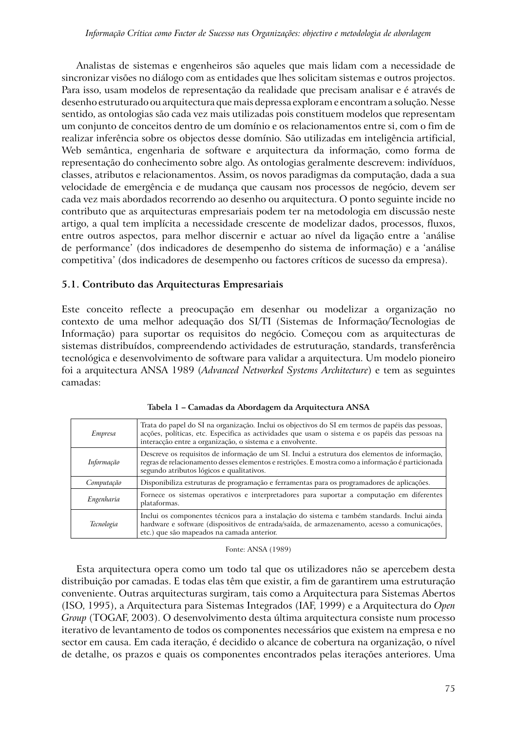Analistas de sistemas e engenheiros são aqueles que mais lidam com a necessidade de sincronizar visões no diálogo com as entidades que lhes solicitam sistemas e outros projectos. Para isso, usam modelos de representação da realidade que precisam analisar e é através de desenho estruturado ou arquitectura que mais depressa exploram e encontram a solução. Nesse sentido, as ontologias são cada vez mais utilizadas pois constituem modelos que representam um conjunto de conceitos dentro de um domínio e os relacionamentos entre si, com o fim de realizar inferência sobre os objectos desse domínio. São utilizadas em inteligência artificial, Web semântica, engenharia de software e arquitectura da informação, como forma de representação do conhecimento sobre algo. As ontologias geralmente descrevem: indivíduos, classes, atributos e relacionamentos. Assim, os novos paradigmas da computação, dada a sua velocidade de emergência e de mudança que causam nos processos de negócio, devem ser cada vez mais abordados recorrendo ao desenho ou arquitectura. O ponto seguinte incide no contributo que as arquitecturas empresariais podem ter na metodologia em discussão neste artigo, a qual tem implícita a necessidade crescente de modelizar dados, processos, fluxos, entre outros aspectos, para melhor discernir e actuar ao nível da ligação entre a 'análise de performance' (dos indicadores de desempenho do sistema de informação) e a 'análise competitiva' (dos indicadores de desempenho ou factores críticos de sucesso da empresa).

### 5.1. Contributo das Arquitecturas Empresariais

Este conceito reflecte a preocupação em desenhar ou modelizar a organização no contexto de uma melhor adequação dos SI/TI (Sistemas de Informação/Tecnologias de Informação) para suportar os requisitos do negócio. Começou com as arquitecturas de sistemas distribuídos, compreendendo actividades de estruturação, standards, transferência tecnológica e desenvolvimento de software para validar a arquitectura. Um modelo pioneiro foi a arquitectura ANSA 1989 (*Advanced Networked Systems Architecture*) e tem as seguintes camadas:

**Tabela 1 – Camadas da Abordagem da Arquitectura ANSA**

| Camada | Descrição |
|---|---|
| *Empresa* | Trata do papel do SI na organização. Inclui os objectivos do SI em termos de papéis das pessoas, acções, políticas, etc. Especifica as actividades que usam o sistema e os papéis das pessoas na interacção entre a organização, o sistema e a envolvente. |
| *Informação* | Descreve os requisitos de informação de um SI. Inclui a estrutura dos elementos de informação, regras de relacionamento desses elementos e restrições. E mostra como a informação é particionada segundo atributos lógicos e qualitativos. |
| *Computação* | Disponibiliza estruturas de programação e ferramentas para os programadores de aplicações. |
| *Engenharia* | Fornece os sistemas operativos e interpretadores para suportar a computação em diferentes plataformas. |
| *Tecnologia* | Inclui os componentes técnicos para a instalação do sistema e também standards. Inclui ainda hardware e software (dispositivos de entrada/saída, de armazenamento, acesso a comunicações, etc.) que são mapeados na camada anterior. |

Fonte: ANSA (1989)

Esta arquitectura opera como um todo tal que os utilizadores não se apercebem desta distribuição por camadas. E todas elas têm que existir, a fim de garantirem uma estruturação conveniente. Outras arquitecturas surgiram, tais como a Arquitectura para Sistemas Abertos (ISO, 1995), a Arquitectura para Sistemas Integrados (IAF, 1999) e a Arquitectura do *Open Group* (TOGAF, 2003). O desenvolvimento desta última arquitectura consiste num processo iterativo de levantamento de todos os componentes necessários que existem na empresa e no sector em causa. Em cada iteração, é decidido o alcance de cobertura na organização, o nível de detalhe, os prazos e quais os componentes encontrados pelas iterações anteriores. Uma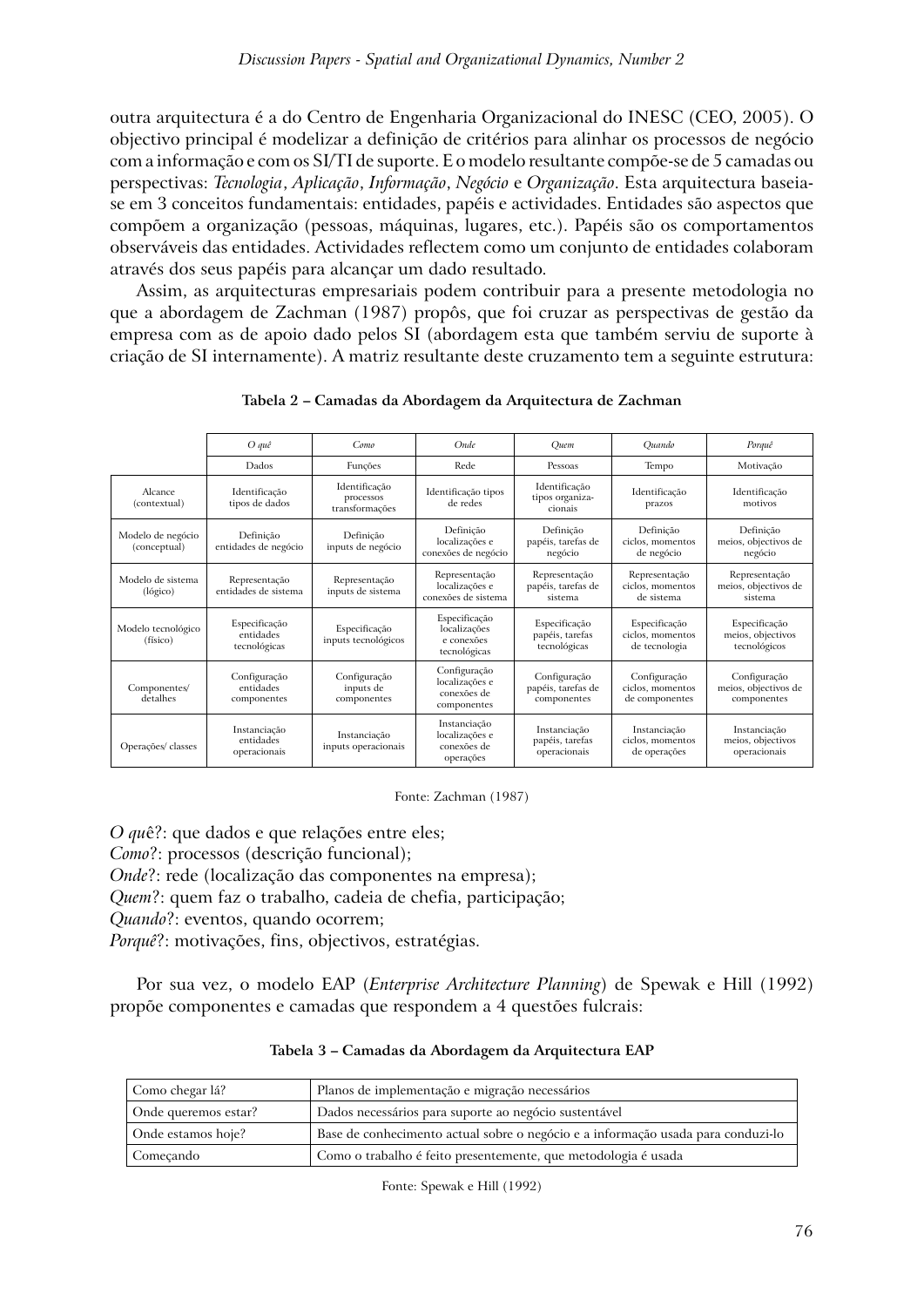outra arquitectura é a do Centro de Engenharia Organizacional do INESC (CEO, 2005). O objectivo principal é modelizar a definição de critérios para alinhar os processos de negócio com a informação e com os SI/TI de suporte. E o modelo resultante compõe-se de 5 camadas ou perspectivas: *Tecnologia*, *Aplicação*, *Informação*, *Negócio* e *Organização*. Esta arquitectura baseia-se em 3 conceitos fundamentais: entidades, papéis e actividades. Entidades são aspectos que compõem a organização (pessoas, máquinas, lugares, etc.). Papéis são os comportamentos observáveis das entidades. Actividades reflectem como um conjunto de entidades colaboram através dos seus papéis para alcançar um dado resultado.

Assim, as arquitecturas empresariais podem contribuir para a presente metodologia no que a abordagem de Zachman (1987) propôs, que foi cruzar as perspectivas de gestão da empresa com as de apoio dado pelos SI (abordagem esta que também serviu de suporte à criação de SI internamente). A matriz resultante deste cruzamento tem a seguinte estrutura:

**Tabela 2 – Camadas da Abordagem da Arquitectura de Zachman**

| | *O quê* | *Como* | *Onde* | *Quem* | *Quando* | *Porquê* |
|---|---|---|---|---|---|---|
| | Dados | Funções | Rede | Pessoas | Tempo | Motivação |
| Alcance (contextual) | Identificação tipos de dados | Identificação processos transformações | Identificação tipos de redes | Identificação tipos organiza-cionais | Identificação prazos | Identificação motivos |
| Modelo de negócio (conceptual) | Definição entidades de negócio | Definição inputs de negócio | Definição localizações e conexões de negócio | Definição papéis, tarefas de negócio | Definição ciclos, momentos de negócio | Definição meios, objectivos de negócio |
| Modelo de sistema (lógico) | Representação entidades de sistema | Representação inputs de sistema | Representação localizações e conexões de sistema | Representação papéis, tarefas de sistema | Representação ciclos, momentos de sistema | Representação meios, objectivos de sistema |
| Modelo tecnológico (físico) | Especificação entidades tecnológicas | Especificação inputs tecnológicos | Especificação localizações e conexões tecnológicas | Especificação papéis, tarefas tecnológicas | Especificação ciclos, momentos de tecnologia | Especificação meios, objectivos tecnológicos |
| Componentes/ detalhes | Configuração entidades componentes | Configuração inputs de componentes | Configuração localizações e conexões de componentes | Configuração papéis, tarefas de componentes | Configuração ciclos, momentos de componentes | Configuração meios, objectivos de componentes |
| Operações/ classes | Instanciação entidades operacionais | Instanciação inputs operacionais | Instanciação localizações e conexões de operações | Instanciação papéis, tarefas operacionais | Instanciação ciclos, momentos de operações | Instanciação meios, objectivos operacionais |

Fonte: Zachman (1987)

*O qu*ê?: que dados e que relações entre eles;
*Como*?: processos (descrição funcional);
*Onde*?: rede (localização das componentes na empresa);
*Quem*?: quem faz o trabalho, cadeia de chefia, participação;
*Quando*?: eventos, quando ocorrem;
*Porquê*?: motivações, fins, objectivos, estratégias.

Por sua vez, o modelo EAP (*Enterprise Architecture Planning*) de Spewak e Hill (1992) propõe componentes e camadas que respondem a 4 questões fulcrais:

**Tabela 3 – Camadas da Abordagem da Arquitectura EAP**

| | |
|---|---|
| Como chegar lá? | Planos de implementação e migração necessários |
| Onde queremos estar? | Dados necessários para suporte ao negócio sustentável |
| Onde estamos hoje? | Base de conhecimento actual sobre o negócio e a informação usada para conduzi-lo |
| Começando | Como o trabalho é feito presentemente, que metodologia é usada |

Fonte: Spewak e Hill (1992)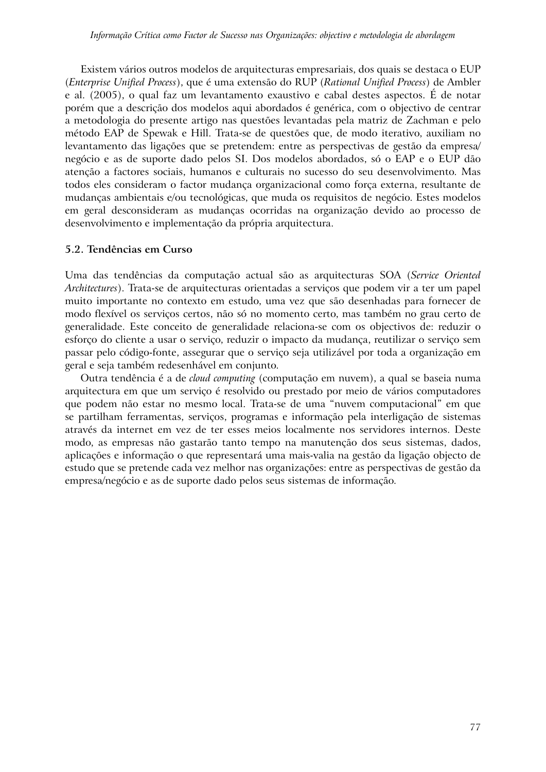Existem vários outros modelos de arquitecturas empresariais, dos quais se destaca o EUP (*Enterprise Unified Process*), que é uma extensão do RUP (*Rational Unified Process*) de Ambler e al. (2005), o qual faz um levantamento exaustivo e cabal destes aspectos. É de notar porém que a descrição dos modelos aqui abordados é genérica, com o objectivo de centrar a metodologia do presente artigo nas questões levantadas pela matriz de Zachman e pelo método EAP de Spewak e Hill. Trata-se de questões que, de modo iterativo, auxiliam no levantamento das ligações que se pretendem: entre as perspectivas de gestão da empresa/negócio e as de suporte dado pelos SI. Dos modelos abordados, só o EAP e o EUP dão atenção a factores sociais, humanos e culturais no sucesso do seu desenvolvimento. Mas todos eles consideram o factor mudança organizacional como força externa, resultante de mudanças ambientais e/ou tecnológicas, que muda os requisitos de negócio. Estes modelos em geral desconsideram as mudanças ocorridas na organização devido ao processo de desenvolvimento e implementação da própria arquitectura.

### 5.2. Tendências em Curso

Uma das tendências da computação actual são as arquitecturas SOA (*Service Oriented Architectures*). Trata-se de arquitecturas orientadas a serviços que podem vir a ter um papel muito importante no contexto em estudo, uma vez que são desenhadas para fornecer de modo flexível os serviços certos, não só no momento certo, mas também no grau certo de generalidade. Este conceito de generalidade relaciona-se com os objectivos de: reduzir o esforço do cliente a usar o serviço, reduzir o impacto da mudança, reutilizar o serviço sem passar pelo código-fonte, assegurar que o serviço seja utilizável por toda a organização em geral e seja também redesenhável em conjunto.

Outra tendência é a de *cloud computing* (computação em nuvem), a qual se baseia numa arquitectura em que um serviço é resolvido ou prestado por meio de vários computadores que podem não estar no mesmo local. Trata-se de uma "nuvem computacional" em que se partilham ferramentas, serviços, programas e informação pela interligação de sistemas através da internet em vez de ter esses meios localmente nos servidores internos. Deste modo, as empresas não gastarão tanto tempo na manutenção dos seus sistemas, dados, aplicações e informação o que representará uma mais-valia na gestão da ligação objecto de estudo que se pretende cada vez melhor nas organizações: entre as perspectivas de gestão da empresa/negócio e as de suporte dado pelos seus sistemas de informação.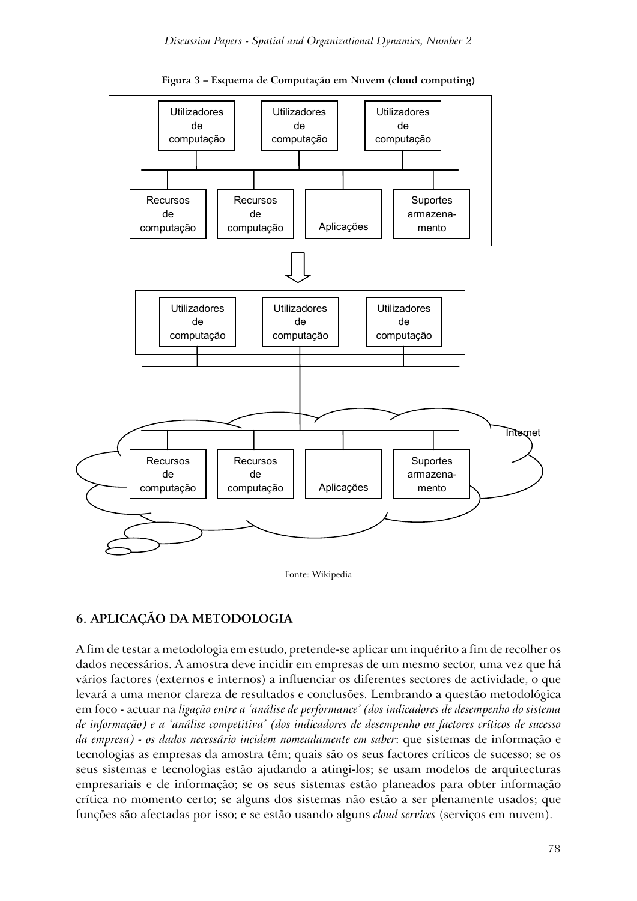**Figura 3 – Esquema de Computação em Nuvem (cloud computing)**

Fonte: Wikipedia

## 6. APLICAÇÃO DA METODOLOGIA

A fim de testar a metodologia em estudo, pretende-se aplicar um inquérito a fim de recolher os dados necessários. A amostra deve incidir em empresas de um mesmo sector, uma vez que há vários factores (externos e internos) a influenciar os diferentes sectores de actividade, o que levará a uma menor clareza de resultados e conclusões. Lembrando a questão metodológica em foco - actuar na *ligação entre a 'análise de performance' (dos indicadores de desempenho do sistema de informação) e a 'análise competitiva' (dos indicadores de desempenho ou factores críticos de sucesso da empresa) - os dados necessário incidem nomeadamente em saber*: que sistemas de informação e tecnologias as empresas da amostra têm; quais são os seus factores críticos de sucesso; se os seus sistemas e tecnologias estão ajudando a atingi-los; se usam modelos de arquitecturas empresariais e de informação; se os seus sistemas estão planeados para obter informação crítica no momento certo; se alguns dos sistemas não estão a ser plenamente usados; que funções são afectadas por isso; e se estão usando alguns *cloud services* (serviços em nuvem).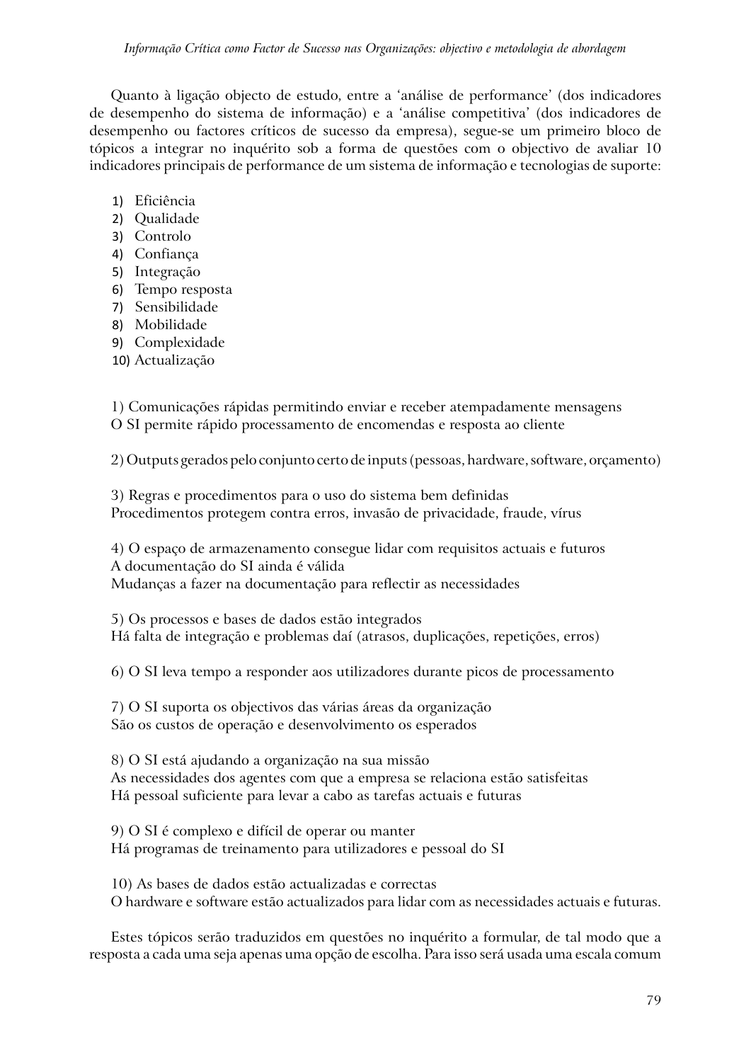Quanto à ligação objecto de estudo, entre a 'análise de performance' (dos indicadores de desempenho do sistema de informação) e a 'análise competitiva' (dos indicadores de desempenho ou factores críticos de sucesso da empresa), segue-se um primeiro bloco de tópicos a integrar no inquérito sob a forma de questões com o objectivo de avaliar 10 indicadores principais de performance de um sistema de informação e tecnologias de suporte:

1) Eficiência
2) Qualidade
3) Controlo
4) Confiança
5) Integração
6) Tempo resposta
7) Sensibilidade
8) Mobilidade
9) Complexidade
10) Actualização

1) Comunicações rápidas permitindo enviar e receber atempadamente mensagens
O SI permite rápido processamento de encomendas e resposta ao cliente

2) Outputs gerados pelo conjunto certo de inputs (pessoas, hardware, software, orçamento)

3) Regras e procedimentos para o uso do sistema bem definidas
Procedimentos protegem contra erros, invasão de privacidade, fraude, vírus

4) O espaço de armazenamento consegue lidar com requisitos actuais e futuros
A documentação do SI ainda é válida
Mudanças a fazer na documentação para reflectir as necessidades

5) Os processos e bases de dados estão integrados
Há falta de integração e problemas daí (atrasos, duplicações, repetições, erros)

6) O SI leva tempo a responder aos utilizadores durante picos de processamento

7) O SI suporta os objectivos das várias áreas da organização
São os custos de operação e desenvolvimento os esperados

8) O SI está ajudando a organização na sua missão
As necessidades dos agentes com que a empresa se relaciona estão satisfeitas
Há pessoal suficiente para levar a cabo as tarefas actuais e futuras

9) O SI é complexo e difícil de operar ou manter
Há programas de treinamento para utilizadores e pessoal do SI

10) As bases de dados estão actualizadas e correctas
O hardware e software estão actualizados para lidar com as necessidades actuais e futuras.

Estes tópicos serão traduzidos em questões no inquérito a formular, de tal modo que a resposta a cada uma seja apenas uma opção de escolha. Para isso será usada uma escala comum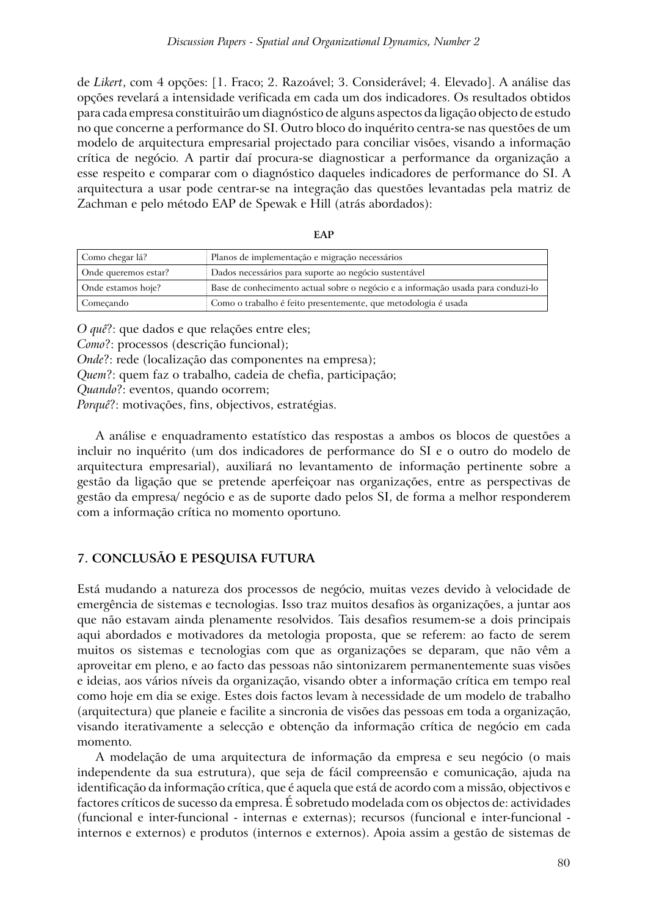de *Likert*, com 4 opções: [1. Fraco; 2. Razoável; 3. Considerável; 4. Elevado]. A análise das opções revelará a intensidade verificada em cada um dos indicadores. Os resultados obtidos para cada empresa constituirão um diagnóstico de alguns aspectos da ligação objecto de estudo no que concerne a performance do SI. Outro bloco do inquérito centra-se nas questões de um modelo de arquitectura empresarial projectado para conciliar visões, visando a informação crítica de negócio. A partir daí procura-se diagnosticar a performance da organização a esse respeito e comparar com o diagnóstico daqueles indicadores de performance do SI. A arquitectura a usar pode centrar-se na integração das questões levantadas pela matriz de Zachman e pelo método EAP de Spewak e Hill (atrás abordados):

**EAP**

| | |
|---|---|
| Como chegar lá? | Planos de implementação e migração necessários |
| Onde queremos estar? | Dados necessários para suporte ao negócio sustentável |
| Onde estamos hoje? | Base de conhecimento actual sobre o negócio e a informação usada para conduzi-lo |
| Começando | Como o trabalho é feito presentemente, que metodologia é usada |

*O quê*?: que dados e que relações entre eles;
*Como*?: processos (descrição funcional);
*Onde*?: rede (localização das componentes na empresa);
*Quem*?: quem faz o trabalho, cadeia de chefia, participação;
*Quando*?: eventos, quando ocorrem;
*Porquê*?: motivações, fins, objectivos, estratégias.

A análise e enquadramento estatístico das respostas a ambos os blocos de questões a incluir no inquérito (um dos indicadores de performance do SI e o outro do modelo de arquitectura empresarial), auxiliará no levantamento de informação pertinente sobre a gestão da ligação que se pretende aperfeiçoar nas organizações, entre as perspectivas de gestão da empresa/ negócio e as de suporte dado pelos SI, de forma a melhor responderem com a informação crítica no momento oportuno.

## 7. CONCLUSÃO E PESQUISA FUTURA

Está mudando a natureza dos processos de negócio, muitas vezes devido à velocidade de emergência de sistemas e tecnologias. Isso traz muitos desafios às organizações, a juntar aos que não estavam ainda plenamente resolvidos. Tais desafios resumem-se a dois principais aqui abordados e motivadores da metologia proposta, que se referem: ao facto de serem muitos os sistemas e tecnologias com que as organizações se deparam, que não vêm a aproveitar em pleno, e ao facto das pessoas não sintonizarem permanentemente suas visões e ideias, aos vários níveis da organização, visando obter a informação crítica em tempo real como hoje em dia se exige. Estes dois factos levam à necessidade de um modelo de trabalho (arquitectura) que planeie e facilite a sincronia de visões das pessoas em toda a organização, visando iterativamente a selecção e obtenção da informação crítica de negócio em cada momento.

A modelação de uma arquitectura de informação da empresa e seu negócio (o mais independente da sua estrutura), que seja de fácil compreensão e comunicação, ajuda na identificação da informação crítica, que é aquela que está de acordo com a missão, objectivos e factores críticos de sucesso da empresa. É sobretudo modelada com os objectos de: actividades (funcional e inter-funcional - internas e externas); recursos (funcional e inter-funcional - internos e externos) e produtos (internos e externos). Apoia assim a gestão de sistemas de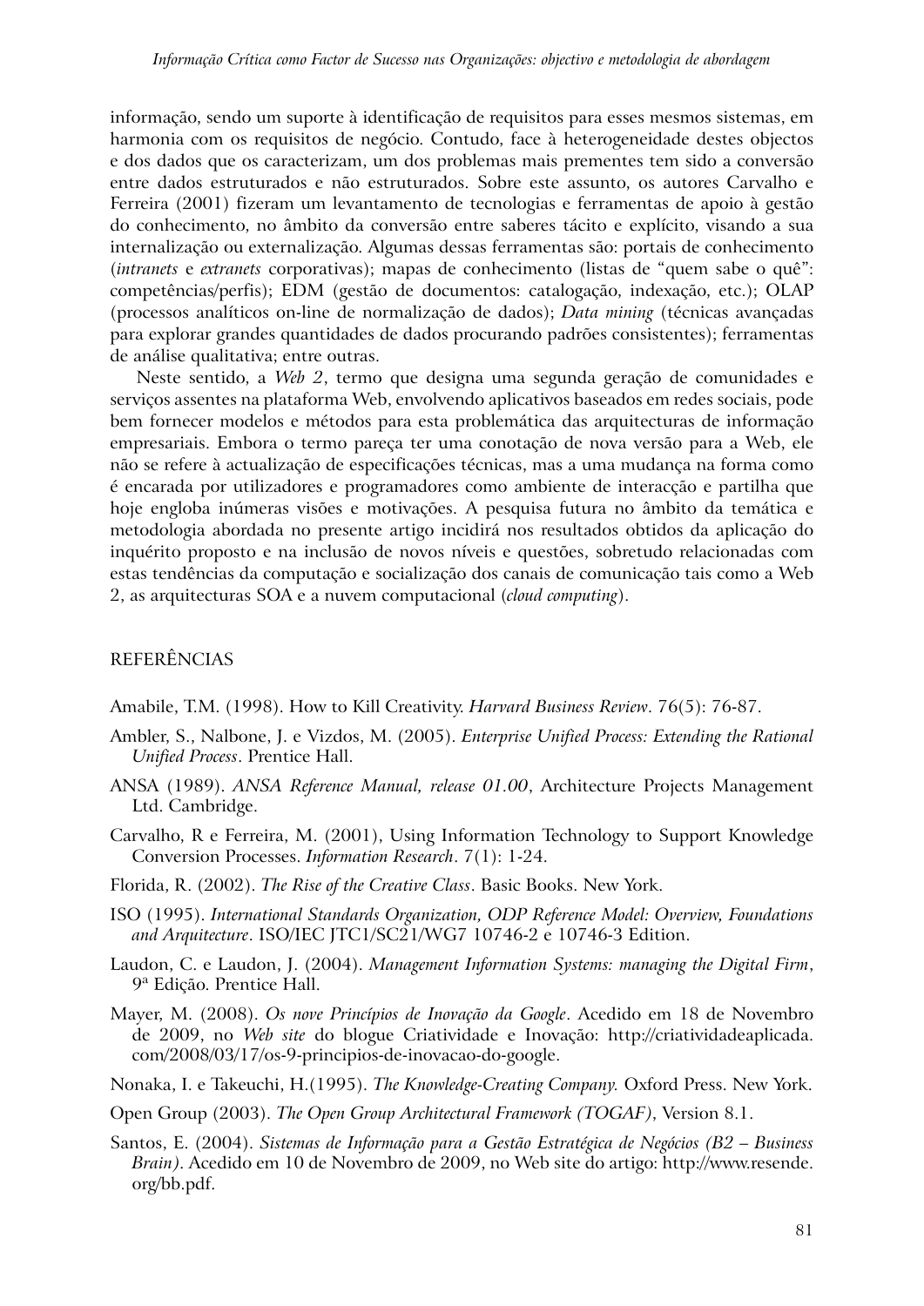informação, sendo um suporte à identificação de requisitos para esses mesmos sistemas, em harmonia com os requisitos de negócio. Contudo, face à heterogeneidade destes objectos e dos dados que os caracterizam, um dos problemas mais prementes tem sido a conversão entre dados estruturados e não estruturados. Sobre este assunto, os autores Carvalho e Ferreira (2001) fizeram um levantamento de tecnologias e ferramentas de apoio à gestão do conhecimento, no âmbito da conversão entre saberes tácito e explícito, visando a sua internalização ou externalização. Algumas dessas ferramentas são: portais de conhecimento (*intranets* e *extranets* corporativas); mapas de conhecimento (listas de "quem sabe o quê": competências/perfis); EDM (gestão de documentos: catalogação, indexação, etc.); OLAP (processos analíticos on-line de normalização de dados); *Data mining* (técnicas avançadas para explorar grandes quantidades de dados procurando padrões consistentes); ferramentas de análise qualitativa; entre outras.

Neste sentido, a *Web 2*, termo que designa uma segunda geração de comunidades e serviços assentes na plataforma Web, envolvendo aplicativos baseados em redes sociais, pode bem fornecer modelos e métodos para esta problemática das arquitecturas de informação empresariais. Embora o termo pareça ter uma conotação de nova versão para a Web, ele não se refere à actualização de especificações técnicas, mas a uma mudança na forma como é encarada por utilizadores e programadores como ambiente de interacção e partilha que hoje engloba inúmeras visões e motivações. A pesquisa futura no âmbito da temática e metodologia abordada no presente artigo incidirá nos resultados obtidos da aplicação do inquérito proposto e na inclusão de novos níveis e questões, sobretudo relacionadas com estas tendências da computação e socialização dos canais de comunicação tais como a Web 2, as arquitecturas SOA e a nuvem computacional (*cloud computing*).

## REFERÊNCIAS

Amabile, T.M. (1998). How to Kill Creativity. *Harvard Business Review*. 76(5): 76-87.

Ambler, S., Nalbone, J. e Vizdos, M. (2005). *Enterprise Unified Process: Extending the Rational Unified Process*. Prentice Hall.

ANSA (1989). *ANSA Reference Manual, release 01.00*, Architecture Projects Management Ltd. Cambridge.

Carvalho, R e Ferreira, M. (2001), Using Information Technology to Support Knowledge Conversion Processes. *Information Research*. 7(1): 1-24.

Florida, R. (2002). *The Rise of the Creative Class*. Basic Books. New York.

ISO (1995). *International Standards Organization, ODP Reference Model: Overview, Foundations and Arquitecture*. ISO/IEC JTC1/SC21/WG7 10746-2 e 10746-3 Edition.

Laudon, C. e Laudon, J. (2004). *Management Information Systems: managing the Digital Firm*, 9ª Edição. Prentice Hall.

Mayer, M. (2008). *Os nove Princípios de Inovação da Google*. Acedido em 18 de Novembro de 2009, no *Web site* do blogue Criatividade e Inovação: http://criatividadeaplicada.com/2008/03/17/os-9-principios-de-inovacao-do-google.

Nonaka, I. e Takeuchi, H.(1995). *The Knowledge-Creating Company.* Oxford Press. New York.

Open Group (2003). *The Open Group Architectural Framework (TOGAF)*, Version 8.1.

Santos, E. (2004). *Sistemas de Informação para a Gestão Estratégica de Negócios (B2 – Business Brain)*. Acedido em 10 de Novembro de 2009, no Web site do artigo: http://www.resende.org/bb.pdf.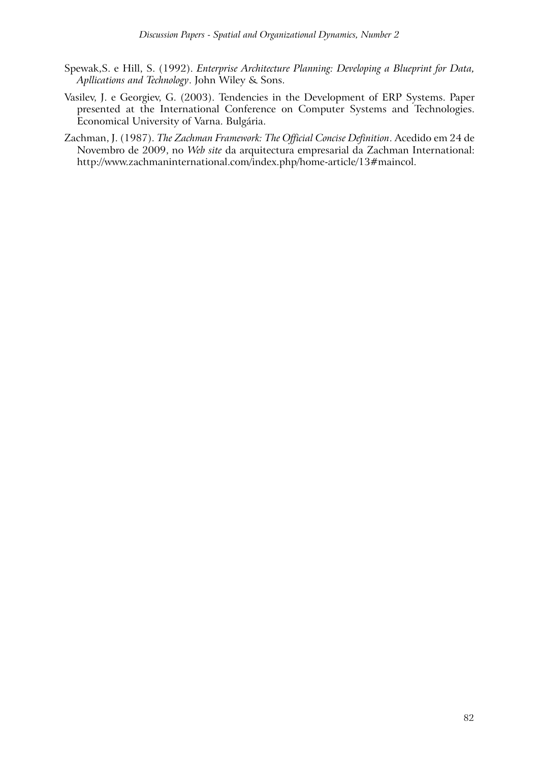Spewak,S. e Hill, S. (1992). *Enterprise Architecture Planning: Developing a Blueprint for Data, Apllications and Technology*. John Wiley & Sons.

Vasilev, J. e Georgiev, G. (2003). Tendencies in the Development of ERP Systems. Paper presented at the International Conference on Computer Systems and Technologies. Economical University of Varna. Bulgária.

Zachman, J. (1987). *The Zachman Framework: The Official Concise Definition*. Acedido em 24 de Novembro de 2009, no *Web site* da arquitectura empresarial da Zachman International: http://www.zachmaninternational.com/index.php/home-article/13#maincol.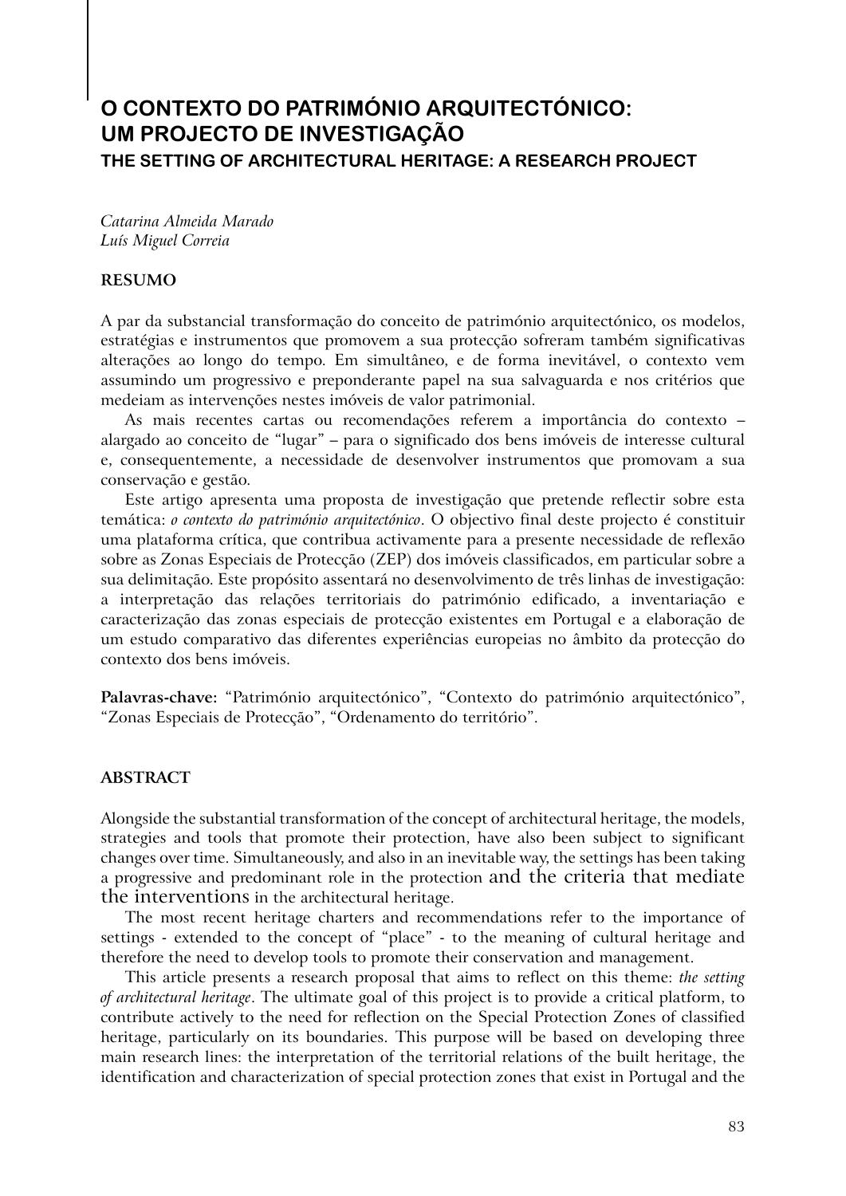# O CONTEXTO DO PATRIMÓNIO ARQUITECTÓNICO: UM PROJECTO DE INVESTIGAÇÃO

## THE SETTING OF ARCHITECTURAL HERITAGE: A RESEARCH PROJECT

*Catarina Almeida Marado*
*Luís Miguel Correia*

### RESUMO

A par da substancial transformação do conceito de património arquitectónico, os modelos, estratégias e instrumentos que promovem a sua protecção sofreram também significativas alterações ao longo do tempo. Em simultâneo, e de forma inevitável, o contexto vem assumindo um progressivo e preponderante papel na sua salvaguarda e nos critérios que medeiam as intervenções nestes imóveis de valor patrimonial.

As mais recentes cartas ou recomendações referem a importância do contexto – alargado ao conceito de "lugar" – para o significado dos bens imóveis de interesse cultural e, consequentemente, a necessidade de desenvolver instrumentos que promovam a sua conservação e gestão.

Este artigo apresenta uma proposta de investigação que pretende reflectir sobre esta temática: *o contexto do património arquitectónico*. O objectivo final deste projecto é constituir uma plataforma crítica, que contribua activamente para a presente necessidade de reflexão sobre as Zonas Especiais de Protecção (ZEP) dos imóveis classificados, em particular sobre a sua delimitação. Este propósito assentará no desenvolvimento de três linhas de investigação: a interpretação das relações territoriais do património edificado, a inventariação e caracterização das zonas especiais de protecção existentes em Portugal e a elaboração de um estudo comparativo das diferentes experiências europeias no âmbito da protecção do contexto dos bens imóveis.

**Palavras-chave:** "Património arquitectónico", "Contexto do património arquitectónico", "Zonas Especiais de Protecção", "Ordenamento do território".

### ABSTRACT

Alongside the substantial transformation of the concept of architectural heritage, the models, strategies and tools that promote their protection, have also been subject to significant changes over time. Simultaneously, and also in an inevitable way, the settings has been taking a progressive and predominant role in the protection and the criteria that mediate the interventions in the architectural heritage.

The most recent heritage charters and recommendations refer to the importance of settings - extended to the concept of "place" - to the meaning of cultural heritage and therefore the need to develop tools to promote their conservation and management.

This article presents a research proposal that aims to reflect on this theme: *the setting of architectural heritage*. The ultimate goal of this project is to provide a critical platform, to contribute actively to the need for reflection on the Special Protection Zones of classified heritage, particularly on its boundaries. This purpose will be based on developing three main research lines: the interpretation of the territorial relations of the built heritage, the identification and characterization of special protection zones that exist in Portugal and the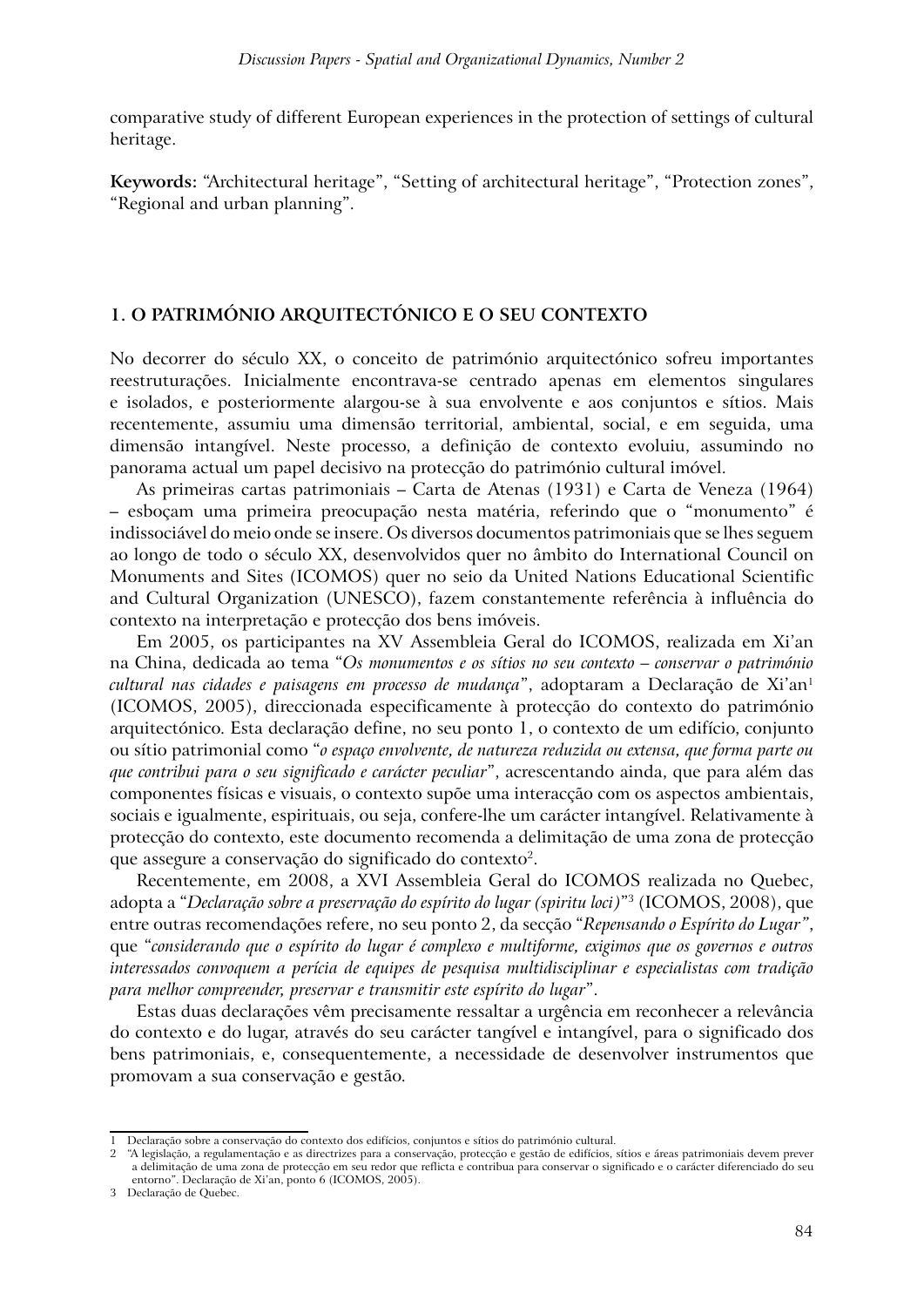comparative study of different European experiences in the protection of settings of cultural heritage.

**Keywords:** "Architectural heritage", "Setting of architectural heritage", "Protection zones", "Regional and urban planning".

## 1. O PATRIMÓNIO ARQUITECTÓNICO E O SEU CONTEXTO

No decorrer do século XX, o conceito de património arquitectónico sofreu importantes reestruturações. Inicialmente encontrava-se centrado apenas em elementos singulares e isolados, e posteriormente alargou-se à sua envolvente e aos conjuntos e sítios. Mais recentemente, assumiu uma dimensão territorial, ambiental, social, e em seguida, uma dimensão intangível. Neste processo, a definição de contexto evoluiu, assumindo no panorama actual um papel decisivo na protecção do património cultural imóvel.

As primeiras cartas patrimoniais – Carta de Atenas (1931) e Carta de Veneza (1964) – esboçam uma primeira preocupação nesta matéria, referindo que o "monumento" é indissociável do meio onde se insere. Os diversos documentos patrimoniais que se lhes seguem ao longo de todo o século XX, desenvolvidos quer no âmbito do International Council on Monuments and Sites (ICOMOS) quer no seio da United Nations Educational Scientific and Cultural Organization (UNESCO), fazem constantemente referência à influência do contexto na interpretação e protecção dos bens imóveis.

Em 2005, os participantes na XV Assembleia Geral do ICOMOS, realizada em Xi'an na China, dedicada ao tema "*Os monumentos e os sítios no seu contexto – conservar o património cultural nas cidades e paisagens em processo de mudança*", adoptaram a Declaração de Xi'an[1] (ICOMOS, 2005), direccionada especificamente à protecção do contexto do património arquitectónico. Esta declaração define, no seu ponto 1, o contexto de um edifício, conjunto ou sítio patrimonial como "*o espaço envolvente, de natureza reduzida ou extensa, que forma parte ou que contribui para o seu significado e carácter peculiar*", acrescentando ainda, que para além das componentes físicas e visuais, o contexto supõe uma interacção com os aspectos ambientais, sociais e igualmente, espirituais, ou seja, confere-lhe um carácter intangível. Relativamente à protecção do contexto, este documento recomenda a delimitação de uma zona de protecção que assegure a conservação do significado do contexto[2].

Recentemente, em 2008, a XVI Assembleia Geral do ICOMOS realizada no Quebec, adopta a "*Declaração sobre a preservação do espírito do lugar (spiritu loci)*"[3] (ICOMOS, 2008), que entre outras recomendações refere, no seu ponto 2, da secção "*Repensando o Espírito do Lugar*", que "*considerando que o espírito do lugar é complexo e multiforme, exigimos que os governos e outros interessados convoquem a perícia de equipes de pesquisa multidisciplinar e especialistas com tradição para melhor compreender, preservar e transmitir este espírito do lugar*".

Estas duas declarações vêm precisamente ressaltar a urgência em reconhecer a relevância do contexto e do lugar, através do seu carácter tangível e intangível, para o significado dos bens patrimoniais, e, consequentemente, a necessidade de desenvolver instrumentos que promovam a sua conservação e gestão.

---

1 Declaração sobre a conservação do contexto dos edifícios, conjuntos e sítios do património cultural.

2 "A legislação, a regulamentação e as directrizes para a conservação, protecção e gestão de edifícios, sítios e áreas patrimoniais devem prever a delimitação de uma zona de protecção em seu redor que reflicta e contribua para conservar o significado e o carácter diferenciado do seu entorno". Declaração de Xi'an, ponto 6 (ICOMOS, 2005).

3 Declaração de Quebec.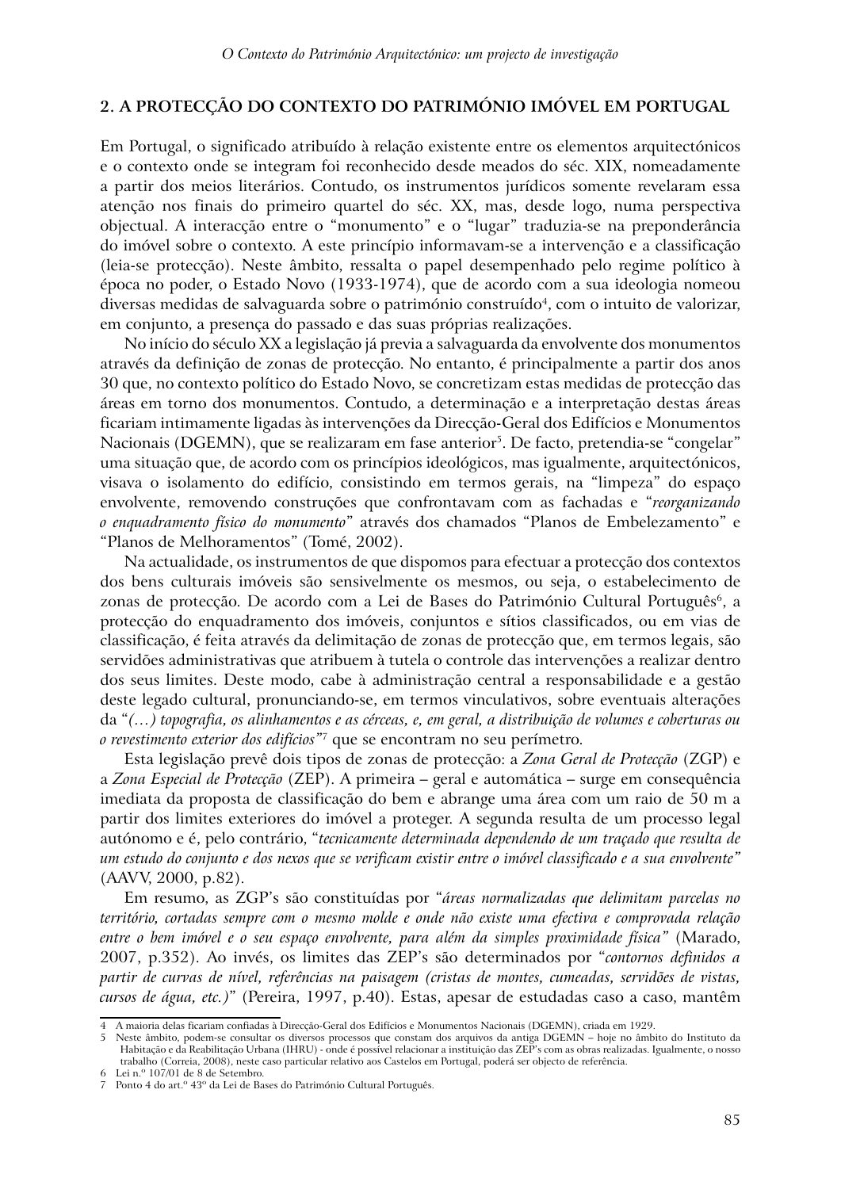## 2. A PROTECÇÃO DO CONTEXTO DO PATRIMÓNIO IMÓVEL EM PORTUGAL

Em Portugal, o significado atribuído à relação existente entre os elementos arquitectónicos e o contexto onde se integram foi reconhecido desde meados do séc. XIX, nomeadamente a partir dos meios literários. Contudo, os instrumentos jurídicos somente revelaram essa atenção nos finais do primeiro quartel do séc. XX, mas, desde logo, numa perspectiva objectual. A interacção entre o "monumento" e o "lugar" traduzia-se na preponderância do imóvel sobre o contexto. A este princípio informavam-se a intervenção e a classificação (leia-se protecção). Neste âmbito, ressalta o papel desempenhado pelo regime político à época no poder, o Estado Novo (1933-1974), que de acordo com a sua ideologia nomeou diversas medidas de salvaguarda sobre o património construído[4], com o intuito de valorizar, em conjunto, a presença do passado e das suas próprias realizações.

No início do século XX a legislação já previa a salvaguarda da envolvente dos monumentos através da definição de zonas de protecção. No entanto, é principalmente a partir dos anos 30 que, no contexto político do Estado Novo, se concretizam estas medidas de protecção das áreas em torno dos monumentos. Contudo, a determinação e a interpretação destas áreas ficariam intimamente ligadas às intervenções da Direcção-Geral dos Edifícios e Monumentos Nacionais (DGEMN), que se realizaram em fase anterior[5]. De facto, pretendia-se "congelar" uma situação que, de acordo com os princípios ideológicos, mas igualmente, arquitectónicos, visava o isolamento do edifício, consistindo em termos gerais, na "limpeza" do espaço envolvente, removendo construções que confrontavam com as fachadas e "*reorganizando o enquadramento físico do monumento*" através dos chamados "Planos de Embelezamento" e "Planos de Melhoramentos" (Tomé, 2002).

Na actualidade, os instrumentos de que dispomos para efectuar a protecção dos contextos dos bens culturais imóveis são sensivelmente os mesmos, ou seja, o estabelecimento de zonas de protecção. De acordo com a Lei de Bases do Património Cultural Português[6], a protecção do enquadramento dos imóveis, conjuntos e sítios classificados, ou em vias de classificação, é feita através da delimitação de zonas de protecção que, em termos legais, são servidões administrativas que atribuem à tutela o controle das intervenções a realizar dentro dos seus limites. Deste modo, cabe à administração central a responsabilidade e a gestão deste legado cultural, pronunciando-se, em termos vinculativos, sobre eventuais alterações da "*(…) topografia, os alinhamentos e as cérceas, e, em geral, a distribuição de volumes e coberturas ou o revestimento exterior dos edifícios*"[7] que se encontram no seu perímetro.

Esta legislação prevê dois tipos de zonas de protecção: a *Zona Geral de Protecção* (ZGP) e a *Zona Especial de Protecção* (ZEP). A primeira – geral e automática – surge em consequência imediata da proposta de classificação do bem e abrange uma área com um raio de 50 m a partir dos limites exteriores do imóvel a proteger. A segunda resulta de um processo legal autónomo e é, pelo contrário, "*tecnicamente determinada dependendo de um traçado que resulta de um estudo do conjunto e dos nexos que se verificam existir entre o imóvel classificado e a sua envolvente*" (AAVV, 2000, p.82).

Em resumo, as ZGP's são constituídas por "*áreas normalizadas que delimitam parcelas no território, cortadas sempre com o mesmo molde e onde não existe uma efectiva e comprovada relação entre o bem imóvel e o seu espaço envolvente, para além da simples proximidade física*" (Marado, 2007, p.352). Ao invés, os limites das ZEP's são determinados por "*contornos definidos a partir de curvas de nível, referências na paisagem (cristas de montes, cumeadas, servidões de vistas, cursos de água, etc.)*" (Pereira, 1997, p.40). Estas, apesar de estudadas caso a caso, mantêm

---

4 A maioria delas ficariam confiadas à Direcção-Geral dos Edifícios e Monumentos Nacionais (DGEMN), criada em 1929.

5 Neste âmbito, podem-se consultar os diversos processos que constam dos arquivos da antiga DGEMN – hoje no âmbito do Instituto da Habitação e da Reabilitação Urbana (IHRU) - onde é possível relacionar a instituição das ZEP's com as obras realizadas. Igualmente, o nosso trabalho (Correia, 2008), neste caso particular relativo aos Castelos em Portugal, poderá ser objecto de referência.

6 Lei n.º 107/01 de 8 de Setembro.

7 Ponto 4 do art.º 43º da Lei de Bases do Património Cultural Português.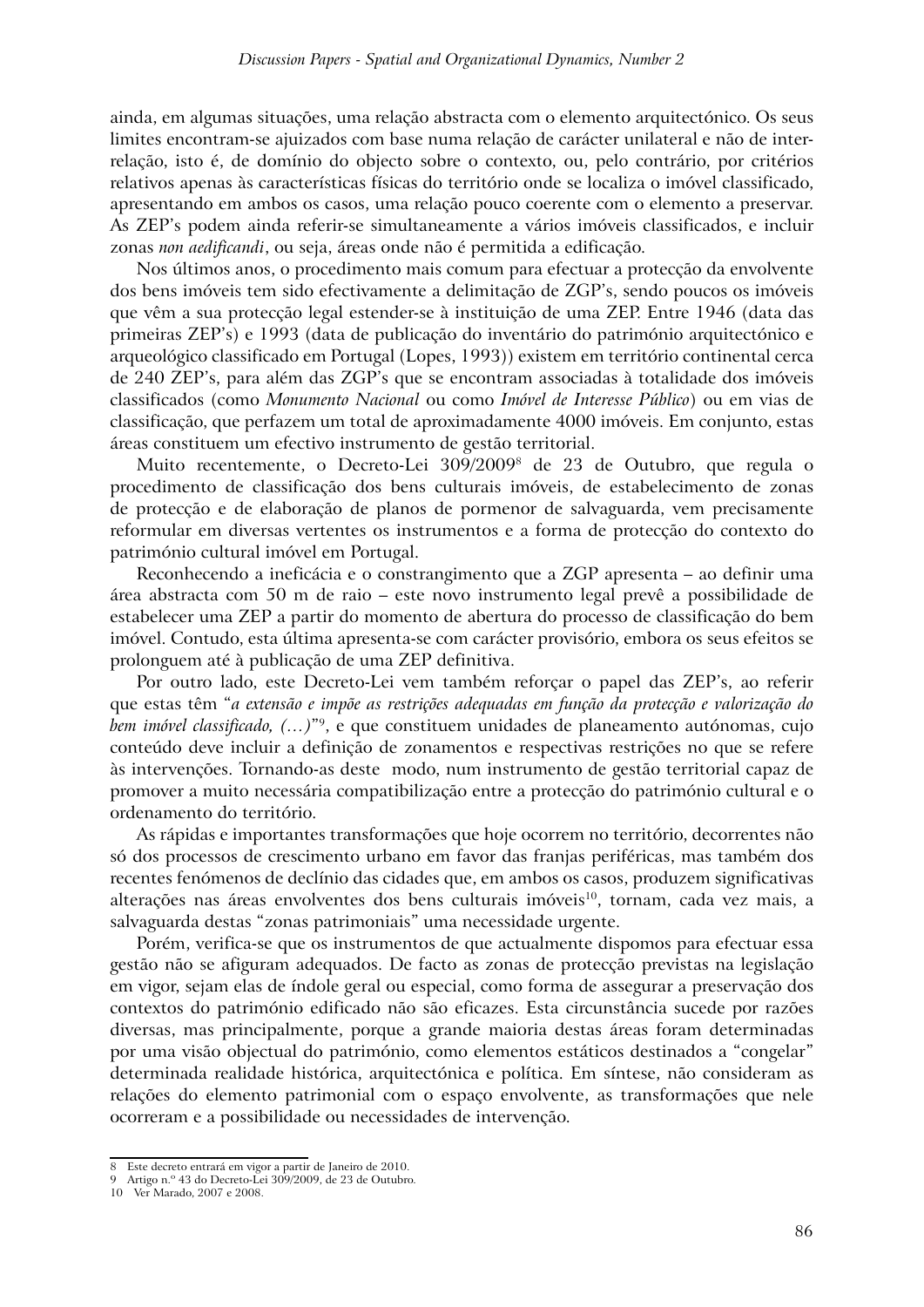ainda, em algumas situações, uma relação abstracta com o elemento arquitectónico. Os seus limites encontram-se ajuizados com base numa relação de carácter unilateral e não de inter-relação, isto é, de domínio do objecto sobre o contexto, ou, pelo contrário, por critérios relativos apenas às características físicas do território onde se localiza o imóvel classificado, apresentando em ambos os casos, uma relação pouco coerente com o elemento a preservar. As ZEP's podem ainda referir-se simultaneamente a vários imóveis classificados, e incluir zonas *non aedificandi*, ou seja, áreas onde não é permitida a edificação.

Nos últimos anos, o procedimento mais comum para efectuar a protecção da envolvente dos bens imóveis tem sido efectivamente a delimitação de ZGP's, sendo poucos os imóveis que vêm a sua protecção legal estender-se à instituição de uma ZEP. Entre 1946 (data das primeiras ZEP's) e 1993 (data de publicação do inventário do património arquitectónico e arqueológico classificado em Portugal (Lopes, 1993)) existem em território continental cerca de 240 ZEP's, para além das ZGP's que se encontram associadas à totalidade dos imóveis classificados (como *Monumento Nacional* ou como *Imóvel de Interesse Público*) ou em vias de classificação, que perfazem um total de aproximadamente 4000 imóveis. Em conjunto, estas áreas constituem um efectivo instrumento de gestão territorial.

Muito recentemente, o Decreto-Lei 309/2009[8] de 23 de Outubro, que regula o procedimento de classificação dos bens culturais imóveis, de estabelecimento de zonas de protecção e de elaboração de planos de pormenor de salvaguarda, vem precisamente reformular em diversas vertentes os instrumentos e a forma de protecção do contexto do património cultural imóvel em Portugal.

Reconhecendo a ineficácia e o constrangimento que a ZGP apresenta – ao definir uma área abstracta com 50 m de raio – este novo instrumento legal prevê a possibilidade de estabelecer uma ZEP a partir do momento de abertura do processo de classificação do bem imóvel. Contudo, esta última apresenta-se com carácter provisório, embora os seus efeitos se prolonguem até à publicação de uma ZEP definitiva.

Por outro lado, este Decreto-Lei vem também reforçar o papel das ZEP's, ao referir que estas têm "*a extensão e impõe as restrições adequadas em função da protecção e valorização do bem imóvel classificado, (…)*"[9], e que constituem unidades de planeamento autónomas, cujo conteúdo deve incluir a definição de zonamentos e respectivas restrições no que se refere às intervenções. Tornando-as deste modo, num instrumento de gestão territorial capaz de promover a muito necessária compatibilização entre a protecção do património cultural e o ordenamento do território.

As rápidas e importantes transformações que hoje ocorrem no território, decorrentes não só dos processos de crescimento urbano em favor das franjas periféricas, mas também dos recentes fenómenos de declínio das cidades que, em ambos os casos, produzem significativas alterações nas áreas envolventes dos bens culturais imóveis[10], tornam, cada vez mais, a salvaguarda destas "zonas patrimoniais" uma necessidade urgente.

Porém, verifica-se que os instrumentos de que actualmente dispomos para efectuar essa gestão não se afiguram adequados. De facto as zonas de protecção previstas na legislação em vigor, sejam elas de índole geral ou especial, como forma de assegurar a preservação dos contextos do património edificado não são eficazes. Esta circunstância sucede por razões diversas, mas principalmente, porque a grande maioria destas áreas foram determinadas por uma visão objectual do património, como elementos estáticos destinados a "congelar" determinada realidade histórica, arquitectónica e política. Em síntese, não consideram as relações do elemento patrimonial com o espaço envolvente, as transformações que nele ocorreram e a possibilidade ou necessidades de intervenção.

---

8 Este decreto entrará em vigor a partir de Janeiro de 2010.

9 Artigo n.º 43 do Decreto-Lei 309/2009, de 23 de Outubro.

10 Ver Marado, 2007 e 2008.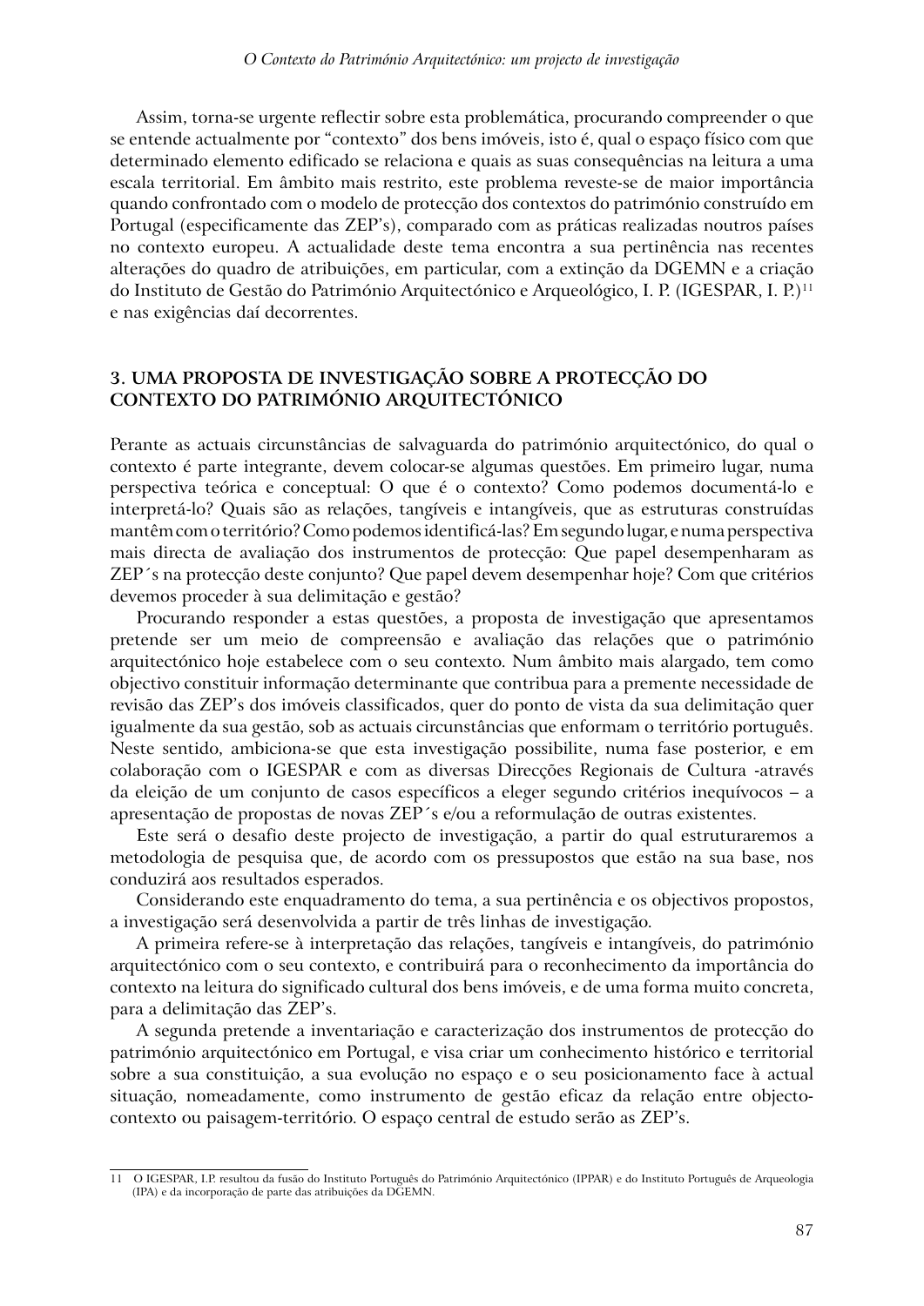Assim, torna-se urgente reflectir sobre esta problemática, procurando compreender o que se entende actualmente por "contexto" dos bens imóveis, isto é, qual o espaço físico com que determinado elemento edificado se relaciona e quais as suas consequências na leitura a uma escala territorial. Em âmbito mais restrito, este problema reveste-se de maior importância quando confrontado com o modelo de protecção dos contextos do património construído em Portugal (especificamente das ZEP's), comparado com as práticas realizadas noutros países no contexto europeu. A actualidade deste tema encontra a sua pertinência nas recentes alterações do quadro de atribuições, em particular, com a extinção da DGEMN e a criação do Instituto de Gestão do Património Arquitectónico e Arqueológico, I. P. (IGESPAR, I. P.)[11] e nas exigências daí decorrentes.

## 3. UMA PROPOSTA DE INVESTIGAÇÃO SOBRE A PROTECÇÃO DO CONTEXTO DO PATRIMÓNIO ARQUITECTÓNICO

Perante as actuais circunstâncias de salvaguarda do património arquitectónico, do qual o contexto é parte integrante, devem colocar-se algumas questões. Em primeiro lugar, numa perspectiva teórica e conceptual: O que é o contexto? Como podemos documentá-lo e interpretá-lo? Quais são as relações, tangíveis e intangíveis, que as estruturas construídas mantêm com o território? Como podemos identificá-las? Em segundo lugar, e numa perspectiva mais directa de avaliação dos instrumentos de protecção: Que papel desempenharam as ZEP´s na protecção deste conjunto? Que papel devem desempenhar hoje? Com que critérios devemos proceder à sua delimitação e gestão?

Procurando responder a estas questões, a proposta de investigação que apresentamos pretende ser um meio de compreensão e avaliação das relações que o património arquitectónico hoje estabelece com o seu contexto. Num âmbito mais alargado, tem como objectivo constituir informação determinante que contribua para a premente necessidade de revisão das ZEP's dos imóveis classificados, quer do ponto de vista da sua delimitação quer igualmente da sua gestão, sob as actuais circunstâncias que enformam o território português. Neste sentido, ambiciona-se que esta investigação possibilite, numa fase posterior, e em colaboração com o IGESPAR e com as diversas Direcções Regionais de Cultura -através da eleição de um conjunto de casos específicos a eleger segundo critérios inequívocos – a apresentação de propostas de novas ZEP´s e/ou a reformulação de outras existentes.

Este será o desafio deste projecto de investigação, a partir do qual estruturaremos a metodologia de pesquisa que, de acordo com os pressupostos que estão na sua base, nos conduzirá aos resultados esperados.

Considerando este enquadramento do tema, a sua pertinência e os objectivos propostos, a investigação será desenvolvida a partir de três linhas de investigação.

A primeira refere-se à interpretação das relações, tangíveis e intangíveis, do património arquitectónico com o seu contexto, e contribuirá para o reconhecimento da importância do contexto na leitura do significado cultural dos bens imóveis, e de uma forma muito concreta, para a delimitação das ZEP's.

A segunda pretende a inventariação e caracterização dos instrumentos de protecção do património arquitectónico em Portugal, e visa criar um conhecimento histórico e territorial sobre a sua constituição, a sua evolução no espaço e o seu posicionamento face à actual situação, nomeadamente, como instrumento de gestão eficaz da relação entre objecto-contexto ou paisagem-território. O espaço central de estudo serão as ZEP's.

---

[11] O IGESPAR, I.P. resultou da fusão do Instituto Português do Património Arquitectónico (IPPAR) e do Instituto Português de Arqueologia (IPA) e da incorporação de parte das atribuições da DGEMN.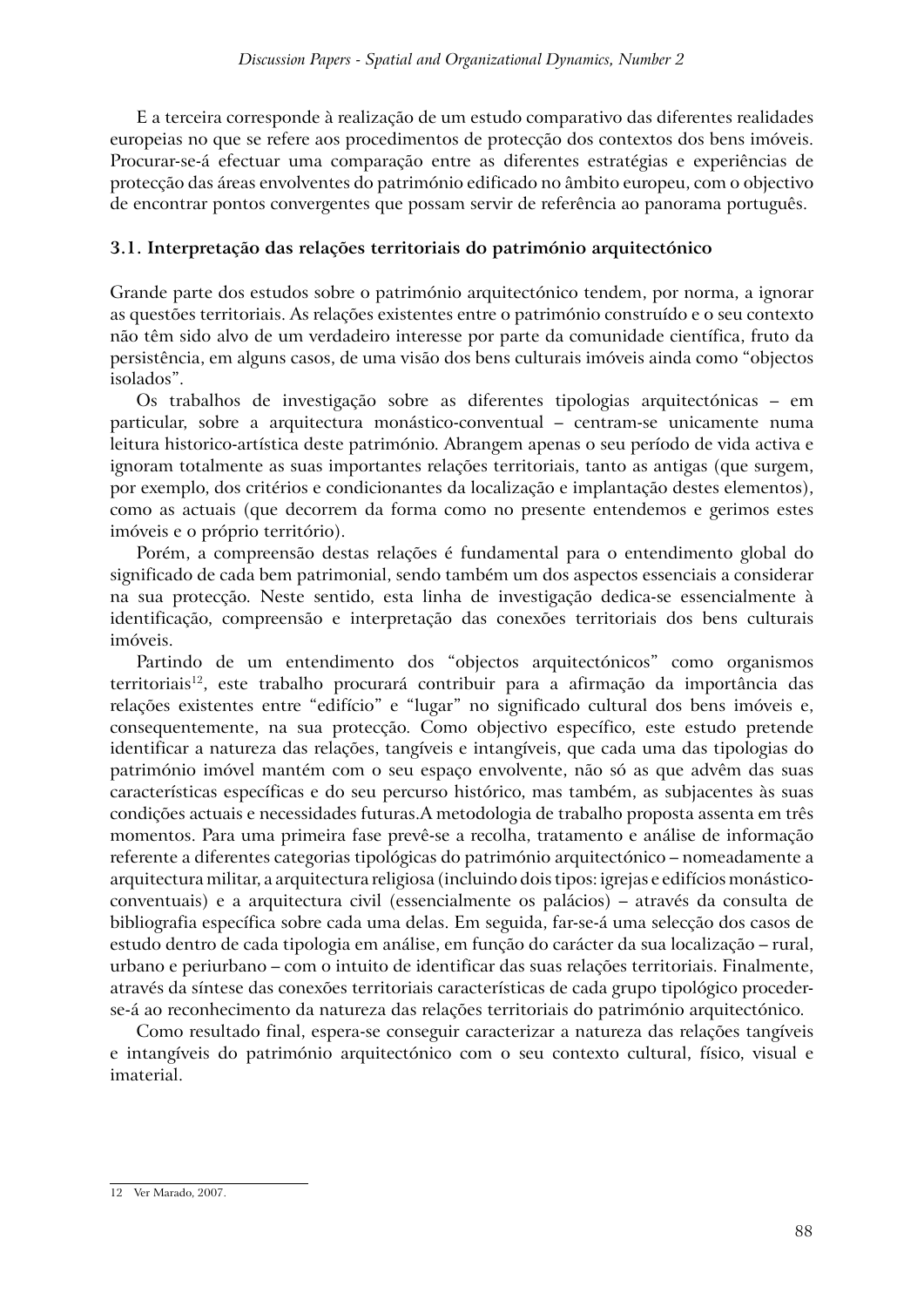E a terceira corresponde à realização de um estudo comparativo das diferentes realidades europeias no que se refere aos procedimentos de protecção dos contextos dos bens imóveis. Procurar-se-á efectuar uma comparação entre as diferentes estratégias e experiências de protecção das áreas envolventes do património edificado no âmbito europeu, com o objectivo de encontrar pontos convergentes que possam servir de referência ao panorama português.

### 3.1. Interpretação das relações territoriais do património arquitectónico

Grande parte dos estudos sobre o património arquitectónico tendem, por norma, a ignorar as questões territoriais. As relações existentes entre o património construído e o seu contexto não têm sido alvo de um verdadeiro interesse por parte da comunidade científica, fruto da persistência, em alguns casos, de uma visão dos bens culturais imóveis ainda como "objectos isolados".

Os trabalhos de investigação sobre as diferentes tipologias arquitectónicas – em particular, sobre a arquitectura monástico-conventual – centram-se unicamente numa leitura historico-artística deste património. Abrangem apenas o seu período de vida activa e ignoram totalmente as suas importantes relações territoriais, tanto as antigas (que surgem, por exemplo, dos critérios e condicionantes da localização e implantação destes elementos), como as actuais (que decorrem da forma como no presente entendemos e gerimos estes imóveis e o próprio território).

Porém, a compreensão destas relações é fundamental para o entendimento global do significado de cada bem patrimonial, sendo também um dos aspectos essenciais a considerar na sua protecção. Neste sentido, esta linha de investigação dedica-se essencialmente à identificação, compreensão e interpretação das conexões territoriais dos bens culturais imóveis.

Partindo de um entendimento dos "objectos arquitectónicos" como organismos territoriais[12], este trabalho procurará contribuir para a afirmação da importância das relações existentes entre "edifício" e "lugar" no significado cultural dos bens imóveis e, consequentemente, na sua protecção. Como objectivo específico, este estudo pretende identificar a natureza das relações, tangíveis e intangíveis, que cada uma das tipologias do património imóvel mantém com o seu espaço envolvente, não só as que advêm das suas características específicas e do seu percurso histórico, mas também, as subjacentes às suas condições actuais e necessidades futuras.A metodologia de trabalho proposta assenta em três momentos. Para uma primeira fase prevê-se a recolha, tratamento e análise de informação referente a diferentes categorias tipológicas do património arquitectónico – nomeadamente a arquitectura militar, a arquitectura religiosa (incluindo dois tipos: igrejas e edifícios monástico-conventuais) e a arquitectura civil (essencialmente os palácios) – através da consulta de bibliografia específica sobre cada uma delas. Em seguida, far-se-á uma selecção dos casos de estudo dentro de cada tipologia em análise, em função do carácter da sua localização – rural, urbano e periurbano – com o intuito de identificar das suas relações territoriais. Finalmente, através da síntese das conexões territoriais características de cada grupo tipológico proceder-se-á ao reconhecimento da natureza das relações territoriais do património arquitectónico.

Como resultado final, espera-se conseguir caracterizar a natureza das relações tangíveis e intangíveis do património arquitectónico com o seu contexto cultural, físico, visual e imaterial.

12 Ver Marado, 2007.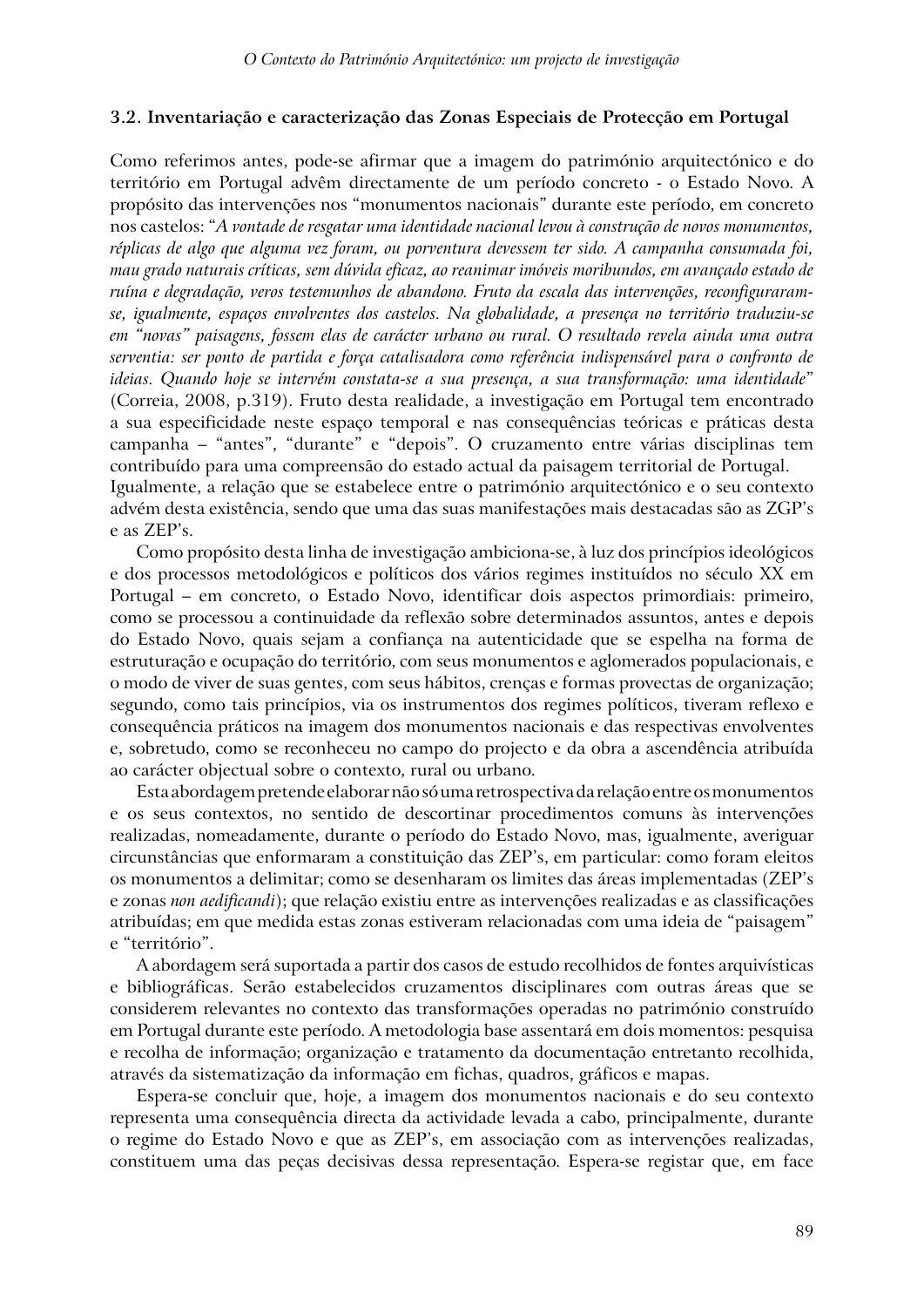### 3.2. Inventariação e caracterização das Zonas Especiais de Protecção em Portugal

Como referimos antes, pode-se afirmar que a imagem do património arquitectónico e do território em Portugal advêm directamente de um período concreto - o Estado Novo. A propósito das intervenções nos "monumentos nacionais" durante este período, em concreto nos castelos: "*A vontade de resgatar uma identidade nacional levou à construção de novos monumentos, réplicas de algo que alguma vez foram, ou porventura devessem ter sido. A campanha consumada foi, mau grado naturais críticas, sem dúvida eficaz, ao reanimar imóveis moribundos, em avançado estado de ruína e degradação, veros testemunhos de abandono. Fruto da escala das intervenções, reconfiguraram-se, igualmente, espaços envolventes dos castelos. Na globalidade, a presença no território traduziu-se em "novas" paisagens, fossem elas de carácter urbano ou rural. O resultado revela ainda uma outra serventia: ser ponto de partida e força catalisadora como referência indispensável para o confronto de ideias. Quando hoje se intervém constata-se a sua presença, a sua transformação: uma identidade*" (Correia, 2008, p.319). Fruto desta realidade, a investigação em Portugal tem encontrado a sua especificidade neste espaço temporal e nas consequências teóricas e práticas desta campanha – "antes", "durante" e "depois". O cruzamento entre várias disciplinas tem contribuído para uma compreensão do estado actual da paisagem territorial de Portugal.
Igualmente, a relação que se estabelece entre o património arquitectónico e o seu contexto advém desta existência, sendo que uma das suas manifestações mais destacadas são as ZGP's e as ZEP's.

Como propósito desta linha de investigação ambiciona-se, à luz dos princípios ideológicos e dos processos metodológicos e políticos dos vários regimes instituídos no século XX em Portugal – em concreto, o Estado Novo, identificar dois aspectos primordiais: primeiro, como se processou a continuidade da reflexão sobre determinados assuntos, antes e depois do Estado Novo, quais sejam a confiança na autenticidade que se espelha na forma de estruturação e ocupação do território, com seus monumentos e aglomerados populacionais, e o modo de viver de suas gentes, com seus hábitos, crenças e formas provectas de organização; segundo, como tais princípios, via os instrumentos dos regimes políticos, tiveram reflexo e consequência práticos na imagem dos monumentos nacionais e das respectivas envolventes e, sobretudo, como se reconheceu no campo do projecto e da obra a ascendência atribuída ao carácter objectual sobre o contexto, rural ou urbano.

Esta abordagem pretende elaborar não só uma retrospectiva da relação entre os monumentos e os seus contextos, no sentido de descortinar procedimentos comuns às intervenções realizadas, nomeadamente, durante o período do Estado Novo, mas, igualmente, averiguar circunstâncias que enformaram a constituição das ZEP's, em particular: como foram eleitos os monumentos a delimitar; como se desenharam os limites das áreas implementadas (ZEP's e zonas *non aedificandi*); que relação existiu entre as intervenções realizadas e as classificações atribuídas; em que medida estas zonas estiveram relacionadas com uma ideia de "paisagem" e "território".

A abordagem será suportada a partir dos casos de estudo recolhidos de fontes arquivísticas e bibliográficas. Serão estabelecidos cruzamentos disciplinares com outras áreas que se considerem relevantes no contexto das transformações operadas no património construído em Portugal durante este período. A metodologia base assentará em dois momentos: pesquisa e recolha de informação; organização e tratamento da documentação entretanto recolhida, através da sistematização da informação em fichas, quadros, gráficos e mapas.

Espera-se concluir que, hoje, a imagem dos monumentos nacionais e do seu contexto representa uma consequência directa da actividade levada a cabo, principalmente, durante o regime do Estado Novo e que as ZEP's, em associação com as intervenções realizadas, constituem uma das peças decisivas dessa representação. Espera-se registar que, em face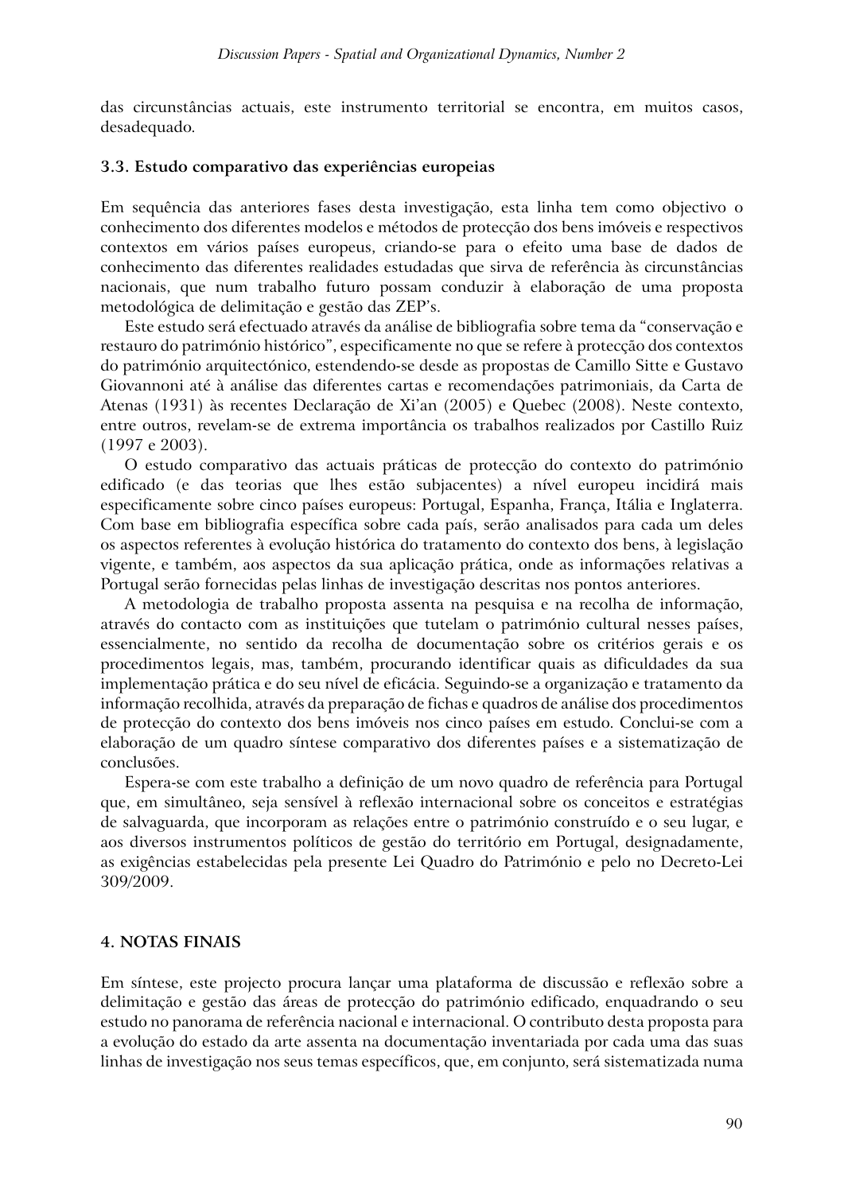das circunstâncias actuais, este instrumento territorial se encontra, em muitos casos, desadequado.

### 3.3. Estudo comparativo das experiências europeias

Em sequência das anteriores fases desta investigação, esta linha tem como objectivo o conhecimento dos diferentes modelos e métodos de protecção dos bens imóveis e respectivos contextos em vários países europeus, criando-se para o efeito uma base de dados de conhecimento das diferentes realidades estudadas que sirva de referência às circunstâncias nacionais, que num trabalho futuro possam conduzir à elaboração de uma proposta metodológica de delimitação e gestão das ZEP's.

Este estudo será efectuado através da análise de bibliografia sobre tema da "conservação e restauro do património histórico", especificamente no que se refere à protecção dos contextos do património arquitectónico, estendendo-se desde as propostas de Camillo Sitte e Gustavo Giovannoni até à análise das diferentes cartas e recomendações patrimoniais, da Carta de Atenas (1931) às recentes Declaração de Xi'an (2005) e Quebec (2008). Neste contexto, entre outros, revelam-se de extrema importância os trabalhos realizados por Castillo Ruiz (1997 e 2003).

O estudo comparativo das actuais práticas de protecção do contexto do património edificado (e das teorias que lhes estão subjacentes) a nível europeu incidirá mais especificamente sobre cinco países europeus: Portugal, Espanha, França, Itália e Inglaterra. Com base em bibliografia específica sobre cada país, serão analisados para cada um deles os aspectos referentes à evolução histórica do tratamento do contexto dos bens, à legislação vigente, e também, aos aspectos da sua aplicação prática, onde as informações relativas a Portugal serão fornecidas pelas linhas de investigação descritas nos pontos anteriores.

A metodologia de trabalho proposta assenta na pesquisa e na recolha de informação, através do contacto com as instituições que tutelam o património cultural nesses países, essencialmente, no sentido da recolha de documentação sobre os critérios gerais e os procedimentos legais, mas, também, procurando identificar quais as dificuldades da sua implementação prática e do seu nível de eficácia. Seguindo-se a organização e tratamento da informação recolhida, através da preparação de fichas e quadros de análise dos procedimentos de protecção do contexto dos bens imóveis nos cinco países em estudo. Conclui-se com a elaboração de um quadro síntese comparativo dos diferentes países e a sistematização de conclusões.

Espera-se com este trabalho a definição de um novo quadro de referência para Portugal que, em simultâneo, seja sensível à reflexão internacional sobre os conceitos e estratégias de salvaguarda, que incorporam as relações entre o património construído e o seu lugar, e aos diversos instrumentos políticos de gestão do território em Portugal, designadamente, as exigências estabelecidas pela presente Lei Quadro do Património e pelo no Decreto-Lei 309/2009.

## 4. NOTAS FINAIS

Em síntese, este projecto procura lançar uma plataforma de discussão e reflexão sobre a delimitação e gestão das áreas de protecção do património edificado, enquadrando o seu estudo no panorama de referência nacional e internacional. O contributo desta proposta para a evolução do estado da arte assenta na documentação inventariada por cada uma das suas linhas de investigação nos seus temas específicos, que, em conjunto, será sistematizada numa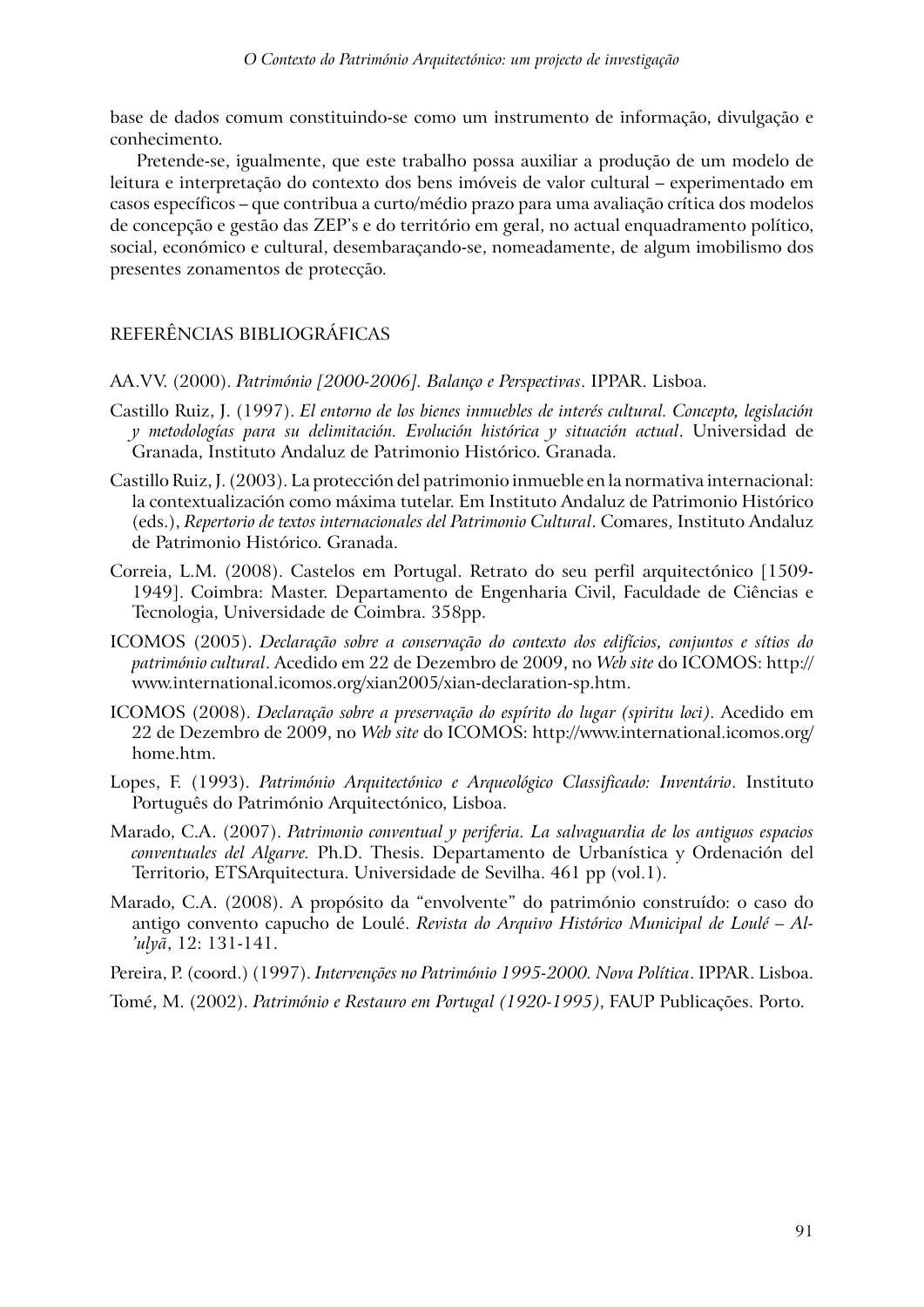base de dados comum constituindo-se como um instrumento de informação, divulgação e conhecimento.

Pretende-se, igualmente, que este trabalho possa auxiliar a produção de um modelo de leitura e interpretação do contexto dos bens imóveis de valor cultural – experimentado em casos específicos – que contribua a curto/médio prazo para uma avaliação crítica dos modelos de concepção e gestão das ZEP's e do território em geral, no actual enquadramento político, social, económico e cultural, desembaraçando-se, nomeadamente, de algum imobilismo dos presentes zonamentos de protecção.

## REFERÊNCIAS BIBLIOGRÁFICAS

AA.VV. (2000). *Património [2000-2006]. Balanço e Perspectivas*. IPPAR. Lisboa.

Castillo Ruiz, J. (1997). *El entorno de los bienes inmuebles de interés cultural. Concepto, legislación y metodologías para su delimitación. Evolución histórica y situación actual*. Universidad de Granada, Instituto Andaluz de Patrimonio Histórico. Granada.

Castillo Ruiz, J. (2003). La protección del patrimonio inmueble en la normativa internacional: la contextualización como máxima tutelar. Em Instituto Andaluz de Patrimonio Histórico (eds.), *Repertorio de textos internacionales del Patrimonio Cultural*. Comares, Instituto Andaluz de Patrimonio Histórico. Granada.

Correia, L.M. (2008). Castelos em Portugal. Retrato do seu perfil arquitectónico [1509-1949]. Coimbra: Master. Departamento de Engenharia Civil, Faculdade de Ciências e Tecnologia, Universidade de Coimbra. 358pp.

ICOMOS (2005). *Declaração sobre a conservação do contexto dos edifícios, conjuntos e sítios do património cultural*. Acedido em 22 de Dezembro de 2009, no *Web site* do ICOMOS: http://www.international.icomos.org/xian2005/xian-declaration-sp.htm.

ICOMOS (2008). *Declaração sobre a preservação do espírito do lugar (spiritu loci)*. Acedido em 22 de Dezembro de 2009, no *Web site* do ICOMOS: http://www.international.icomos.org/home.htm.

Lopes, F. (1993). *Património Arquitectónico e Arqueológico Classificado: Inventário*. Instituto Português do Património Arquitectónico, Lisboa.

Marado, C.A. (2007). *Patrimonio conventual y periferia. La salvaguardia de los antiguos espacios conventuales del Algarve.* Ph.D. Thesis. Departamento de Urbanística y Ordenación del Territorio, ETSArquitectura. Universidade de Sevilha. 461 pp (vol.1).

Marado, C.A. (2008). A propósito da "envolvente" do património construído: o caso do antigo convento capucho de Loulé. *Revista do Arquivo Histórico Municipal de Loulé – Al-'ulyā*, 12: 131-141.

Pereira, P. (coord.) (1997). *Intervenções no Património 1995-2000. Nova Política*. IPPAR. Lisboa.

Tomé, M. (2002). *Património e Restauro em Portugal (1920-1995)*, FAUP Publicações. Porto.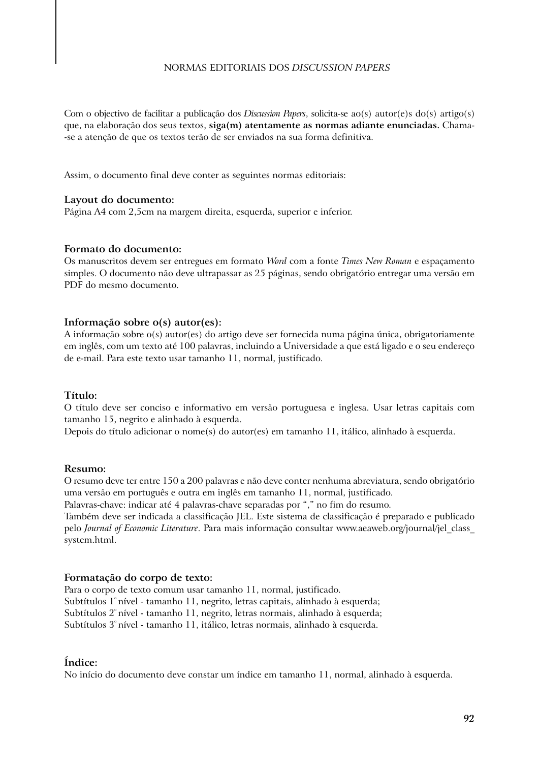NORMAS EDITORIAIS DOS *DISCUSSION PAPERS*

Com o objectivo de facilitar a publicação dos *Discussion Papers*, solicita-se ao(s) autor(e)s do(s) artigo(s) que, na elaboração dos seus textos, **siga(m) atentamente as normas adiante enunciadas.** Chama-se a atenção de que os textos terão de ser enviados na sua forma definitiva.

Assim, o documento final deve conter as seguintes normas editoriais:

**Layout do documento:**
Página A4 com 2,5cm na margem direita, esquerda, superior e inferior.

**Formato do documento:**
Os manuscritos devem ser entregues em formato *Word* com a fonte *Times New Roman* e espaçamento simples. O documento não deve ultrapassar as 25 páginas, sendo obrigatório entregar uma versão em PDF do mesmo documento.

**Informação sobre o(s) autor(es):**
A informação sobre o(s) autor(es) do artigo deve ser fornecida numa página única, obrigatoriamente em inglês, com um texto até 100 palavras, incluindo a Universidade a que está ligado e o seu endereço de e-mail. Para este texto usar tamanho 11, normal, justificado.

**Título:**
O título deve ser conciso e informativo em versão portuguesa e inglesa. Usar letras capitais com tamanho 15, negrito e alinhado à esquerda.
Depois do título adicionar o nome(s) do autor(es) em tamanho 11, itálico, alinhado à esquerda.

**Resumo:**
O resumo deve ter entre 150 a 200 palavras e não deve conter nenhuma abreviatura, sendo obrigatório uma versão em português e outra em inglês em tamanho 11, normal, justificado.
Palavras-chave: indicar até 4 palavras-chave separadas por "," no fim do resumo.
Também deve ser indicada a classificação JEL. Este sistema de classificação é preparado e publicado pelo *Journal of Economic Literature*. Para mais informação consultar www.aeaweb.org/journal/jel_class_system.html.

**Formatação do corpo de texto:**
Para o corpo de texto comum usar tamanho 11, normal, justificado.
Subtítulos 1º nível - tamanho 11, negrito, letras capitais, alinhado à esquerda;
Subtítulos 2º nível - tamanho 11, negrito, letras normais, alinhado à esquerda;
Subtítulos 3º nível - tamanho 11, itálico, letras normais, alinhado à esquerda.

**Índice:**
No início do documento deve constar um índice em tamanho 11, normal, alinhado à esquerda.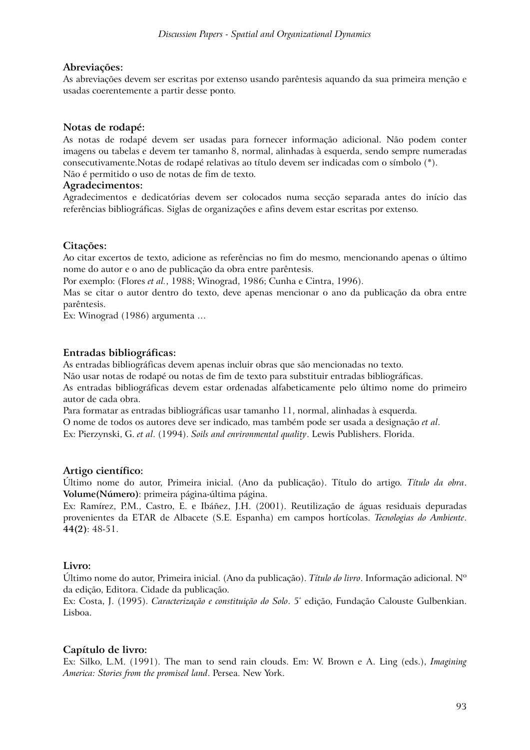**Abreviações:**

As abreviações devem ser escritas por extenso usando parêntesis aquando da sua primeira menção e usadas coerentemente a partir desse ponto.

**Notas de rodapé:**

As notas de rodapé devem ser usadas para fornecer informação adicional. Não podem conter imagens ou tabelas e devem ter tamanho 8, normal, alinhadas à esquerda, sendo sempre numeradas consecutivamente.Notas de rodapé relativas ao título devem ser indicadas com o símbolo (*).

Não é permitido o uso de notas de fim de texto.

**Agradecimentos:**

Agradecimentos e dedicatórias devem ser colocados numa secção separada antes do início das referências bibliográficas. Siglas de organizações e afins devem estar escritas por extenso.

**Citações:**

Ao citar excertos de texto, adicione as referências no fim do mesmo, mencionando apenas o último nome do autor e o ano de publicação da obra entre parêntesis.

Por exemplo: (Flores *et al.*, 1988; Winograd, 1986; Cunha e Cintra, 1996).

Mas se citar o autor dentro do texto, deve apenas mencionar o ano da publicação da obra entre parêntesis.

Ex: Winograd (1986) argumenta …

**Entradas bibliográficas:**

As entradas bibliográficas devem apenas incluir obras que são mencionadas no texto.

Não usar notas de rodapé ou notas de fim de texto para substituir entradas bibliográficas.

As entradas bibliográficas devem estar ordenadas alfabeticamente pelo último nome do primeiro autor de cada obra.

Para formatar as entradas bibliográficas usar tamanho 11, normal, alinhadas à esquerda.

O nome de todos os autores deve ser indicado, mas também pode ser usada a designação *et al*.

Ex: Pierzynski, G. *et al*. (1994). *Soils and environmental quality*. Lewis Publishers. Florida.

**Artigo científico:**

Último nome do autor, Primeira inicial. (Ano da publicação). Título do artigo. *Título da obra*. **Volume(Número)**: primeira página-última página.

Ex: Ramírez, P.M., Castro, E. e Ibáñez, J.H. (2001). Reutilização de águas residuais depuradas provenientes da ETAR de Albacete (S.E. Espanha) em campos hortícolas. *Tecnologias do Ambiente*. **44(2)**: 48-51.

**Livro:**

Último nome do autor, Primeira inicial. (Ano da publicação). *Título do livro*. Informação adicional. Nº da edição, Editora. Cidade da publicação.

Ex: Costa, J. (1995). *Caracterização e constituição do Solo*. 5ª edição, Fundação Calouste Gulbenkian. Lisboa.

**Capítulo de livro:**

Ex: Silko, L.M. (1991). The man to send rain clouds. Em: W. Brown e A. Ling (eds.), *Imagining America: Stories from the promised land*. Persea. New York.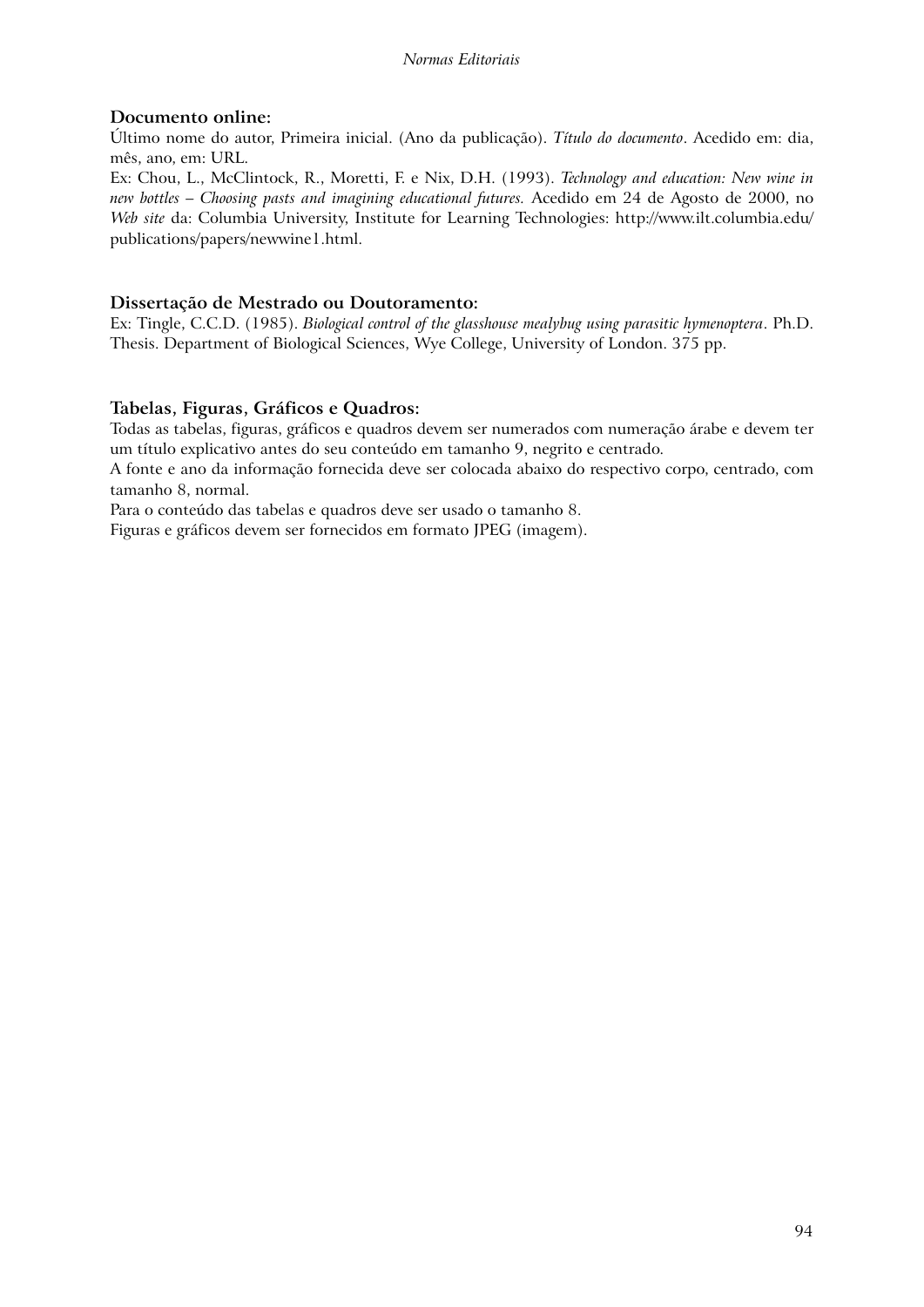### Documento online:

Último nome do autor, Primeira inicial. (Ano da publicação). *Título do documento*. Acedido em: dia, mês, ano, em: URL.

Ex: Chou, L., McClintock, R., Moretti, F. e Nix, D.H. (1993). *Technology and education: New wine in new bottles – Choosing pasts and imagining educational futures.* Acedido em 24 de Agosto de 2000, no *Web site* da: Columbia University, Institute for Learning Technologies: http://www.ilt.columbia.edu/publications/papers/newwine1.html.

### Dissertação de Mestrado ou Doutoramento:

Ex: Tingle, C.C.D. (1985). *Biological control of the glasshouse mealybug using parasitic hymenoptera*. Ph.D. Thesis. Department of Biological Sciences, Wye College, University of London. 375 pp.

### Tabelas, Figuras, Gráficos e Quadros:

Todas as tabelas, figuras, gráficos e quadros devem ser numerados com numeração árabe e devem ter um título explicativo antes do seu conteúdo em tamanho 9, negrito e centrado.

A fonte e ano da informação fornecida deve ser colocada abaixo do respectivo corpo, centrado, com tamanho 8, normal.

Para o conteúdo das tabelas e quadros deve ser usado o tamanho 8.

Figuras e gráficos devem ser fornecidos em formato JPEG (imagem).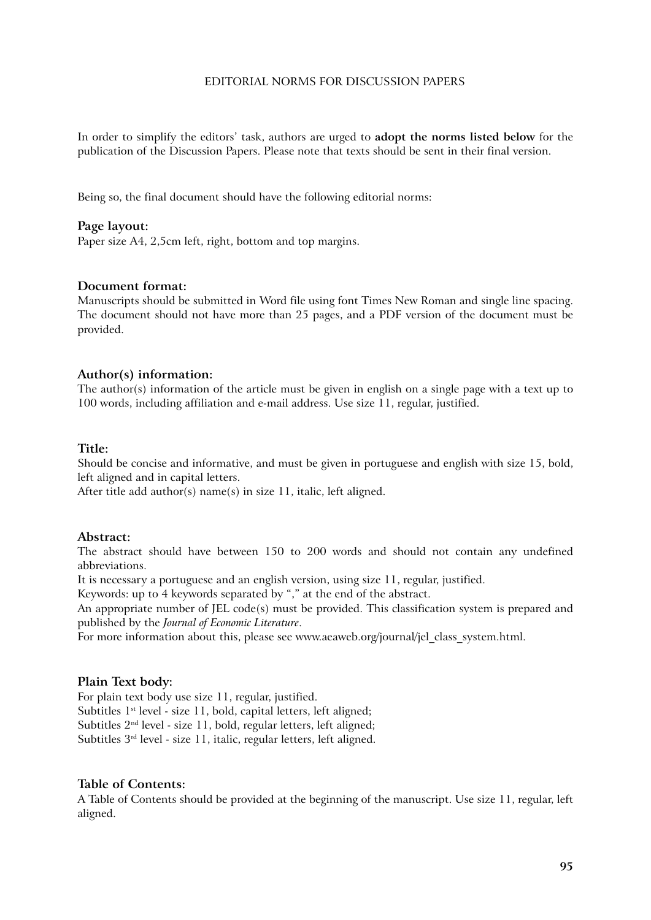# EDITORIAL NORMS FOR DISCUSSION PAPERS

In order to simplify the editors' task, authors are urged to **adopt the norms listed below** for the publication of the Discussion Papers. Please note that texts should be sent in their final version.

Being so, the final document should have the following editorial norms:

**Page layout:**
Paper size A4, 2,5cm left, right, bottom and top margins.

**Document format:**
Manuscripts should be submitted in Word file using font Times New Roman and single line spacing. The document should not have more than 25 pages, and a PDF version of the document must be provided.

**Author(s) information:**
The author(s) information of the article must be given in english on a single page with a text up to 100 words, including affiliation and e-mail address. Use size 11, regular, justified.

**Title:**
Should be concise and informative, and must be given in portuguese and english with size 15, bold, left aligned and in capital letters.
After title add author(s) name(s) in size 11, italic, left aligned.

**Abstract:**
The abstract should have between 150 to 200 words and should not contain any undefined abbreviations.
It is necessary a portuguese and an english version, using size 11, regular, justified.
Keywords: up to 4 keywords separated by "," at the end of the abstract.
An appropriate number of JEL code(s) must be provided. This classification system is prepared and published by the *Journal of Economic Literature*.
For more information about this, please see www.aeaweb.org/journal/jel_class_system.html.

**Plain Text body:**
For plain text body use size 11, regular, justified.
Subtitles 1st level - size 11, bold, capital letters, left aligned;
Subtitles 2nd level - size 11, bold, regular letters, left aligned;
Subtitles 3rd level - size 11, italic, regular letters, left aligned.

**Table of Contents:**
A Table of Contents should be provided at the beginning of the manuscript. Use size 11, regular, left aligned.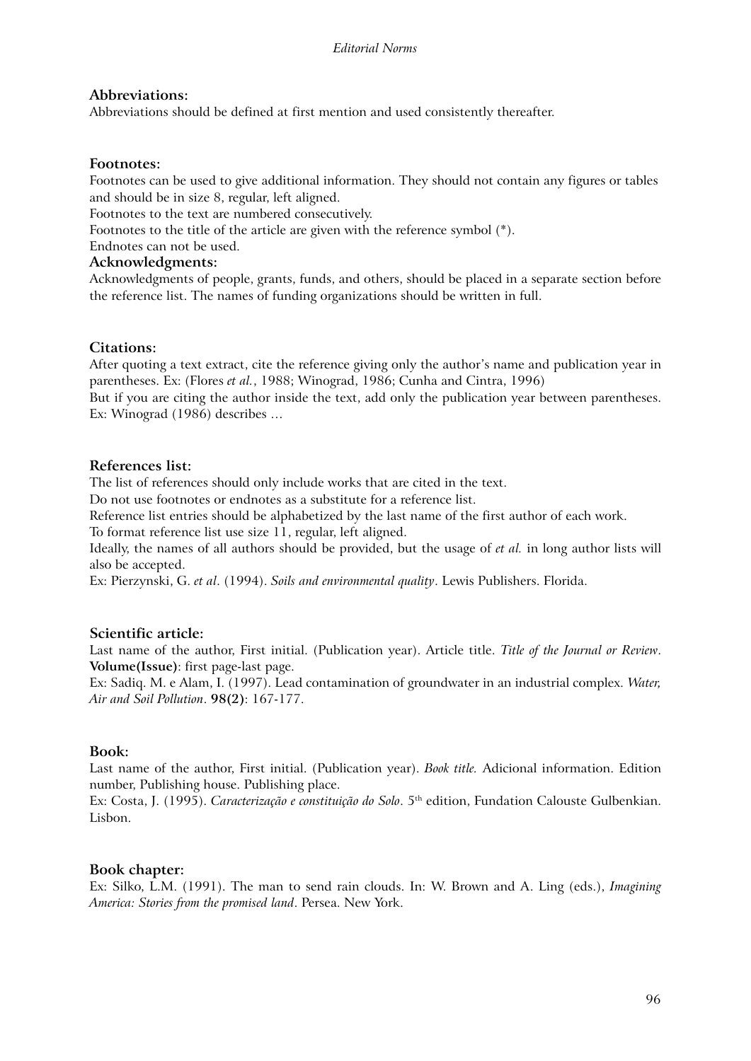**Abbreviations:**

Abbreviations should be defined at first mention and used consistently thereafter.

**Footnotes:**

Footnotes can be used to give additional information. They should not contain any figures or tables and should be in size 8, regular, left aligned.

Footnotes to the text are numbered consecutively.

Footnotes to the title of the article are given with the reference symbol (*).

Endnotes can not be used.

**Acknowledgments:**

Acknowledgments of people, grants, funds, and others, should be placed in a separate section before the reference list. The names of funding organizations should be written in full.

**Citations:**

After quoting a text extract, cite the reference giving only the author's name and publication year in parentheses. Ex: (Flores *et al.*, 1988; Winograd, 1986; Cunha and Cintra, 1996)

But if you are citing the author inside the text, add only the publication year between parentheses. Ex: Winograd (1986) describes …

**References list:**

The list of references should only include works that are cited in the text.

Do not use footnotes or endnotes as a substitute for a reference list.

Reference list entries should be alphabetized by the last name of the first author of each work.

To format reference list use size 11, regular, left aligned.

Ideally, the names of all authors should be provided, but the usage of *et al.* in long author lists will also be accepted.

Ex: Pierzynski, G. *et al*. (1994). *Soils and environmental quality*. Lewis Publishers. Florida.

**Scientific article:**

Last name of the author, First initial. (Publication year). Article title. *Title of the Journal or Review*. **Volume(Issue)**: first page-last page.

Ex: Sadiq. M. e Alam, I. (1997). Lead contamination of groundwater in an industrial complex. *Water, Air and Soil Pollution*. **98(2)**: 167-177.

**Book:**

Last name of the author, First initial. (Publication year). *Book title.* Adicional information. Edition number, Publishing house. Publishing place.

Ex: Costa, J. (1995). *Caracterização e constituição do Solo*. 5th edition, Fundation Calouste Gulbenkian. Lisbon.

**Book chapter:**

Ex: Silko, L.M. (1991). The man to send rain clouds. In: W. Brown and A. Ling (eds.), *Imagining America: Stories from the promised land*. Persea. New York.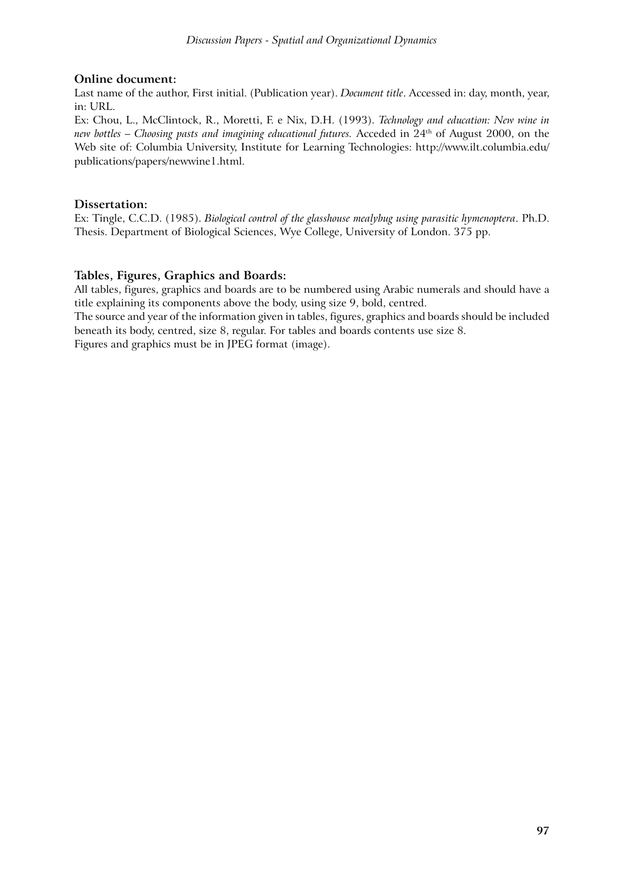### Online document:

Last name of the author, First initial. (Publication year). *Document title*. Accessed in: day, month, year, in: URL.

Ex: Chou, L., McClintock, R., Moretti, F. e Nix, D.H. (1993). *Technology and education: New wine in new bottles – Choosing pasts and imagining educational futures.* Acceded in 24th of August 2000, on the Web site of: Columbia University, Institute for Learning Technologies: http://www.ilt.columbia.edu/publications/papers/newwine1.html.

### Dissertation:

Ex: Tingle, C.C.D. (1985). *Biological control of the glasshouse mealybug using parasitic hymenoptera*. Ph.D. Thesis. Department of Biological Sciences, Wye College, University of London. 375 pp.

### Tables, Figures, Graphics and Boards:

All tables, figures, graphics and boards are to be numbered using Arabic numerals and should have a title explaining its components above the body, using size 9, bold, centred.

The source and year of the information given in tables, figures, graphics and boards should be included beneath its body, centred, size 8, regular. For tables and boards contents use size 8.

Figures and graphics must be in JPEG format (image).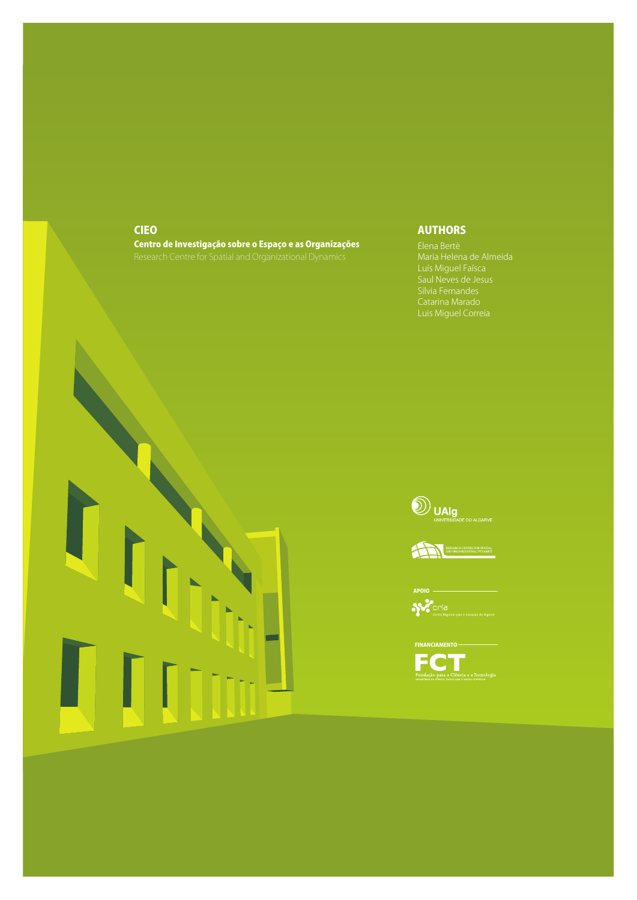## CIEO

**Centro de Investigação sobre o Espaço e as Organizações**

Research Centre for Spatial and Organizational Dynamics

## AUTHORS

Elena Bertè
Maria Helena de Almeida
Luís Miguel Faísca
Saul Neves de Jesus
Sílvia Fernandes
Catarina Marado
Luis Miguel Correia

UAlg
UNIVERSIDADE DO ALGARVE

RESEARCH CENTRE FOR SPATIAL AND ORGANIZATIONAL DYNAMICS

APOIO

cria
Centro Regional para a Inovação do Algarve

FINANCIAMENTO

FCT
Fundação para a Ciência e a Tecnologia